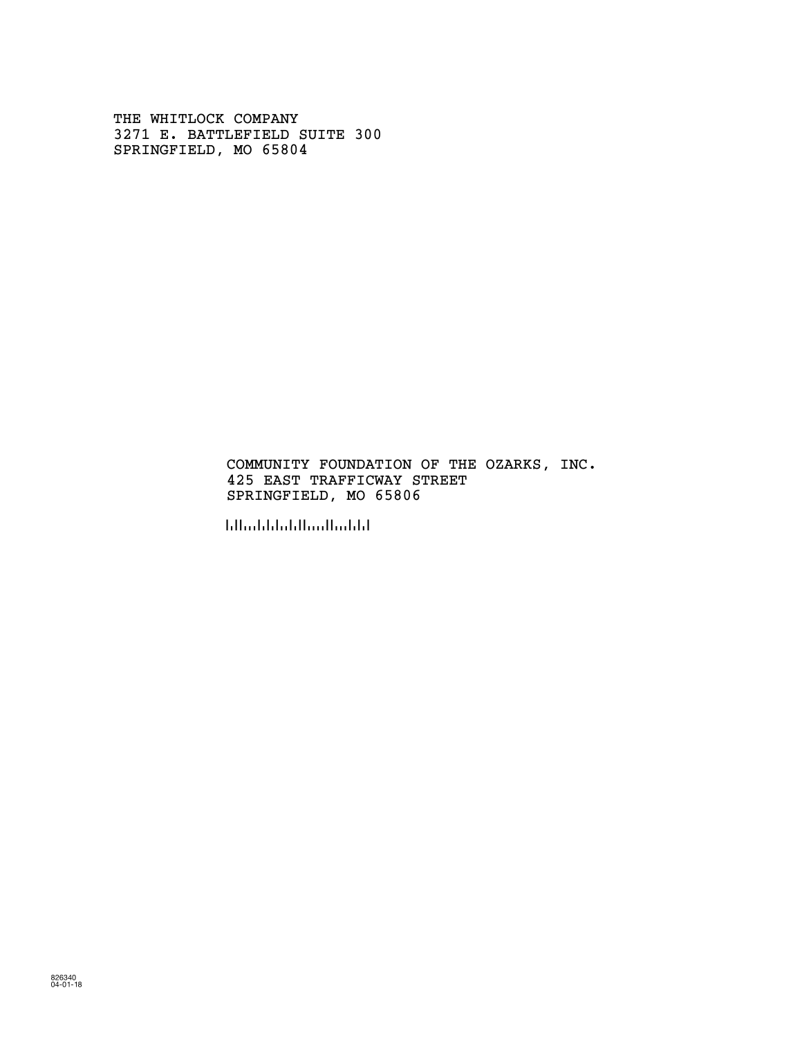THE WHITLOCK COMPANY
3271 E. BATTLEFIELD SUITE 300
SPRINGFIELD, MO 65804

COMMUNITY FOUNDATION OF THE OZARKS, INC.
425 EAST TRAFFICWAY STREET
SPRINGFIELD, MO 65806

826340
04-01-18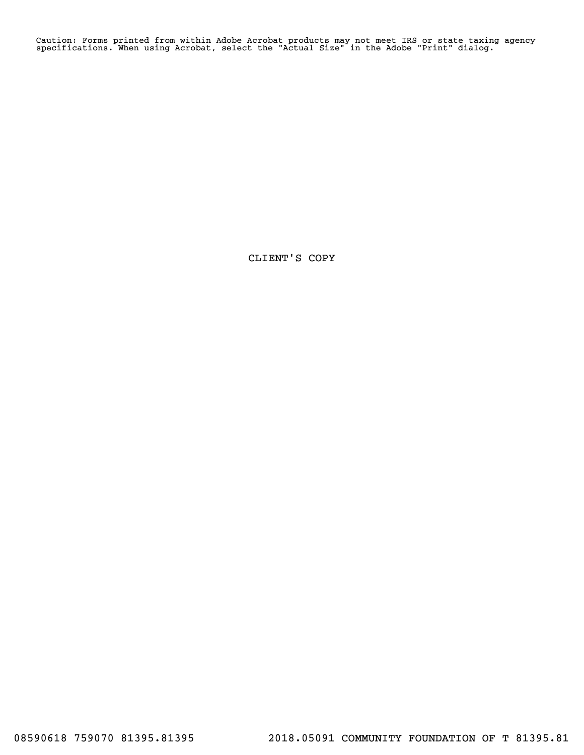Caution: Forms printed from within Adobe Acrobat products may not meet IRS or state taxing agency specifications. When using Acrobat, select the "Actual Size" in the Adobe "Print" dialog.

CLIENT'S COPY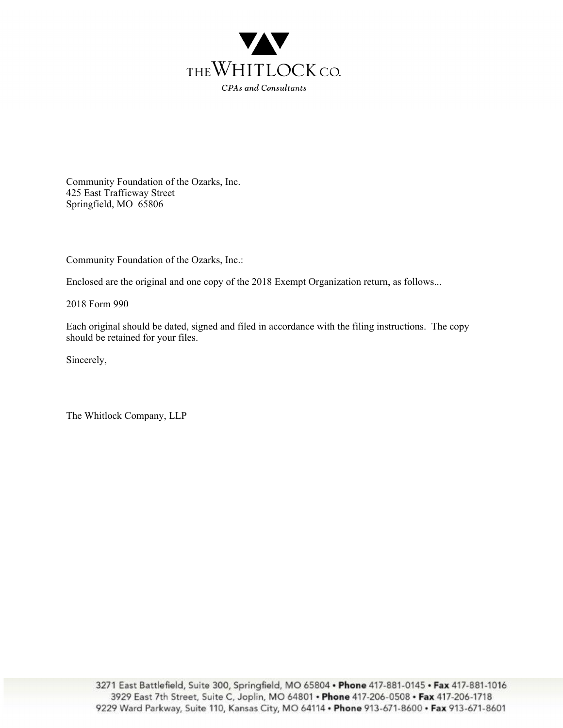THE WHITLOCK CO.

*CPAs and Consultants*

Community Foundation of the Ozarks, Inc.
425 East Trafficway Street
Springfield, MO 65806

Community Foundation of the Ozarks, Inc.:

Enclosed are the original and one copy of the 2018 Exempt Organization return, as follows...

2018 Form 990

Each original should be dated, signed and filed in accordance with the filing instructions. The copy should be retained for your files.

Sincerely,

The Whitlock Company, LLP

3271 East Battlefield, Suite 300, Springfield, MO 65804 • **Phone** 417-881-0145 • **Fax** 417-881-1016
3929 East 7th Street, Suite C, Joplin, MO 64801 • **Phone** 417-206-0508 • **Fax** 417-206-1718
9229 Ward Parkway, Suite 110, Kansas City, MO 64114 • **Phone** 913-671-8600 • **Fax** 913-671-8601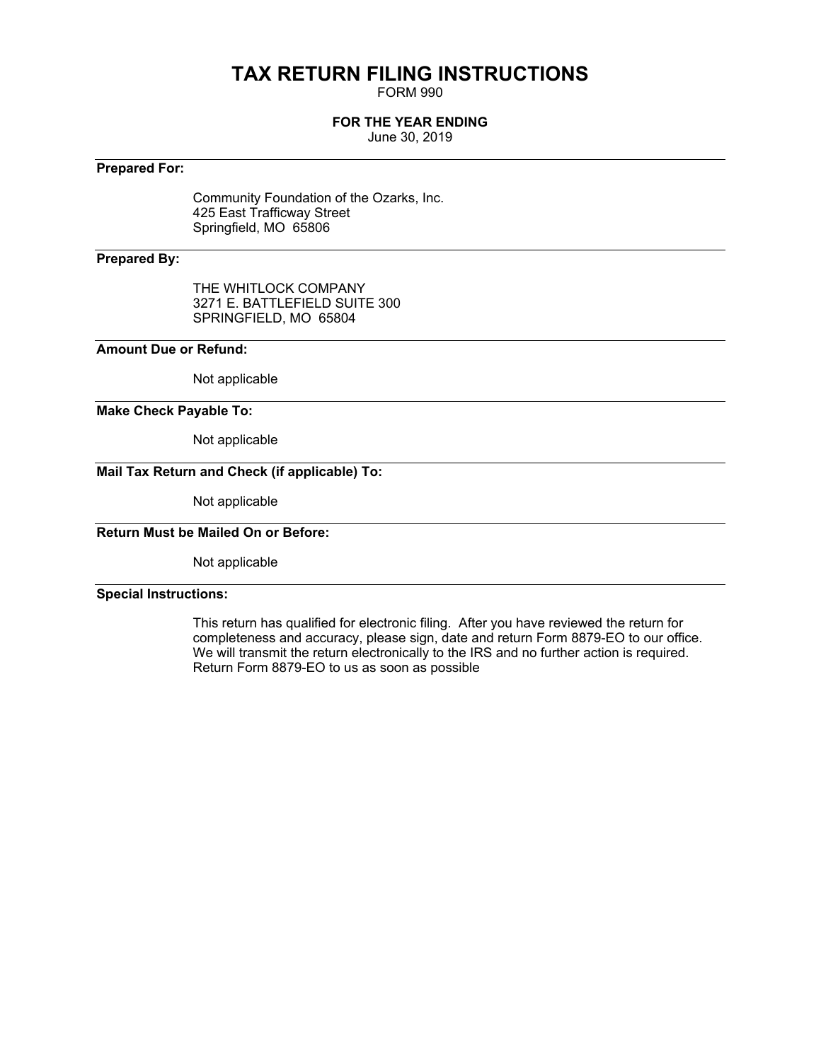# TAX RETURN FILING INSTRUCTIONS

FORM 990

**FOR THE YEAR ENDING**

June 30, 2019

**Prepared For:**

Community Foundation of the Ozarks, Inc.
425 East Trafficway Street
Springfield, MO 65806

**Prepared By:**

THE WHITLOCK COMPANY
3271 E. BATTLEFIELD SUITE 300
SPRINGFIELD, MO 65804

**Amount Due or Refund:**

Not applicable

**Make Check Payable To:**

Not applicable

**Mail Tax Return and Check (if applicable) To:**

Not applicable

**Return Must be Mailed On or Before:**

Not applicable

**Special Instructions:**

This return has qualified for electronic filing. After you have reviewed the return for completeness and accuracy, please sign, date and return Form 8879-EO to our office. We will transmit the return electronically to the IRS and no further action is required. Return Form 8879-EO to us as soon as possible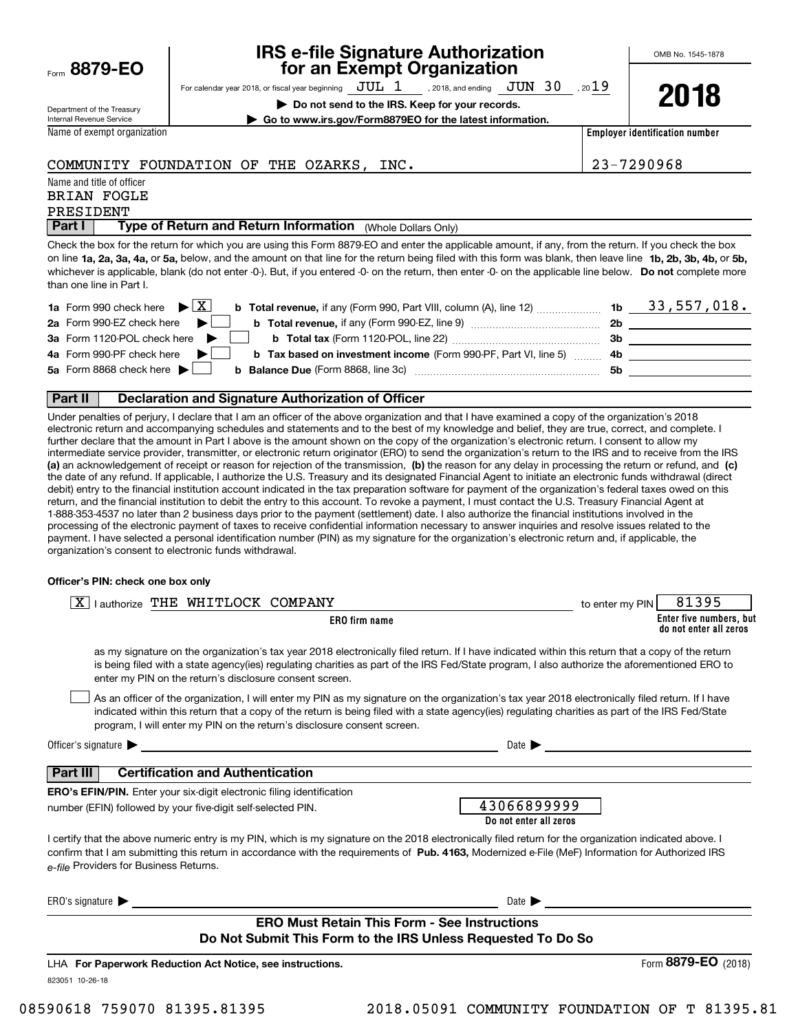Form **8879-EO**

Department of the Treasury
Internal Revenue Service

# IRS e-file Signature Authorization for an Exempt Organization

For calendar year 2018, or fiscal year beginning JUL 1 , 2018, and ending JUN 30 , 2019

▶ **Do not send to the IRS. Keep for your records.**

▶ **Go to www.irs.gov/Form8879EO for the latest information.**

OMB No. 1545-1878

**2018**

| Name of exempt organization | Employer identification number |
|---|---|
| COMMUNITY FOUNDATION OF THE OZARKS, INC. | 23-7290968 |

Name and title of officer
BRIAN FOGLE
PRESIDENT

## Part I — Type of Return and Return Information (Whole Dollars Only)

Check the box for the return for which you are using this Form 8879-EO and enter the applicable amount, if any, from the return. If you check the box on line **1a, 2a, 3a, 4a,** or **5a,** below, and the amount on that line for the return being filed with this form was blank, then leave line **1b, 2b, 3b, 4b,** or **5b,** whichever is applicable, blank (do not enter -0-). But, if you entered -0- on the return, then enter -0- on the applicable line below. **Do not** complete more than one line in Part I.

| | | | |
|---|---|---|---|
| **1a** Form 990 check here ▶ [X] | **b Total revenue,** if any (Form 990, Part VIII, column (A), line 12) | **1b** | 33,557,018. |
| **2a** Form 990-EZ check here ▶ [ ] | **b Total revenue,** if any (Form 990-EZ, line 9) | **2b** | |
| **3a** Form 1120-POL check here ▶ [ ] | **b Total tax** (Form 1120-POL, line 22) | **3b** | |
| **4a** Form 990-PF check here ▶ [ ] | **b Tax based on investment income** (Form 990-PF, Part VI, line 5) | **4b** | |
| **5a** Form 8868 check here ▶ [ ] | **b Balance Due** (Form 8868, line 3c) | **5b** | |

## Part II — Declaration and Signature Authorization of Officer

Under penalties of perjury, I declare that I am an officer of the above organization and that I have examined a copy of the organization's 2018 electronic return and accompanying schedules and statements and to the best of my knowledge and belief, they are true, correct, and complete. I further declare that the amount in Part I above is the amount shown on the copy of the organization's electronic return. I consent to allow my intermediate service provider, transmitter, or electronic return originator (ERO) to send the organization's return to the IRS and to receive from the IRS **(a)** an acknowledgement of receipt or reason for rejection of the transmission, **(b)** the reason for any delay in processing the return or refund, and **(c)** the date of any refund. If applicable, I authorize the U.S. Treasury and its designated Financial Agent to initiate an electronic funds withdrawal (direct debit) entry to the financial institution account indicated in the tax preparation software for payment of the organization's federal taxes owed on this return, and the financial institution to debit the entry to this account. To revoke a payment, I must contact the U.S. Treasury Financial Agent at 1-888-353-4537 no later than 2 business days prior to the payment (settlement) date. I also authorize the financial institutions involved in the processing of the electronic payment of taxes to receive confidential information necessary to answer inquiries and resolve issues related to the payment. I have selected a personal identification number (PIN) as my signature for the organization's electronic return and, if applicable, the organization's consent to electronic funds withdrawal.

**Officer's PIN: check one box only**

[X] I authorize THE WHITLOCK COMPANY (**ERO firm name**) to enter my PIN 81395 (**Enter five numbers, but do not enter all zeros**)

as my signature on the organization's tax year 2018 electronically filed return. If I have indicated within this return that a copy of the return is being filed with a state agency(ies) regulating charities as part of the IRS Fed/State program, I also authorize the aforementioned ERO to enter my PIN on the return's disclosure consent screen.

[ ] As an officer of the organization, I will enter my PIN as my signature on the organization's tax year 2018 electronically filed return. If I have indicated within this return that a copy of the return is being filed with a state agency(ies) regulating charities as part of the IRS Fed/State program, I will enter my PIN on the return's disclosure consent screen.

Officer's signature ▶ ______________________ Date ▶ ______________

## Part III — Certification and Authentication

**ERO's EFIN/PIN.** Enter your six-digit electronic filing identification number (EFIN) followed by your five-digit self-selected PIN.

43066899999
**Do not enter all zeros**

I certify that the above numeric entry is my PIN, which is my signature on the 2018 electronically filed return for the organization indicated above. I confirm that I am submitting this return in accordance with the requirements of **Pub. 4163,** Modernized e-File (MeF) Information for Authorized IRS *e-file* Providers for Business Returns.

ERO's signature ▶ ______________________ Date ▶ ______________

**ERO Must Retain This Form - See Instructions**
**Do Not Submit This Form to the IRS Unless Requested To Do So**

LHA **For Paperwork Reduction Act Notice, see instructions.** Form **8879-EO** (2018)

823051 10-26-18

08590618 759070 81395.81395 2018.05091 COMMUNITY FOUNDATION OF T 81395.81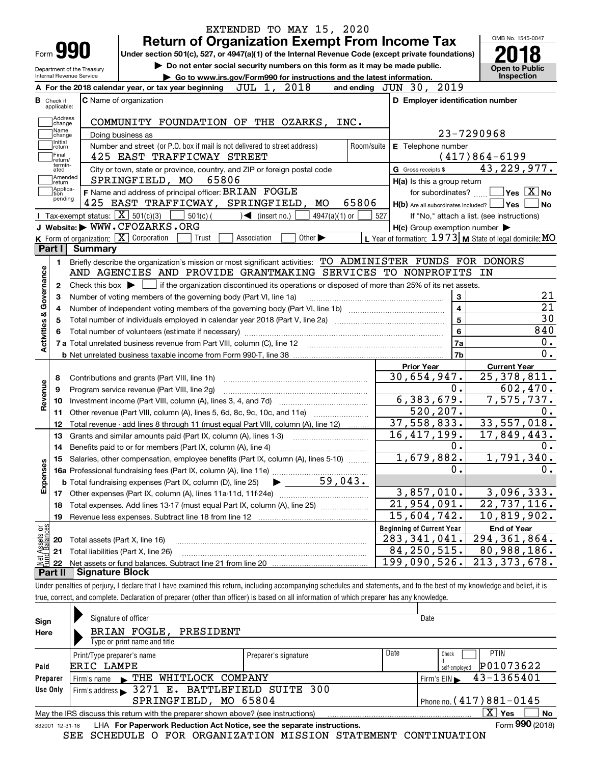EXTENDED TO MAY 15, 2020

# Form 990 Return of Organization Exempt From Income Tax

Under section 501(c), 527, or 4947(a)(1) of the Internal Revenue Code (except private foundations)

▶ Do not enter social security numbers on this form as it may be made public.

▶ Go to www.irs.gov/Form990 for instructions and the latest information.

Department of the Treasury Internal Revenue Service

OMB No. 1545-0047

**2018**

**Open to Public Inspection**

**A** For the 2018 calendar year, or tax year beginning JUL 1, 2018 and ending JUN 30, 2019

**B** Check if applicable: Address change, Name change, Initial return, Final return/terminated, Amended return, Application pending

**C** Name of organization: COMMUNITY FOUNDATION OF THE OZARKS, INC.

Doing business as

Number and street (or P.O. box if mail is not delivered to street address): 425 EAST TRAFFICWAY STREET | Room/suite

City or town, state or province, country, and ZIP or foreign postal code: SPRINGFIELD, MO 65806

**D** Employer identification number: 23-7290968

**E** Telephone number: (417)864-6199

**G** Gross receipts $ 43,229,977.

**F** Name and address of principal officer: BRIAN FOGLE, 425 EAST TRAFFICWAY, SPRINGFIELD, MO 65806

**H(a)** Is this a group return for subordinates? ☐ Yes ☒ No

**H(b)** Are all subordinates included? ☐ Yes ☐ No — If "No," attach a list. (see instructions)

**H(c)** Group exemption number ▶

**I** Tax-exempt status: ☒ 501(c)(3) ☐ 501(c)( ) ◀ (insert no.) ☐ 4947(a)(1) or ☐ 527

**J** Website: ▶ WWW.CFOZARKS.ORG

**K** Form of organization: ☒ Corporation ☐ Trust ☐ Association ☐ Other ▶

**L** Year of formation: 1973 **M** State of legal domicile: MO

## Part I Summary

**Activities & Governance**

1. Briefly describe the organization's mission or most significant activities: TO ADMINISTER FUNDS FOR DONORS AND AGENCIES AND PROVIDE GRANTMAKING SERVICES TO NONPROFITS IN
2. Check this box ▶ ☐ if the organization discontinued its operations or disposed of more than 25% of its net assets.

| | | | |
|---|---|---|---|
| 3 | Number of voting members of the governing body (Part VI, line 1a) | 3 | 21 |
| 4 | Number of independent voting members of the governing body (Part VI, line 1b) | 4 | 21 |
| 5 | Total number of individuals employed in calendar year 2018 (Part V, line 2a) | 5 | 30 |
| 6 | Total number of volunteers (estimate if necessary) | 6 | 840 |
| 7a | Total unrelated business revenue from Part VIII, column (C), line 12 | 7a | 0. |
| b | Net unrelated business taxable income from Form 990-T, line 38 | 7b | 0. |

| | | Prior Year | Current Year |
|---|---|---|---|
| **Revenue** | | | |
| 8 | Contributions and grants (Part VIII, line 1h) | 30,654,947. | 25,378,811. |
| 9 | Program service revenue (Part VIII, line 2g) | 0. | 602,470. |
| 10 | Investment income (Part VIII, column (A), lines 3, 4, and 7d) | 6,383,679. | 7,575,737. |
| 11 | Other revenue (Part VIII, column (A), lines 5, 6d, 8c, 9c, 10c, and 11e) | 520,207. | 0. |
| 12 | Total revenue - add lines 8 through 11 (must equal Part VIII, column (A), line 12) | 37,558,833. | 33,557,018. |
| **Expenses** | | | |
| 13 | Grants and similar amounts paid (Part IX, column (A), lines 1-3) | 16,417,199. | 17,849,443. |
| 14 | Benefits paid to or for members (Part IX, column (A), line 4) | 0. | 0. |
| 15 | Salaries, other compensation, employee benefits (Part IX, column (A), lines 5-10) | 1,679,882. | 1,791,340. |
| 16a | Professional fundraising fees (Part IX, column (A), line 11e) | 0. | 0. |
| b | Total fundraising expenses (Part IX, column (D), line 25) ▶ 59,043. | | |
| 17 | Other expenses (Part IX, column (A), lines 11a-11d, 11f-24e) | 3,857,010. | 3,096,333. |
| 18 | Total expenses. Add lines 13-17 (must equal Part IX, column (A), line 25) | 21,954,091. | 22,737,116. |
| 19 | Revenue less expenses. Subtract line 18 from line 12 | 15,604,742. | 10,819,902. |
| **Net Assets or Fund Balances** | | **Beginning of Current Year** | **End of Year** |
| 20 | Total assets (Part X, line 16) | 283,341,041. | 294,361,864. |
| 21 | Total liabilities (Part X, line 26) | 84,250,515. | 80,988,186. |
| 22 | Net assets or fund balances. Subtract line 21 from line 20 | 199,090,526. | 213,373,678. |

## Part II Signature Block

Under penalties of perjury, I declare that I have examined this return, including accompanying schedules and statements, and to the best of my knowledge and belief, it is true, correct, and complete. Declaration of preparer (other than officer) is based on all information of which preparer has any knowledge.

**Sign Here**

Signature of officer | Date

BRIAN FOGLE, PRESIDENT

Type or print name and title

**Paid Preparer Use Only**

| Print/Type preparer's name | Preparer's signature | Date | Check ☐ if self-employed | PTIN |
|---|---|---|---|---|
| ERIC LAMPE | | | | P01073622 |

Firm's name ▶ THE WHITLOCK COMPANY | Firm's EIN ▶ 43-1365401

Firm's address ▶ 3271 E. BATTLEFIELD SUITE 300, SPRINGFIELD, MO 65804 | Phone no. (417)881-0145

May the IRS discuss this return with the preparer shown above? (see instructions) ☒ Yes ☐ No

832001 12-31-18 LHA For Paperwork Reduction Act Notice, see the separate instructions. Form 990 (2018)

SEE SCHEDULE O FOR ORGANIZATION MISSION STATEMENT CONTINUATION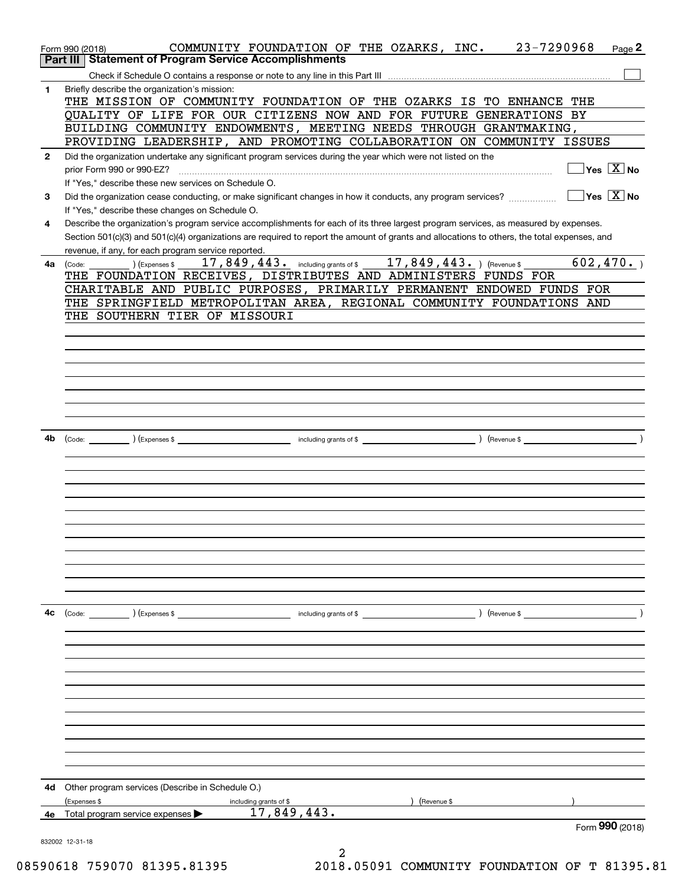Form 990 (2018) COMMUNITY FOUNDATION OF THE OZARKS, INC. 23-7290968 Page **2**

## Part III Statement of Program Service Accomplishments

Check if Schedule O contains a response or note to any line in this Part III ☐

**1** Briefly describe the organization's mission:

THE MISSION OF COMMUNITY FOUNDATION OF THE OZARKS IS TO ENHANCE THE QUALITY OF LIFE FOR OUR CITIZENS NOW AND FOR FUTURE GENERATIONS BY BUILDING COMMUNITY ENDOWMENTS, MEETING NEEDS THROUGH GRANTMAKING, PROVIDING LEADERSHIP, AND PROMOTING COLLABORATION ON COMMUNITY ISSUES

**2** Did the organization undertake any significant program services during the year which were not listed on the prior Form 990 or 990-EZ? ☐ Yes ☒ No

If "Yes," describe these new services on Schedule O.

**3** Did the organization cease conducting, or make significant changes in how it conducts, any program services? ☐ Yes ☒ No

If "Yes," describe these changes on Schedule O.

**4** Describe the organization's program service accomplishments for each of its three largest program services, as measured by expenses. Section 501(c)(3) and 501(c)(4) organizations are required to report the amount of grants and allocations to others, the total expenses, and revenue, if any, for each program service reported.

**4a** (Code: ) (Expenses $ 17,849,443. including grants of $ 17,849,443. ) (Revenue $ 602,470. )

THE FOUNDATION RECEIVES, DISTRIBUTES AND ADMINISTERS FUNDS FOR CHARITABLE AND PUBLIC PURPOSES, PRIMARILY PERMANENT ENDOWED FUNDS FOR THE SPRINGFIELD METROPOLITAN AREA, REGIONAL COMMUNITY FOUNDATIONS AND THE SOUTHERN TIER OF MISSOURI

**4b** (Code: ) (Expenses $ including grants of $ ) (Revenue $ )

**4c** (Code: ) (Expenses $ including grants of $ ) (Revenue $ )

**4d** Other program services (Describe in Schedule O.)

(Expenses $ including grants of $ ) (Revenue $ )

**4e** Total program service expenses ▶ 17,849,443.

Form **990** (2018)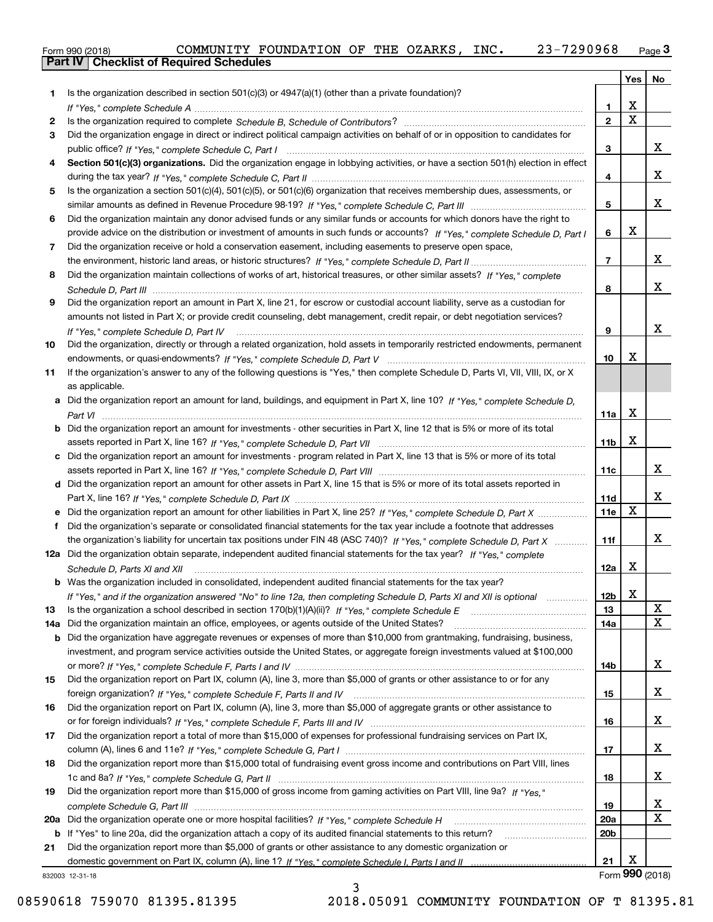Form 990 (2018) COMMUNITY FOUNDATION OF THE OZARKS, INC. 23-7290968

## Part IV | Checklist of Required Schedules

| | | | Yes | No |
|---|---|---|---|---|
| 1 | Is the organization described in section 501(c)(3) or 4947(a)(1) (other than a private foundation)? *If "Yes," complete Schedule A* | 1 | X | |
| 2 | Is the organization required to complete *Schedule B, Schedule of Contributors*? | 2 | X | |
| 3 | Did the organization engage in direct or indirect political campaign activities on behalf of or in opposition to candidates for public office? *If "Yes," complete Schedule C, Part I* | 3 | | X |
| 4 | **Section 501(c)(3) organizations.** Did the organization engage in lobbying activities, or have a section 501(h) election in effect during the tax year? *If "Yes," complete Schedule C, Part II* | 4 | | X |
| 5 | Is the organization a section 501(c)(4), 501(c)(5), or 501(c)(6) organization that receives membership dues, assessments, or similar amounts as defined in Revenue Procedure 98-19? *If "Yes," complete Schedule C, Part III* | 5 | | X |
| 6 | Did the organization maintain any donor advised funds or any similar funds or accounts for which donors have the right to provide advice on the distribution or investment of amounts in such funds or accounts? *If "Yes," complete Schedule D, Part I* | 6 | X | |
| 7 | Did the organization receive or hold a conservation easement, including easements to preserve open space, the environment, historic land areas, or historic structures? *If "Yes," complete Schedule D, Part II* | 7 | | X |
| 8 | Did the organization maintain collections of works of art, historical treasures, or other similar assets? *If "Yes," complete Schedule D, Part III* | 8 | | X |
| 9 | Did the organization report an amount in Part X, line 21, for escrow or custodial account liability, serve as a custodian for amounts not listed in Part X; or provide credit counseling, debt management, credit repair, or debt negotiation services? *If "Yes," complete Schedule D, Part IV* | 9 | | X |
| 10 | Did the organization, directly or through a related organization, hold assets in temporarily restricted endowments, permanent endowments, or quasi-endowments? *If "Yes," complete Schedule D, Part V* | 10 | X | |
| 11 | If the organization's answer to any of the following questions is "Yes," then complete Schedule D, Parts VI, VII, VIII, IX, or X as applicable. | | | |
| a | Did the organization report an amount for land, buildings, and equipment in Part X, line 10? *If "Yes," complete Schedule D, Part VI* | 11a | X | |
| b | Did the organization report an amount for investments - other securities in Part X, line 12 that is 5% or more of its total assets reported in Part X, line 16? *If "Yes," complete Schedule D, Part VII* | 11b | X | |
| c | Did the organization report an amount for investments - program related in Part X, line 13 that is 5% or more of its total assets reported in Part X, line 16? *If "Yes," complete Schedule D, Part VIII* | 11c | | X |
| d | Did the organization report an amount for other assets in Part X, line 15 that is 5% or more of its total assets reported in Part X, line 16? *If "Yes," complete Schedule D, Part IX* | 11d | | X |
| e | Did the organization report an amount for other liabilities in Part X, line 25? *If "Yes," complete Schedule D, Part X* | 11e | X | |
| f | Did the organization's separate or consolidated financial statements for the tax year include a footnote that addresses the organization's liability for uncertain tax positions under FIN 48 (ASC 740)? *If "Yes," complete Schedule D, Part X* | 11f | | X |
| 12a | Did the organization obtain separate, independent audited financial statements for the tax year? *If "Yes," complete Schedule D, Parts XI and XII* | 12a | X | |
| b | Was the organization included in consolidated, independent audited financial statements for the tax year? *If "Yes," and if the organization answered "No" to line 12a, then completing Schedule D, Parts XI and XII is optional* | 12b | X | |
| 13 | Is the organization a school described in section 170(b)(1)(A)(ii)? *If "Yes," complete Schedule E* | 13 | | X |
| 14a | Did the organization maintain an office, employees, or agents outside of the United States? | 14a | | X |
| b | Did the organization have aggregate revenues or expenses of more than $10,000 from grantmaking, fundraising, business, investment, and program service activities outside the United States, or aggregate foreign investments valued at $100,000 or more? *If "Yes," complete Schedule F, Parts I and IV* | 14b | | X |
| 15 | Did the organization report on Part IX, column (A), line 3, more than $5,000 of grants or other assistance to or for any foreign organization? *If "Yes," complete Schedule F, Parts II and IV* | 15 | | X |
| 16 | Did the organization report on Part IX, column (A), line 3, more than $5,000 of aggregate grants or other assistance to or for foreign individuals? *If "Yes," complete Schedule F, Parts III and IV* | 16 | | X |
| 17 | Did the organization report a total of more than $15,000 of expenses for professional fundraising services on Part IX, column (A), lines 6 and 11e? *If "Yes," complete Schedule G, Part I* | 17 | | X |
| 18 | Did the organization report more than $15,000 total of fundraising event gross income and contributions on Part VIII, lines 1c and 8a? *If "Yes," complete Schedule G, Part II* | 18 | | X |
| 19 | Did the organization report more than $15,000 of gross income from gaming activities on Part VIII, line 9a? *If "Yes," complete Schedule G, Part III* | 19 | | X |
| 20a | Did the organization operate one or more hospital facilities? *If "Yes," complete Schedule H* | 20a | | X |
| b | If "Yes" to line 20a, did the organization attach a copy of its audited financial statements to this return? | 20b | | |
| 21 | Did the organization report more than $5,000 of grants or other assistance to any domestic organization or domestic government on Part IX, column (A), line 1? *If "Yes," complete Schedule I, Parts I and II* | 21 | X | |

832003 12-31-18 Form **990** (2018)

08590618 759070 81395.81395 2018.05091 COMMUNITY FOUNDATION OF T 81395.81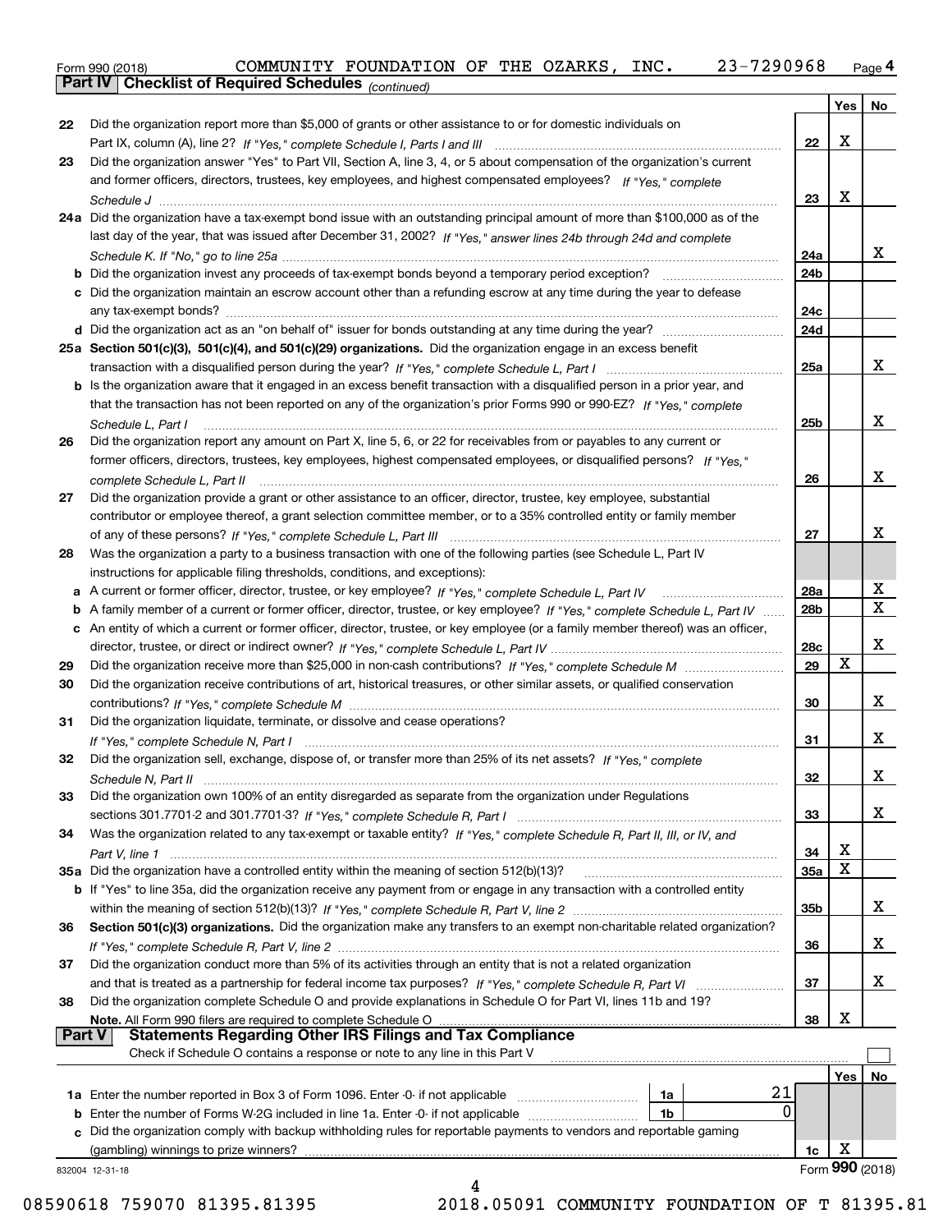Form 990 (2018) COMMUNITY FOUNDATION OF THE OZARKS, INC. 23-7290968 Page 4

**Part IV Checklist of Required Schedules** *(continued)*

| | | | Yes | No |
|---|---|---|---|---|
| 22 | Did the organization report more than $5,000 of grants or other assistance to or for domestic individuals on Part IX, column (A), line 2? *If "Yes," complete Schedule I, Parts I and III* | 22 | X | |
| 23 | Did the organization answer "Yes" to Part VII, Section A, line 3, 4, or 5 about compensation of the organization's current and former officers, directors, trustees, key employees, and highest compensated employees? *If "Yes," complete Schedule J* | 23 | X | |
| 24a | Did the organization have a tax-exempt bond issue with an outstanding principal amount of more than $100,000 as of the last day of the year, that was issued after December 31, 2002? *If "Yes," answer lines 24b through 24d and complete Schedule K. If "No," go to line 25a* | 24a | | X |
| b | Did the organization invest any proceeds of tax-exempt bonds beyond a temporary period exception? | 24b | | |
| c | Did the organization maintain an escrow account other than a refunding escrow at any time during the year to defease any tax-exempt bonds? | 24c | | |
| d | Did the organization act as an "on behalf of" issuer for bonds outstanding at any time during the year? | 24d | | |
| 25a | **Section 501(c)(3), 501(c)(4), and 501(c)(29) organizations.** Did the organization engage in an excess benefit transaction with a disqualified person during the year? *If "Yes," complete Schedule L, Part I* | 25a | | X |
| b | Is the organization aware that it engaged in an excess benefit transaction with a disqualified person in a prior year, and that the transaction has not been reported on any of the organization's prior Forms 990 or 990-EZ? *If "Yes," complete Schedule L, Part I* | 25b | | X |
| 26 | Did the organization report any amount on Part X, line 5, 6, or 22 for receivables from or payables to any current or former officers, directors, trustees, key employees, highest compensated employees, or disqualified persons? *If "Yes," complete Schedule L, Part II* | 26 | | X |
| 27 | Did the organization provide a grant or other assistance to an officer, director, trustee, key employee, substantial contributor or employee thereof, a grant selection committee member, or to a 35% controlled entity or family member of any of these persons? *If "Yes," complete Schedule L, Part III* | 27 | | X |
| 28 | Was the organization a party to a business transaction with one of the following parties (see Schedule L, Part IV instructions for applicable filing thresholds, conditions, and exceptions): | | | |
| a | A current or former officer, director, trustee, or key employee? *If "Yes," complete Schedule L, Part IV* | 28a | | X |
| b | A family member of a current or former officer, director, trustee, or key employee? *If "Yes," complete Schedule L, Part IV* | 28b | | X |
| c | An entity of which a current or former officer, director, trustee, or key employee (or a family member thereof) was an officer, director, trustee, or direct or indirect owner? *If "Yes," complete Schedule L, Part IV* | 28c | | X |
| 29 | Did the organization receive more than $25,000 in non-cash contributions? *If "Yes," complete Schedule M* | 29 | X | |
| 30 | Did the organization receive contributions of art, historical treasures, or other similar assets, or qualified conservation contributions? *If "Yes," complete Schedule M* | 30 | | X |
| 31 | Did the organization liquidate, terminate, or dissolve and cease operations? *If "Yes," complete Schedule N, Part I* | 31 | | X |
| 32 | Did the organization sell, exchange, dispose of, or transfer more than 25% of its net assets? *If "Yes," complete Schedule N, Part II* | 32 | | X |
| 33 | Did the organization own 100% of an entity disregarded as separate from the organization under Regulations sections 301.7701-2 and 301.7701-3? *If "Yes," complete Schedule R, Part I* | 33 | | X |
| 34 | Was the organization related to any tax-exempt or taxable entity? *If "Yes," complete Schedule R, Part II, III, or IV, and Part V, line 1* | 34 | X | |
| 35a | Did the organization have a controlled entity within the meaning of section 512(b)(13)? | 35a | X | |
| b | If "Yes" to line 35a, did the organization receive any payment from or engage in any transaction with a controlled entity within the meaning of section 512(b)(13)? *If "Yes," complete Schedule R, Part V, line 2* | 35b | | X |
| 36 | **Section 501(c)(3) organizations.** Did the organization make any transfers to an exempt non-charitable related organization? *If "Yes," complete Schedule R, Part V, line 2* | 36 | | X |
| 37 | Did the organization conduct more than 5% of its activities through an entity that is not a related organization and that is treated as a partnership for federal income tax purposes? *If "Yes," complete Schedule R, Part VI* | 37 | | X |
| 38 | Did the organization complete Schedule O and provide explanations in Schedule O for Part VI, lines 11b and 19? **Note.** All Form 990 filers are required to complete Schedule O | 38 | X | |

**Part V Statements Regarding Other IRS Filings and Tax Compliance**

Check if Schedule O contains a response or note to any line in this Part V ☐

| | | | | | Yes | No |
|---|---|---|---|---|---|---|
| 1a | Enter the number reported in Box 3 of Form 1096. Enter -0- if not applicable | 1a | 21 | | | |
| b | Enter the number of Forms W-2G included in line 1a. Enter -0- if not applicable | 1b | 0 | | | |
| c | Did the organization comply with backup withholding rules for reportable payments to vendors and reportable gaming (gambling) winnings to prize winners? | | | 1c | X | |

832004 12-31-18 Form **990** (2018)

08590618 759070 81395.81395 2018.05091 COMMUNITY FOUNDATION OF T 81395.81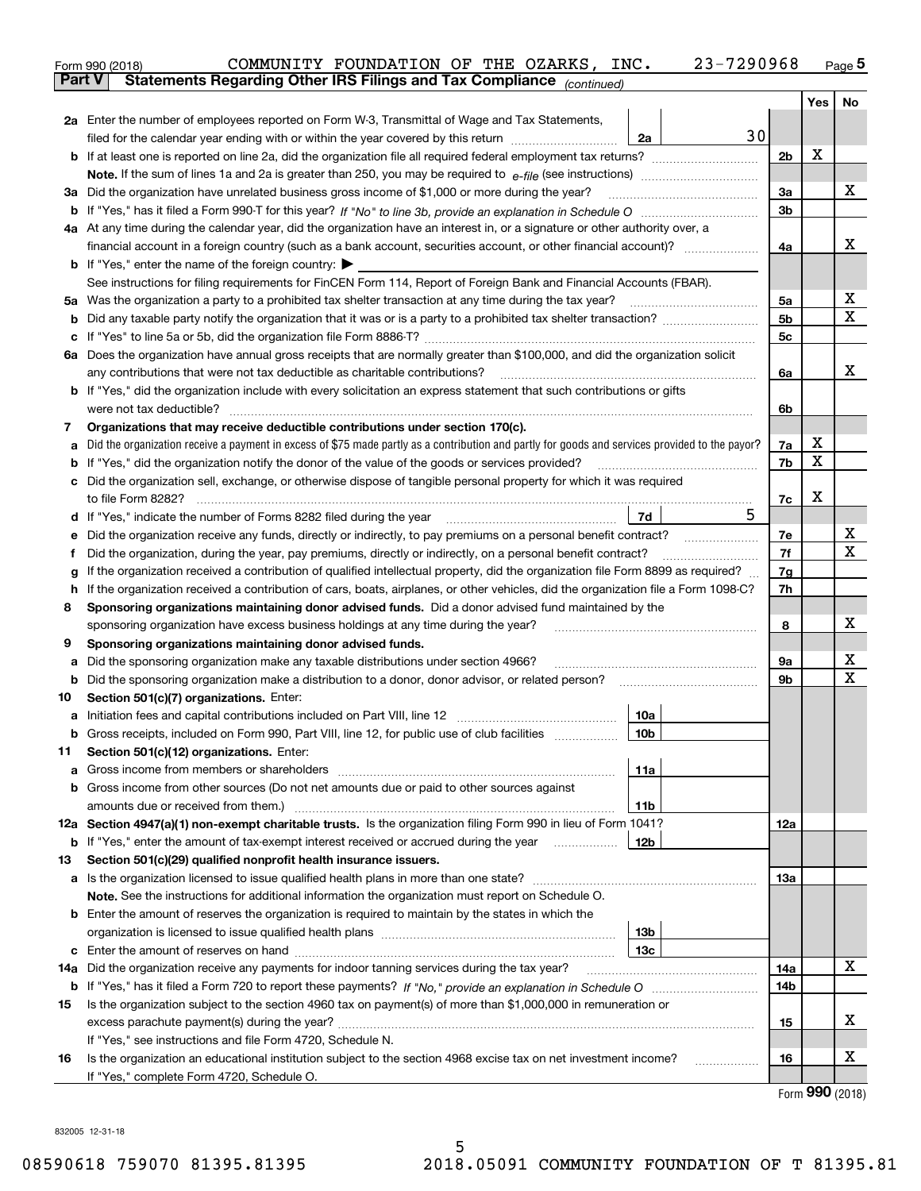Form 990 (2018) COMMUNITY FOUNDATION OF THE OZARKS, INC. 23-7290968 Page 5

**Part V — Statements Regarding Other IRS Filings and Tax Compliance** *(continued)*

| | | | | Yes | No |
|---|---|---|---|---|---|
| **2a** | Enter the number of employees reported on Form W-3, Transmittal of Wage and Tax Statements, filed for the calendar year ending with or within the year covered by this return | 2a | 30 | | |
| **b** | If at least one is reported on line 2a, did the organization file all required federal employment tax returns? | 2b | | X | |
| | **Note.** If the sum of lines 1a and 2a is greater than 250, you may be required to *e-file* (see instructions) | | | | |
| **3a** | Did the organization have unrelated business gross income of $1,000 or more during the year? | 3a | | | X |
| **b** | If "Yes," has it filed a Form 990-T for this year? *If "No" to line 3b, provide an explanation in Schedule O* | 3b | | | |
| **4a** | At any time during the calendar year, did the organization have an interest in, or a signature or other authority over, a financial account in a foreign country (such as a bank account, securities account, or other financial account)? | 4a | | | X |
| **b** | If "Yes," enter the name of the foreign country: ▶ | | | | |
| | See instructions for filing requirements for FinCEN Form 114, Report of Foreign Bank and Financial Accounts (FBAR). | | | | |
| **5a** | Was the organization a party to a prohibited tax shelter transaction at any time during the tax year? | 5a | | | X |
| **b** | Did any taxable party notify the organization that it was or is a party to a prohibited tax shelter transaction? | 5b | | | X |
| **c** | If "Yes" to line 5a or 5b, did the organization file Form 8886-T? | 5c | | | |
| **6a** | Does the organization have annual gross receipts that are normally greater than $100,000, and did the organization solicit any contributions that were not tax deductible as charitable contributions? | 6a | | | X |
| **b** | If "Yes," did the organization include with every solicitation an express statement that such contributions or gifts were not tax deductible? | 6b | | | |
| **7** | **Organizations that may receive deductible contributions under section 170(c).** | | | | |
| **a** | Did the organization receive a payment in excess of $75 made partly as a contribution and partly for goods and services provided to the payor? | 7a | | X | |
| **b** | If "Yes," did the organization notify the donor of the value of the goods or services provided? | 7b | | X | |
| **c** | Did the organization sell, exchange, or otherwise dispose of tangible personal property for which it was required to file Form 8282? | 7c | | X | |
| **d** | If "Yes," indicate the number of Forms 8282 filed during the year | 7d | 5 | | |
| **e** | Did the organization receive any funds, directly or indirectly, to pay premiums on a personal benefit contract? | 7e | | | X |
| **f** | Did the organization, during the year, pay premiums, directly or indirectly, on a personal benefit contract? | 7f | | | X |
| **g** | If the organization received a contribution of qualified intellectual property, did the organization file Form 8899 as required? | 7g | | | |
| **h** | If the organization received a contribution of cars, boats, airplanes, or other vehicles, did the organization file a Form 1098-C? | 7h | | | |
| **8** | **Sponsoring organizations maintaining donor advised funds.** Did a donor advised fund maintained by the sponsoring organization have excess business holdings at any time during the year? | 8 | | | X |
| **9** | **Sponsoring organizations maintaining donor advised funds.** | | | | |
| **a** | Did the sponsoring organization make any taxable distributions under section 4966? | 9a | | | X |
| **b** | Did the sponsoring organization make a distribution to a donor, donor advisor, or related person? | 9b | | | X |
| **10** | **Section 501(c)(7) organizations.** Enter: | | | | |
| **a** | Initiation fees and capital contributions included on Part VIII, line 12 | 10a | | | |
| **b** | Gross receipts, included on Form 990, Part VIII, line 12, for public use of club facilities | 10b | | | |
| **11** | **Section 501(c)(12) organizations.** Enter: | | | | |
| **a** | Gross income from members or shareholders | 11a | | | |
| **b** | Gross income from other sources (Do not net amounts due or paid to other sources against amounts due or received from them.) | 11b | | | |
| **12a** | **Section 4947(a)(1) non-exempt charitable trusts.** Is the organization filing Form 990 in lieu of Form 1041? | 12a | | | |
| **b** | If "Yes," enter the amount of tax-exempt interest received or accrued during the year | 12b | | | |
| **13** | **Section 501(c)(29) qualified nonprofit health insurance issuers.** | | | | |
| **a** | Is the organization licensed to issue qualified health plans in more than one state? | 13a | | | |
| | **Note.** See the instructions for additional information the organization must report on Schedule O. | | | | |
| **b** | Enter the amount of reserves the organization is required to maintain by the states in which the organization is licensed to issue qualified health plans | 13b | | | |
| **c** | Enter the amount of reserves on hand | 13c | | | |
| **14a** | Did the organization receive any payments for indoor tanning services during the tax year? | 14a | | | X |
| **b** | If "Yes," has it filed a Form 720 to report these payments? *If "No," provide an explanation in Schedule O* | 14b | | | |
| **15** | Is the organization subject to the section 4960 tax on payment(s) of more than $1,000,000 in remuneration or excess parachute payment(s) during the year? | 15 | | | X |
| | If "Yes," see instructions and file Form 4720, Schedule N. | | | | |
| **16** | Is the organization an educational institution subject to the section 4968 excise tax on net investment income? | 16 | | | X |
| | If "Yes," complete Form 4720, Schedule O. | | | | |

Form **990** (2018)

832005 12-31-18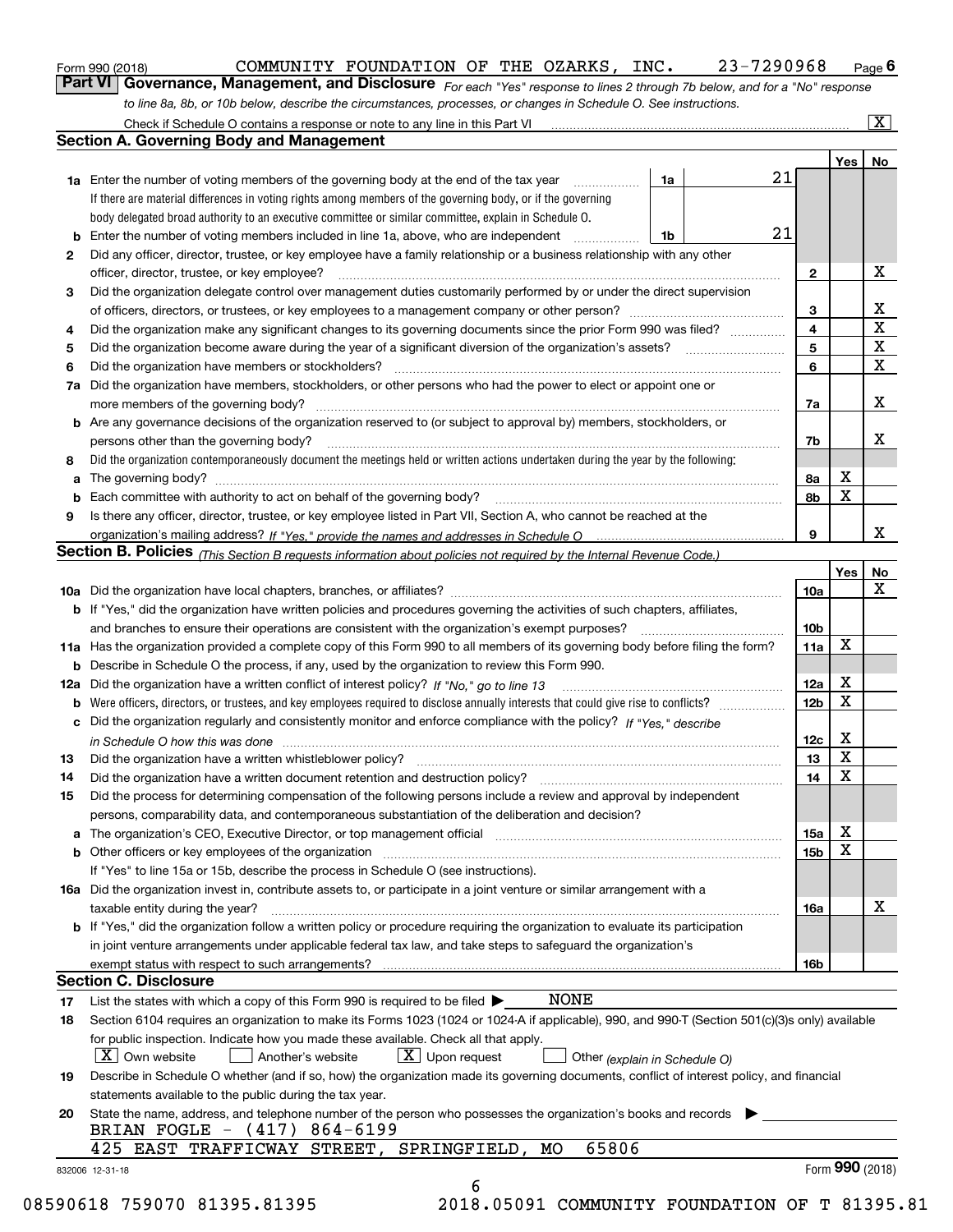Form 990 (2018) COMMUNITY FOUNDATION OF THE OZARKS, INC. 23-7290968 Page 6

**Part VI Governance, Management, and Disclosure** *For each "Yes" response to lines 2 through 7b below, and for a "No" response to line 8a, 8b, or 10b below, describe the circumstances, processes, or changes in Schedule O. See instructions.*

Check if Schedule O contains a response or note to any line in this Part VI .......... [X]

## Section A. Governing Body and Management

| | | | | Yes | No |
|---|---|---|---|---|---|
| **1a** | Enter the number of voting members of the governing body at the end of the tax year ... **1a** 21. If there are material differences in voting rights among members of the governing body, or if the governing body delegated broad authority to an executive committee or similar committee, explain in Schedule O. | | | | |
| **b** | Enter the number of voting members included in line 1a, above, who are independent ... **1b** 21 | | | | |
| **2** | Did any officer, director, trustee, or key employee have a family relationship or a business relationship with any other officer, director, trustee, or key employee? | **2** | | | X |
| **3** | Did the organization delegate control over management duties customarily performed by or under the direct supervision of officers, directors, or trustees, or key employees to a management company or other person? | **3** | | | X |
| **4** | Did the organization make any significant changes to its governing documents since the prior Form 990 was filed? | **4** | | | X |
| **5** | Did the organization become aware during the year of a significant diversion of the organization's assets? | **5** | | | X |
| **6** | Did the organization have members or stockholders? | **6** | | | X |
| **7a** | Did the organization have members, stockholders, or other persons who had the power to elect or appoint one or more members of the governing body? | **7a** | | | X |
| **b** | Are any governance decisions of the organization reserved to (or subject to approval by) members, stockholders, or persons other than the governing body? | **7b** | | | X |
| **8** | Did the organization contemporaneously document the meetings held or written actions undertaken during the year by the following: | | | | |
| **a** | The governing body? | **8a** | | X | |
| **b** | Each committee with authority to act on behalf of the governing body? | **8b** | | X | |
| **9** | Is there any officer, director, trustee, or key employee listed in Part VII, Section A, who cannot be reached at the organization's mailing address? *If "Yes," provide the names and addresses in Schedule O* | **9** | | | X |

## Section B. Policies *(This Section B requests information about policies not required by the Internal Revenue Code.)*

| | | | Yes | No |
|---|---|---|---|---|
| **10a** | Did the organization have local chapters, branches, or affiliates? | **10a** | | X |
| **b** | If "Yes," did the organization have written policies and procedures governing the activities of such chapters, affiliates, and branches to ensure their operations are consistent with the organization's exempt purposes? | **10b** | | |
| **11a** | Has the organization provided a complete copy of this Form 990 to all members of its governing body before filing the form? | **11a** | X | |
| **b** | Describe in Schedule O the process, if any, used by the organization to review this Form 990. | | | |
| **12a** | Did the organization have a written conflict of interest policy? *If "No," go to line 13* | **12a** | X | |
| **b** | Were officers, directors, or trustees, and key employees required to disclose annually interests that could give rise to conflicts? | **12b** | X | |
| **c** | Did the organization regularly and consistently monitor and enforce compliance with the policy? *If "Yes," describe in Schedule O how this was done* | **12c** | X | |
| **13** | Did the organization have a written whistleblower policy? | **13** | X | |
| **14** | Did the organization have a written document retention and destruction policy? | **14** | X | |
| **15** | Did the process for determining compensation of the following persons include a review and approval by independent persons, comparability data, and contemporaneous substantiation of the deliberation and decision? | | | |
| **a** | The organization's CEO, Executive Director, or top management official | **15a** | X | |
| **b** | Other officers or key employees of the organization | **15b** | X | |
| | If "Yes" to line 15a or 15b, describe the process in Schedule O (see instructions). | | | |
| **16a** | Did the organization invest in, contribute assets to, or participate in a joint venture or similar arrangement with a taxable entity during the year? | **16a** | | X |
| **b** | If "Yes," did the organization follow a written policy or procedure requiring the organization to evaluate its participation in joint venture arrangements under applicable federal tax law, and take steps to safeguard the organization's exempt status with respect to such arrangements? | **16b** | | |

## Section C. Disclosure

**17** List the states with which a copy of this Form 990 is required to be filed ▶ NONE

**18** Section 6104 requires an organization to make its Forms 1023 (1024 or 1024-A if applicable), 990, and 990-T (Section 501(c)(3)s only) available for public inspection. Indicate how you made these available. Check all that apply.

[X] Own website [ ] Another's website [X] Upon request [ ] Other *(explain in Schedule O)*

**19** Describe in Schedule O whether (and if so, how) the organization made its governing documents, conflict of interest policy, and financial statements available to the public during the tax year.

**20** State the name, address, and telephone number of the person who possesses the organization's books and records ▶

BRIAN FOGLE - (417) 864-6199

425 EAST TRAFFICWAY STREET, SPRINGFIELD, MO 65806

832006 12-31-18 Form **990** (2018)

08590618 759070 81395.81395 2018.05091 COMMUNITY FOUNDATION OF T 81395.81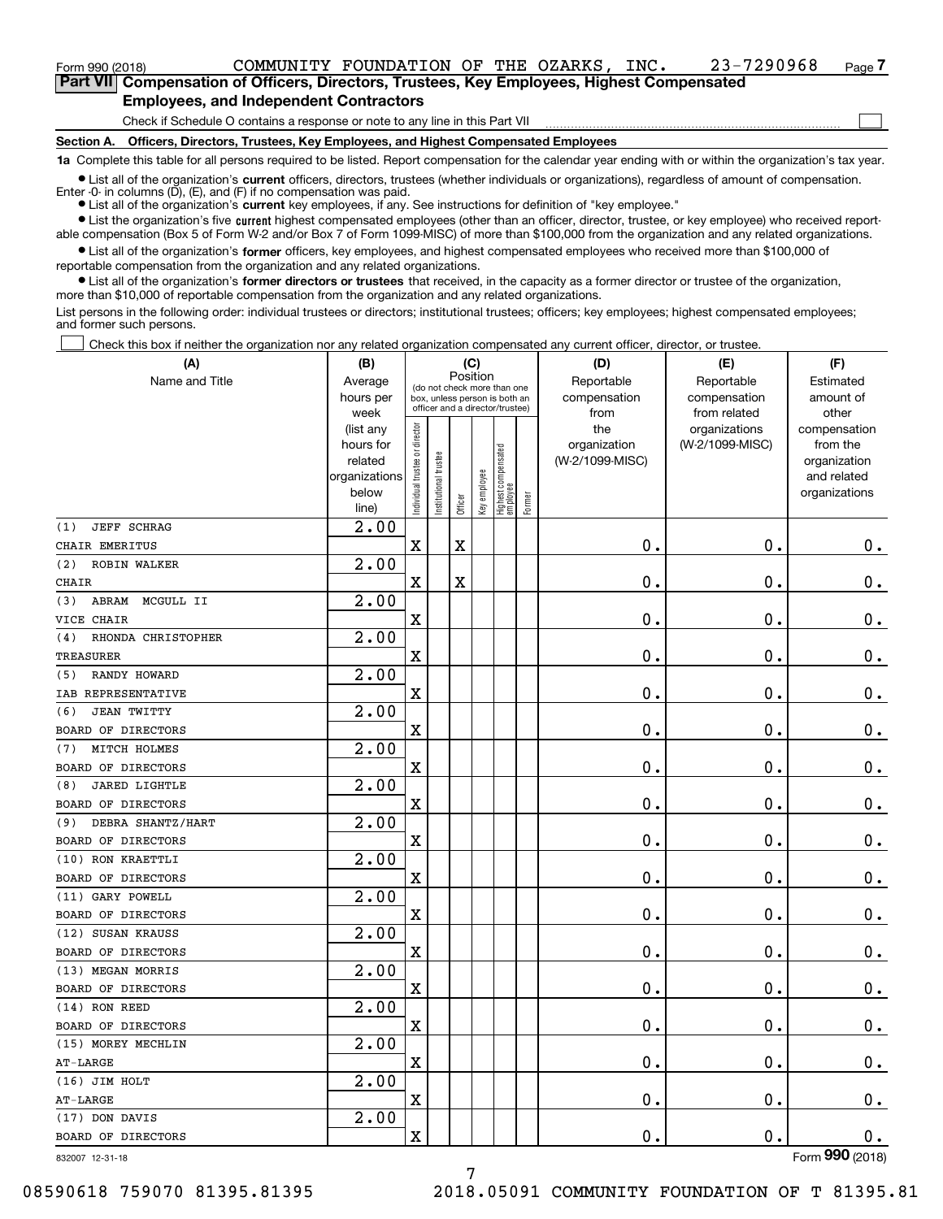Form 990 (2018) COMMUNITY FOUNDATION OF THE OZARKS, INC. 23-7290968 Page 7

**Part VII Compensation of Officers, Directors, Trustees, Key Employees, Highest Compensated Employees, and Independent Contractors**

Check if Schedule O contains a response or note to any line in this Part VII

**Section A. Officers, Directors, Trustees, Key Employees, and Highest Compensated Employees**

**1a** Complete this table for all persons required to be listed. Report compensation for the calendar year ending with or within the organization's tax year.

- List all of the organization's **current** officers, directors, trustees (whether individuals or organizations), regardless of amount of compensation. Enter -0- in columns (D), (E), and (F) if no compensation was paid.
- List all of the organization's **current** key employees, if any. See instructions for definition of "key employee."
- List the organization's five **current** highest compensated employees (other than an officer, director, trustee, or key employee) who received reportable compensation (Box 5 of Form W-2 and/or Box 7 of Form 1099-MISC) of more than $100,000 from the organization and any related organizations.
- List all of the organization's **former** officers, key employees, and highest compensated employees who received more than $100,000 of reportable compensation from the organization and any related organizations.
- List all of the organization's **former directors or trustees** that received, in the capacity as a former director or trustee of the organization, more than $10,000 of reportable compensation from the organization and any related organizations.

List persons in the following order: individual trustees or directors; institutional trustees; officers; key employees; highest compensated employees; and former such persons.

Check this box if neither the organization nor any related organization compensated any current officer, director, or trustee.

| (A) Name and Title | (B) Average hours per week (list any hours for related organizations below line) | (C) Position: Individual trustee or director | Institutional trustee | Officer | Key employee | Highest compensated employee | Former | (D) Reportable compensation from the organization (W-2/1099-MISC) | (E) Reportable compensation from related organizations (W-2/1099-MISC) | (F) Estimated amount of other compensation from the organization and related organizations |
|---|---|---|---|---|---|---|---|---|---|---|
| (1) JEFF SCHRAG<br>CHAIR EMERITUS | 2.00 | X | | X | | | | 0. | 0. | 0. |
| (2) ROBIN WALKER<br>CHAIR | 2.00 | X | | X | | | | 0. | 0. | 0. |
| (3) ABRAM MCGULL II<br>VICE CHAIR | 2.00 | X | | | | | | 0. | 0. | 0. |
| (4) RHONDA CHRISTOPHER<br>TREASURER | 2.00 | X | | | | | | 0. | 0. | 0. |
| (5) RANDY HOWARD<br>IAB REPRESENTATIVE | 2.00 | X | | | | | | 0. | 0. | 0. |
| (6) JEAN TWITTY<br>BOARD OF DIRECTORS | 2.00 | X | | | | | | 0. | 0. | 0. |
| (7) MITCH HOLMES<br>BOARD OF DIRECTORS | 2.00 | X | | | | | | 0. | 0. | 0. |
| (8) JARED LIGHTLE<br>BOARD OF DIRECTORS | 2.00 | X | | | | | | 0. | 0. | 0. |
| (9) DEBRA SHANTZ/HART<br>BOARD OF DIRECTORS | 2.00 | X | | | | | | 0. | 0. | 0. |
| (10) RON KRAETTLI<br>BOARD OF DIRECTORS | 2.00 | X | | | | | | 0. | 0. | 0. |
| (11) GARY POWELL<br>BOARD OF DIRECTORS | 2.00 | X | | | | | | 0. | 0. | 0. |
| (12) SUSAN KRAUSS<br>BOARD OF DIRECTORS | 2.00 | X | | | | | | 0. | 0. | 0. |
| (13) MEGAN MORRIS<br>BOARD OF DIRECTORS | 2.00 | X | | | | | | 0. | 0. | 0. |
| (14) RON REED<br>BOARD OF DIRECTORS | 2.00 | X | | | | | | 0. | 0. | 0. |
| (15) MOREY MECHLIN<br>AT-LARGE | 2.00 | X | | | | | | 0. | 0. | 0. |
| (16) JIM HOLT<br>AT-LARGE | 2.00 | X | | | | | | 0. | 0. | 0. |
| (17) DON DAVIS<br>BOARD OF DIRECTORS | 2.00 | X | | | | | | 0. | 0. | 0. |

832007 12-31-18 Form 990 (2018)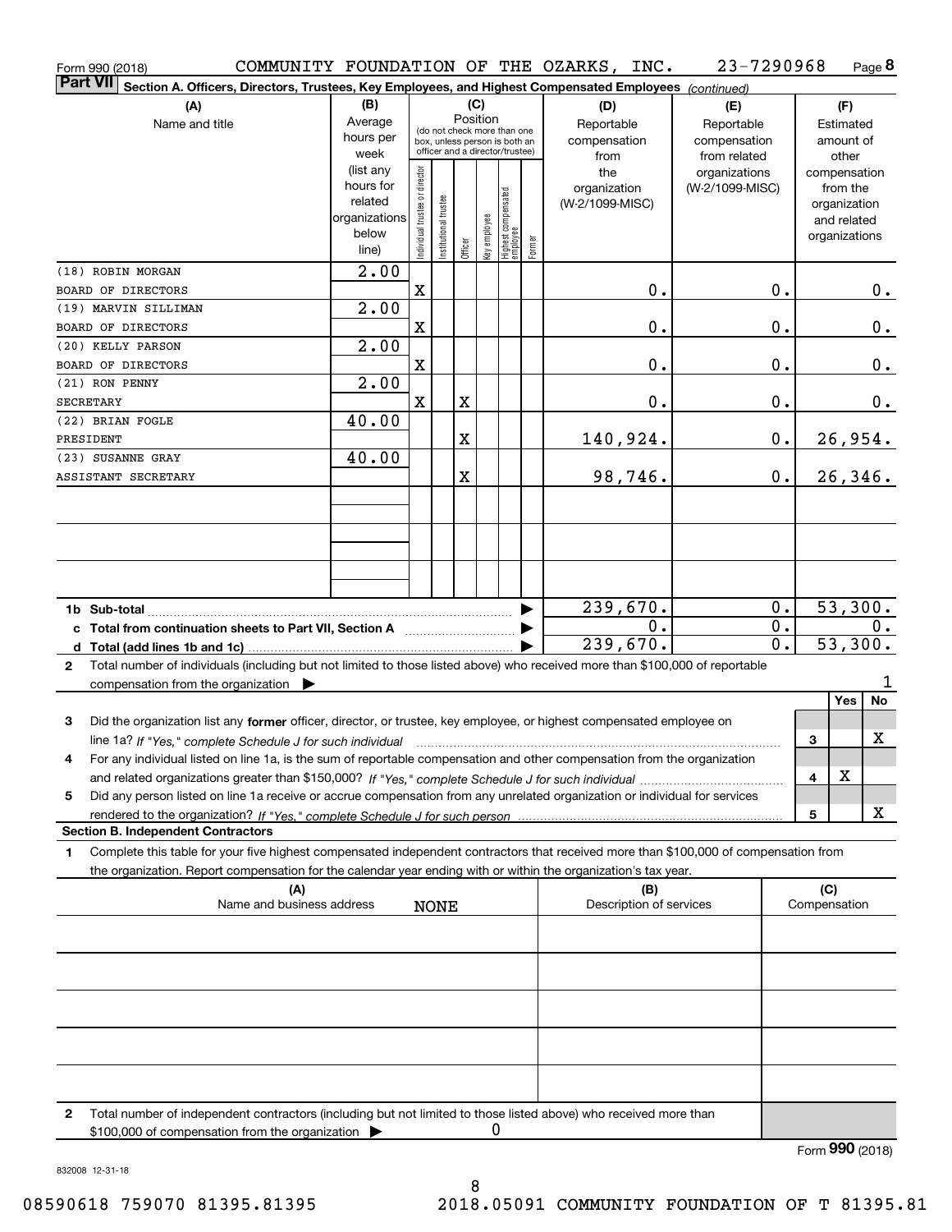Form 990 (2018) COMMUNITY FOUNDATION OF THE OZARKS, INC. 23-7290968

**Part VII** **Section A. Officers, Directors, Trustees, Key Employees, and Highest Compensated Employees** *(continued)*

| (A) Name and title | (B) Average hours per week (list any hours for related organizations below line) | (C) Position: Individual trustee or director | Institutional trustee | Officer | Key employee | Highest compensated employee | Former | (D) Reportable compensation from the organization (W-2/1099-MISC) | (E) Reportable compensation from related organizations (W-2/1099-MISC) | (F) Estimated amount of other compensation from the organization and related organizations |
|---|---|---|---|---|---|---|---|---|---|---|
| (18) ROBIN MORGAN BOARD OF DIRECTORS | 2.00 | X | | | | | | 0. | 0. | 0. |
| (19) MARVIN SILLIMAN BOARD OF DIRECTORS | 2.00 | X | | | | | | 0. | 0. | 0. |
| (20) KELLY PARSON BOARD OF DIRECTORS | 2.00 | X | | | | | | 0. | 0. | 0. |
| (21) RON PENNY SECRETARY | 2.00 | X | | X | | | | 0. | 0. | 0. |
| (22) BRIAN FOGLE PRESIDENT | 40.00 | | | X | | | | 140,924. | 0. | 26,954. |
| (23) SUSANNE GRAY ASSISTANT SECRETARY | 40.00 | | | X | | | | 98,746. | 0. | 26,346. |
| | | | | | | | | | | |
| | | | | | | | | | | |
| | | | | | | | | | | |
| **1b Sub-total** | | | | | | | | 239,670. | 0. | 53,300. |
| **c Total from continuation sheets to Part VII, Section A** | | | | | | | | 0. | 0. | 0. |
| **d Total (add lines 1b and 1c)** | | | | | | | | 239,670. | 0. | 53,300. |

**2** Total number of individuals (including but not limited to those listed above) who received more than $100,000 of reportable compensation from the organization ▶ 1

| | | Yes | No |
|---|---|---|---|
| **3** Did the organization list any **former** officer, director, or trustee, key employee, or highest compensated employee on line 1a? *If "Yes," complete Schedule J for such individual* | 3 | | X |
| **4** For any individual listed on line 1a, is the sum of reportable compensation and other compensation from the organization and related organizations greater than $150,000? *If "Yes," complete Schedule J for such individual* | 4 | X | |
| **5** Did any person listed on line 1a receive or accrue compensation from any unrelated organization or individual for services rendered to the organization? *If "Yes," complete Schedule J for such person* | 5 | | X |

**Section B. Independent Contractors**

**1** Complete this table for your five highest compensated independent contractors that received more than $100,000 of compensation from the organization. Report compensation for the calendar year ending with or within the organization's tax year.

| (A) Name and business address | (B) Description of services | (C) Compensation |
|---|---|---|
| NONE | | |
| | | |
| | | |
| | | |
| | | |

**2** Total number of independent contractors (including but not limited to those listed above) who received more than $100,000 of compensation from the organization ▶ 0

Form **990** (2018)

832008 12-31-18

08590618 759070 81395.81395 2018.05091 COMMUNITY FOUNDATION OF T 81395.81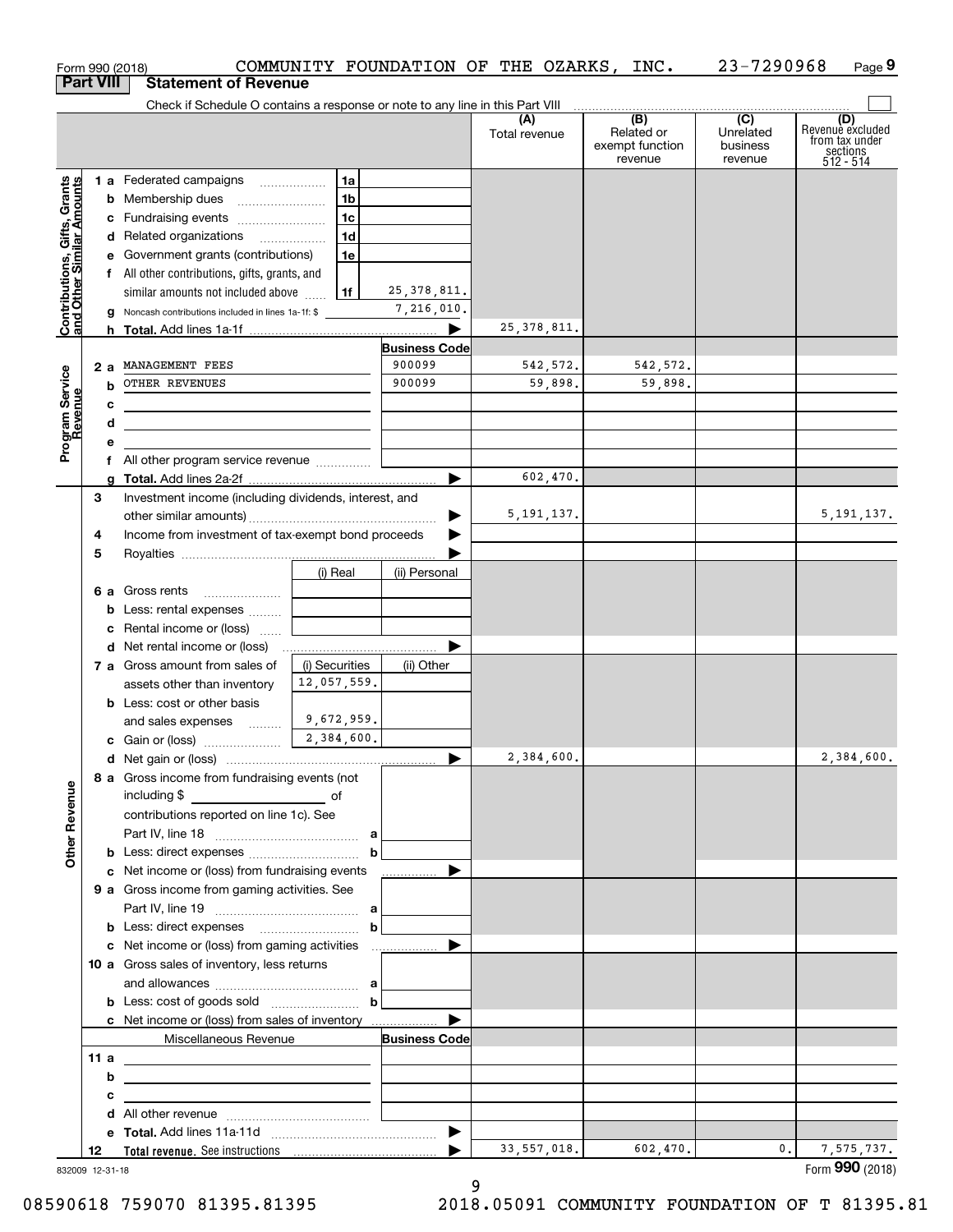Form 990 (2018) COMMUNITY FOUNDATION OF THE OZARKS, INC. 23-7290968 Page 9

**Part VIII Statement of Revenue**

Check if Schedule O contains a response or note to any line in this Part VIII

| | | | (A) Total revenue | (B) Related or exempt function revenue | (C) Unrelated business revenue | (D) Revenue excluded from tax under sections 512 - 514 |
|---|---|---|---|---|---|---|
| **Contributions, Gifts, Grants and Other Similar Amounts** | 1a Federated campaigns (1a) | | | | | |
| | b Membership dues (1b) | | | | | |
| | c Fundraising events (1c) | | | | | |
| | d Related organizations (1d) | | | | | |
| | e Government grants (contributions) (1e) | | | | | |
| | f All other contributions, gifts, grants, and similar amounts not included above (1f) | 25,378,811. | | | | |
| | g Noncash contributions included in lines 1a-1f: $ | 7,216,010. | | | | |
| | h **Total.** Add lines 1a-1f | | 25,378,811. | | | |
| **Program Service Revenue** | | **Business Code** | | | | |
| | 2a MANAGEMENT FEES | 900099 | 542,572. | 542,572. | | |
| | b OTHER REVENUES | 900099 | 59,898. | 59,898. | | |
| | c | | | | | |
| | d | | | | | |
| | e | | | | | |
| | f All other program service revenue | | | | | |
| | g **Total.** Add lines 2a-2f | | 602,470. | | | |
| **Other Revenue** | 3 Investment income (including dividends, interest, and other similar amounts) | | 5,191,137. | | | 5,191,137. |
| | 4 Income from investment of tax-exempt bond proceeds | | | | | |
| | 5 Royalties | | | | | |
| | 6a Gross rents — (i) Real / (ii) Personal | | | | | |
| | b Less: rental expenses | | | | | |
| | c Rental income or (loss) | | | | | |
| | d Net rental income or (loss) | | | | | |
| | 7a Gross amount from sales of assets other than inventory — (i) Securities: 12,057,559. / (ii) Other | | | | | |
| | b Less: cost or other basis and sales expenses — (i) Securities: 9,672,959. | | | | | |
| | c Gain or (loss) — (i) Securities: 2,384,600. | | | | | |
| | d Net gain or (loss) | | 2,384,600. | | | 2,384,600. |
| | 8a Gross income from fundraising events (not including $ ___ of contributions reported on line 1c). See Part IV, line 18 (a) | | | | | |
| | b Less: direct expenses (b) | | | | | |
| | c Net income or (loss) from fundraising events | | | | | |
| | 9a Gross income from gaming activities. See Part IV, line 19 (a) | | | | | |
| | b Less: direct expenses (b) | | | | | |
| | c Net income or (loss) from gaming activities | | | | | |
| | 10a Gross sales of inventory, less returns and allowances (a) | | | | | |
| | b Less: cost of goods sold (b) | | | | | |
| | c Net income or (loss) from sales of inventory | | | | | |
| | Miscellaneous Revenue | **Business Code** | | | | |
| | 11a | | | | | |
| | b | | | | | |
| | c | | | | | |
| | d All other revenue | | | | | |
| | e **Total.** Add lines 11a-11d | | | | | |
| | 12 **Total revenue.** See instructions | | 33,557,018. | 602,470. | 0. | 7,575,737. |

832009 12-31-18

Form **990** (2018)

08590618 759070 81395.81395 2018.05091 COMMUNITY FOUNDATION OF T 81395.81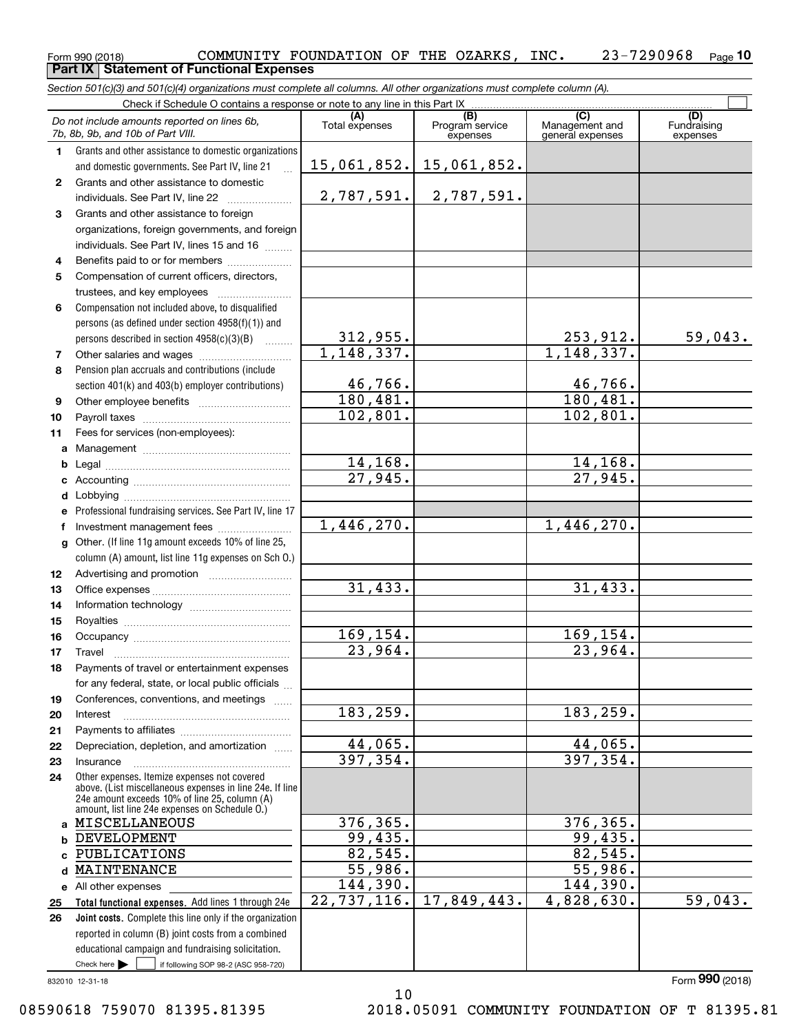Form 990 (2018) COMMUNITY FOUNDATION OF THE OZARKS, INC. 23-7290968

## Part IX Statement of Functional Expenses

*Section 501(c)(3) and 501(c)(4) organizations must complete all columns. All other organizations must complete column (A).*

Check if Schedule O contains a response or note to any line in this Part IX

| | *Do not include amounts reported on lines 6b, 7b, 8b, 9b, and 10b of Part VIII.* | (A) Total expenses | (B) Program service expenses | (C) Management and general expenses | (D) Fundraising expenses |
|---|---|---|---|---|---|
| 1 | Grants and other assistance to domestic organizations and domestic governments. See Part IV, line 21 | 15,061,852. | 15,061,852. | | |
| 2 | Grants and other assistance to domestic individuals. See Part IV, line 22 | 2,787,591. | 2,787,591. | | |
| 3 | Grants and other assistance to foreign organizations, foreign governments, and foreign individuals. See Part IV, lines 15 and 16 | | | | |
| 4 | Benefits paid to or for members | | | | |
| 5 | Compensation of current officers, directors, trustees, and key employees | | | | |
| 6 | Compensation not included above, to disqualified persons (as defined under section 4958(f)(1)) and persons described in section 4958(c)(3)(B) | 312,955. | | 253,912. | 59,043. |
| 7 | Other salaries and wages | 1,148,337. | | 1,148,337. | |
| 8 | Pension plan accruals and contributions (include section 401(k) and 403(b) employer contributions) | 46,766. | | 46,766. | |
| 9 | Other employee benefits | 180,481. | | 180,481. | |
| 10 | Payroll taxes | 102,801. | | 102,801. | |
| 11 | Fees for services (non-employees): | | | | |
| a | Management | | | | |
| b | Legal | 14,168. | | 14,168. | |
| c | Accounting | 27,945. | | 27,945. | |
| d | Lobbying | | | | |
| e | Professional fundraising services. See Part IV, line 17 | | | | |
| f | Investment management fees | 1,446,270. | | 1,446,270. | |
| g | Other. (If line 11g amount exceeds 10% of line 25, column (A) amount, list line 11g expenses on Sch O.) | | | | |
| 12 | Advertising and promotion | | | | |
| 13 | Office expenses | 31,433. | | 31,433. | |
| 14 | Information technology | | | | |
| 15 | Royalties | | | | |
| 16 | Occupancy | 169,154. | | 169,154. | |
| 17 | Travel | 23,964. | | 23,964. | |
| 18 | Payments of travel or entertainment expenses for any federal, state, or local public officials | | | | |
| 19 | Conferences, conventions, and meetings | | | | |
| 20 | Interest | 183,259. | | 183,259. | |
| 21 | Payments to affiliates | | | | |
| 22 | Depreciation, depletion, and amortization | 44,065. | | 44,065. | |
| 23 | Insurance | 397,354. | | 397,354. | |
| 24 | Other expenses. Itemize expenses not covered above. (List miscellaneous expenses in line 24e. If line 24e amount exceeds 10% of line 25, column (A) amount, list line 24e expenses on Schedule O.) | | | | |
| a | MISCELLANEOUS | 376,365. | | 376,365. | |
| b | DEVELOPMENT | 99,435. | | 99,435. | |
| c | PUBLICATIONS | 82,545. | | 82,545. | |
| d | MAINTENANCE | 55,986. | | 55,986. | |
| e | All other expenses | 144,390. | | 144,390. | |
| 25 | **Total functional expenses.** Add lines 1 through 24e | 22,737,116. | 17,849,443. | 4,828,630. | 59,043. |
| 26 | **Joint costs.** Complete this line only if the organization reported in column (B) joint costs from a combined educational campaign and fundraising solicitation. Check here ☐ if following SOP 98-2 (ASC 958-720) | | | | |

832010 12-31-18

Form **990** (2018)

08590618 759070 81395.81395 2018.05091 COMMUNITY FOUNDATION OF T 81395.81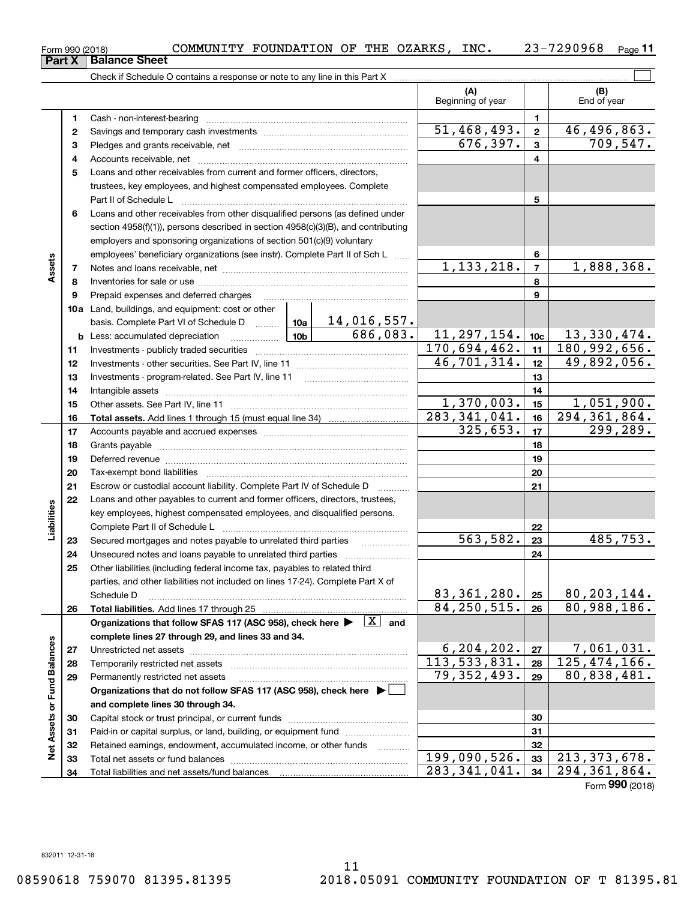Form 990 (2018) COMMUNITY FOUNDATION OF THE OZARKS, INC. 23-7290968 Page 11

## Part X | Balance Sheet

Check if Schedule O contains a response or note to any line in this Part X ☐

| | | | (A) Beginning of year | | (B) End of year |
|---|---|---|---|---|---|
| **Assets** | 1 | Cash - non-interest-bearing | | 1 | |
| | 2 | Savings and temporary cash investments | 51,468,493. | 2 | 46,496,863. |
| | 3 | Pledges and grants receivable, net | 676,397. | 3 | 709,547. |
| | 4 | Accounts receivable, net | | 4 | |
| | 5 | Loans and other receivables from current and former officers, directors, trustees, key employees, and highest compensated employees. Complete Part II of Schedule L | | 5 | |
| | 6 | Loans and other receivables from other disqualified persons (as defined under section 4958(f)(1)), persons described in section 4958(c)(3)(B), and contributing employers and sponsoring organizations of section 501(c)(9) voluntary employees' beneficiary organizations (see instr). Complete Part II of Sch L | | 6 | |
| | 7 | Notes and loans receivable, net | 1,133,218. | 7 | 1,888,368. |
| | 8 | Inventories for sale or use | | 8 | |
| | 9 | Prepaid expenses and deferred charges | | 9 | |
| | 10a | Land, buildings, and equipment: cost or other basis. Complete Part VI of Schedule D — 10a: 14,016,557. | | | |
| | b | Less: accumulated depreciation — 10b: 686,083. | 11,297,154. | 10c | 13,330,474. |
| | 11 | Investments - publicly traded securities | 170,694,462. | 11 | 180,992,656. |
| | 12 | Investments - other securities. See Part IV, line 11 | 46,701,314. | 12 | 49,892,056. |
| | 13 | Investments - program-related. See Part IV, line 11 | | 13 | |
| | 14 | Intangible assets | | 14 | |
| | 15 | Other assets. See Part IV, line 11 | 1,370,003. | 15 | 1,051,900. |
| | 16 | **Total assets.** Add lines 1 through 15 (must equal line 34) | 283,341,041. | 16 | 294,361,864. |
| **Liabilities** | 17 | Accounts payable and accrued expenses | 325,653. | 17 | 299,289. |
| | 18 | Grants payable | | 18 | |
| | 19 | Deferred revenue | | 19 | |
| | 20 | Tax-exempt bond liabilities | | 20 | |
| | 21 | Escrow or custodial account liability. Complete Part IV of Schedule D | | 21 | |
| | 22 | Loans and other payables to current and former officers, directors, trustees, key employees, highest compensated employees, and disqualified persons. Complete Part II of Schedule L | | 22 | |
| | 23 | Secured mortgages and notes payable to unrelated third parties | 563,582. | 23 | 485,753. |
| | 24 | Unsecured notes and loans payable to unrelated third parties | | 24 | |
| | 25 | Other liabilities (including federal income tax, payables to related third parties, and other liabilities not included on lines 17-24). Complete Part X of Schedule D | 83,361,280. | 25 | 80,203,144. |
| | 26 | **Total liabilities.** Add lines 17 through 25 | 84,250,515. | 26 | 80,988,186. |
| **Net Assets or Fund Balances** | | **Organizations that follow SFAS 117 (ASC 958), check here ▶ [X] and complete lines 27 through 29, and lines 33 and 34.** | | | |
| | 27 | Unrestricted net assets | 6,204,202. | 27 | 7,061,031. |
| | 28 | Temporarily restricted net assets | 113,533,831. | 28 | 125,474,166. |
| | 29 | Permanently restricted net assets | 79,352,493. | 29 | 80,838,481. |
| | | **Organizations that do not follow SFAS 117 (ASC 958), check here ▶ ☐ and complete lines 30 through 34.** | | | |
| | 30 | Capital stock or trust principal, or current funds | | 30 | |
| | 31 | Paid-in or capital surplus, or land, building, or equipment fund | | 31 | |
| | 32 | Retained earnings, endowment, accumulated income, or other funds | | 32 | |
| | 33 | Total net assets or fund balances | 199,090,526. | 33 | 213,373,678. |
| | 34 | Total liabilities and net assets/fund balances | 283,341,041. | 34 | 294,361,864. |

Form **990** (2018)

832011 12-31-18

08590618 759070 81395.81395 2018.05091 COMMUNITY FOUNDATION OF T 81395.81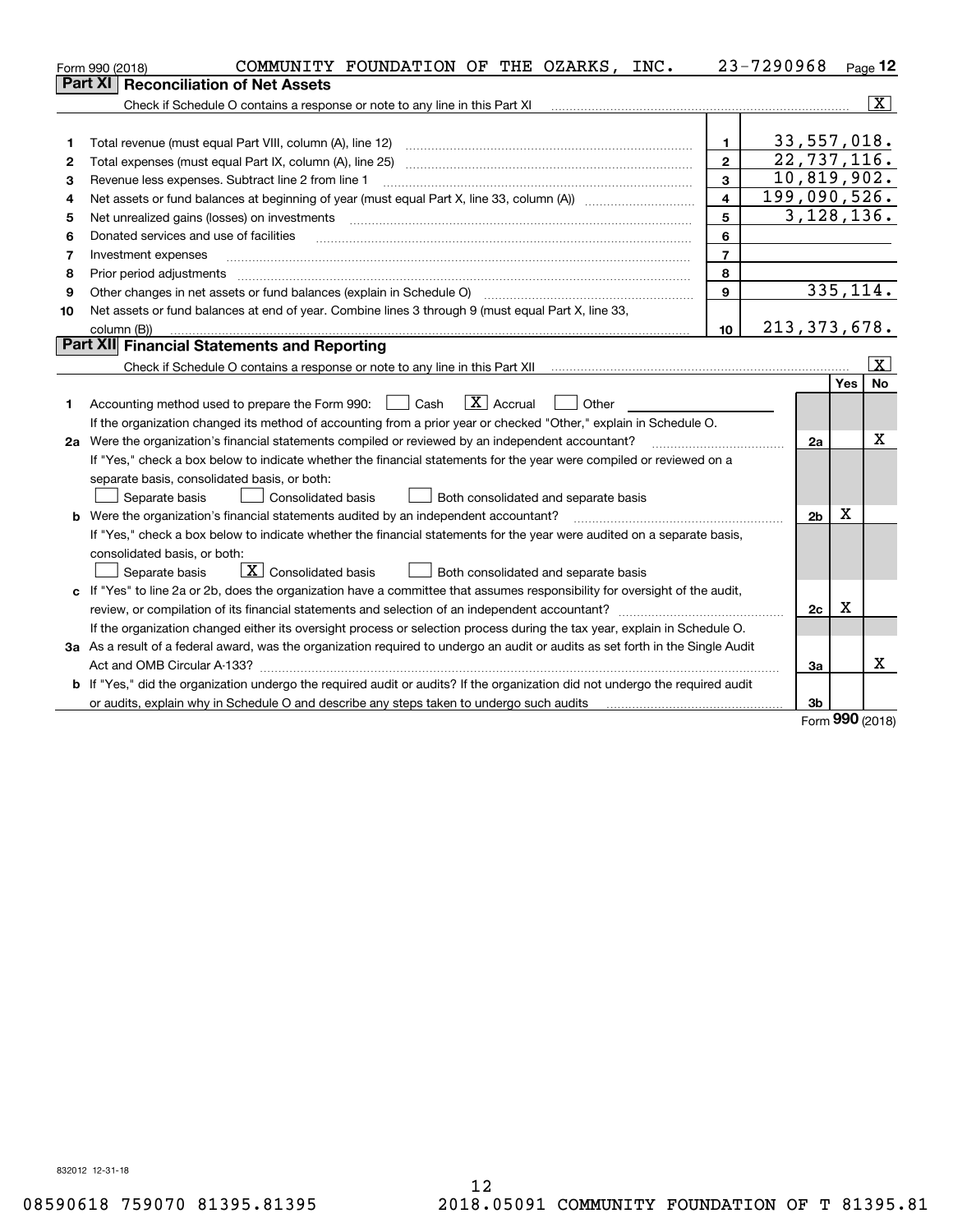Form 990 (2018) COMMUNITY FOUNDATION OF THE OZARKS, INC. 23-7290968 Page 12

## Part XI Reconciliation of Net Assets

Check if Schedule O contains a response or note to any line in this Part XI ..... [X]

| | | | |
|---|---|---|---|
| 1 | Total revenue (must equal Part VIII, column (A), line 12) | 1 | 33,557,018. |
| 2 | Total expenses (must equal Part IX, column (A), line 25) | 2 | 22,737,116. |
| 3 | Revenue less expenses. Subtract line 2 from line 1 | 3 | 10,819,902. |
| 4 | Net assets or fund balances at beginning of year (must equal Part X, line 33, column (A)) | 4 | 199,090,526. |
| 5 | Net unrealized gains (losses) on investments | 5 | 3,128,136. |
| 6 | Donated services and use of facilities | 6 | |
| 7 | Investment expenses | 7 | |
| 8 | Prior period adjustments | 8 | |
| 9 | Other changes in net assets or fund balances (explain in Schedule O) | 9 | 335,114. |
| 10 | Net assets or fund balances at end of year. Combine lines 3 through 9 (must equal Part X, line 33, column (B)) | 10 | 213,373,678. |

## Part XII Financial Statements and Reporting

Check if Schedule O contains a response or note to any line in this Part XII ..... [X]

| | | | Yes | No |
|---|---|---|---|---|
| 1 | Accounting method used to prepare the Form 990: [ ] Cash [X] Accrual [ ] Other | | | |
| | If the organization changed its method of accounting from a prior year or checked "Other," explain in Schedule O. | | | |
| 2a | Were the organization's financial statements compiled or reviewed by an independent accountant? | 2a | | X |
| | If "Yes," check a box below to indicate whether the financial statements for the year were compiled or reviewed on a separate basis, consolidated basis, or both: [ ] Separate basis [ ] Consolidated basis [ ] Both consolidated and separate basis | | | |
| b | Were the organization's financial statements audited by an independent accountant? | 2b | X | |
| | If "Yes," check a box below to indicate whether the financial statements for the year were audited on a separate basis, consolidated basis, or both: [ ] Separate basis [X] Consolidated basis [ ] Both consolidated and separate basis | | | |
| c | If "Yes" to line 2a or 2b, does the organization have a committee that assumes responsibility for oversight of the audit, review, or compilation of its financial statements and selection of an independent accountant? | 2c | X | |
| | If the organization changed either its oversight process or selection process during the tax year, explain in Schedule O. | | | |
| 3a | As a result of a federal award, was the organization required to undergo an audit or audits as set forth in the Single Audit Act and OMB Circular A-133? | 3a | | X |
| b | If "Yes," did the organization undergo the required audit or audits? If the organization did not undergo the required audit or audits, explain why in Schedule O and describe any steps taken to undergo such audits | 3b | | |

Form 990 (2018)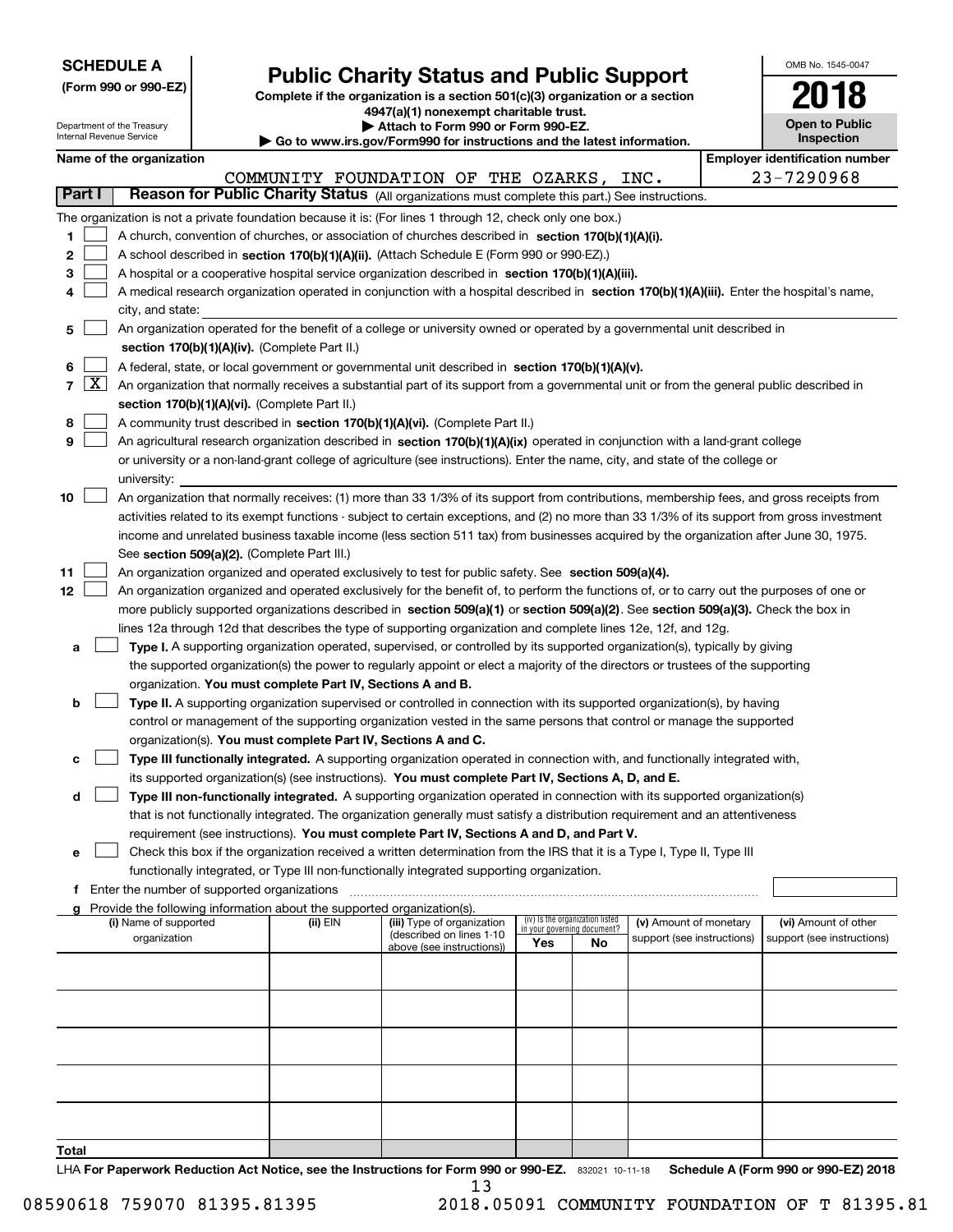**SCHEDULE A**
**(Form 990 or 990-EZ)**

Department of the Treasury
Internal Revenue Service

# Public Charity Status and Public Support

**Complete if the organization is a section 501(c)(3) organization or a section 4947(a)(1) nonexempt charitable trust.**
**▶ Attach to Form 990 or Form 990-EZ.**
**▶ Go to www.irs.gov/Form990 for instructions and the latest information.**

OMB No. 1545-0047

**2018**

**Open to Public Inspection**

**Name of the organization:** COMMUNITY FOUNDATION OF THE OZARKS, INC.

**Employer identification number:** 23-7290968

## Part I — Reason for Public Charity Status (All organizations must complete this part.) See instructions.

The organization is not a private foundation because it is: (For lines 1 through 12, check only one box.)

1. [ ] A church, convention of churches, or association of churches described in **section 170(b)(1)(A)(i).**
2. [ ] A school described in **section 170(b)(1)(A)(ii).** (Attach Schedule E (Form 990 or 990-EZ).)
3. [ ] A hospital or a cooperative hospital service organization described in **section 170(b)(1)(A)(iii).**
4. [ ] A medical research organization operated in conjunction with a hospital described in **section 170(b)(1)(A)(iii).** Enter the hospital's name, city, and state:
5. [ ] An organization operated for the benefit of a college or university owned or operated by a governmental unit described in **section 170(b)(1)(A)(iv).** (Complete Part II.)
6. [ ] A federal, state, or local government or governmental unit described in **section 170(b)(1)(A)(v).**
7. [X] An organization that normally receives a substantial part of its support from a governmental unit or from the general public described in **section 170(b)(1)(A)(vi).** (Complete Part II.)
8. [ ] A community trust described in **section 170(b)(1)(A)(vi).** (Complete Part II.)
9. [ ] An agricultural research organization described in **section 170(b)(1)(A)(ix)** operated in conjunction with a land-grant college or university or a non-land-grant college of agriculture (see instructions). Enter the name, city, and state of the college or university:
10. [ ] An organization that normally receives: (1) more than 33 1/3% of its support from contributions, membership fees, and gross receipts from activities related to its exempt functions - subject to certain exceptions, and (2) no more than 33 1/3% of its support from gross investment income and unrelated business taxable income (less section 511 tax) from businesses acquired by the organization after June 30, 1975. See **section 509(a)(2).** (Complete Part III.)
11. [ ] An organization organized and operated exclusively to test for public safety. See **section 509(a)(4).**
12. [ ] An organization organized and operated exclusively for the benefit of, to perform the functions of, or to carry out the purposes of one or more publicly supported organizations described in **section 509(a)(1)** or **section 509(a)(2)**. See **section 509(a)(3).** Check the box in lines 12a through 12d that describes the type of supporting organization and complete lines 12e, 12f, and 12g.
   - **a** [ ] **Type I.** A supporting organization operated, supervised, or controlled by its supported organization(s), typically by giving the supported organization(s) the power to regularly appoint or elect a majority of the directors or trustees of the supporting organization. **You must complete Part IV, Sections A and B.**
   - **b** [ ] **Type II.** A supporting organization supervised or controlled in connection with its supported organization(s), by having control or management of the supporting organization vested in the same persons that control or manage the supported organization(s). **You must complete Part IV, Sections A and C.**
   - **c** [ ] **Type III functionally integrated.** A supporting organization operated in connection with, and functionally integrated with, its supported organization(s) (see instructions). **You must complete Part IV, Sections A, D, and E.**
   - **d** [ ] **Type III non-functionally integrated.** A supporting organization operated in connection with its supported organization(s) that is not functionally integrated. The organization generally must satisfy a distribution requirement and an attentiveness requirement (see instructions). **You must complete Part IV, Sections A and D, and Part V.**
   - **e** [ ] Check this box if the organization received a written determination from the IRS that it is a Type I, Type II, Type III functionally integrated, or Type III non-functionally integrated supporting organization.
   - **f** Enter the number of supported organizations
   - **g** Provide the following information about the supported organization(s).

| (i) Name of supported organization | (ii) EIN | (iii) Type of organization (described on lines 1-10 above (see instructions)) | (iv) Is the organization listed in your governing document? Yes | No | (v) Amount of monetary support (see instructions) | (vi) Amount of other support (see instructions) |
|---|---|---|---|---|---|---|
| | | | | | | |
| | | | | | | |
| | | | | | | |
| | | | | | | |
| | | | | | | |
| **Total** | | | | | | |

LHA **For Paperwork Reduction Act Notice, see the Instructions for Form 990 or 990-EZ.** 832021 10-11-18 **Schedule A (Form 990 or 990-EZ) 2018**

08590618 759070 81395.81395 2018.05091 COMMUNITY FOUNDATION OF T 81395.81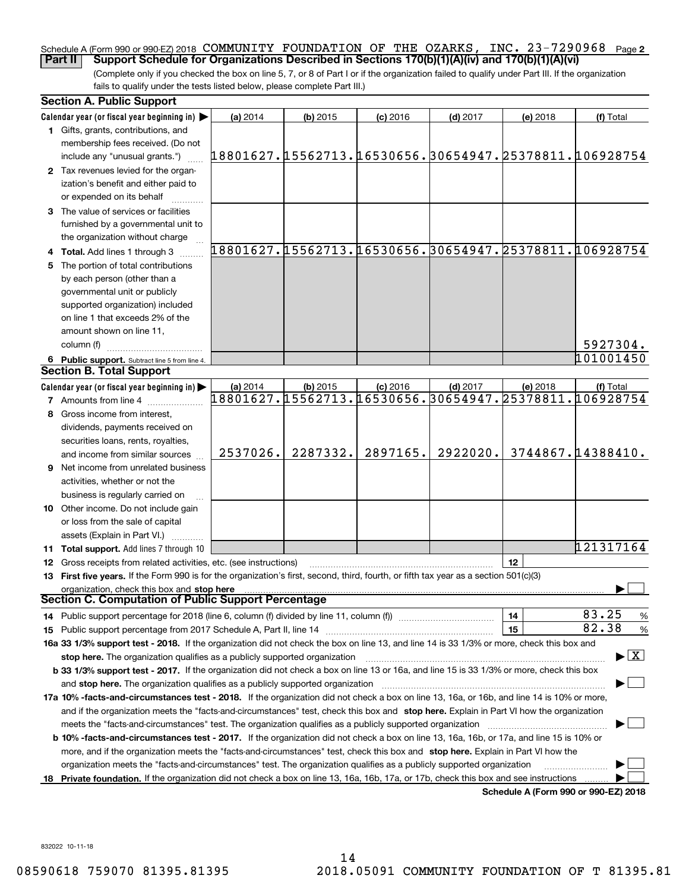Schedule A (Form 990 or 990-EZ) 2018 COMMUNITY FOUNDATION OF THE OZARKS, INC. 23-7290968 Page 2

**Part II Support Schedule for Organizations Described in Sections 170(b)(1)(A)(iv) and 170(b)(1)(A)(vi)**

(Complete only if you checked the box on line 5, 7, or 8 of Part I or if the organization failed to qualify under Part III. If the organization fails to qualify under the tests listed below, please complete Part III.)

## Section A. Public Support

| Calendar year (or fiscal year beginning in) | (a) 2014 | (b) 2015 | (c) 2016 | (d) 2017 | (e) 2018 | (f) Total |
|---|---|---|---|---|---|---|
| 1 Gifts, grants, contributions, and membership fees received. (Do not include any "unusual grants.") | 18801627. | 15562713. | 16530656. | 30654947. | 25378811. | 106928754 |
| 2 Tax revenues levied for the organization's benefit and either paid to or expended on its behalf | | | | | | |
| 3 The value of services or facilities furnished by a governmental unit to the organization without charge | | | | | | |
| 4 Total. Add lines 1 through 3 | 18801627. | 15562713. | 16530656. | 30654947. | 25378811. | 106928754 |
| 5 The portion of total contributions by each person (other than a governmental unit or publicly supported organization) included on line 1 that exceeds 2% of the amount shown on line 11, column (f) | | | | | | 5927304. |
| 6 Public support. Subtract line 5 from line 4. | | | | | | 101001450 |

## Section B. Total Support

| Calendar year (or fiscal year beginning in) | (a) 2014 | (b) 2015 | (c) 2016 | (d) 2017 | (e) 2018 | (f) Total |
|---|---|---|---|---|---|---|
| 7 Amounts from line 4 | 18801627. | 15562713. | 16530656. | 30654947. | 25378811. | 106928754 |
| 8 Gross income from interest, dividends, payments received on securities loans, rents, royalties, and income from similar sources | 2537026. | 2287332. | 2897165. | 2922020. | 3744867. | 14388410. |
| 9 Net income from unrelated business activities, whether or not the business is regularly carried on | | | | | | |
| 10 Other income. Do not include gain or loss from the sale of capital assets (Explain in Part VI.) | | | | | | |
| 11 Total support. Add lines 7 through 10 | | | | | | 121317164 |

12 Gross receipts from related activities, etc. (see instructions) | 12 |

13 **First five years.** If the Form 990 is for the organization's first, second, third, fourth, or fifth tax year as a section 501(c)(3) organization, check this box and **stop here** ☐

## Section C. Computation of Public Support Percentage

14 Public support percentage for 2018 (line 6, column (f) divided by line 11, column (f)) | 14 | 83.25 %

15 Public support percentage from 2017 Schedule A, Part II, line 14 | 15 | 82.38 %

**16a 33 1/3% support test - 2018.** If the organization did not check the box on line 13, and line 14 is 33 1/3% or more, check this box and **stop here.** The organization qualifies as a publicly supported organization ☒

**b 33 1/3% support test - 2017.** If the organization did not check a box on line 13 or 16a, and line 15 is 33 1/3% or more, check this box and **stop here.** The organization qualifies as a publicly supported organization ☐

**17a 10% -facts-and-circumstances test - 2018.** If the organization did not check a box on line 13, 16a, or 16b, and line 14 is 10% or more, and if the organization meets the "facts-and-circumstances" test, check this box and **stop here.** Explain in Part VI how the organization meets the "facts-and-circumstances" test. The organization qualifies as a publicly supported organization ☐

**b 10% -facts-and-circumstances test - 2017.** If the organization did not check a box on line 13, 16a, 16b, or 17a, and line 15 is 10% or more, and if the organization meets the "facts-and-circumstances" test, check this box and **stop here.** Explain in Part VI how the organization meets the "facts-and-circumstances" test. The organization qualifies as a publicly supported organization ☐

**18 Private foundation.** If the organization did not check a box on line 13, 16a, 16b, 17a, or 17b, check this box and see instructions ☐

**Schedule A (Form 990 or 990-EZ) 2018**

832022 10-11-18

08590618 759070 81395.81395 2018.05091 COMMUNITY FOUNDATION OF T 81395.81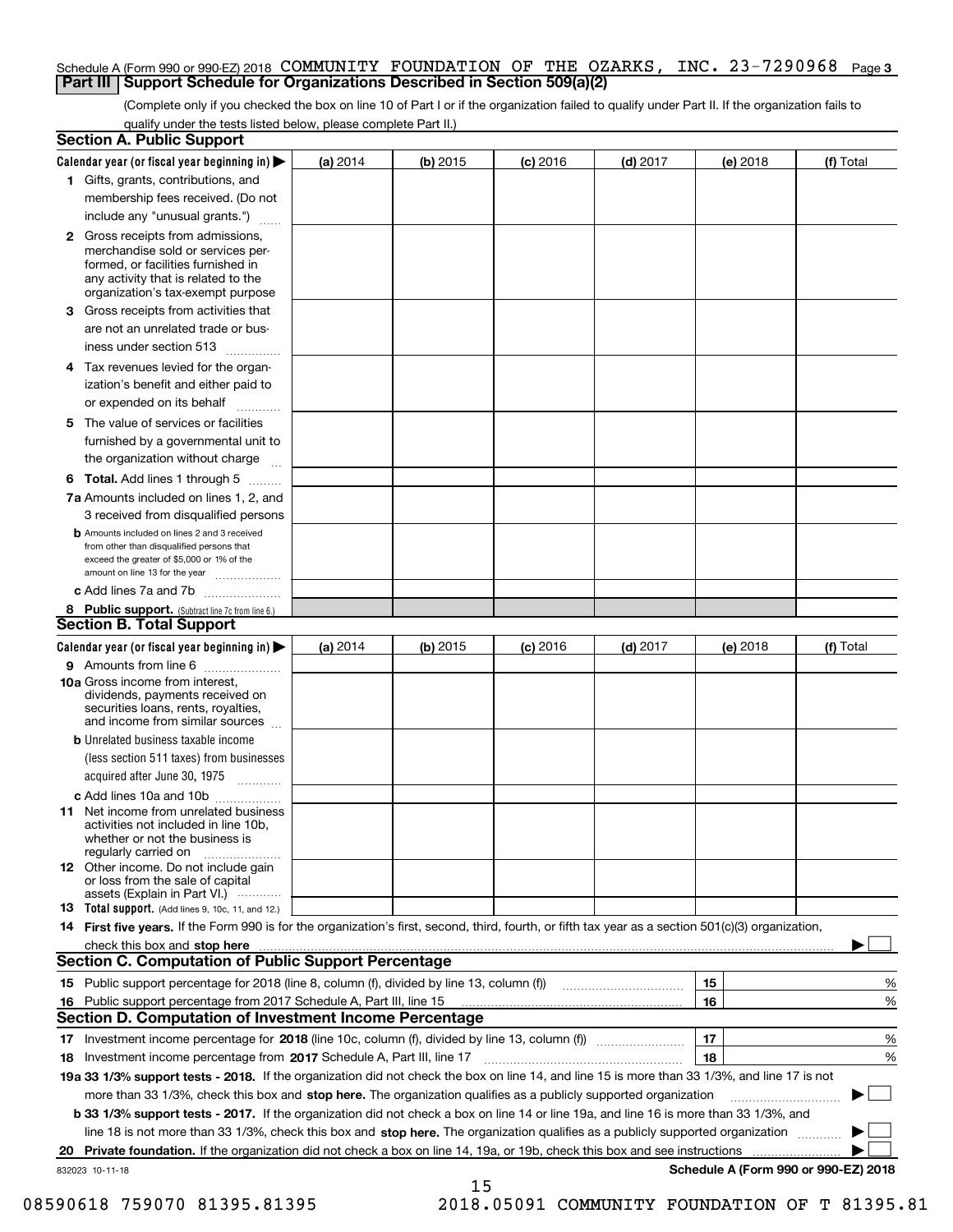Schedule A (Form 990 or 990-EZ) 2018 COMMUNITY FOUNDATION OF THE OZARKS, INC. 23-7290968 Page 3

## Part III | Support Schedule for Organizations Described in Section 509(a)(2)

(Complete only if you checked the box on line 10 of Part I or if the organization failed to qualify under Part II. If the organization fails to qualify under the tests listed below, please complete Part II.)

### Section A. Public Support

| Calendar year (or fiscal year beginning in) ▶ | (a) 2014 | (b) 2015 | (c) 2016 | (d) 2017 | (e) 2018 | (f) Total |
|---|---|---|---|---|---|---|
| 1 Gifts, grants, contributions, and membership fees received. (Do not include any "unusual grants.") | | | | | | |
| 2 Gross receipts from admissions, merchandise sold or services performed, or facilities furnished in any activity that is related to the organization's tax-exempt purpose | | | | | | |
| 3 Gross receipts from activities that are not an unrelated trade or business under section 513 | | | | | | |
| 4 Tax revenues levied for the organization's benefit and either paid to or expended on its behalf | | | | | | |
| 5 The value of services or facilities furnished by a governmental unit to the organization without charge | | | | | | |
| 6 **Total.** Add lines 1 through 5 | | | | | | |
| 7a Amounts included on lines 1, 2, and 3 received from disqualified persons | | | | | | |
| b Amounts included on lines 2 and 3 received from other than disqualified persons that exceed the greater of $5,000 or 1% of the amount on line 13 for the year | | | | | | |
| c Add lines 7a and 7b | | | | | | |
| 8 **Public support.** (Subtract line 7c from line 6.) | | | | | | |

### Section B. Total Support

| Calendar year (or fiscal year beginning in) ▶ | (a) 2014 | (b) 2015 | (c) 2016 | (d) 2017 | (e) 2018 | (f) Total |
|---|---|---|---|---|---|---|
| 9 Amounts from line 6 | | | | | | |
| 10a Gross income from interest, dividends, payments received on securities loans, rents, royalties, and income from similar sources | | | | | | |
| b Unrelated business taxable income (less section 511 taxes) from businesses acquired after June 30, 1975 | | | | | | |
| c Add lines 10a and 10b | | | | | | |
| 11 Net income from unrelated business activities not included in line 10b, whether or not the business is regularly carried on | | | | | | |
| 12 Other income. Do not include gain or loss from the sale of capital assets (Explain in Part VI.) | | | | | | |
| 13 **Total support.** (Add lines 9, 10c, 11, and 12.) | | | | | | |

14 **First five years.** If the Form 990 is for the organization's first, second, third, fourth, or fifth tax year as a section 501(c)(3) organization, check this box and **stop here** ▶ ☐

### Section C. Computation of Public Support Percentage

| | | | |
|---|---|---|---|
| 15 | Public support percentage for 2018 (line 8, column (f), divided by line 13, column (f)) | 15 | % |
| 16 | Public support percentage from 2017 Schedule A, Part III, line 15 | 16 | % |

### Section D. Computation of Investment Income Percentage

| | | | |
|---|---|---|---|
| 17 | Investment income percentage for **2018** (line 10c, column (f), divided by line 13, column (f)) | 17 | % |
| 18 | Investment income percentage from **2017** Schedule A, Part III, line 17 | 18 | % |

**19a 33 1/3% support tests - 2018.** If the organization did not check the box on line 14, and line 15 is more than 33 1/3%, and line 17 is not more than 33 1/3%, check this box and **stop here.** The organization qualifies as a publicly supported organization ▶ ☐

**b 33 1/3% support tests - 2017.** If the organization did not check a box on line 14 or line 19a, and line 16 is more than 33 1/3%, and line 18 is not more than 33 1/3%, check this box and **stop here.** The organization qualifies as a publicly supported organization ▶ ☐

**20 Private foundation.** If the organization did not check a box on line 14, 19a, or 19b, check this box and see instructions ▶ ☐

832023 10-11-18 **Schedule A (Form 990 or 990-EZ) 2018**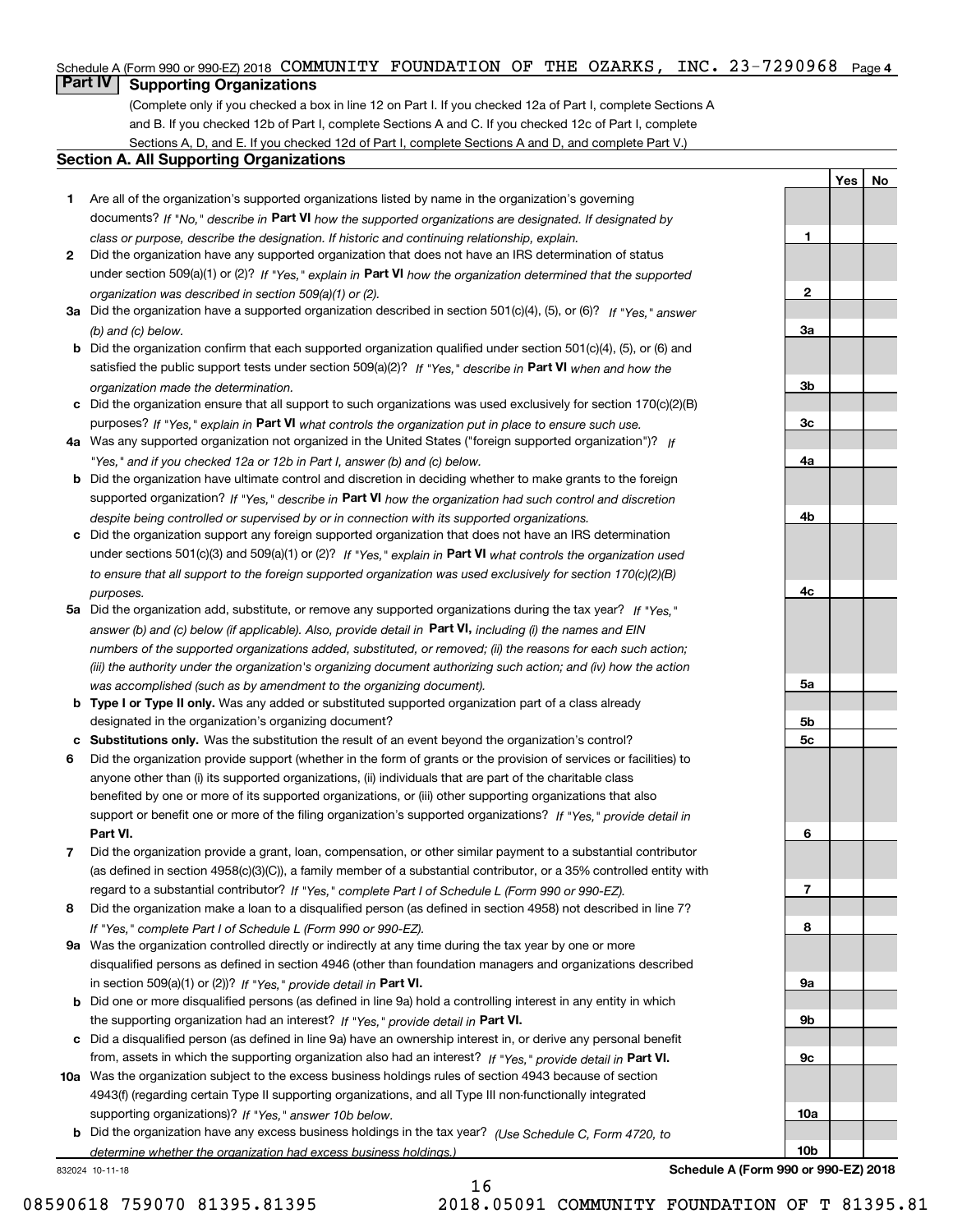Schedule A (Form 990 or 990-EZ) 2018 COMMUNITY FOUNDATION OF THE OZARKS, INC. 23-7290968 Page 4

## Part IV Supporting Organizations

(Complete only if you checked a box in line 12 on Part I. If you checked 12a of Part I, complete Sections A and B. If you checked 12b of Part I, complete Sections A and C. If you checked 12c of Part I, complete Sections A, D, and E. If you checked 12d of Part I, complete Sections A and D, and complete Part V.)

### Section A. All Supporting Organizations

| | | Line | Yes | No |
|---|---|---|---|---|
| **1** | Are all of the organization's supported organizations listed by name in the organization's governing documents? *If "No," describe in* **Part VI** *how the supported organizations are designated. If designated by class or purpose, describe the designation. If historic and continuing relationship, explain.* | 1 | | |
| **2** | Did the organization have any supported organization that does not have an IRS determination of status under section 509(a)(1) or (2)? *If "Yes," explain in* **Part VI** *how the organization determined that the supported organization was described in section 509(a)(1) or (2).* | 2 | | |
| **3a** | Did the organization have a supported organization described in section 501(c)(4), (5), or (6)? *If "Yes," answer (b) and (c) below.* | 3a | | |
| **b** | Did the organization confirm that each supported organization qualified under section 501(c)(4), (5), or (6) and satisfied the public support tests under section 509(a)(2)? *If "Yes," describe in* **Part VI** *when and how the organization made the determination.* | 3b | | |
| **c** | Did the organization ensure that all support to such organizations was used exclusively for section 170(c)(2)(B) purposes? *If "Yes," explain in* **Part VI** *what controls the organization put in place to ensure such use.* | 3c | | |
| **4a** | Was any supported organization not organized in the United States ("foreign supported organization")? *If "Yes," and if you checked 12a or 12b in Part I, answer (b) and (c) below.* | 4a | | |
| **b** | Did the organization have ultimate control and discretion in deciding whether to make grants to the foreign supported organization? *If "Yes," describe in* **Part VI** *how the organization had such control and discretion despite being controlled or supervised by or in connection with its supported organizations.* | 4b | | |
| **c** | Did the organization support any foreign supported organization that does not have an IRS determination under sections 501(c)(3) and 509(a)(1) or (2)? *If "Yes," explain in* **Part VI** *what controls the organization used to ensure that all support to the foreign supported organization was used exclusively for section 170(c)(2)(B) purposes.* | 4c | | |
| **5a** | Did the organization add, substitute, or remove any supported organizations during the tax year? *If "Yes," answer (b) and (c) below (if applicable). Also, provide detail in* **Part VI,** *including (i) the names and EIN numbers of the supported organizations added, substituted, or removed; (ii) the reasons for each such action; (iii) the authority under the organization's organizing document authorizing such action; and (iv) how the action was accomplished (such as by amendment to the organizing document).* | 5a | | |
| **b** | **Type I or Type II only.** Was any added or substituted supported organization part of a class already designated in the organization's organizing document? | 5b | | |
| **c** | **Substitutions only.** Was the substitution the result of an event beyond the organization's control? | 5c | | |
| **6** | Did the organization provide support (whether in the form of grants or the provision of services or facilities) to anyone other than (i) its supported organizations, (ii) individuals that are part of the charitable class benefited by one or more of its supported organizations, or (iii) other supporting organizations that also support or benefit one or more of the filing organization's supported organizations? *If "Yes," provide detail in* **Part VI.** | 6 | | |
| **7** | Did the organization provide a grant, loan, compensation, or other similar payment to a substantial contributor (as defined in section 4958(c)(3)(C)), a family member of a substantial contributor, or a 35% controlled entity with regard to a substantial contributor? *If "Yes," complete Part I of Schedule L (Form 990 or 990-EZ).* | 7 | | |
| **8** | Did the organization make a loan to a disqualified person (as defined in section 4958) not described in line 7? *If "Yes," complete Part I of Schedule L (Form 990 or 990-EZ).* | 8 | | |
| **9a** | Was the organization controlled directly or indirectly at any time during the tax year by one or more disqualified persons as defined in section 4946 (other than foundation managers and organizations described in section 509(a)(1) or (2))? *If "Yes," provide detail in* **Part VI.** | 9a | | |
| **b** | Did one or more disqualified persons (as defined in line 9a) hold a controlling interest in any entity in which the supporting organization had an interest? *If "Yes," provide detail in* **Part VI.** | 9b | | |
| **c** | Did a disqualified person (as defined in line 9a) have an ownership interest in, or derive any personal benefit from, assets in which the supporting organization also had an interest? *If "Yes," provide detail in* **Part VI.** | 9c | | |
| **10a** | Was the organization subject to the excess business holdings rules of section 4943 because of section 4943(f) (regarding certain Type II supporting organizations, and all Type III non-functionally integrated supporting organizations)? *If "Yes," answer 10b below.* | 10a | | |
| **b** | Did the organization have any excess business holdings in the tax year? *(Use Schedule C, Form 4720, to determine whether the organization had excess business holdings.)* | 10b | | |

832024 10-11-18 **Schedule A (Form 990 or 990-EZ) 2018**

08590618 759070 81395.81395 2018.05091 COMMUNITY FOUNDATION OF T 81395.81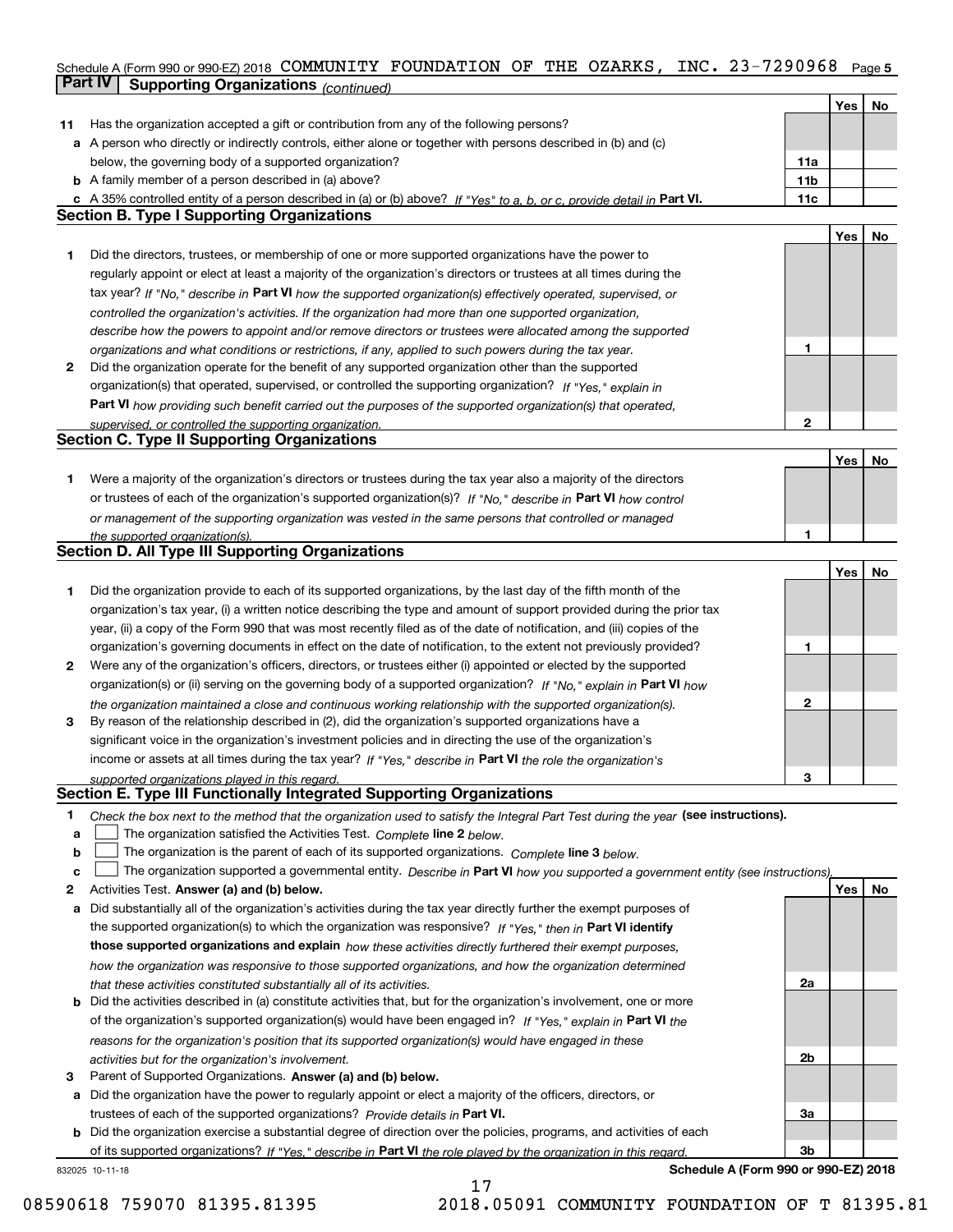Schedule A (Form 990 or 990-EZ) 2018 COMMUNITY FOUNDATION OF THE OZARKS, INC. 23-7290968 Page 5

## Part IV Supporting Organizations *(continued)*

| | | | Yes | No |
|---|---|---|---|---|
| **11** | Has the organization accepted a gift or contribution from any of the following persons? | | | |
| **a** | A person who directly or indirectly controls, either alone or together with persons described in (b) and (c) below, the governing body of a supported organization? | 11a | | |
| **b** | A family member of a person described in (a) above? | 11b | | |
| **c** | A 35% controlled entity of a person described in (a) or (b) above? *If "Yes" to a, b, or c, provide detail in* **Part VI.** | 11c | | |

### Section B. Type I Supporting Organizations

| | | | Yes | No |
|---|---|---|---|---|
| **1** | Did the directors, trustees, or membership of one or more supported organizations have the power to regularly appoint or elect at least a majority of the organization's directors or trustees at all times during the tax year? *If "No," describe in* **Part VI** *how the supported organization(s) effectively operated, supervised, or controlled the organization's activities. If the organization had more than one supported organization, describe how the powers to appoint and/or remove directors or trustees were allocated among the supported organizations and what conditions or restrictions, if any, applied to such powers during the tax year.* | 1 | | |
| **2** | Did the organization operate for the benefit of any supported organization other than the supported organization(s) that operated, supervised, or controlled the supporting organization? *If "Yes," explain in* **Part VI** *how providing such benefit carried out the purposes of the supported organization(s) that operated, supervised, or controlled the supporting organization.* | 2 | | |

### Section C. Type II Supporting Organizations

| | | | Yes | No |
|---|---|---|---|---|
| **1** | Were a majority of the organization's directors or trustees during the tax year also a majority of the directors or trustees of each of the organization's supported organization(s)? *If "No," describe in* **Part VI** *how control or management of the supporting organization was vested in the same persons that controlled or managed the supported organization(s).* | 1 | | |

### Section D. All Type III Supporting Organizations

| | | | Yes | No |
|---|---|---|---|---|
| **1** | Did the organization provide to each of its supported organizations, by the last day of the fifth month of the organization's tax year, (i) a written notice describing the type and amount of support provided during the prior tax year, (ii) a copy of the Form 990 that was most recently filed as of the date of notification, and (iii) copies of the organization's governing documents in effect on the date of notification, to the extent not previously provided? | 1 | | |
| **2** | Were any of the organization's officers, directors, or trustees either (i) appointed or elected by the supported organization(s) or (ii) serving on the governing body of a supported organization? *If "No," explain in* **Part VI** *how the organization maintained a close and continuous working relationship with the supported organization(s).* | 2 | | |
| **3** | By reason of the relationship described in (2), did the organization's supported organizations have a significant voice in the organization's investment policies and in directing the use of the organization's income or assets at all times during the tax year? *If "Yes," describe in* **Part VI** *the role the organization's supported organizations played in this regard.* | 3 | | |

### Section E. Type III Functionally Integrated Supporting Organizations

**1** *Check the box next to the method that the organization used to satisfy the Integral Part Test during the year* **(see instructions).**

- **a** ☐ The organization satisfied the Activities Test. *Complete* **line 2** *below.*
- **b** ☐ The organization is the parent of each of its supported organizations. *Complete* **line 3** *below.*
- **c** ☐ The organization supported a governmental entity. *Describe in* **Part VI** *how you supported a government entity (see instructions).*

| | | | Yes | No |
|---|---|---|---|---|
| **2** | Activities Test. **Answer (a) and (b) below.** | | | |
| **a** | Did substantially all of the organization's activities during the tax year directly further the exempt purposes of the supported organization(s) to which the organization was responsive? *If "Yes," then in* **Part VI identify those supported organizations and explain** *how these activities directly furthered their exempt purposes, how the organization was responsive to those supported organizations, and how the organization determined that these activities constituted substantially all of its activities.* | 2a | | |
| **b** | Did the activities described in (a) constitute activities that, but for the organization's involvement, one or more of the organization's supported organization(s) would have been engaged in? *If "Yes," explain in* **Part VI** *the reasons for the organization's position that its supported organization(s) would have engaged in these activities but for the organization's involvement.* | 2b | | |
| **3** | Parent of Supported Organizations. **Answer (a) and (b) below.** | | | |
| **a** | Did the organization have the power to regularly appoint or elect a majority of the officers, directors, or trustees of each of the supported organizations? *Provide details in* **Part VI.** | 3a | | |
| **b** | Did the organization exercise a substantial degree of direction over the policies, programs, and activities of each of its supported organizations? *If "Yes," describe in* **Part VI** *the role played by the organization in this regard.* | 3b | | |

832025 10-11-18 **Schedule A (Form 990 or 990-EZ) 2018**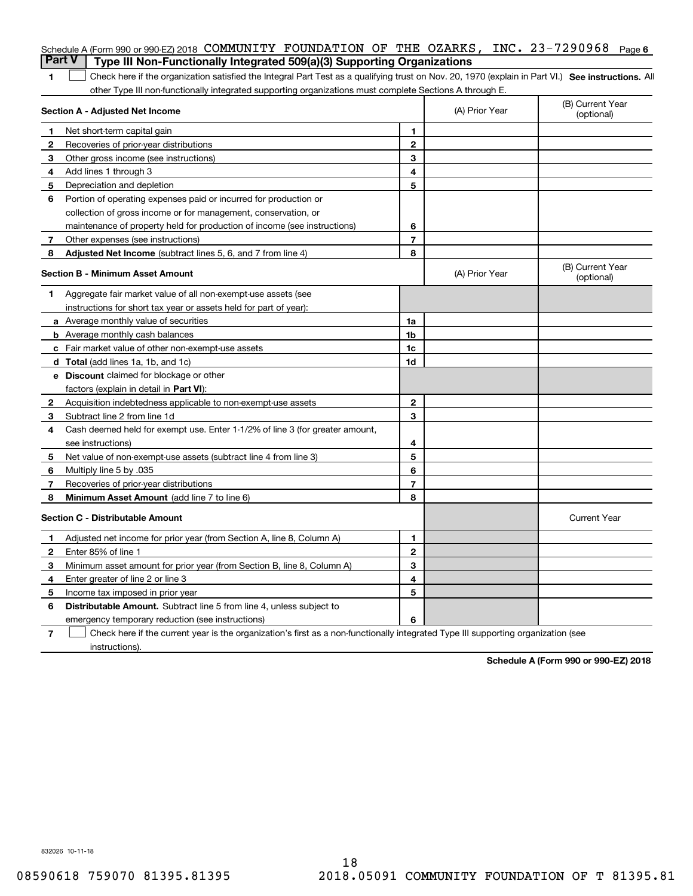Schedule A (Form 990 or 990-EZ) 2018 COMMUNITY FOUNDATION OF THE OZARKS, INC. 23-7290968 Page 6

## Part V Type III Non-Functionally Integrated 509(a)(3) Supporting Organizations

**1** ☐ Check here if the organization satisfied the Integral Part Test as a qualifying trust on Nov. 20, 1970 (explain in Part VI.) **See instructions.** All other Type III non-functionally integrated supporting organizations must complete Sections A through E.

| **Section A - Adjusted Net Income** | | | (A) Prior Year | (B) Current Year (optional) |
|---|---|---|---|---|
| **1** | Net short-term capital gain | **1** | | |
| **2** | Recoveries of prior-year distributions | **2** | | |
| **3** | Other gross income (see instructions) | **3** | | |
| **4** | Add lines 1 through 3 | **4** | | |
| **5** | Depreciation and depletion | **5** | | |
| **6** | Portion of operating expenses paid or incurred for production or collection of gross income or for management, conservation, or maintenance of property held for production of income (see instructions) | **6** | | |
| **7** | Other expenses (see instructions) | **7** | | |
| **8** | **Adjusted Net Income** (subtract lines 5, 6, and 7 from line 4) | **8** | | |

| **Section B - Minimum Asset Amount** | | | (A) Prior Year | (B) Current Year (optional) |
|---|---|---|---|---|
| **1** | Aggregate fair market value of all non-exempt-use assets (see instructions for short tax year or assets held for part of year): | | | |
| **a** | Average monthly value of securities | **1a** | | |
| **b** | Average monthly cash balances | **1b** | | |
| **c** | Fair market value of other non-exempt-use assets | **1c** | | |
| **d** | **Total** (add lines 1a, 1b, and 1c) | **1d** | | |
| **e** | **Discount** claimed for blockage or other factors (explain in detail in **Part VI**): | | | |
| **2** | Acquisition indebtedness applicable to non-exempt-use assets | **2** | | |
| **3** | Subtract line 2 from line 1d | **3** | | |
| **4** | Cash deemed held for exempt use. Enter 1-1/2% of line 3 (for greater amount, see instructions) | **4** | | |
| **5** | Net value of non-exempt-use assets (subtract line 4 from line 3) | **5** | | |
| **6** | Multiply line 5 by .035 | **6** | | |
| **7** | Recoveries of prior-year distributions | **7** | | |
| **8** | **Minimum Asset Amount** (add line 7 to line 6) | **8** | | |

| **Section C - Distributable Amount** | | | | Current Year |
|---|---|---|---|---|
| **1** | Adjusted net income for prior year (from Section A, line 8, Column A) | **1** | | |
| **2** | Enter 85% of line 1 | **2** | | |
| **3** | Minimum asset amount for prior year (from Section B, line 8, Column A) | **3** | | |
| **4** | Enter greater of line 2 or line 3 | **4** | | |
| **5** | Income tax imposed in prior year | **5** | | |
| **6** | **Distributable Amount.** Subtract line 5 from line 4, unless subject to emergency temporary reduction (see instructions) | **6** | | |

**7** ☐ Check here if the current year is the organization's first as a non-functionally integrated Type III supporting organization (see instructions).

**Schedule A (Form 990 or 990-EZ) 2018**

832026 10-11-18

08590618 759070 81395.81395 2018.05091 COMMUNITY FOUNDATION OF T 81395.81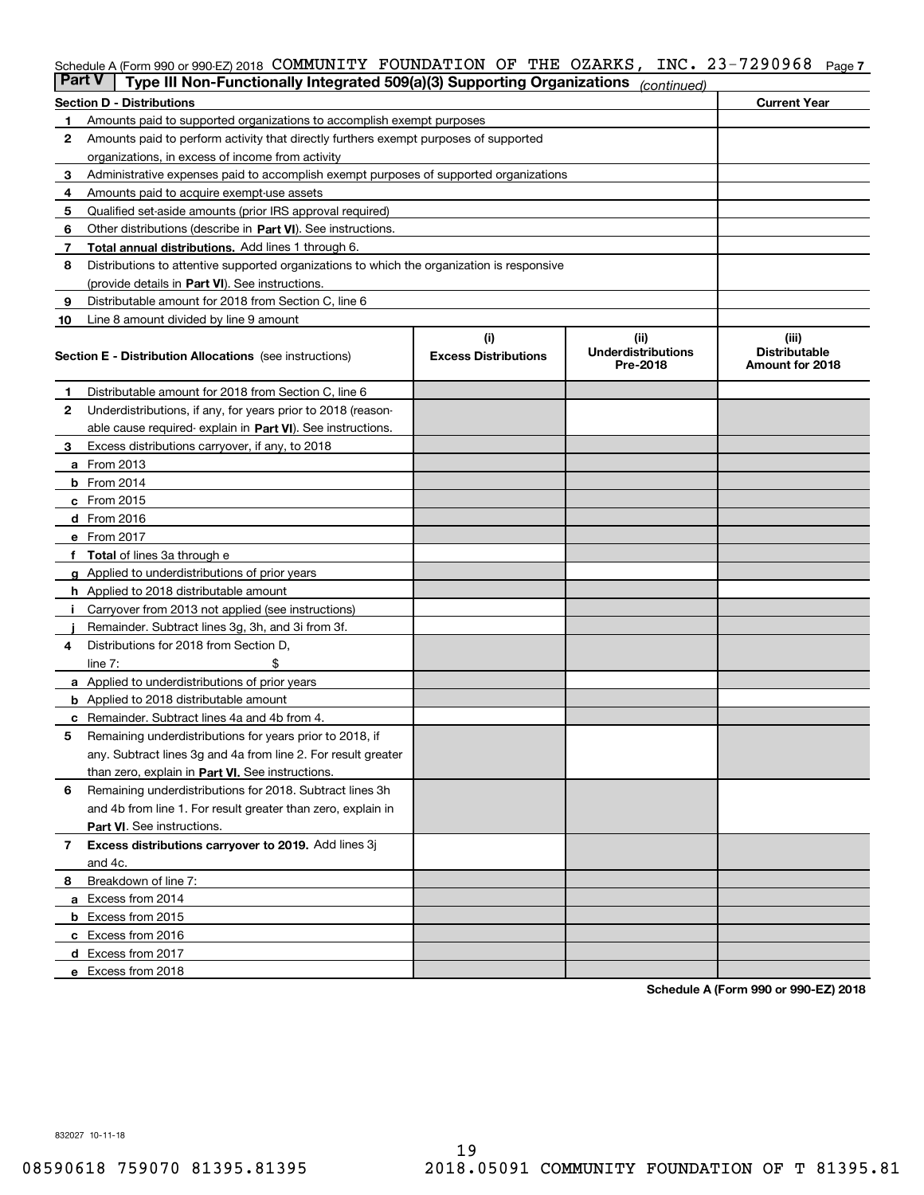Schedule A (Form 990 or 990-EZ) 2018 COMMUNITY FOUNDATION OF THE OZARKS, INC. 23-7290968

## Part V | Type III Non-Functionally Integrated 509(a)(3) Supporting Organizations *(continued)*

| Section D - Distributions | | Current Year |
|---|---|---|
| 1 | Amounts paid to supported organizations to accomplish exempt purposes | |
| 2 | Amounts paid to perform activity that directly furthers exempt purposes of supported organizations, in excess of income from activity | |
| 3 | Administrative expenses paid to accomplish exempt purposes of supported organizations | |
| 4 | Amounts paid to acquire exempt-use assets | |
| 5 | Qualified set-aside amounts (prior IRS approval required) | |
| 6 | Other distributions (describe in **Part VI**). See instructions. | |
| 7 | **Total annual distributions.** Add lines 1 through 6. | |
| 8 | Distributions to attentive supported organizations to which the organization is responsive (provide details in **Part VI**). See instructions. | |
| 9 | Distributable amount for 2018 from Section C, line 6 | |
| 10 | Line 8 amount divided by line 9 amount | |

| Section E - Distribution Allocations (see instructions) | | (i) Excess Distributions | (ii) Underdistributions Pre-2018 | (iii) Distributable Amount for 2018 |
|---|---|---|---|---|
| 1 | Distributable amount for 2018 from Section C, line 6 | | | |
| 2 | Underdistributions, if any, for years prior to 2018 (reasonable cause required- explain in **Part VI**). See instructions. | | | |
| 3 | Excess distributions carryover, if any, to 2018 | | | |
| a | From 2013 | | | |
| b | From 2014 | | | |
| c | From 2015 | | | |
| d | From 2016 | | | |
| e | From 2017 | | | |
| f | **Total** of lines 3a through e | | | |
| g | Applied to underdistributions of prior years | | | |
| h | Applied to 2018 distributable amount | | | |
| i | Carryover from 2013 not applied (see instructions) | | | |
| j | Remainder. Subtract lines 3g, 3h, and 3i from 3f. | | | |
| 4 | Distributions for 2018 from Section D, line 7: $ | | | |
| a | Applied to underdistributions of prior years | | | |
| b | Applied to 2018 distributable amount | | | |
| c | Remainder. Subtract lines 4a and 4b from 4. | | | |
| 5 | Remaining underdistributions for years prior to 2018, if any. Subtract lines 3g and 4a from line 2. For result greater than zero, explain in **Part VI.** See instructions. | | | |
| 6 | Remaining underdistributions for 2018. Subtract lines 3h and 4b from line 1. For result greater than zero, explain in **Part VI**. See instructions. | | | |
| 7 | **Excess distributions carryover to 2019.** Add lines 3j and 4c. | | | |
| 8 | Breakdown of line 7: | | | |
| a | Excess from 2014 | | | |
| b | Excess from 2015 | | | |
| c | Excess from 2016 | | | |
| d | Excess from 2017 | | | |
| e | Excess from 2018 | | | |

**Schedule A (Form 990 or 990-EZ) 2018**

832027 10-11-18

08590618 759070 81395.81395 2018.05091 COMMUNITY FOUNDATION OF T 81395.81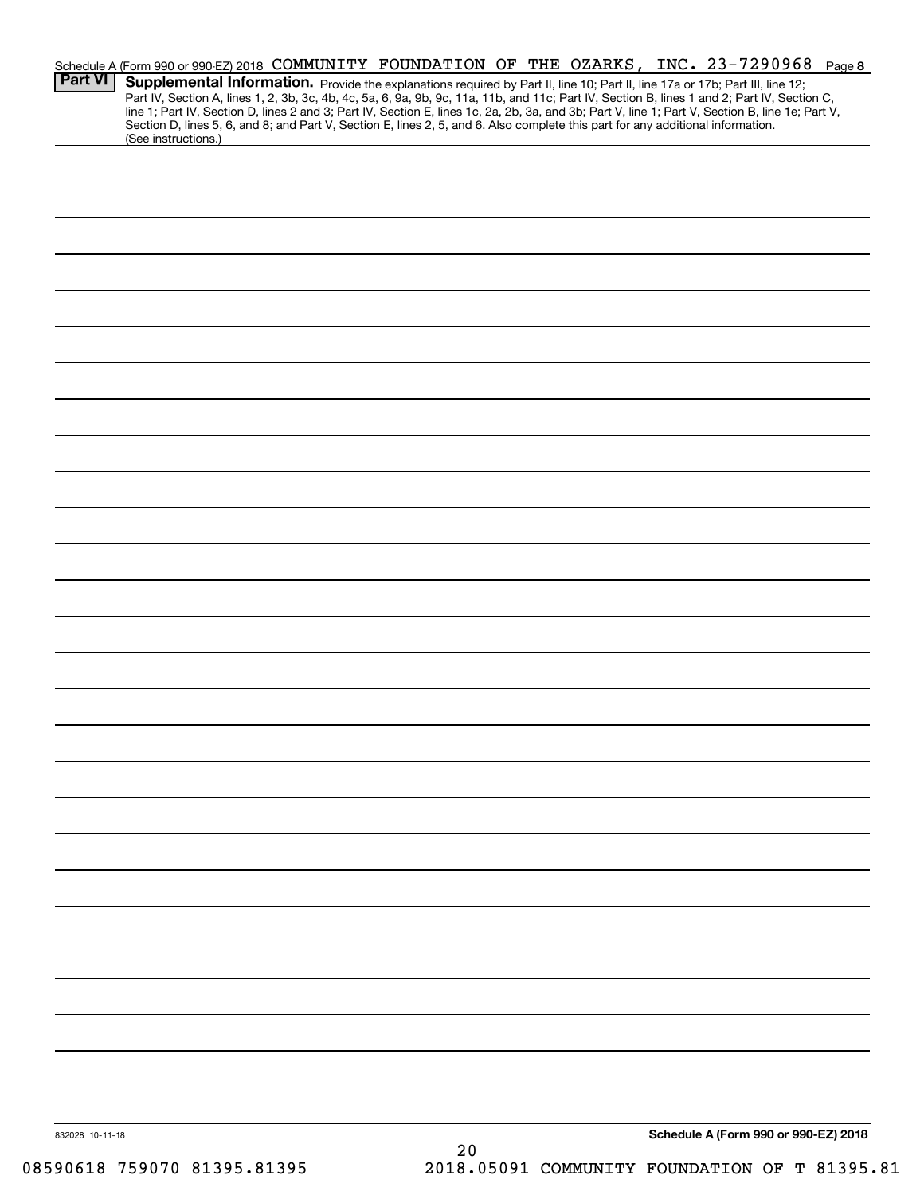Schedule A (Form 990 or 990-EZ) 2018 COMMUNITY FOUNDATION OF THE OZARKS, INC. 23-7290968 Page 8

**Part VI Supplemental Information.** Provide the explanations required by Part II, line 10; Part II, line 17a or 17b; Part III, line 12; Part IV, Section A, lines 1, 2, 3b, 3c, 4b, 4c, 5a, 6, 9a, 9b, 9c, 11a, 11b, and 11c; Part IV, Section B, lines 1 and 2; Part IV, Section C, line 1; Part IV, Section D, lines 2 and 3; Part IV, Section E, lines 1c, 2a, 2b, 3a, and 3b; Part V, line 1; Part V, Section B, line 1e; Part V, Section D, lines 5, 6, and 8; and Part V, Section E, lines 2, 5, and 6. Also complete this part for any additional information. (See instructions.)

832028 10-11-18

**Schedule A (Form 990 or 990-EZ) 2018**

08590618 759070 81395.81395 2018.05091 COMMUNITY FOUNDATION OF T 81395.81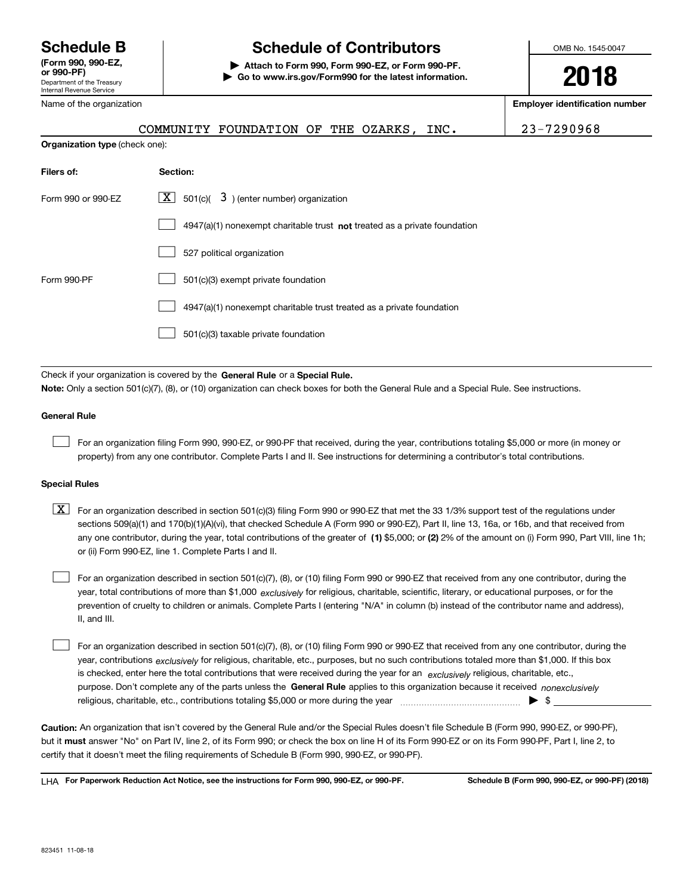# Schedule B

**(Form 990, 990-EZ, or 990-PF)**

Department of the Treasury
Internal Revenue Service

## Schedule of Contributors

**▶ Attach to Form 990, Form 990-EZ, or Form 990-PF.**
**▶ Go to www.irs.gov/Form990 for the latest information.**

OMB No. 1545-0047

**2018**

Name of the organization: COMMUNITY FOUNDATION OF THE OZARKS, INC.

**Employer identification number:** 23-7290968

**Organization type** (check one):

| **Filers of:** | **Section:** |
|---|---|
| Form 990 or 990-EZ | [X] 501(c)( 3 ) (enter number) organization |
| | [ ] 4947(a)(1) nonexempt charitable trust **not** treated as a private foundation |
| | [ ] 527 political organization |
| Form 990-PF | [ ] 501(c)(3) exempt private foundation |
| | [ ] 4947(a)(1) nonexempt charitable trust treated as a private foundation |
| | [ ] 501(c)(3) taxable private foundation |

Check if your organization is covered by the **General Rule** or a **Special Rule.**

**Note:** Only a section 501(c)(7), (8), or (10) organization can check boxes for both the General Rule and a Special Rule. See instructions.

### General Rule

[ ] For an organization filing Form 990, 990-EZ, or 990-PF that received, during the year, contributions totaling $5,000 or more (in money or property) from any one contributor. Complete Parts I and II. See instructions for determining a contributor's total contributions.

### Special Rules

[X] For an organization described in section 501(c)(3) filing Form 990 or 990-EZ that met the 33 1/3% support test of the regulations under sections 509(a)(1) and 170(b)(1)(A)(vi), that checked Schedule A (Form 990 or 990-EZ), Part II, line 13, 16a, or 16b, and that received from any one contributor, during the year, total contributions of the greater of **(1)** $5,000; or **(2)** 2% of the amount on (i) Form 990, Part VIII, line 1h; or (ii) Form 990-EZ, line 1. Complete Parts I and II.

[ ] For an organization described in section 501(c)(7), (8), or (10) filing Form 990 or 990-EZ that received from any one contributor, during the year, total contributions of more than $1,000 *exclusively* for religious, charitable, scientific, literary, or educational purposes, or for the prevention of cruelty to children or animals. Complete Parts I (entering "N/A" in column (b) instead of the contributor name and address), II, and III.

[ ] For an organization described in section 501(c)(7), (8), or (10) filing Form 990 or 990-EZ that received from any one contributor, during the year, contributions *exclusively* for religious, charitable, etc., purposes, but no such contributions totaled more than $1,000. If this box is checked, enter here the total contributions that were received during the year for an *exclusively* religious, charitable, etc., purpose. Don't complete any of the parts unless the **General Rule** applies to this organization because it received *nonexclusively* religious, charitable, etc., contributions totaling $5,000 or more during the year ▶ $ ________

**Caution:** An organization that isn't covered by the General Rule and/or the Special Rules doesn't file Schedule B (Form 990, 990-EZ, or 990-PF), but it **must** answer "No" on Part IV, line 2, of its Form 990; or check the box on line H of its Form 990-EZ or on its Form 990-PF, Part I, line 2, to certify that it doesn't meet the filing requirements of Schedule B (Form 990, 990-EZ, or 990-PF).

LHA **For Paperwork Reduction Act Notice, see the instructions for Form 990, 990-EZ, or 990-PF.** **Schedule B (Form 990, 990-EZ, or 990-PF) (2018)**

823451 11-08-18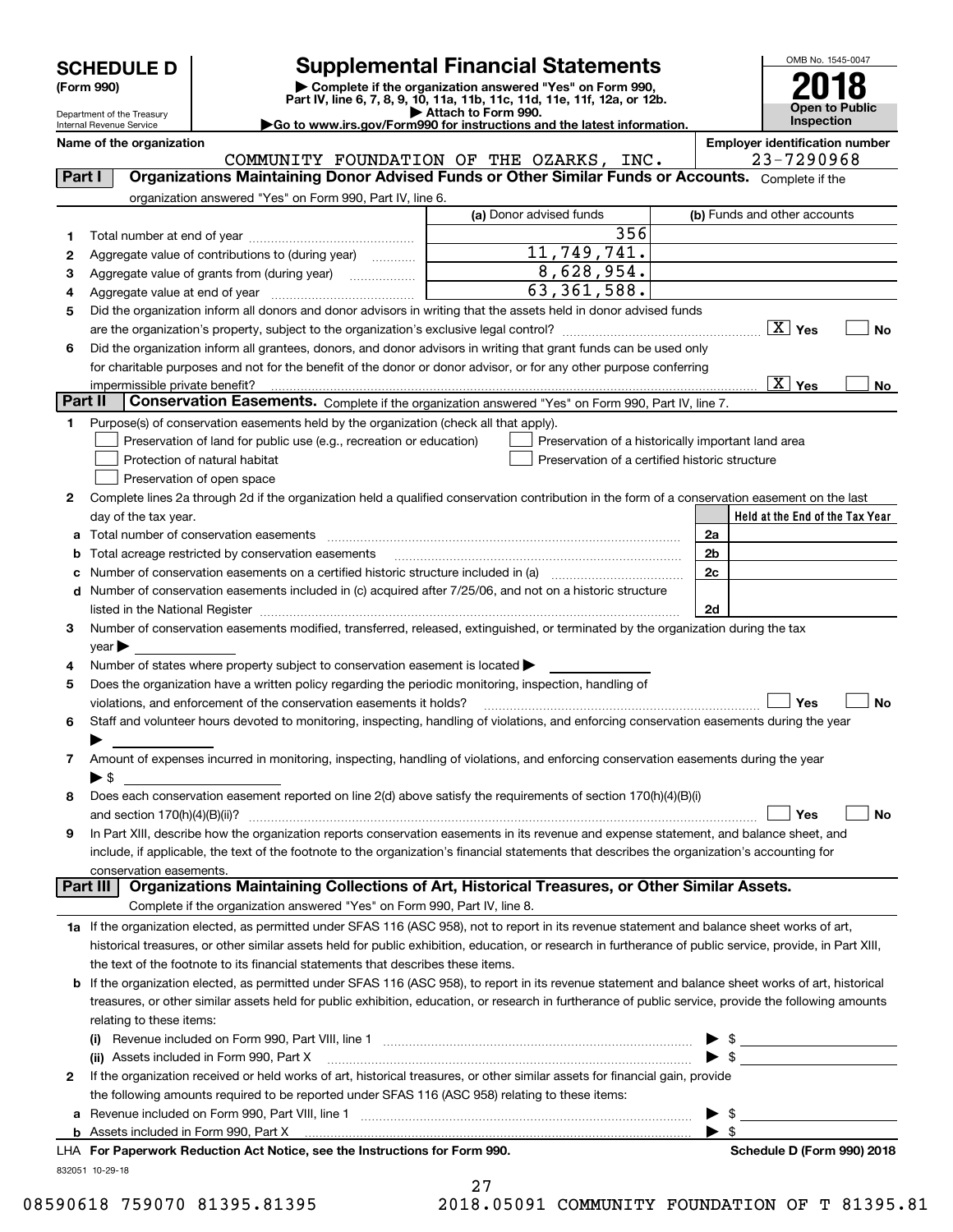# SCHEDULE D (Form 990)

Department of the Treasury
Internal Revenue Service

## Supplemental Financial Statements

▶ Complete if the organization answered "Yes" on Form 990, Part IV, line 6, 7, 8, 9, 10, 11a, 11b, 11c, 11d, 11e, 11f, 12a, or 12b.
▶ Attach to Form 990.
▶Go to www.irs.gov/Form990 for instructions and the latest information.

OMB No. 1545-0047
**2018**
**Open to Public Inspection**

Name of the organization: COMMUNITY FOUNDATION OF THE OZARKS, INC.
Employer identification number: 23-7290968

### Part I Organizations Maintaining Donor Advised Funds or Other Similar Funds or Accounts.
Complete if the organization answered "Yes" on Form 990, Part IV, line 6.

| | | (a) Donor advised funds | (b) Funds and other accounts |
|---|---|---|---|
| 1 | Total number at end of year | 356 | |
| 2 | Aggregate value of contributions to (during year) | 11,749,741. | |
| 3 | Aggregate value of grants from (during year) | 8,628,954. | |
| 4 | Aggregate value at end of year | 63,361,588. | |

5 Did the organization inform all donors and donor advisors in writing that the assets held in donor advised funds are the organization's property, subject to the organization's exclusive legal control? [X] Yes [ ] No

6 Did the organization inform all grantees, donors, and donor advisors in writing that grant funds can be used only for charitable purposes and not for the benefit of the donor or donor advisor, or for any other purpose conferring impermissible private benefit? [X] Yes [ ] No

### Part II Conservation Easements.
Complete if the organization answered "Yes" on Form 990, Part IV, line 7.

1 Purpose(s) of conservation easements held by the organization (check all that apply).
- [ ] Preservation of land for public use (e.g., recreation or education)
- [ ] Protection of natural habitat
- [ ] Preservation of open space
- [ ] Preservation of a historically important land area
- [ ] Preservation of a certified historic structure

2 Complete lines 2a through 2d if the organization held a qualified conservation contribution in the form of a conservation easement on the last day of the tax year.

| | | | Held at the End of the Tax Year |
|---|---|---|---|
| a | Total number of conservation easements | 2a | |
| b | Total acreage restricted by conservation easements | 2b | |
| c | Number of conservation easements on a certified historic structure included in (a) | 2c | |
| d | Number of conservation easements included in (c) acquired after 7/25/06, and not on a historic structure listed in the National Register | 2d | |

3 Number of conservation easements modified, transferred, released, extinguished, or terminated by the organization during the tax year ▶

4 Number of states where property subject to conservation easement is located ▶

5 Does the organization have a written policy regarding the periodic monitoring, inspection, handling of violations, and enforcement of the conservation easements it holds? [ ] Yes [ ] No

6 Staff and volunteer hours devoted to monitoring, inspecting, handling of violations, and enforcing conservation easements during the year ▶

7 Amount of expenses incurred in monitoring, inspecting, handling of violations, and enforcing conservation easements during the year ▶ $

8 Does each conservation easement reported on line 2(d) above satisfy the requirements of section 170(h)(4)(B)(i) and section 170(h)(4)(B)(ii)? [ ] Yes [ ] No

9 In Part XIII, describe how the organization reports conservation easements in its revenue and expense statement, and balance sheet, and include, if applicable, the text of the footnote to the organization's financial statements that describes the organization's accounting for conservation easements.

### Part III Organizations Maintaining Collections of Art, Historical Treasures, or Other Similar Assets.
Complete if the organization answered "Yes" on Form 990, Part IV, line 8.

1a If the organization elected, as permitted under SFAS 116 (ASC 958), not to report in its revenue statement and balance sheet works of art, historical treasures, or other similar assets held for public exhibition, education, or research in furtherance of public service, provide, in Part XIII, the text of the footnote to its financial statements that describes these items.

b If the organization elected, as permitted under SFAS 116 (ASC 958), to report in its revenue statement and balance sheet works of art, historical treasures, or other similar assets held for public exhibition, education, or research in furtherance of public service, provide the following amounts relating to these items:

(i) Revenue included on Form 990, Part VIII, line 1 ▶ $

(ii) Assets included in Form 990, Part X ▶ $

2 If the organization received or held works of art, historical treasures, or other similar assets for financial gain, provide the following amounts required to be reported under SFAS 116 (ASC 958) relating to these items:

a Revenue included on Form 990, Part VIII, line 1 ▶ $

b Assets included in Form 990, Part X ▶ $

LHA For Paperwork Reduction Act Notice, see the Instructions for Form 990. Schedule D (Form 990) 2018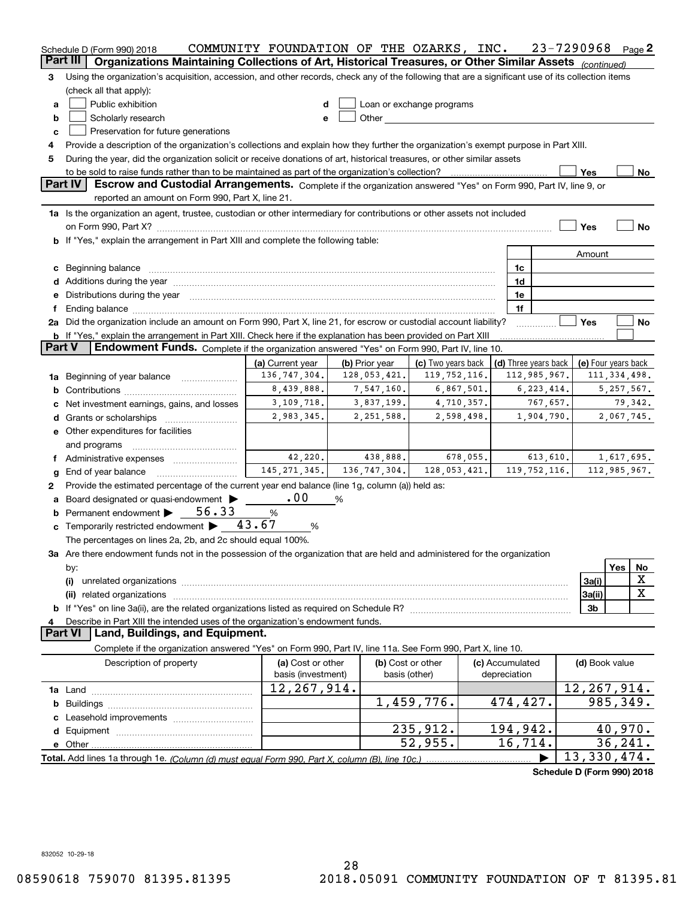Schedule D (Form 990) 2018 COMMUNITY FOUNDATION OF THE OZARKS, INC. 23-7290968 Page 2

## Part III Organizations Maintaining Collections of Art, Historical Treasures, or Other Similar Assets *(continued)*

3 Using the organization's acquisition, accession, and other records, check any of the following that are a significant use of its collection items (check all that apply):

- a ☐ Public exhibition
- b ☐ Scholarly research
- c ☐ Preservation for future generations
- d ☐ Loan or exchange programs
- e ☐ Other

4 Provide a description of the organization's collections and explain how they further the organization's exempt purpose in Part XIII.

5 During the year, did the organization solicit or receive donations of art, historical treasures, or other similar assets to be sold to raise funds rather than to be maintained as part of the organization's collection? ☐ Yes ☐ No

## Part IV Escrow and Custodial Arrangements.

Complete if the organization answered "Yes" on Form 990, Part IV, line 9, or reported an amount on Form 990, Part X, line 21.

1a Is the organization an agent, trustee, custodian or other intermediary for contributions or other assets not included on Form 990, Part X? ☐ Yes ☐ No

b If "Yes," explain the arrangement in Part XIII and complete the following table:

| | | Amount |
|---|---|---|
| c Beginning balance | 1c | |
| d Additions during the year | 1d | |
| e Distributions during the year | 1e | |
| f Ending balance | 1f | |

2a Did the organization include an amount on Form 990, Part X, line 21, for escrow or custodial account liability? ☐ Yes ☐ No

b If "Yes," explain the arrangement in Part XIII. Check here if the explanation has been provided on Part XIII ☐

## Part V Endowment Funds.

Complete if the organization answered "Yes" on Form 990, Part IV, line 10.

| | (a) Current year | (b) Prior year | (c) Two years back | (d) Three years back | (e) Four years back |
|---|---|---|---|---|---|
| 1a Beginning of year balance | 136,747,304. | 128,053,421. | 119,752,116. | 112,985,967. | 111,334,498. |
| b Contributions | 8,439,888. | 7,547,160. | 6,867,501. | 6,223,414. | 5,257,567. |
| c Net investment earnings, gains, and losses | 3,109,718. | 3,837,199. | 4,710,357. | 767,657. | 79,342. |
| d Grants or scholarships | 2,983,345. | 2,251,588. | 2,598,498. | 1,904,790. | 2,067,745. |
| e Other expenditures for facilities and programs | | | | | |
| f Administrative expenses | 42,220. | 438,888. | 678,055. | 613,610. | 1,617,695. |
| g End of year balance | 145,271,345. | 136,747,304. | 128,053,421. | 119,752,116. | 112,985,967. |

2 Provide the estimated percentage of the current year end balance (line 1g, column (a)) held as:

- a Board designated or quasi-endowment ▶ .00 %
- b Permanent endowment ▶ 56.33 %
- c Temporarily restricted endowment ▶ 43.67 %

The percentages on lines 2a, 2b, and 2c should equal 100%.

3a Are there endowment funds not in the possession of the organization that are held and administered for the organization by:

| | | Yes | No |
|---|---|---|---|
| (i) unrelated organizations | 3a(i) | | X |
| (ii) related organizations | 3a(ii) | | X |
| b If "Yes" on line 3a(ii), are the related organizations listed as required on Schedule R? | 3b | | |

4 Describe in Part XIII the intended uses of the organization's endowment funds.

## Part VI Land, Buildings, and Equipment.

Complete if the organization answered "Yes" on Form 990, Part IV, line 11a. See Form 990, Part X, line 10.

| Description of property | (a) Cost or other basis (investment) | (b) Cost or other basis (other) | (c) Accumulated depreciation | (d) Book value |
|---|---|---|---|---|
| 1a Land | 12,267,914. | | | 12,267,914. |
| b Buildings | | 1,459,776. | 474,427. | 985,349. |
| c Leasehold improvements | | | | |
| d Equipment | | 235,912. | 194,942. | 40,970. |
| e Other | | 52,955. | 16,714. | 36,241. |
| **Total.** Add lines 1a through 1e. *(Column (d) must equal Form 990, Part X, column (B), line 10c.)* ▶ | | | | 13,330,474. |

**Schedule D (Form 990) 2018**

832052 10-29-18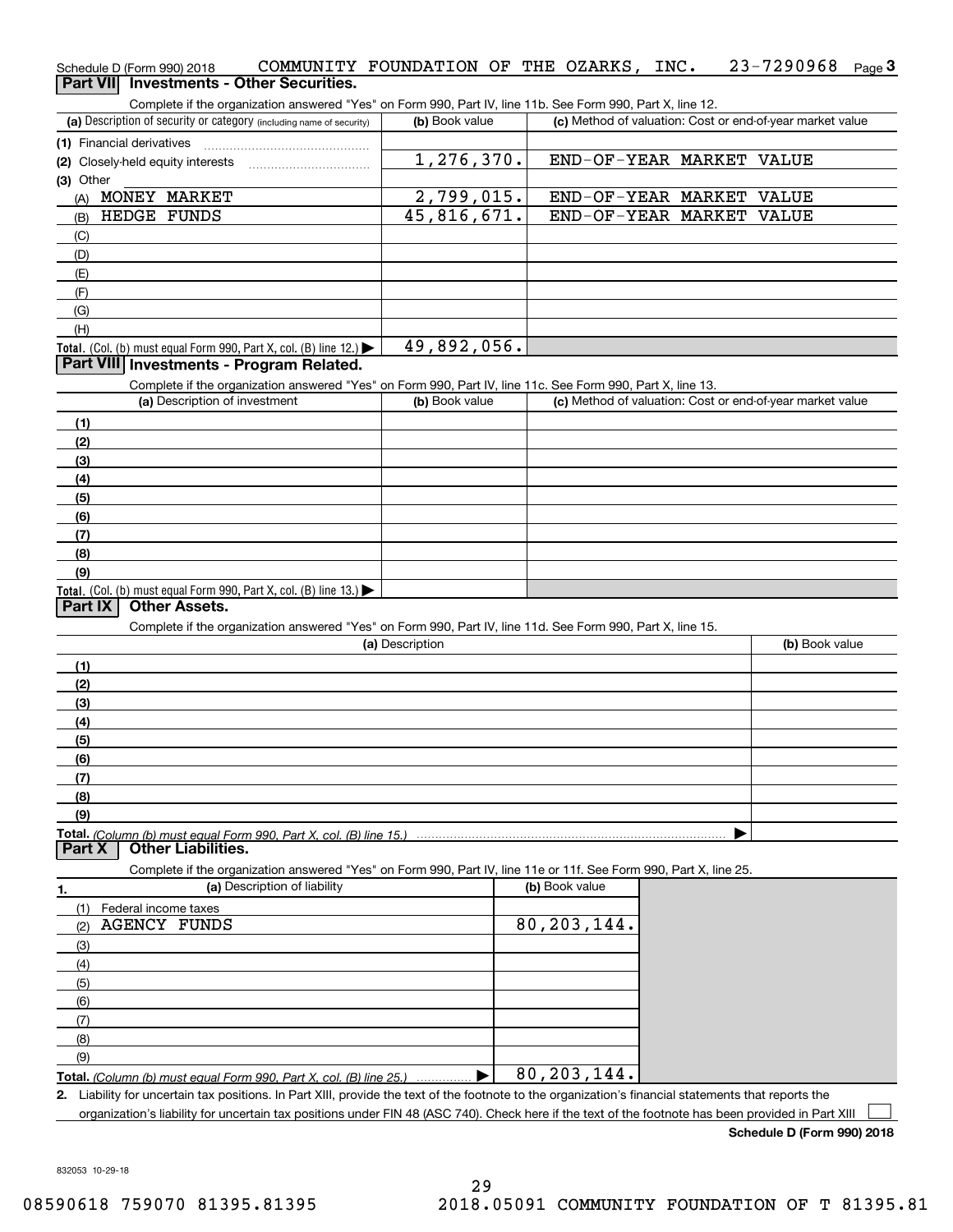Schedule D (Form 990) 2018 COMMUNITY FOUNDATION OF THE OZARKS, INC. 23-7290968 Page 3

## Part VII Investments - Other Securities.

Complete if the organization answered "Yes" on Form 990, Part IV, line 11b. See Form 990, Part X, line 12.

| (a) Description of security or category (including name of security) | (b) Book value | (c) Method of valuation: Cost or end-of-year market value |
|---|---|---|
| (1) Financial derivatives | | |
| (2) Closely-held equity interests | 1,276,370. | END-OF-YEAR MARKET VALUE |
| (3) Other | | |
| (A) MONEY MARKET | 2,799,015. | END-OF-YEAR MARKET VALUE |
| (B) HEDGE FUNDS | 45,816,671. | END-OF-YEAR MARKET VALUE |
| (C) | | |
| (D) | | |
| (E) | | |
| (F) | | |
| (G) | | |
| (H) | | |
| **Total.** (Col. (b) must equal Form 990, Part X, col. (B) line 12.) ▶ | 49,892,056. | |

## Part VIII Investments - Program Related.

Complete if the organization answered "Yes" on Form 990, Part IV, line 11c. See Form 990, Part X, line 13.

| (a) Description of investment | (b) Book value | (c) Method of valuation: Cost or end-of-year market value |
|---|---|---|
| (1) | | |
| (2) | | |
| (3) | | |
| (4) | | |
| (5) | | |
| (6) | | |
| (7) | | |
| (8) | | |
| (9) | | |
| **Total.** (Col. (b) must equal Form 990, Part X, col. (B) line 13.) ▶ | | |

## Part IX Other Assets.

Complete if the organization answered "Yes" on Form 990, Part IV, line 11d. See Form 990, Part X, line 15.

| (a) Description | (b) Book value |
|---|---|
| (1) | |
| (2) | |
| (3) | |
| (4) | |
| (5) | |
| (6) | |
| (7) | |
| (8) | |
| (9) | |
| **Total.** *(Column (b) must equal Form 990, Part X, col. (B) line 15.)* ▶ | |

## Part X Other Liabilities.

Complete if the organization answered "Yes" on Form 990, Part IV, line 11e or 11f. See Form 990, Part X, line 25.

| 1. (a) Description of liability | (b) Book value |
|---|---|
| (1) Federal income taxes | |
| (2) AGENCY FUNDS | 80,203,144. |
| (3) | |
| (4) | |
| (5) | |
| (6) | |
| (7) | |
| (8) | |
| (9) | |
| **Total.** *(Column (b) must equal Form 990, Part X, col. (B) line 25.)* ▶ | 80,203,144. |

2. Liability for uncertain tax positions. In Part XIII, provide the text of the footnote to the organization's financial statements that reports the organization's liability for uncertain tax positions under FIN 48 (ASC 740). Check here if the text of the footnote has been provided in Part XIII ☐

**Schedule D (Form 990) 2018**

832053 10-29-18

08590618 759070 81395.81395 2018.05091 COMMUNITY FOUNDATION OF T 81395.81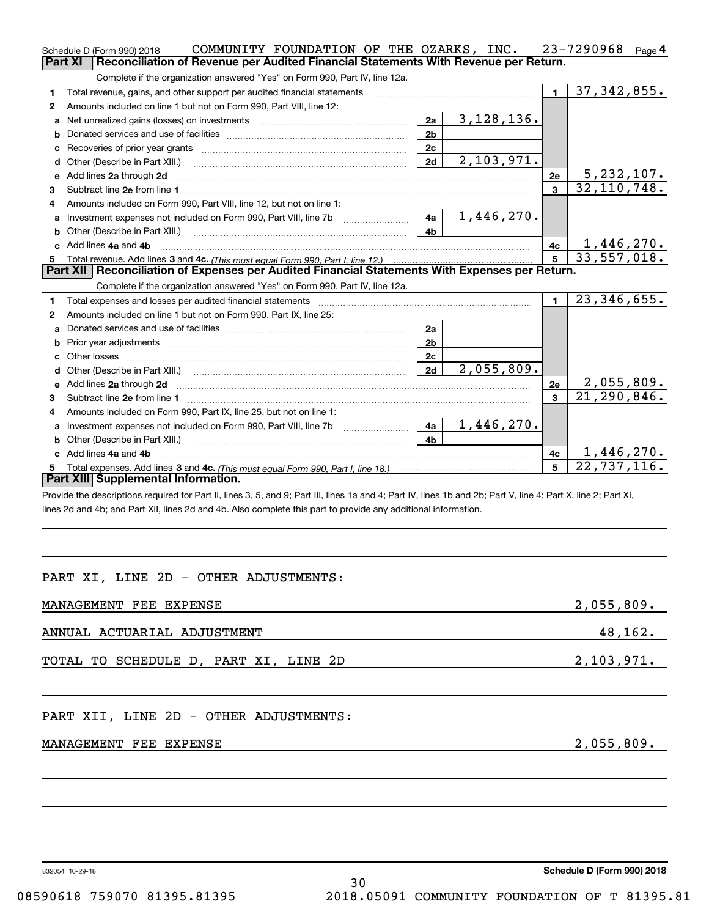Schedule D (Form 990) 2018 COMMUNITY FOUNDATION OF THE OZARKS, INC. 23-7290968 Page 4

## Part XI Reconciliation of Revenue per Audited Financial Statements With Revenue per Return.

Complete if the organization answered "Yes" on Form 990, Part IV, line 12a.

| | | | | | |
|---|---|---|---|---|---|
| 1 | Total revenue, gains, and other support per audited financial statements | | | 1 | 37,342,855. |
| 2 | Amounts included on line 1 but not on Form 990, Part VIII, line 12: | | | | |
| a | Net unrealized gains (losses) on investments | 2a | 3,128,136. | | |
| b | Donated services and use of facilities | 2b | | | |
| c | Recoveries of prior year grants | 2c | | | |
| d | Other (Describe in Part XIII.) | 2d | 2,103,971. | | |
| e | Add lines 2a through 2d | | | 2e | 5,232,107. |
| 3 | Subtract line 2e from line 1 | | | 3 | 32,110,748. |
| 4 | Amounts included on Form 990, Part VIII, line 12, but not on line 1: | | | | |
| a | Investment expenses not included on Form 990, Part VIII, line 7b | 4a | 1,446,270. | | |
| b | Other (Describe in Part XIII.) | 4b | | | |
| c | Add lines 4a and 4b | | | 4c | 1,446,270. |
| 5 | Total revenue. Add lines 3 and 4c. *(This must equal Form 990, Part I, line 12.)* | | | 5 | 33,557,018. |

## Part XII Reconciliation of Expenses per Audited Financial Statements With Expenses per Return.

Complete if the organization answered "Yes" on Form 990, Part IV, line 12a.

| | | | | | |
|---|---|---|---|---|---|
| 1 | Total expenses and losses per audited financial statements | | | 1 | 23,346,655. |
| 2 | Amounts included on line 1 but not on Form 990, Part IX, line 25: | | | | |
| a | Donated services and use of facilities | 2a | | | |
| b | Prior year adjustments | 2b | | | |
| c | Other losses | 2c | | | |
| d | Other (Describe in Part XIII.) | 2d | 2,055,809. | | |
| e | Add lines 2a through 2d | | | 2e | 2,055,809. |
| 3 | Subtract line 2e from line 1 | | | 3 | 21,290,846. |
| 4 | Amounts included on Form 990, Part IX, line 25, but not on line 1: | | | | |
| a | Investment expenses not included on Form 990, Part VIII, line 7b | 4a | 1,446,270. | | |
| b | Other (Describe in Part XIII.) | 4b | | | |
| c | Add lines 4a and 4b | | | 4c | 1,446,270. |
| 5 | Total expenses. Add lines 3 and 4c. *(This must equal Form 990, Part I, line 18.)* | | | 5 | 22,737,116. |

## Part XIII Supplemental Information.

Provide the descriptions required for Part II, lines 3, 5, and 9; Part III, lines 1a and 4; Part IV, lines 1b and 2b; Part V, line 4; Part X, line 2; Part XI, lines 2d and 4b; and Part XII, lines 2d and 4b. Also complete this part to provide any additional information.

PART XI, LINE 2D - OTHER ADJUSTMENTS:

| | |
|---|---|
| MANAGEMENT FEE EXPENSE | 2,055,809. |
| ANNUAL ACTUARIAL ADJUSTMENT | 48,162. |
| TOTAL TO SCHEDULE D, PART XI, LINE 2D | 2,103,971. |

PART XII, LINE 2D - OTHER ADJUSTMENTS:

| | |
|---|---|
| MANAGEMENT FEE EXPENSE | 2,055,809. |

832054 10-29-18 **Schedule D (Form 990) 2018**

08590618 759070 81395.81395 2018.05091 COMMUNITY FOUNDATION OF T 81395.81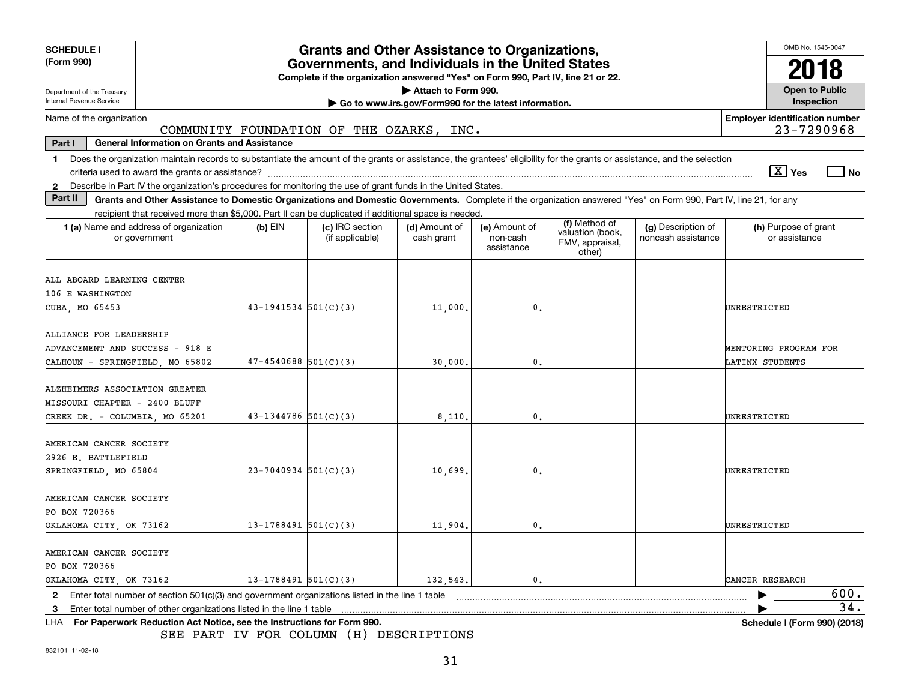**SCHEDULE I (Form 990)**

Department of the Treasury
Internal Revenue Service

# Grants and Other Assistance to Organizations, Governments, and Individuals in the United States

**Complete if the organization answered "Yes" on Form 990, Part IV, line 21 or 22.**
**▶ Attach to Form 990.**
**▶ Go to www.irs.gov/Form990 for the latest information.**

OMB No. 1545-0047
**2018**
**Open to Public Inspection**

Name of the organization: COMMUNITY FOUNDATION OF THE OZARKS, INC.
Employer identification number: 23-7290968

**Part I — General Information on Grants and Assistance**

1 Does the organization maintain records to substantiate the amount of the grants or assistance, the grantees' eligibility for the grants or assistance, and the selection criteria used to award the grants or assistance? [X] Yes [ ] No

2 Describe in Part IV the organization's procedures for monitoring the use of grant funds in the United States.

**Part II — Grants and Other Assistance to Domestic Organizations and Domestic Governments.** Complete if the organization answered "Yes" on Form 990, Part IV, line 21, for any recipient that received more than $5,000. Part II can be duplicated if additional space is needed.

| 1 (a) Name and address of organization or government | (b) EIN | (c) IRC section (if applicable) | (d) Amount of cash grant | (e) Amount of non-cash assistance | (f) Method of valuation (book, FMV, appraisal, other) | (g) Description of noncash assistance | (h) Purpose of grant or assistance |
|---|---|---|---|---|---|---|---|
| ALL ABOARD LEARNING CENTER 106 E WASHINGTON CUBA, MO 65453 | 43-1941534 | 501(C)(3) | 11,000. | 0. | | | UNRESTRICTED |
| ALLIANCE FOR LEADERSHIP ADVANCEMENT AND SUCCESS - 918 E CALHOUN - SPRINGFIELD, MO 65802 | 47-4540688 | 501(C)(3) | 30,000. | 0. | | | MENTORING PROGRAM FOR LATINX STUDENTS |
| ALZHEIMERS ASSOCIATION GREATER MISSOURI CHAPTER - 2400 BLUFF CREEK DR. - COLUMBIA, MO 65201 | 43-1344786 | 501(C)(3) | 8,110. | 0. | | | UNRESTRICTED |
| AMERICAN CANCER SOCIETY 2926 E. BATTLEFIELD SPRINGFIELD, MO 65804 | 23-7040934 | 501(C)(3) | 10,699. | 0. | | | UNRESTRICTED |
| AMERICAN CANCER SOCIETY PO BOX 720366 OKLAHOMA CITY, OK 73162 | 13-1788491 | 501(C)(3) | 11,904. | 0. | | | UNRESTRICTED |
| AMERICAN CANCER SOCIETY PO BOX 720366 OKLAHOMA CITY, OK 73162 | 13-1788491 | 501(C)(3) | 132,543. | 0. | | | CANCER RESEARCH |

2 Enter total number of section 501(c)(3) and government organizations listed in the line 1 table ▶ 600.

3 Enter total number of other organizations listed in the line 1 table ▶ 34.

LHA For Paperwork Reduction Act Notice, see the Instructions for Form 990. Schedule I (Form 990) (2018)

SEE PART IV FOR COLUMN (H) DESCRIPTIONS

832101 11-02-18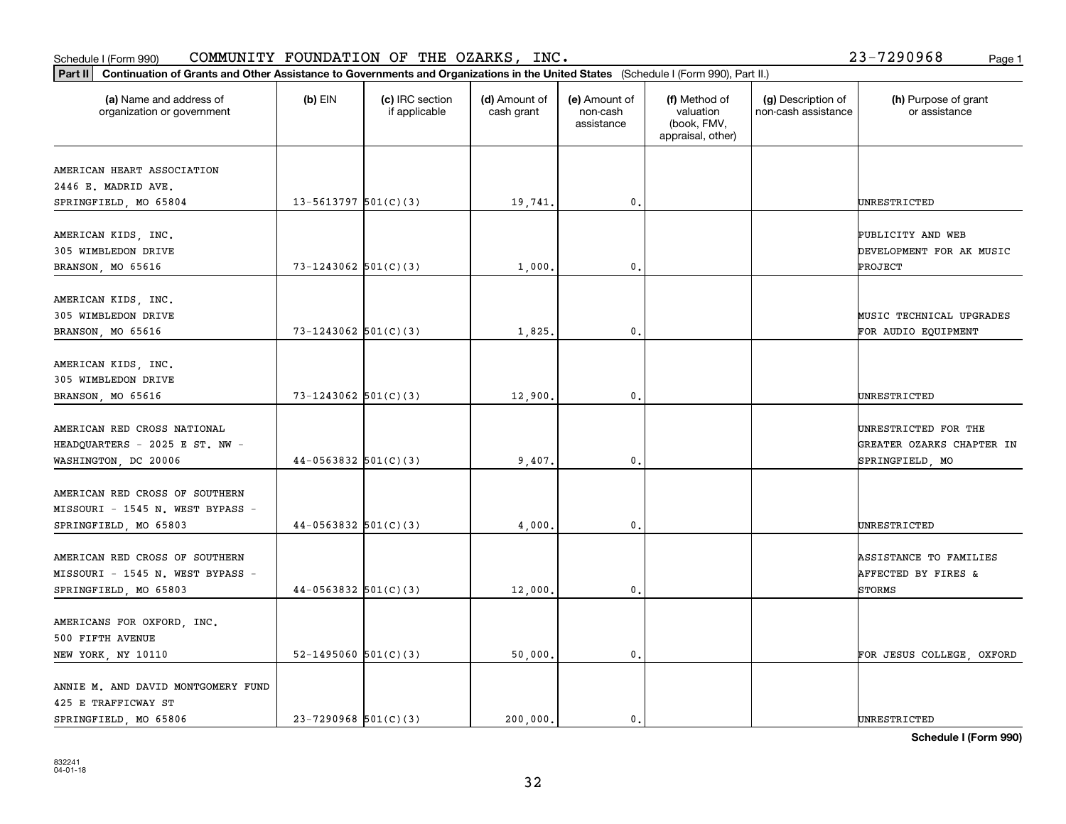Schedule I (Form 990) COMMUNITY FOUNDATION OF THE OZARKS, INC. 23-7290968 Page 1

**Part II** **Continuation of Grants and Other Assistance to Governments and Organizations in the United States** (Schedule I (Form 990), Part II.)

| (a) Name and address of organization or government | (b) EIN | (c) IRC section if applicable | (d) Amount of cash grant | (e) Amount of non-cash assistance | (f) Method of valuation (book, FMV, appraisal, other) | (g) Description of non-cash assistance | (h) Purpose of grant or assistance |
|---|---|---|---|---|---|---|---|
| AMERICAN HEART ASSOCIATION 2446 E. MADRID AVE. SPRINGFIELD, MO 65804 | 13-5613797 | 501(C)(3) | 19,741. | 0. | | | UNRESTRICTED |
| AMERICAN KIDS, INC. 305 WIMBLEDON DRIVE BRANSON, MO 65616 | 73-1243062 | 501(C)(3) | 1,000. | 0. | | | PUBLICITY AND WEB DEVELOPMENT FOR AK MUSIC PROJECT |
| AMERICAN KIDS, INC. 305 WIMBLEDON DRIVE BRANSON, MO 65616 | 73-1243062 | 501(C)(3) | 1,825. | 0. | | | MUSIC TECHNICAL UPGRADES FOR AUDIO EQUIPMENT |
| AMERICAN KIDS, INC. 305 WIMBLEDON DRIVE BRANSON, MO 65616 | 73-1243062 | 501(C)(3) | 12,900. | 0. | | | UNRESTRICTED |
| AMERICAN RED CROSS NATIONAL HEADQUARTERS - 2025 E ST. NW - WASHINGTON, DC 20006 | 44-0563832 | 501(C)(3) | 9,407. | 0. | | | UNRESTRICTED FOR THE GREATER OZARKS CHAPTER IN SPRINGFIELD, MO |
| AMERICAN RED CROSS OF SOUTHERN MISSOURI - 1545 N. WEST BYPASS - SPRINGFIELD, MO 65803 | 44-0563832 | 501(C)(3) | 4,000. | 0. | | | UNRESTRICTED |
| AMERICAN RED CROSS OF SOUTHERN MISSOURI - 1545 N. WEST BYPASS - SPRINGFIELD, MO 65803 | 44-0563832 | 501(C)(3) | 12,000. | 0. | | | ASSISTANCE TO FAMILIES AFFECTED BY FIRES & STORMS |
| AMERICANS FOR OXFORD, INC. 500 FIFTH AVENUE NEW YORK, NY 10110 | 52-1495060 | 501(C)(3) | 50,000. | 0. | | | FOR JESUS COLLEGE, OXFORD |
| ANNIE M. AND DAVID MONTGOMERY FUND 425 E TRAFFICWAY ST SPRINGFIELD, MO 65806 | 23-7290968 | 501(C)(3) | 200,000. | 0. | | | UNRESTRICTED |

**Schedule I (Form 990)**

832241 04-01-18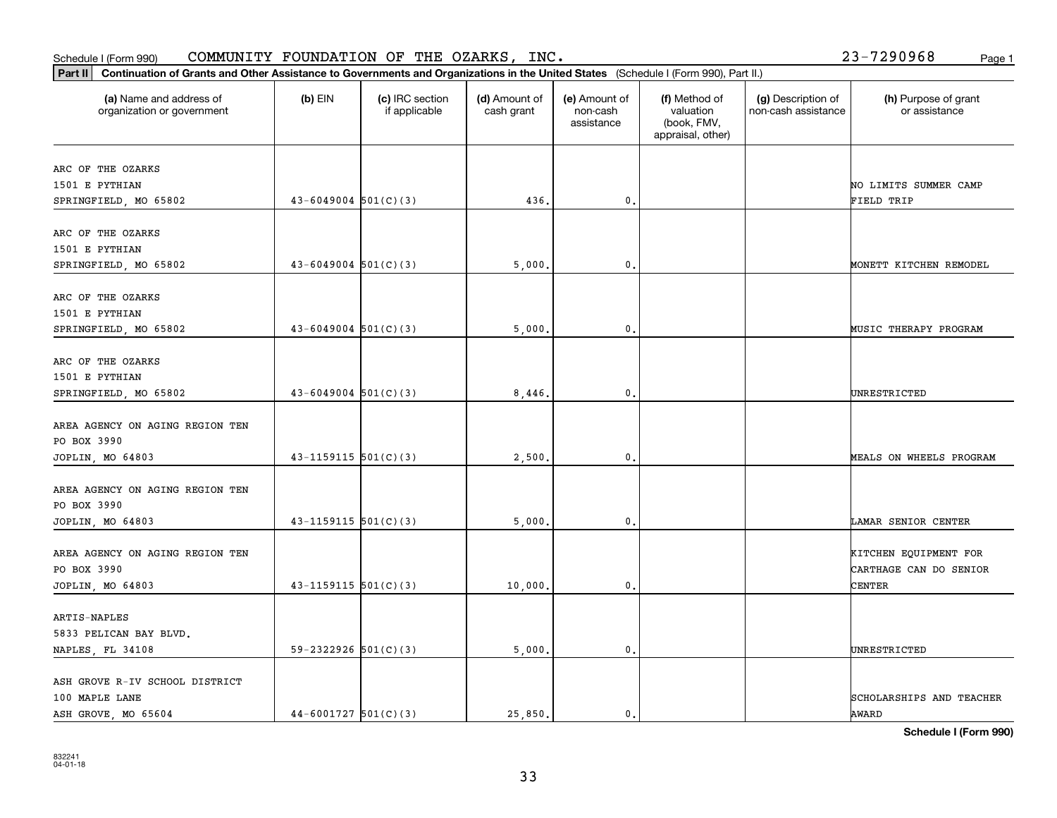Schedule I (Form 990) COMMUNITY FOUNDATION OF THE OZARKS, INC. 23-7290968

**Part II Continuation of Grants and Other Assistance to Governments and Organizations in the United States** (Schedule I (Form 990), Part II.)

| (a) Name and address of organization or government | (b) EIN | (c) IRC section if applicable | (d) Amount of cash grant | (e) Amount of non-cash assistance | (f) Method of valuation (book, FMV, appraisal, other) | (g) Description of non-cash assistance | (h) Purpose of grant or assistance |
|---|---|---|---|---|---|---|---|
| ARC OF THE OZARKS 1501 E PYTHIAN SPRINGFIELD, MO 65802 | 43-6049004 | 501(C)(3) | 436. | 0. | | | NO LIMITS SUMMER CAMP FIELD TRIP |
| ARC OF THE OZARKS 1501 E PYTHIAN SPRINGFIELD, MO 65802 | 43-6049004 | 501(C)(3) | 5,000. | 0. | | | MONETT KITCHEN REMODEL |
| ARC OF THE OZARKS 1501 E PYTHIAN SPRINGFIELD, MO 65802 | 43-6049004 | 501(C)(3) | 5,000. | 0. | | | MUSIC THERAPY PROGRAM |
| ARC OF THE OZARKS 1501 E PYTHIAN SPRINGFIELD, MO 65802 | 43-6049004 | 501(C)(3) | 8,446. | 0. | | | UNRESTRICTED |
| AREA AGENCY ON AGING REGION TEN PO BOX 3990 JOPLIN, MO 64803 | 43-1159115 | 501(C)(3) | 2,500. | 0. | | | MEALS ON WHEELS PROGRAM |
| AREA AGENCY ON AGING REGION TEN PO BOX 3990 JOPLIN, MO 64803 | 43-1159115 | 501(C)(3) | 5,000. | 0. | | | LAMAR SENIOR CENTER |
| AREA AGENCY ON AGING REGION TEN PO BOX 3990 JOPLIN, MO 64803 | 43-1159115 | 501(C)(3) | 10,000. | 0. | | | KITCHEN EQUIPMENT FOR CARTHAGE CAN DO SENIOR CENTER |
| ARTIS-NAPLES 5833 PELICAN BAY BLVD. NAPLES, FL 34108 | 59-2322926 | 501(C)(3) | 5,000. | 0. | | | UNRESTRICTED |
| ASH GROVE R-IV SCHOOL DISTRICT 100 MAPLE LANE ASH GROVE, MO 65604 | 44-6001727 | 501(C)(3) | 25,850. | 0. | | | SCHOLARSHIPS AND TEACHER AWARD |

Schedule I (Form 990)

832241 04-01-18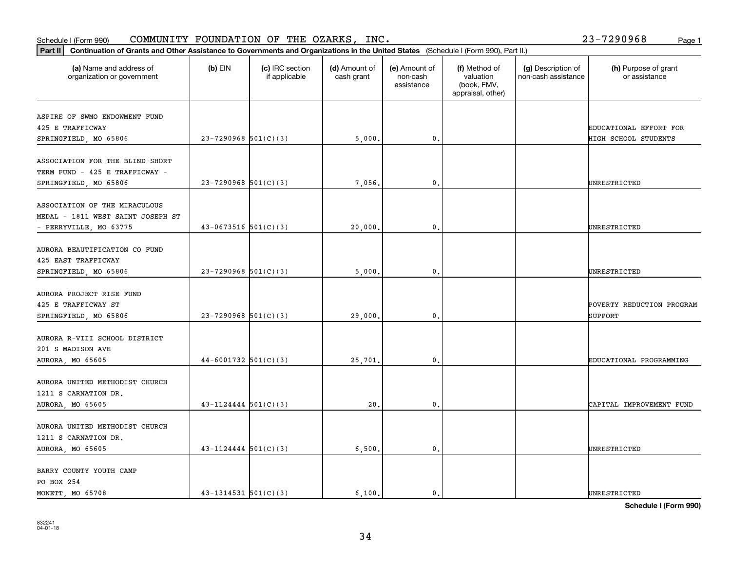Schedule I (Form 990) COMMUNITY FOUNDATION OF THE OZARKS, INC. 23-7290968

**Part II** **Continuation of Grants and Other Assistance to Governments and Organizations in the United States** (Schedule I (Form 990), Part II.)

| (a) Name and address of organization or government | (b) EIN | (c) IRC section if applicable | (d) Amount of cash grant | (e) Amount of non-cash assistance | (f) Method of valuation (book, FMV, appraisal, other) | (g) Description of non-cash assistance | (h) Purpose of grant or assistance |
|---|---|---|---|---|---|---|---|
| ASPIRE OF SWMO ENDOWMENT FUND 425 E TRAFFICWAY SPRINGFIELD, MO 65806 | 23-7290968 | 501(C)(3) | 5,000. | 0. | | | EDUCATIONAL EFFORT FOR HIGH SCHOOL STUDENTS |
| ASSOCIATION FOR THE BLIND SHORT TERM FUND - 425 E TRAFFICWAY - SPRINGFIELD, MO 65806 | 23-7290968 | 501(C)(3) | 7,056. | 0. | | | UNRESTRICTED |
| ASSOCIATION OF THE MIRACULOUS MEDAL - 1811 WEST SAINT JOSEPH ST - PERRYVILLE, MO 63775 | 43-0673516 | 501(C)(3) | 20,000. | 0. | | | UNRESTRICTED |
| AURORA BEAUTIFICATION CO FUND 425 EAST TRAFFICWAY SPRINGFIELD, MO 65806 | 23-7290968 | 501(C)(3) | 5,000. | 0. | | | UNRESTRICTED |
| AURORA PROJECT RISE FUND 425 E TRAFFICWAY ST SPRINGFIELD, MO 65806 | 23-7290968 | 501(C)(3) | 29,000. | 0. | | | POVERTY REDUCTION PROGRAM SUPPORT |
| AURORA R-VIII SCHOOL DISTRICT 201 S MADISON AVE AURORA, MO 65605 | 44-6001732 | 501(C)(3) | 25,701. | 0. | | | EDUCATIONAL PROGRAMMING |
| AURORA UNITED METHODIST CHURCH 1211 S CARNATION DR. AURORA, MO 65605 | 43-1124444 | 501(C)(3) | 20. | 0. | | | CAPITAL IMPROVEMENT FUND |
| AURORA UNITED METHODIST CHURCH 1211 S CARNATION DR. AURORA, MO 65605 | 43-1124444 | 501(C)(3) | 6,500. | 0. | | | UNRESTRICTED |
| BARRY COUNTY YOUTH CAMP PO BOX 254 MONETT, MO 65708 | 43-1314531 | 501(C)(3) | 6,100. | 0. | | | UNRESTRICTED |

**Schedule I (Form 990)**

832241 04-01-18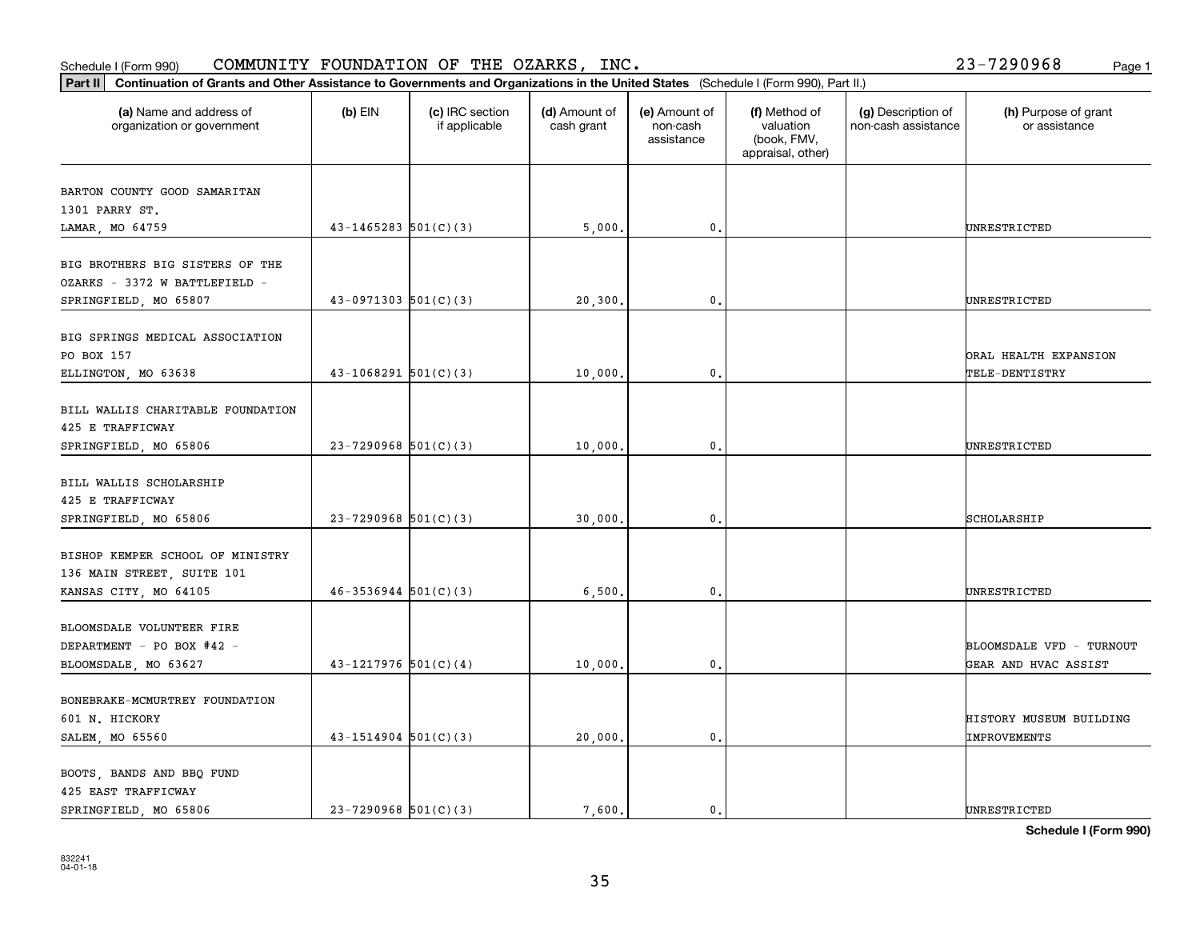Schedule I (Form 990) COMMUNITY FOUNDATION OF THE OZARKS, INC. 23-7290968

**Part II** **Continuation of Grants and Other Assistance to Governments and Organizations in the United States** (Schedule I (Form 990), Part II.)

| (a) Name and address of organization or government | (b) EIN | (c) IRC section if applicable | (d) Amount of cash grant | (e) Amount of non-cash assistance | (f) Method of valuation (book, FMV, appraisal, other) | (g) Description of non-cash assistance | (h) Purpose of grant or assistance |
|---|---|---|---|---|---|---|---|
| BARTON COUNTY GOOD SAMARITAN 1301 PARRY ST. LAMAR, MO 64759 | 43-1465283 | 501(C)(3) | 5,000. | 0. | | | UNRESTRICTED |
| BIG BROTHERS BIG SISTERS OF THE OZARKS - 3372 W BATTLEFIELD - SPRINGFIELD, MO 65807 | 43-0971303 | 501(C)(3) | 20,300. | 0. | | | UNRESTRICTED |
| BIG SPRINGS MEDICAL ASSOCIATION PO BOX 157 ELLINGTON, MO 63638 | 43-1068291 | 501(C)(3) | 10,000. | 0. | | | ORAL HEALTH EXPANSION TELE-DENTISTRY |
| BILL WALLIS CHARITABLE FOUNDATION 425 E TRAFFICWAY SPRINGFIELD, MO 65806 | 23-7290968 | 501(C)(3) | 10,000. | 0. | | | UNRESTRICTED |
| BILL WALLIS SCHOLARSHIP 425 E TRAFFICWAY SPRINGFIELD, MO 65806 | 23-7290968 | 501(C)(3) | 30,000. | 0. | | | SCHOLARSHIP |
| BISHOP KEMPER SCHOOL OF MINISTRY 136 MAIN STREET, SUITE 101 KANSAS CITY, MO 64105 | 46-3536944 | 501(C)(3) | 6,500. | 0. | | | UNRESTRICTED |
| BLOOMSDALE VOLUNTEER FIRE DEPARTMENT - PO BOX #42 - BLOOMSDALE, MO 63627 | 43-1217976 | 501(C)(4) | 10,000. | 0. | | | BLOOMSDALE VFD - TURNOUT GEAR AND HVAC ASSIST |
| BONEBRAKE-MCMURTREY FOUNDATION 601 N. HICKORY SALEM, MO 65560 | 43-1514904 | 501(C)(3) | 20,000. | 0. | | | HISTORY MUSEUM BUILDING IMPROVEMENTS |
| BOOTS, BANDS AND BBQ FUND 425 EAST TRAFFICWAY SPRINGFIELD, MO 65806 | 23-7290968 | 501(C)(3) | 7,600. | 0. | | | UNRESTRICTED |

**Schedule I (Form 990)**

832241 04-01-18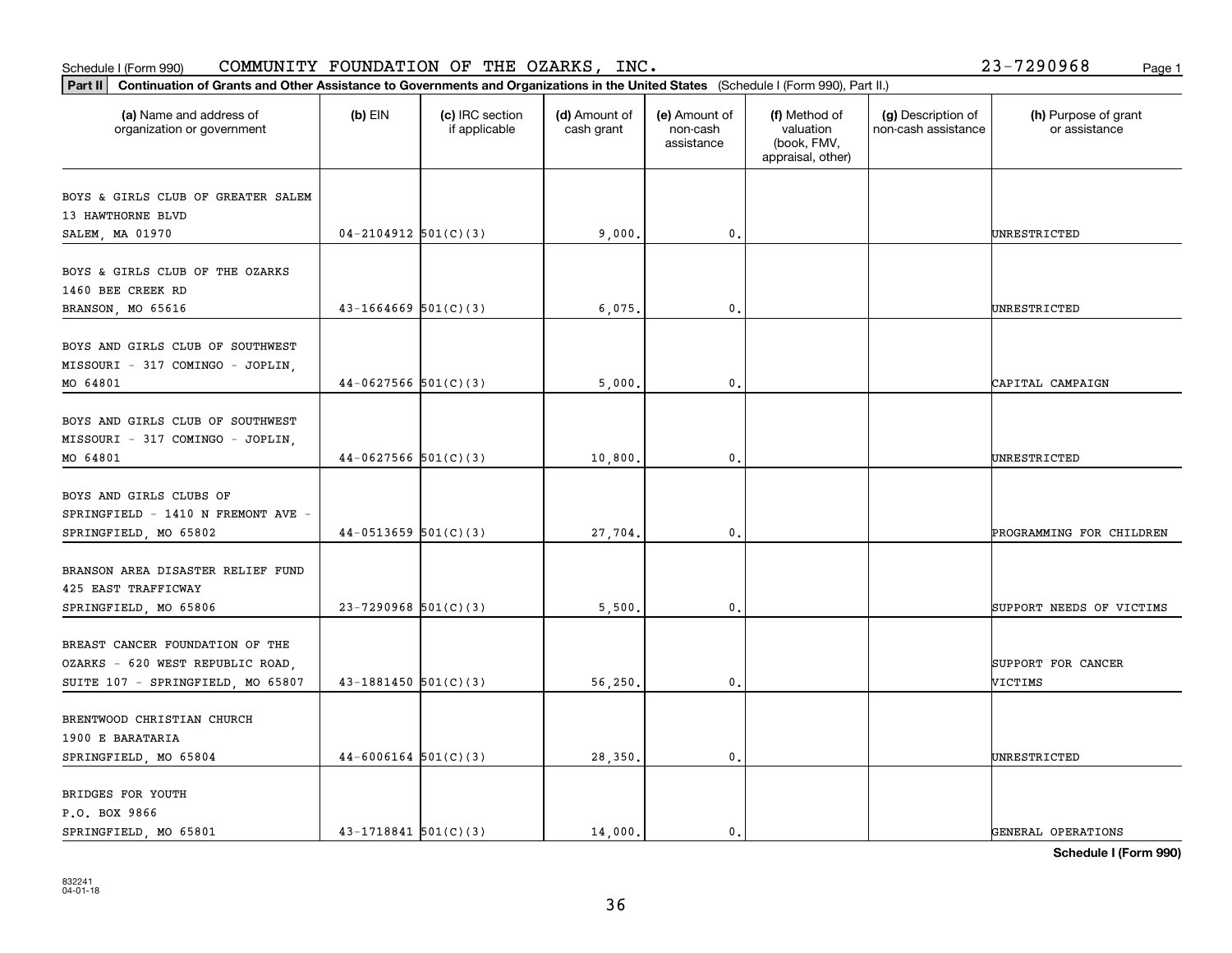Schedule I (Form 990) COMMUNITY FOUNDATION OF THE OZARKS, INC. 23-7290968

**Part II** **Continuation of Grants and Other Assistance to Governments and Organizations in the United States** (Schedule I (Form 990), Part II.)

| (a) Name and address of organization or government | (b) EIN | (c) IRC section if applicable | (d) Amount of cash grant | (e) Amount of non-cash assistance | (f) Method of valuation (book, FMV, appraisal, other) | (g) Description of non-cash assistance | (h) Purpose of grant or assistance |
|---|---|---|---|---|---|---|---|
| BOYS & GIRLS CLUB OF GREATER SALEM 13 HAWTHORNE BLVD SALEM, MA 01970 | 04-2104912 | 501(C)(3) | 9,000. | 0. | | | UNRESTRICTED |
| BOYS & GIRLS CLUB OF THE OZARKS 1460 BEE CREEK RD BRANSON, MO 65616 | 43-1664669 | 501(C)(3) | 6,075. | 0. | | | UNRESTRICTED |
| BOYS AND GIRLS CLUB OF SOUTHWEST MISSOURI - 317 COMINGO - JOPLIN, MO 64801 | 44-0627566 | 501(C)(3) | 5,000. | 0. | | | CAPITAL CAMPAIGN |
| BOYS AND GIRLS CLUB OF SOUTHWEST MISSOURI - 317 COMINGO - JOPLIN, MO 64801 | 44-0627566 | 501(C)(3) | 10,800. | 0. | | | UNRESTRICTED |
| BOYS AND GIRLS CLUBS OF SPRINGFIELD - 1410 N FREMONT AVE - SPRINGFIELD, MO 65802 | 44-0513659 | 501(C)(3) | 27,704. | 0. | | | PROGRAMMING FOR CHILDREN |
| BRANSON AREA DISASTER RELIEF FUND 425 EAST TRAFFICWAY SPRINGFIELD, MO 65806 | 23-7290968 | 501(C)(3) | 5,500. | 0. | | | SUPPORT NEEDS OF VICTIMS |
| BREAST CANCER FOUNDATION OF THE OZARKS - 620 WEST REPUBLIC ROAD, SUITE 107 - SPRINGFIELD, MO 65807 | 43-1881450 | 501(C)(3) | 56,250. | 0. | | | SUPPORT FOR CANCER VICTIMS |
| BRENTWOOD CHRISTIAN CHURCH 1900 E BARATARIA SPRINGFIELD, MO 65804 | 44-6006164 | 501(C)(3) | 28,350. | 0. | | | UNRESTRICTED |
| BRIDGES FOR YOUTH P.O. BOX 9866 SPRINGFIELD, MO 65801 | 43-1718841 | 501(C)(3) | 14,000. | 0. | | | GENERAL OPERATIONS |

**Schedule I (Form 990)**

832241 04-01-18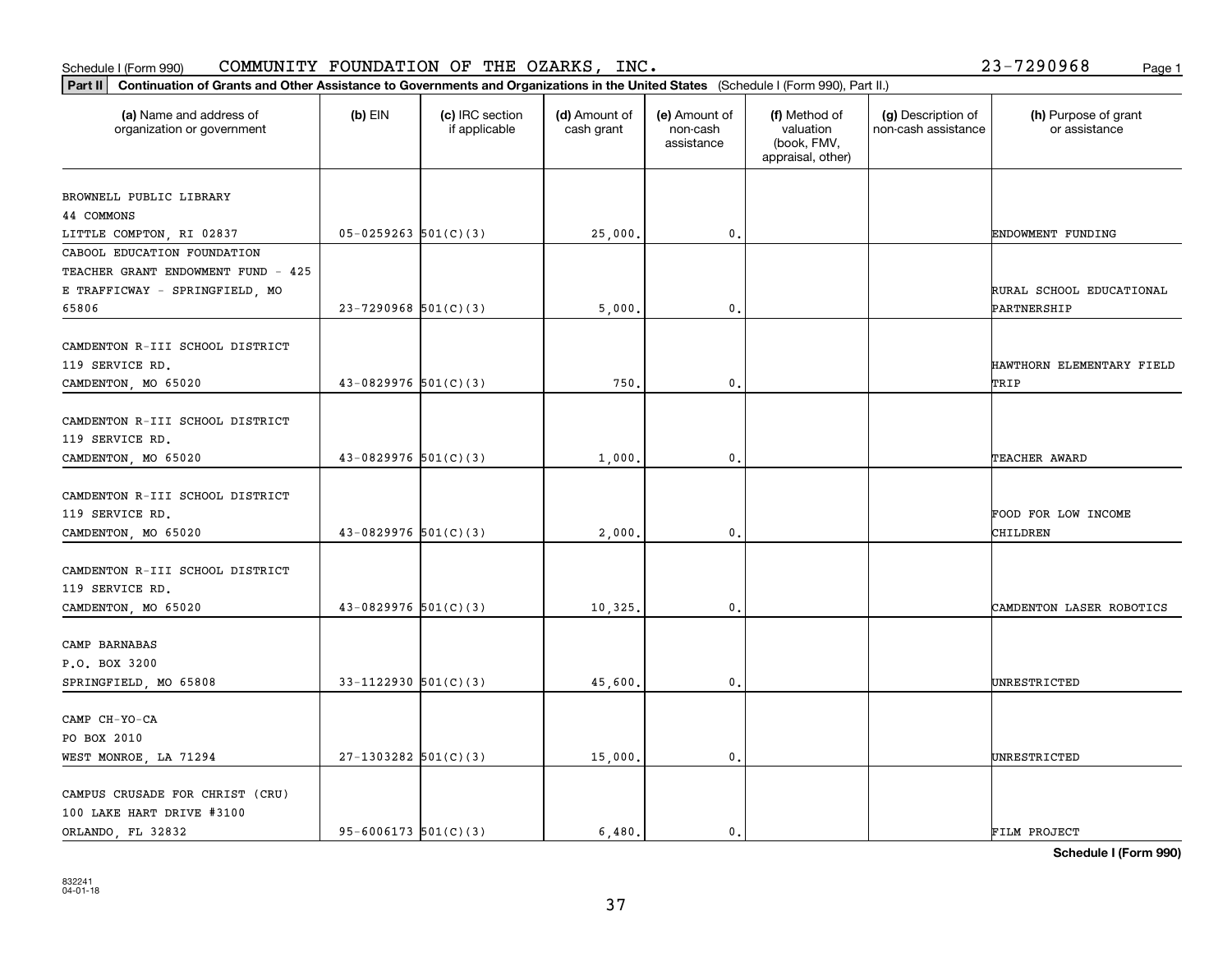Schedule I (Form 990) COMMUNITY FOUNDATION OF THE OZARKS, INC. 23-7290968

**Part II Continuation of Grants and Other Assistance to Governments and Organizations in the United States** (Schedule I (Form 990), Part II.)

| (a) Name and address of organization or government | (b) EIN | (c) IRC section if applicable | (d) Amount of cash grant | (e) Amount of non-cash assistance | (f) Method of valuation (book, FMV, appraisal, other) | (g) Description of non-cash assistance | (h) Purpose of grant or assistance |
|---|---|---|---|---|---|---|---|
| BROWNELL PUBLIC LIBRARY 44 COMMONS LITTLE COMPTON, RI 02837 | 05-0259263 | 501(C)(3) | 25,000. | 0. | | | ENDOWMENT FUNDING |
| CABOOL EDUCATION FOUNDATION TEACHER GRANT ENDOWMENT FUND - 425 E TRAFFICWAY - SPRINGFIELD, MO 65806 | 23-7290968 | 501(C)(3) | 5,000. | 0. | | | RURAL SCHOOL EDUCATIONAL PARTNERSHIP |
| CAMDENTON R-III SCHOOL DISTRICT 119 SERVICE RD. CAMDENTON, MO 65020 | 43-0829976 | 501(C)(3) | 750. | 0. | | | HAWTHORN ELEMENTARY FIELD TRIP |
| CAMDENTON R-III SCHOOL DISTRICT 119 SERVICE RD. CAMDENTON, MO 65020 | 43-0829976 | 501(C)(3) | 1,000. | 0. | | | TEACHER AWARD |
| CAMDENTON R-III SCHOOL DISTRICT 119 SERVICE RD. CAMDENTON, MO 65020 | 43-0829976 | 501(C)(3) | 2,000. | 0. | | | FOOD FOR LOW INCOME CHILDREN |
| CAMDENTON R-III SCHOOL DISTRICT 119 SERVICE RD. CAMDENTON, MO 65020 | 43-0829976 | 501(C)(3) | 10,325. | 0. | | | CAMDENTON LASER ROBOTICS |
| CAMP BARNABAS P.O. BOX 3200 SPRINGFIELD, MO 65808 | 33-1122930 | 501(C)(3) | 45,600. | 0. | | | UNRESTRICTED |
| CAMP CH-YO-CA PO BOX 2010 WEST MONROE, LA 71294 | 27-1303282 | 501(C)(3) | 15,000. | 0. | | | UNRESTRICTED |
| CAMPUS CRUSADE FOR CHRIST (CRU) 100 LAKE HART DRIVE #3100 ORLANDO, FL 32832 | 95-6006173 | 501(C)(3) | 6,480. | 0. | | | FILM PROJECT |

**Schedule I (Form 990)**

832241 04-01-18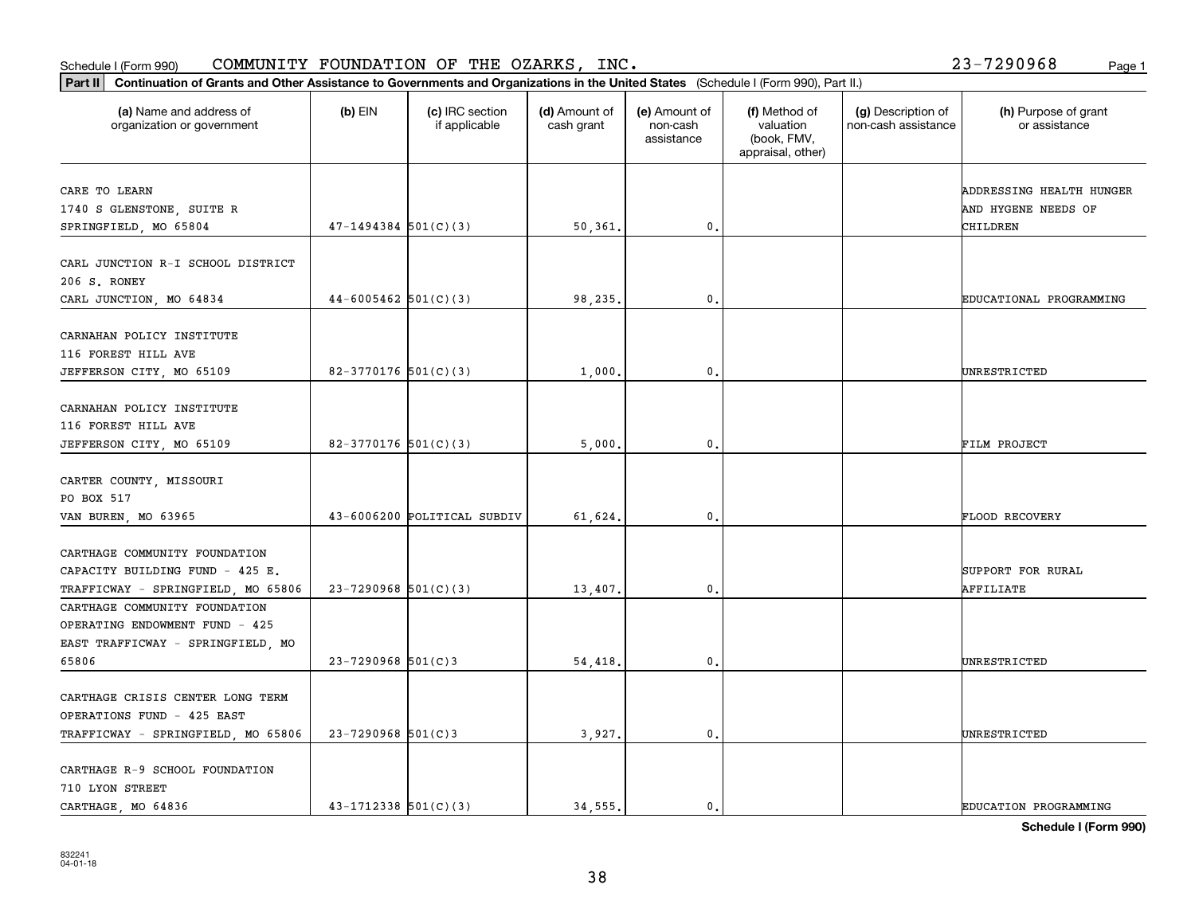Schedule I (Form 990) COMMUNITY FOUNDATION OF THE OZARKS, INC. 23-7290968

**Part II** **Continuation of Grants and Other Assistance to Governments and Organizations in the United States** (Schedule I (Form 990), Part II.)

| (a) Name and address of organization or government | (b) EIN | (c) IRC section if applicable | (d) Amount of cash grant | (e) Amount of non-cash assistance | (f) Method of valuation (book, FMV, appraisal, other) | (g) Description of non-cash assistance | (h) Purpose of grant or assistance |
|---|---|---|---|---|---|---|---|
| CARE TO LEARN 1740 S GLENSTONE, SUITE R SPRINGFIELD, MO 65804 | 47-1494384 | 501(C)(3) | 50,361. | 0. | | | ADDRESSING HEALTH HUNGER AND HYGENE NEEDS OF CHILDREN |
| CARL JUNCTION R-I SCHOOL DISTRICT 206 S. RONEY CARL JUNCTION, MO 64834 | 44-6005462 | 501(C)(3) | 98,235. | 0. | | | EDUCATIONAL PROGRAMMING |
| CARNAHAN POLICY INSTITUTE 116 FOREST HILL AVE JEFFERSON CITY, MO 65109 | 82-3770176 | 501(C)(3) | 1,000. | 0. | | | UNRESTRICTED |
| CARNAHAN POLICY INSTITUTE 116 FOREST HILL AVE JEFFERSON CITY, MO 65109 | 82-3770176 | 501(C)(3) | 5,000. | 0. | | | FILM PROJECT |
| CARTER COUNTY, MISSOURI PO BOX 517 VAN BUREN, MO 63965 | 43-6006200 | POLITICAL SUBDIV | 61,624. | 0. | | | FLOOD RECOVERY |
| CARTHAGE COMMUNITY FOUNDATION CAPACITY BUILDING FUND - 425 E. TRAFFICWAY - SPRINGFIELD, MO 65806 | 23-7290968 | 501(C)(3) | 13,407. | 0. | | | SUPPORT FOR RURAL AFFILIATE |
| CARTHAGE COMMUNITY FOUNDATION OPERATING ENDOWMENT FUND - 425 EAST TRAFFICWAY - SPRINGFIELD, MO 65806 | 23-7290968 | 501(C)3 | 54,418. | 0. | | | UNRESTRICTED |
| CARTHAGE CRISIS CENTER LONG TERM OPERATIONS FUND - 425 EAST TRAFFICWAY - SPRINGFIELD, MO 65806 | 23-7290968 | 501(C)3 | 3,927. | 0. | | | UNRESTRICTED |
| CARTHAGE R-9 SCHOOL FOUNDATION 710 LYON STREET CARTHAGE, MO 64836 | 43-1712338 | 501(C)(3) | 34,555. | 0. | | | EDUCATION PROGRAMMING |

**Schedule I (Form 990)**

832241 04-01-18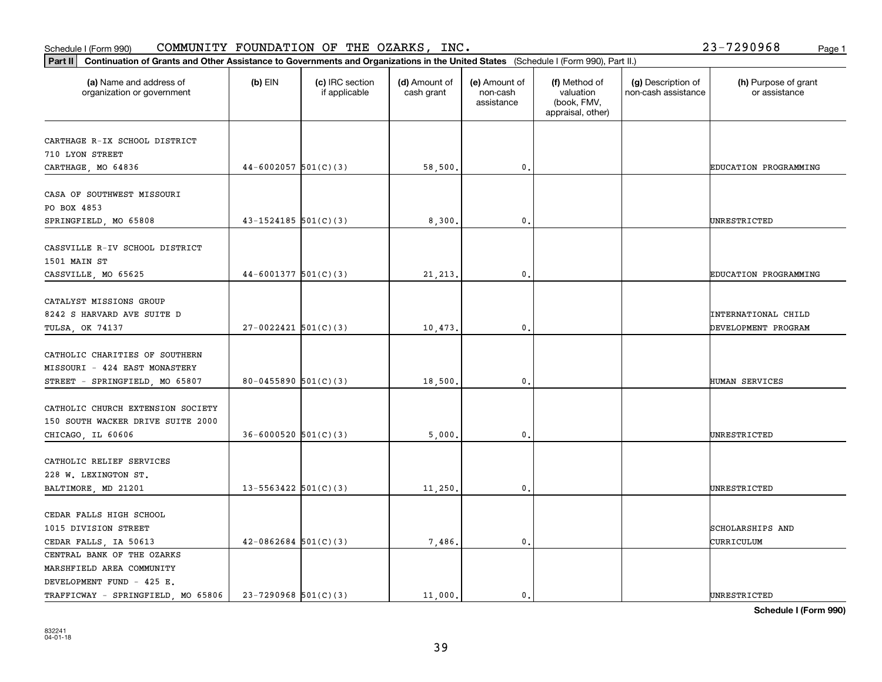Schedule I (Form 990) COMMUNITY FOUNDATION OF THE OZARKS, INC. 23-7290968

**Part II Continuation of Grants and Other Assistance to Governments and Organizations in the United States** (Schedule I (Form 990), Part II.)

| (a) Name and address of organization or government | (b) EIN | (c) IRC section if applicable | (d) Amount of cash grant | (e) Amount of non-cash assistance | (f) Method of valuation (book, FMV, appraisal, other) | (g) Description of non-cash assistance | (h) Purpose of grant or assistance |
|---|---|---|---|---|---|---|---|
| CARTHAGE R-IX SCHOOL DISTRICT 710 LYON STREET CARTHAGE, MO 64836 | 44-6002057 | 501(C)(3) | 58,500. | 0. | | | EDUCATION PROGRAMMING |
| CASA OF SOUTHWEST MISSOURI PO BOX 4853 SPRINGFIELD, MO 65808 | 43-1524185 | 501(C)(3) | 8,300. | 0. | | | UNRESTRICTED |
| CASSVILLE R-IV SCHOOL DISTRICT 1501 MAIN ST CASSVILLE, MO 65625 | 44-6001377 | 501(C)(3) | 21,213. | 0. | | | EDUCATION PROGRAMMING |
| CATALYST MISSIONS GROUP 8242 S HARVARD AVE SUITE D TULSA, OK 74137 | 27-0022421 | 501(C)(3) | 10,473. | 0. | | | INTERNATIONAL CHILD DEVELOPMENT PROGRAM |
| CATHOLIC CHARITIES OF SOUTHERN MISSOURI - 424 EAST MONASTERY STREET - SPRINGFIELD, MO 65807 | 80-0455890 | 501(C)(3) | 18,500. | 0. | | | HUMAN SERVICES |
| CATHOLIC CHURCH EXTENSION SOCIETY 150 SOUTH WACKER DRIVE SUITE 2000 CHICAGO, IL 60606 | 36-6000520 | 501(C)(3) | 5,000. | 0. | | | UNRESTRICTED |
| CATHOLIC RELIEF SERVICES 228 W. LEXINGTON ST. BALTIMORE, MD 21201 | 13-5563422 | 501(C)(3) | 11,250. | 0. | | | UNRESTRICTED |
| CEDAR FALLS HIGH SCHOOL 1015 DIVISION STREET CEDAR FALLS, IA 50613 | 42-0862684 | 501(C)(3) | 7,486. | 0. | | | SCHOLARSHIPS AND CURRICULUM |
| CENTRAL BANK OF THE OZARKS MARSHFIELD AREA COMMUNITY DEVELOPMENT FUND - 425 E. TRAFFICWAY - SPRINGFIELD, MO 65806 | 23-7290968 | 501(C)(3) | 11,000. | 0. | | | UNRESTRICTED |

832241
04-01-18

**Schedule I (Form 990)**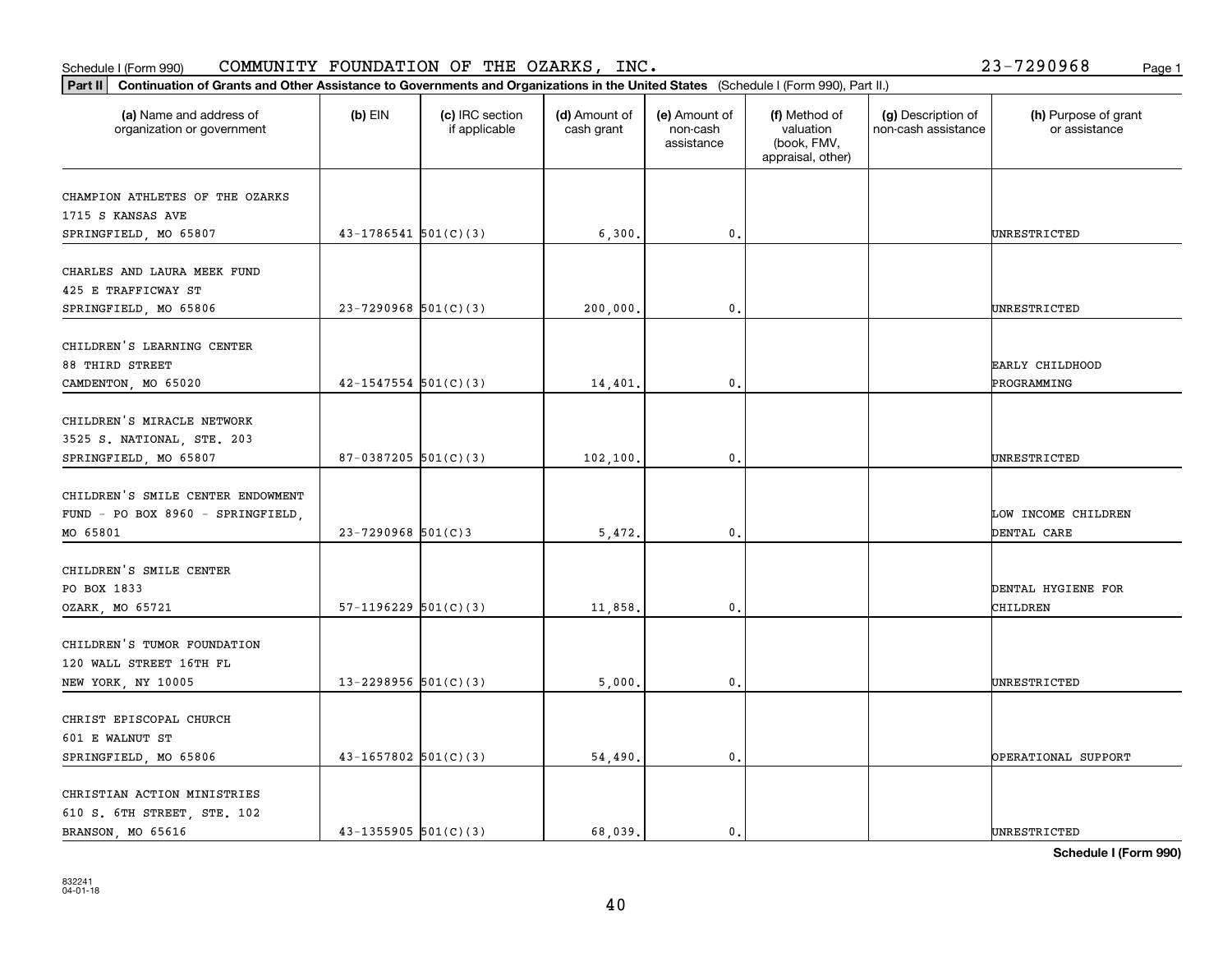Schedule I (Form 990) COMMUNITY FOUNDATION OF THE OZARKS, INC. 23-7290968

**Part II** **Continuation of Grants and Other Assistance to Governments and Organizations in the United States** (Schedule I (Form 990), Part II.)

| (a) Name and address of organization or government | (b) EIN | (c) IRC section if applicable | (d) Amount of cash grant | (e) Amount of non-cash assistance | (f) Method of valuation (book, FMV, appraisal, other) | (g) Description of non-cash assistance | (h) Purpose of grant or assistance |
|---|---|---|---|---|---|---|---|
| CHAMPION ATHLETES OF THE OZARKS 1715 S KANSAS AVE SPRINGFIELD, MO 65807 | 43-1786541 | 501(C)(3) | 6,300. | 0. | | | UNRESTRICTED |
| CHARLES AND LAURA MEEK FUND 425 E TRAFFICWAY ST SPRINGFIELD, MO 65806 | 23-7290968 | 501(C)(3) | 200,000. | 0. | | | UNRESTRICTED |
| CHILDREN'S LEARNING CENTER 88 THIRD STREET CAMDENTON, MO 65020 | 42-1547554 | 501(C)(3) | 14,401. | 0. | | | EARLY CHILDHOOD PROGRAMMING |
| CHILDREN'S MIRACLE NETWORK 3525 S. NATIONAL, STE. 203 SPRINGFIELD, MO 65807 | 87-0387205 | 501(C)(3) | 102,100. | 0. | | | UNRESTRICTED |
| CHILDREN'S SMILE CENTER ENDOWMENT FUND - PO BOX 8960 - SPRINGFIELD, MO 65801 | 23-7290968 | 501(C)3 | 5,472. | 0. | | | LOW INCOME CHILDREN DENTAL CARE |
| CHILDREN'S SMILE CENTER PO BOX 1833 OZARK, MO 65721 | 57-1196229 | 501(C)(3) | 11,858. | 0. | | | DENTAL HYGIENE FOR CHILDREN |
| CHILDREN'S TUMOR FOUNDATION 120 WALL STREET 16TH FL NEW YORK, NY 10005 | 13-2298956 | 501(C)(3) | 5,000. | 0. | | | UNRESTRICTED |
| CHRIST EPISCOPAL CHURCH 601 E WALNUT ST SPRINGFIELD, MO 65806 | 43-1657802 | 501(C)(3) | 54,490. | 0. | | | OPERATIONAL SUPPORT |
| CHRISTIAN ACTION MINISTRIES 610 S. 6TH STREET, STE. 102 BRANSON, MO 65616 | 43-1355905 | 501(C)(3) | 68,039. | 0. | | | UNRESTRICTED |

**Schedule I (Form 990)**

832241 04-01-18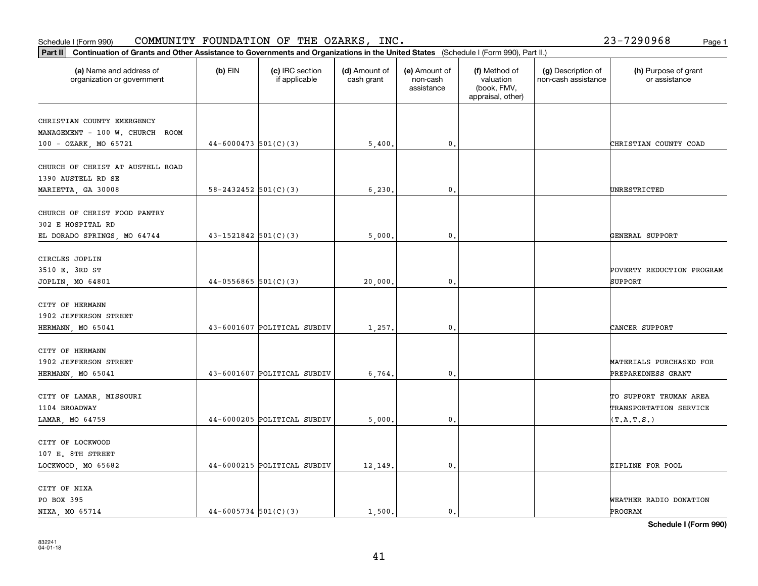Schedule I (Form 990) COMMUNITY FOUNDATION OF THE OZARKS, INC. 23-7290968 Page 1

**Part II** **Continuation of Grants and Other Assistance to Governments and Organizations in the United States** (Schedule I (Form 990), Part II.)

| (a) Name and address of organization or government | (b) EIN | (c) IRC section if applicable | (d) Amount of cash grant | (e) Amount of non-cash assistance | (f) Method of valuation (book, FMV, appraisal, other) | (g) Description of non-cash assistance | (h) Purpose of grant or assistance |
|---|---|---|---|---|---|---|---|
| CHRISTIAN COUNTY EMERGENCY MANAGEMENT - 100 W. CHURCH ROOM 100 - OZARK, MO 65721 | 44-6000473 | 501(C)(3) | 5,400. | 0. | | | CHRISTIAN COUNTY COAD |
| CHURCH OF CHRIST AT AUSTELL ROAD 1390 AUSTELL RD SE MARIETTA, GA 30008 | 58-2432452 | 501(C)(3) | 6,230. | 0. | | | UNRESTRICTED |
| CHURCH OF CHRIST FOOD PANTRY 302 E HOSPITAL RD EL DORADO SPRINGS, MO 64744 | 43-1521842 | 501(C)(3) | 5,000. | 0. | | | GENERAL SUPPORT |
| CIRCLES JOPLIN 3510 E. 3RD ST JOPLIN, MO 64801 | 44-0556865 | 501(C)(3) | 20,000. | 0. | | | POVERTY REDUCTION PROGRAM SUPPORT |
| CITY OF HERMANN 1902 JEFFERSON STREET HERMANN, MO 65041 | 43-6001607 | POLITICAL SUBDIV | 1,257. | 0. | | | CANCER SUPPORT |
| CITY OF HERMANN 1902 JEFFERSON STREET HERMANN, MO 65041 | 43-6001607 | POLITICAL SUBDIV | 6,764. | 0. | | | MATERIALS PURCHASED FOR PREPAREDNESS GRANT |
| CITY OF LAMAR, MISSOURI 1104 BROADWAY LAMAR, MO 64759 | 44-6000205 | POLITICAL SUBDIV | 5,000. | 0. | | | TO SUPPORT TRUMAN AREA TRANSPORTATION SERVICE (T.A.T.S.) |
| CITY OF LOCKWOOD 107 E. 8TH STREET LOCKWOOD, MO 65682 | 44-6000215 | POLITICAL SUBDIV | 12,149. | 0. | | | ZIPLINE FOR POOL |
| CITY OF NIXA PO BOX 395 NIXA, MO 65714 | 44-6005734 | 501(C)(3) | 1,500. | 0. | | | WEATHER RADIO DONATION PROGRAM |

**Schedule I (Form 990)**

832241 04-01-18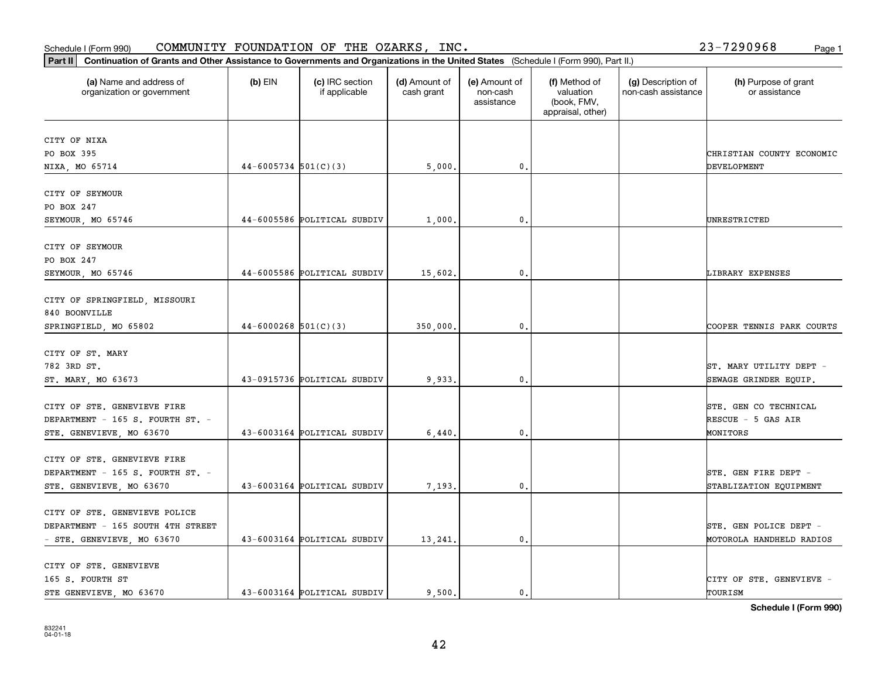Schedule I (Form 990) COMMUNITY FOUNDATION OF THE OZARKS, INC. 23-7290968

**Part II** **Continuation of Grants and Other Assistance to Governments and Organizations in the United States** (Schedule I (Form 990), Part II.)

| (a) Name and address of organization or government | (b) EIN | (c) IRC section if applicable | (d) Amount of cash grant | (e) Amount of non-cash assistance | (f) Method of valuation (book, FMV, appraisal, other) | (g) Description of non-cash assistance | (h) Purpose of grant or assistance |
|---|---|---|---|---|---|---|---|
| CITY OF NIXA<br>PO BOX 395<br>NIXA, MO 65714 | 44-6005734 | 501(C)(3) | 5,000. | 0. | | | CHRISTIAN COUNTY ECONOMIC DEVELOPMENT |
| CITY OF SEYMOUR<br>PO BOX 247<br>SEYMOUR, MO 65746 | 44-6005586 | POLITICAL SUBDIV | 1,000. | 0. | | | UNRESTRICTED |
| CITY OF SEYMOUR<br>PO BOX 247<br>SEYMOUR, MO 65746 | 44-6005586 | POLITICAL SUBDIV | 15,602. | 0. | | | LIBRARY EXPENSES |
| CITY OF SPRINGFIELD, MISSOURI<br>840 BOONVILLE<br>SPRINGFIELD, MO 65802 | 44-6000268 | 501(C)(3) | 350,000. | 0. | | | COOPER TENNIS PARK COURTS |
| CITY OF ST. MARY<br>782 3RD ST.<br>ST. MARY, MO 63673 | 43-0915736 | POLITICAL SUBDIV | 9,933. | 0. | | | ST. MARY UTILITY DEPT - SEWAGE GRINDER EQUIP. |
| CITY OF STE. GENEVIEVE FIRE DEPARTMENT - 165 S. FOURTH ST. - STE. GENEVIEVE, MO 63670 | 43-6003164 | POLITICAL SUBDIV | 6,440. | 0. | | | STE. GEN CO TECHNICAL RESCUE - 5 GAS AIR MONITORS |
| CITY OF STE. GENEVIEVE FIRE DEPARTMENT - 165 S. FOURTH ST. - STE. GENEVIEVE, MO 63670 | 43-6003164 | POLITICAL SUBDIV | 7,193. | 0. | | | STE. GEN FIRE DEPT - STABLIZATION EQUIPMENT |
| CITY OF STE. GENEVIEVE POLICE DEPARTMENT - 165 SOUTH 4TH STREET - STE. GENEVIEVE, MO 63670 | 43-6003164 | POLITICAL SUBDIV | 13,241. | 0. | | | STE. GEN POLICE DEPT - MOTOROLA HANDHELD RADIOS |
| CITY OF STE. GENEVIEVE<br>165 S. FOURTH ST<br>STE GENEVIEVE, MO 63670 | 43-6003164 | POLITICAL SUBDIV | 9,500. | 0. | | | CITY OF STE. GENEVIEVE - TOURISM |

Schedule I (Form 990)

832241
04-01-18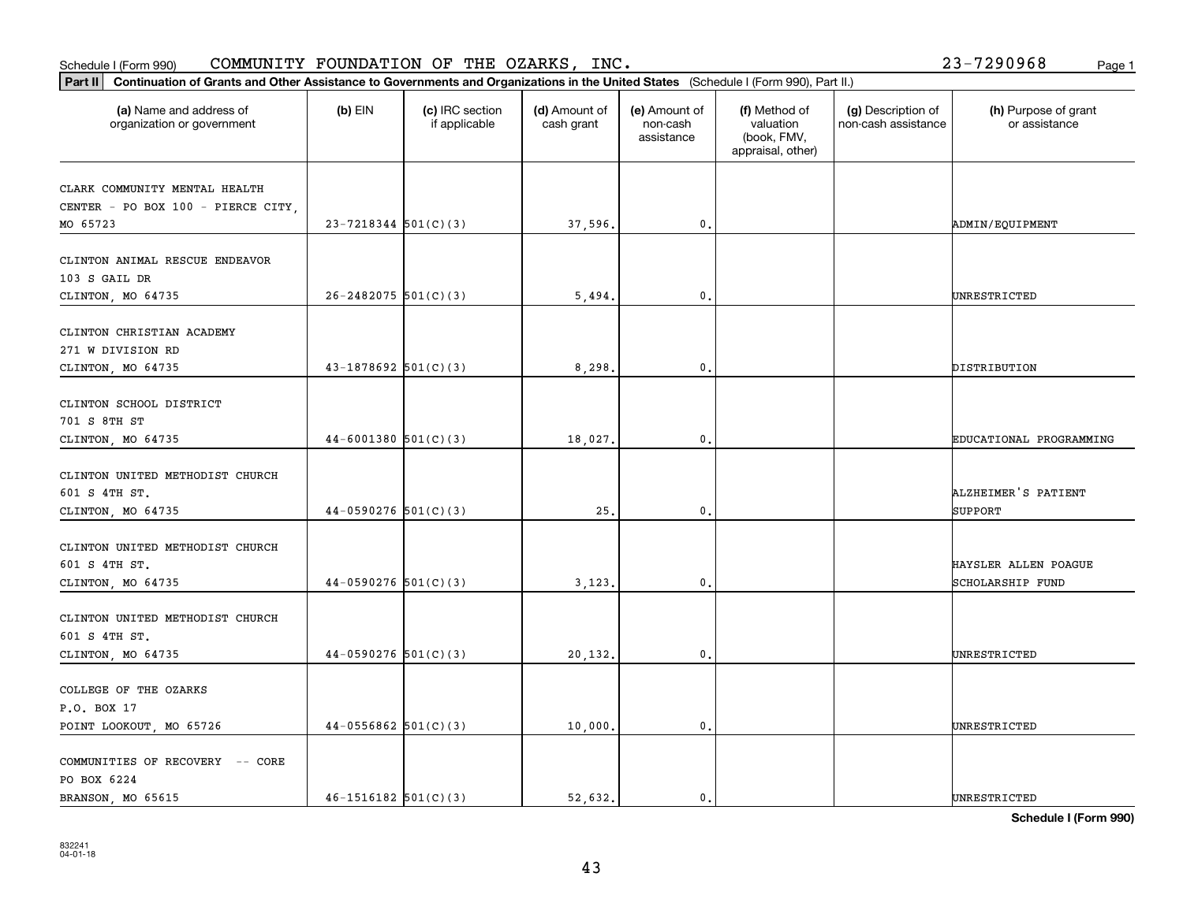Schedule I (Form 990) COMMUNITY FOUNDATION OF THE OZARKS, INC. 23-7290968

**Part II Continuation of Grants and Other Assistance to Governments and Organizations in the United States** (Schedule I (Form 990), Part II.)

| (a) Name and address of organization or government | (b) EIN | (c) IRC section if applicable | (d) Amount of cash grant | (e) Amount of non-cash assistance | (f) Method of valuation (book, FMV, appraisal, other) | (g) Description of non-cash assistance | (h) Purpose of grant or assistance |
|---|---|---|---|---|---|---|---|
| CLARK COMMUNITY MENTAL HEALTH CENTER - PO BOX 100 - PIERCE CITY, MO 65723 | 23-7218344 | 501(C)(3) | 37,596. | 0. | | | ADMIN/EQUIPMENT |
| CLINTON ANIMAL RESCUE ENDEAVOR 103 S GAIL DR CLINTON, MO 64735 | 26-2482075 | 501(C)(3) | 5,494. | 0. | | | UNRESTRICTED |
| CLINTON CHRISTIAN ACADEMY 271 W DIVISION RD CLINTON, MO 64735 | 43-1878692 | 501(C)(3) | 8,298. | 0. | | | DISTRIBUTION |
| CLINTON SCHOOL DISTRICT 701 S 8TH ST CLINTON, MO 64735 | 44-6001380 | 501(C)(3) | 18,027. | 0. | | | EDUCATIONAL PROGRAMMING |
| CLINTON UNITED METHODIST CHURCH 601 S 4TH ST. CLINTON, MO 64735 | 44-0590276 | 501(C)(3) | 25. | 0. | | | ALZHEIMER'S PATIENT SUPPORT |
| CLINTON UNITED METHODIST CHURCH 601 S 4TH ST. CLINTON, MO 64735 | 44-0590276 | 501(C)(3) | 3,123. | 0. | | | HAYSLER ALLEN POAGUE SCHOLARSHIP FUND |
| CLINTON UNITED METHODIST CHURCH 601 S 4TH ST. CLINTON, MO 64735 | 44-0590276 | 501(C)(3) | 20,132. | 0. | | | UNRESTRICTED |
| COLLEGE OF THE OZARKS P.O. BOX 17 POINT LOOKOUT, MO 65726 | 44-0556862 | 501(C)(3) | 10,000. | 0. | | | UNRESTRICTED |
| COMMUNITIES OF RECOVERY -- CORE PO BOX 6224 BRANSON, MO 65615 | 46-1516182 | 501(C)(3) | 52,632. | 0. | | | UNRESTRICTED |

**Schedule I (Form 990)**

832241 04-01-18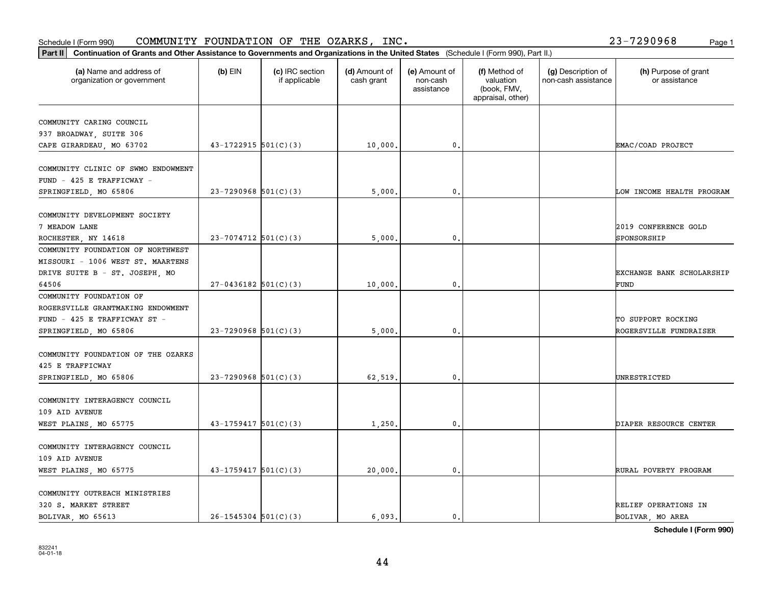Schedule I (Form 990) COMMUNITY FOUNDATION OF THE OZARKS, INC. 23-7290968

**Part II** Continuation of Grants and Other Assistance to Governments and Organizations in the United States (Schedule I (Form 990), Part II.)

| (a) Name and address of organization or government | (b) EIN | (c) IRC section if applicable | (d) Amount of cash grant | (e) Amount of non-cash assistance | (f) Method of valuation (book, FMV, appraisal, other) | (g) Description of non-cash assistance | (h) Purpose of grant or assistance |
|---|---|---|---|---|---|---|---|
| COMMUNITY CARING COUNCIL 937 BROADWAY, SUITE 306 CAPE GIRARDEAU, MO 63702 | 43-1722915 | 501(C)(3) | 10,000. | 0. | | | EMAC/COAD PROJECT |
| COMMUNITY CLINIC OF SWMO ENDOWMENT FUND - 425 E TRAFFICWAY - SPRINGFIELD, MO 65806 | 23-7290968 | 501(C)(3) | 5,000. | 0. | | | LOW INCOME HEALTH PROGRAM |
| COMMUNITY DEVELOPMENT SOCIETY 7 MEADOW LANE ROCHESTER, NY 14618 | 23-7074712 | 501(C)(3) | 5,000. | 0. | | | 2019 CONFERENCE GOLD SPONSORSHIP |
| COMMUNITY FOUNDATION OF NORTHWEST MISSOURI - 1006 WEST ST. MAARTENS DRIVE SUITE B - ST. JOSEPH, MO 64506 | 27-0436182 | 501(C)(3) | 10,000. | 0. | | | EXCHANGE BANK SCHOLARSHIP FUND |
| COMMUNITY FOUNDATION OF ROGERSVILLE GRANTMAKING ENDOWMENT FUND - 425 E TRAFFICWAY ST - SPRINGFIELD, MO 65806 | 23-7290968 | 501(C)(3) | 5,000. | 0. | | | TO SUPPORT ROCKING ROGERSVILLE FUNDRAISER |
| COMMUNITY FOUNDATION OF THE OZARKS 425 E TRAFFICWAY SPRINGFIELD, MO 65806 | 23-7290968 | 501(C)(3) | 62,519. | 0. | | | UNRESTRICTED |
| COMMUNITY INTERAGENCY COUNCIL 109 AID AVENUE WEST PLAINS, MO 65775 | 43-1759417 | 501(C)(3) | 1,250. | 0. | | | DIAPER RESOURCE CENTER |
| COMMUNITY INTERAGENCY COUNCIL 109 AID AVENUE WEST PLAINS, MO 65775 | 43-1759417 | 501(C)(3) | 20,000. | 0. | | | RURAL POVERTY PROGRAM |
| COMMUNITY OUTREACH MINISTRIES 320 S. MARKET STREET BOLIVAR, MO 65613 | 26-1545304 | 501(C)(3) | 6,093. | 0. | | | RELIEF OPERATIONS IN BOLIVAR, MO AREA |

Schedule I (Form 990)

832241 04-01-18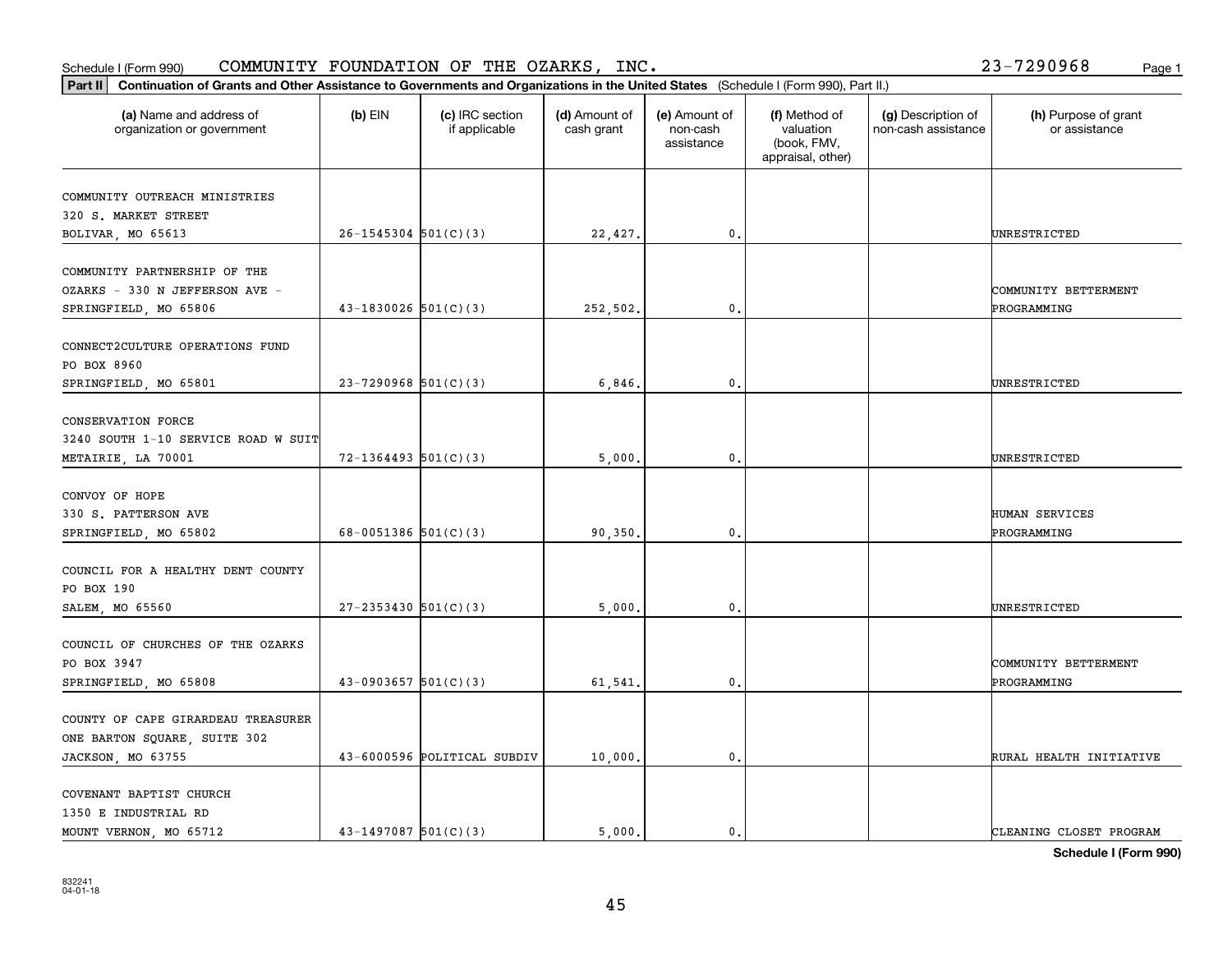Schedule I (Form 990) COMMUNITY FOUNDATION OF THE OZARKS, INC. 23-7290968

**Part II Continuation of Grants and Other Assistance to Governments and Organizations in the United States** (Schedule I (Form 990), Part II.)

| (a) Name and address of organization or government | (b) EIN | (c) IRC section if applicable | (d) Amount of cash grant | (e) Amount of non-cash assistance | (f) Method of valuation (book, FMV, appraisal, other) | (g) Description of non-cash assistance | (h) Purpose of grant or assistance |
|---|---|---|---|---|---|---|---|
| COMMUNITY OUTREACH MINISTRIES 320 S. MARKET STREET BOLIVAR, MO 65613 | 26-1545304 | 501(C)(3) | 22,427. | 0. | | | UNRESTRICTED |
| COMMUNITY PARTNERSHIP OF THE OZARKS - 330 N JEFFERSON AVE - SPRINGFIELD, MO 65806 | 43-1830026 | 501(C)(3) | 252,502. | 0. | | | COMMUNITY BETTERMENT PROGRAMMING |
| CONNECT2CULTURE OPERATIONS FUND PO BOX 8960 SPRINGFIELD, MO 65801 | 23-7290968 | 501(C)(3) | 6,846. | 0. | | | UNRESTRICTED |
| CONSERVATION FORCE 3240 SOUTH 1-10 SERVICE ROAD W SUIT METAIRIE, LA 70001 | 72-1364493 | 501(C)(3) | 5,000. | 0. | | | UNRESTRICTED |
| CONVOY OF HOPE 330 S. PATTERSON AVE SPRINGFIELD, MO 65802 | 68-0051386 | 501(C)(3) | 90,350. | 0. | | | HUMAN SERVICES PROGRAMMING |
| COUNCIL FOR A HEALTHY DENT COUNTY PO BOX 190 SALEM, MO 65560 | 27-2353430 | 501(C)(3) | 5,000. | 0. | | | UNRESTRICTED |
| COUNCIL OF CHURCHES OF THE OZARKS PO BOX 3947 SPRINGFIELD, MO 65808 | 43-0903657 | 501(C)(3) | 61,541. | 0. | | | COMMUNITY BETTERMENT PROGRAMMING |
| COUNTY OF CAPE GIRARDEAU TREASURER ONE BARTON SQUARE, SUITE 302 JACKSON, MO 63755 | 43-6000596 | POLITICAL SUBDIV | 10,000. | 0. | | | RURAL HEALTH INITIATIVE |
| COVENANT BAPTIST CHURCH 1350 E INDUSTRIAL RD MOUNT VERNON, MO 65712 | 43-1497087 | 501(C)(3) | 5,000. | 0. | | | CLEANING CLOSET PROGRAM |

**Schedule I (Form 990)**

832241 04-01-18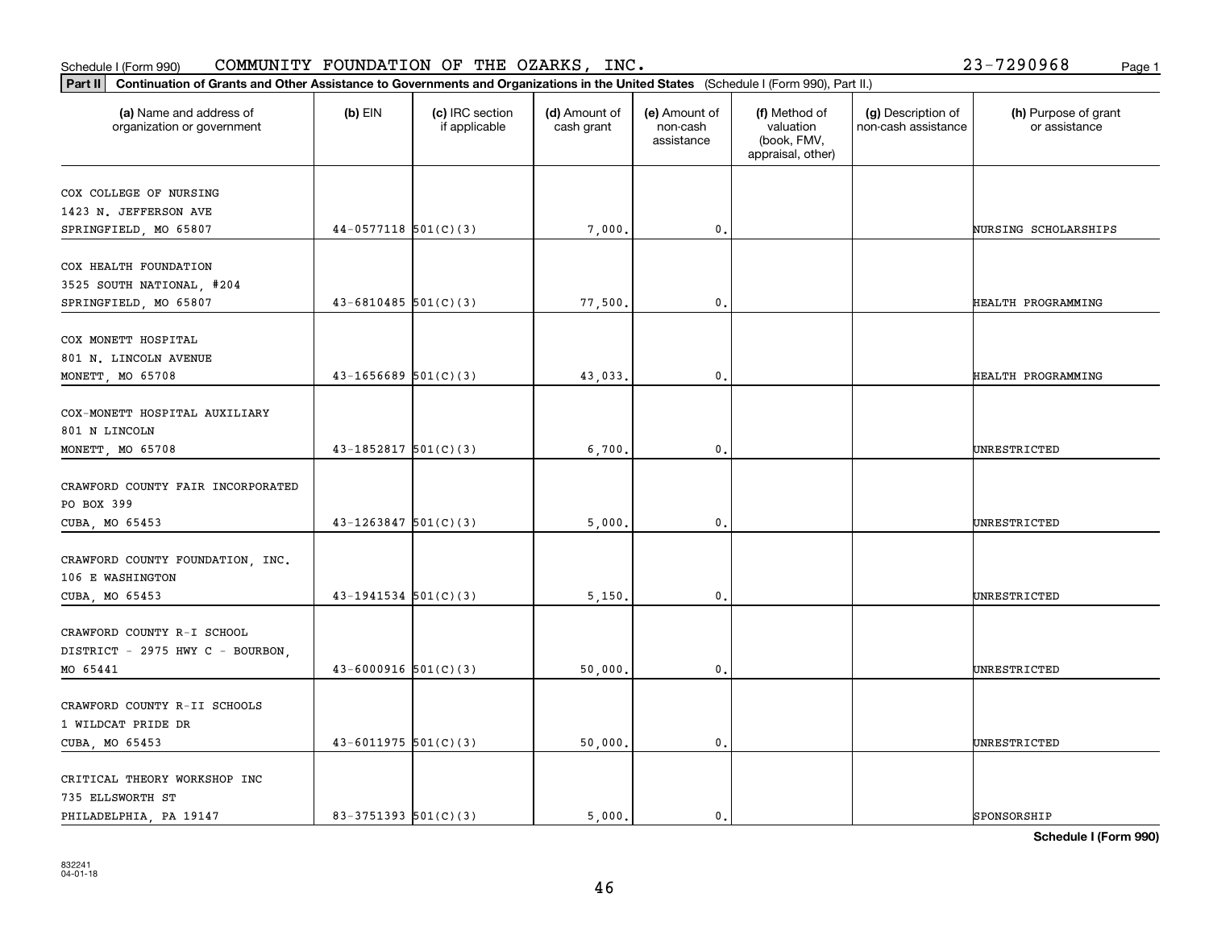Schedule I (Form 990) COMMUNITY FOUNDATION OF THE OZARKS, INC. 23-7290968

**Part II** **Continuation of Grants and Other Assistance to Governments and Organizations in the United States** (Schedule I (Form 990), Part II.)

| (a) Name and address of organization or government | (b) EIN | (c) IRC section if applicable | (d) Amount of cash grant | (e) Amount of non-cash assistance | (f) Method of valuation (book, FMV, appraisal, other) | (g) Description of non-cash assistance | (h) Purpose of grant or assistance |
|---|---|---|---|---|---|---|---|
| COX COLLEGE OF NURSING<br>1423 N. JEFFERSON AVE<br>SPRINGFIELD, MO 65807 | 44-0577118 | 501(C)(3) | 7,000. | 0. | | | NURSING SCHOLARSHIPS |
| COX HEALTH FOUNDATION<br>3525 SOUTH NATIONAL, #204<br>SPRINGFIELD, MO 65807 | 43-6810485 | 501(C)(3) | 77,500. | 0. | | | HEALTH PROGRAMMING |
| COX MONETT HOSPITAL<br>801 N. LINCOLN AVENUE<br>MONETT, MO 65708 | 43-1656689 | 501(C)(3) | 43,033. | 0. | | | HEALTH PROGRAMMING |
| COX-MONETT HOSPITAL AUXILIARY<br>801 N LINCOLN<br>MONETT, MO 65708 | 43-1852817 | 501(C)(3) | 6,700. | 0. | | | UNRESTRICTED |
| CRAWFORD COUNTY FAIR INCORPORATED<br>PO BOX 399<br>CUBA, MO 65453 | 43-1263847 | 501(C)(3) | 5,000. | 0. | | | UNRESTRICTED |
| CRAWFORD COUNTY FOUNDATION, INC.<br>106 E WASHINGTON<br>CUBA, MO 65453 | 43-1941534 | 501(C)(3) | 5,150. | 0. | | | UNRESTRICTED |
| CRAWFORD COUNTY R-I SCHOOL<br>DISTRICT - 2975 HWY C - BOURBON,<br>MO 65441 | 43-6000916 | 501(C)(3) | 50,000. | 0. | | | UNRESTRICTED |
| CRAWFORD COUNTY R-II SCHOOLS<br>1 WILDCAT PRIDE DR<br>CUBA, MO 65453 | 43-6011975 | 501(C)(3) | 50,000. | 0. | | | UNRESTRICTED |
| CRITICAL THEORY WORKSHOP INC<br>735 ELLSWORTH ST<br>PHILADELPHIA, PA 19147 | 83-3751393 | 501(C)(3) | 5,000. | 0. | | | SPONSORSHIP |

**Schedule I (Form 990)**

832241
04-01-18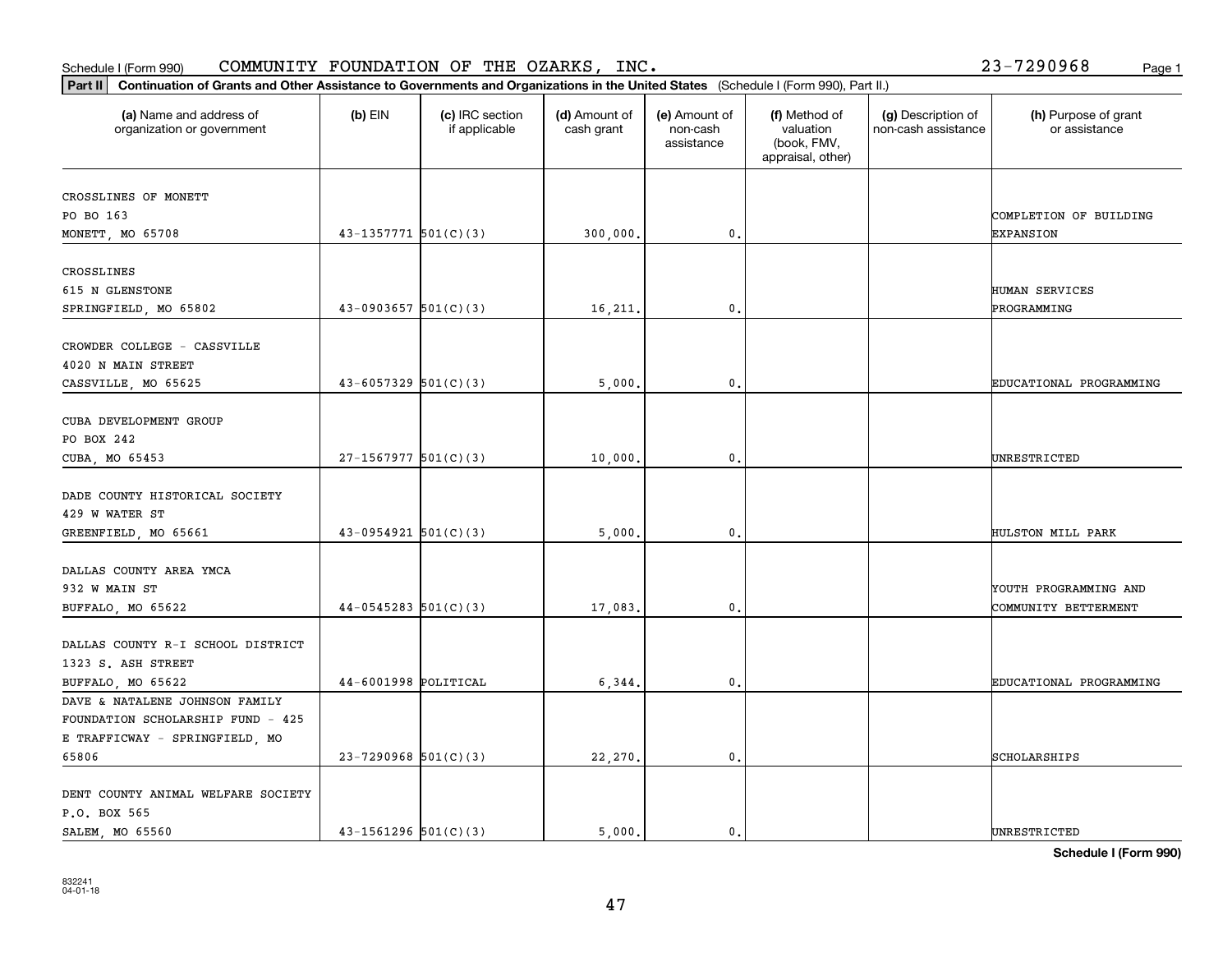Schedule I (Form 990) COMMUNITY FOUNDATION OF THE OZARKS, INC. 23-7290968

**Part II** **Continuation of Grants and Other Assistance to Governments and Organizations in the United States** (Schedule I (Form 990), Part II.)

| (a) Name and address of organization or government | (b) EIN | (c) IRC section if applicable | (d) Amount of cash grant | (e) Amount of non-cash assistance | (f) Method of valuation (book, FMV, appraisal, other) | (g) Description of non-cash assistance | (h) Purpose of grant or assistance |
|---|---|---|---|---|---|---|---|
| CROSSLINES OF MONETT<br>PO BO 163<br>MONETT, MO 65708 | 43-1357771 | 501(C)(3) | 300,000. | 0. | | | COMPLETION OF BUILDING EXPANSION |
| CROSSLINES<br>615 N GLENSTONE<br>SPRINGFIELD, MO 65802 | 43-0903657 | 501(C)(3) | 16,211. | 0. | | | HUMAN SERVICES PROGRAMMING |
| CROWDER COLLEGE - CASSVILLE<br>4020 N MAIN STREET<br>CASSVILLE, MO 65625 | 43-6057329 | 501(C)(3) | 5,000. | 0. | | | EDUCATIONAL PROGRAMMING |
| CUBA DEVELOPMENT GROUP<br>PO BOX 242<br>CUBA, MO 65453 | 27-1567977 | 501(C)(3) | 10,000. | 0. | | | UNRESTRICTED |
| DADE COUNTY HISTORICAL SOCIETY<br>429 W WATER ST<br>GREENFIELD, MO 65661 | 43-0954921 | 501(C)(3) | 5,000. | 0. | | | HULSTON MILL PARK |
| DALLAS COUNTY AREA YMCA<br>932 W MAIN ST<br>BUFFALO, MO 65622 | 44-0545283 | 501(C)(3) | 17,083. | 0. | | | YOUTH PROGRAMMING AND COMMUNITY BETTERMENT |
| DALLAS COUNTY R-I SCHOOL DISTRICT<br>1323 S. ASH STREET<br>BUFFALO, MO 65622 | 44-6001998 | POLITICAL | 6,344. | 0. | | | EDUCATIONAL PROGRAMMING |
| DAVE & NATALENE JOHNSON FAMILY FOUNDATION SCHOLARSHIP FUND - 425 E TRAFFICWAY - SPRINGFIELD, MO 65806 | 23-7290968 | 501(C)(3) | 22,270. | 0. | | | SCHOLARSHIPS |
| DENT COUNTY ANIMAL WELFARE SOCIETY<br>P.O. BOX 565<br>SALEM, MO 65560 | 43-1561296 | 501(C)(3) | 5,000. | 0. | | | UNRESTRICTED |

**Schedule I (Form 990)**

832241
04-01-18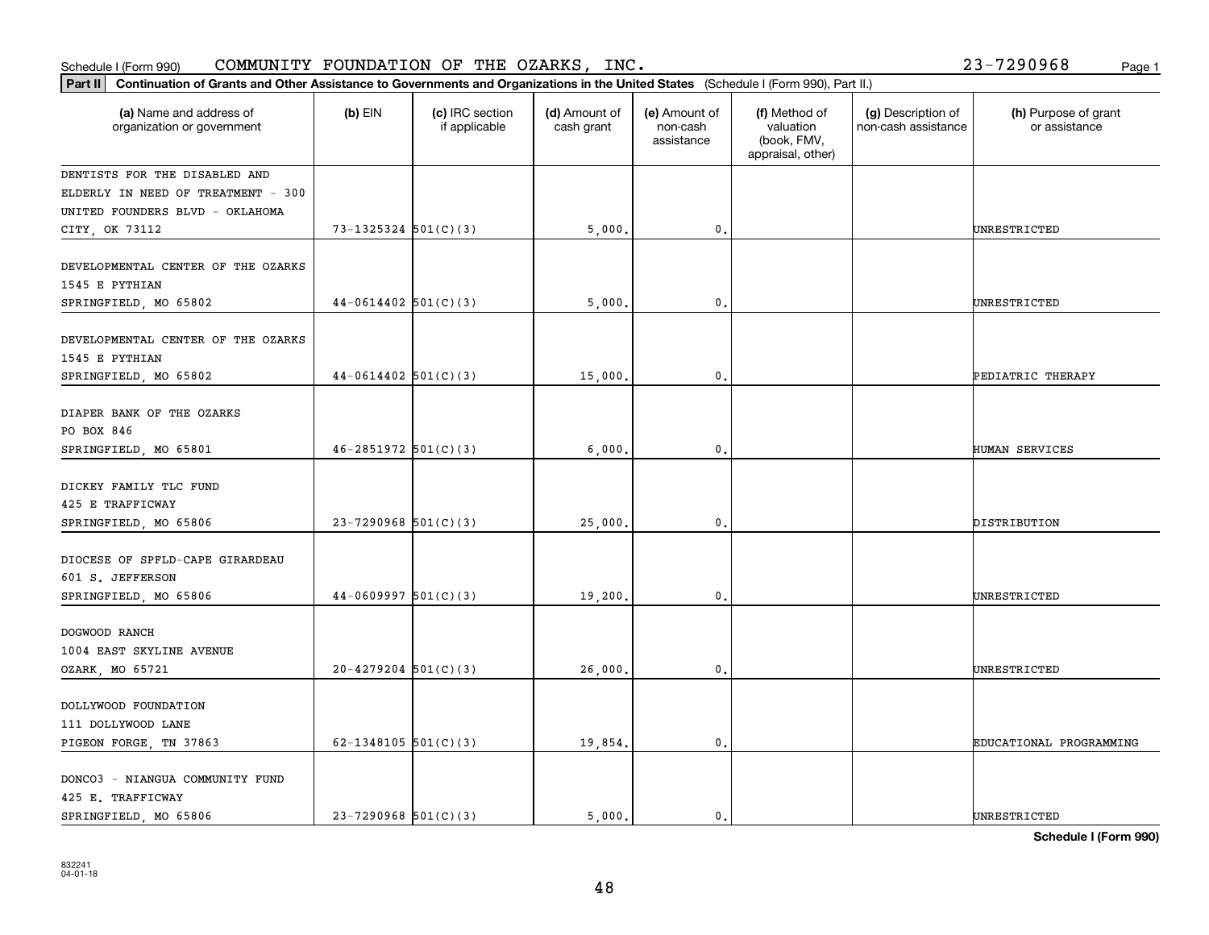Schedule I (Form 990) COMMUNITY FOUNDATION OF THE OZARKS, INC. 23-7290968

**Part II** **Continuation of Grants and Other Assistance to Governments and Organizations in the United States** (Schedule I (Form 990), Part II.)

| (a) Name and address of organization or government | (b) EIN | (c) IRC section if applicable | (d) Amount of cash grant | (e) Amount of non-cash assistance | (f) Method of valuation (book, FMV, appraisal, other) | (g) Description of non-cash assistance | (h) Purpose of grant or assistance |
|---|---|---|---|---|---|---|---|
| DENTISTS FOR THE DISABLED AND ELDERLY IN NEED OF TREATMENT - 300 UNITED FOUNDERS BLVD - OKLAHOMA CITY, OK 73112 | 73-1325324 | 501(C)(3) | 5,000. | 0. | | | UNRESTRICTED |
| DEVELOPMENTAL CENTER OF THE OZARKS 1545 E PYTHIAN SPRINGFIELD, MO 65802 | 44-0614402 | 501(C)(3) | 5,000. | 0. | | | UNRESTRICTED |
| DEVELOPMENTAL CENTER OF THE OZARKS 1545 E PYTHIAN SPRINGFIELD, MO 65802 | 44-0614402 | 501(C)(3) | 15,000. | 0. | | | PEDIATRIC THERAPY |
| DIAPER BANK OF THE OZARKS PO BOX 846 SPRINGFIELD, MO 65801 | 46-2851972 | 501(C)(3) | 6,000. | 0. | | | HUMAN SERVICES |
| DICKEY FAMILY TLC FUND 425 E TRAFFICWAY SPRINGFIELD, MO 65806 | 23-7290968 | 501(C)(3) | 25,000. | 0. | | | DISTRIBUTION |
| DIOCESE OF SPFLD-CAPE GIRARDEAU 601 S. JEFFERSON SPRINGFIELD, MO 65806 | 44-0609997 | 501(C)(3) | 19,200. | 0. | | | UNRESTRICTED |
| DOGWOOD RANCH 1004 EAST SKYLINE AVENUE OZARK, MO 65721 | 20-4279204 | 501(C)(3) | 26,000. | 0. | | | UNRESTRICTED |
| DOLLYWOOD FOUNDATION 111 DOLLYWOOD LANE PIGEON FORGE, TN 37863 | 62-1348105 | 501(C)(3) | 19,854. | 0. | | | EDUCATIONAL PROGRAMMING |
| DONCO3 - NIANGUA COMMUNITY FUND 425 E. TRAFFICWAY SPRINGFIELD, MO 65806 | 23-7290968 | 501(C)(3) | 5,000. | 0. | | | UNRESTRICTED |

**Schedule I (Form 990)**

832241 04-01-18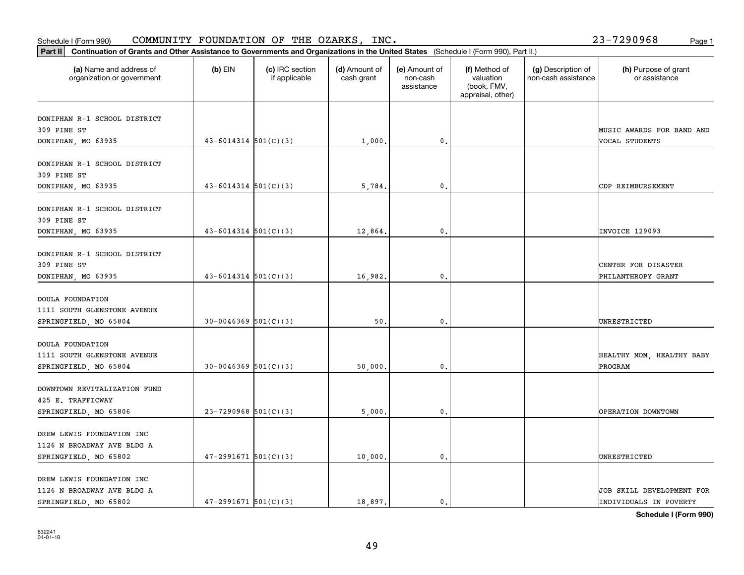Schedule I (Form 990) COMMUNITY FOUNDATION OF THE OZARKS, INC. 23-7290968

**Part II** **Continuation of Grants and Other Assistance to Governments and Organizations in the United States** (Schedule I (Form 990), Part II.)

| (a) Name and address of organization or government | (b) EIN | (c) IRC section if applicable | (d) Amount of cash grant | (e) Amount of non-cash assistance | (f) Method of valuation (book, FMV, appraisal, other) | (g) Description of non-cash assistance | (h) Purpose of grant or assistance |
|---|---|---|---|---|---|---|---|
| DONIPHAN R-1 SCHOOL DISTRICT<br>309 PINE ST<br>DONIPHAN, MO 63935 | 43-6014314 | 501(C)(3) | 1,000. | 0. | | | MUSIC AWARDS FOR BAND AND VOCAL STUDENTS |
| DONIPHAN R-1 SCHOOL DISTRICT<br>309 PINE ST<br>DONIPHAN, MO 63935 | 43-6014314 | 501(C)(3) | 5,784. | 0. | | | CDP REIMBURSEMENT |
| DONIPHAN R-1 SCHOOL DISTRICT<br>309 PINE ST<br>DONIPHAN, MO 63935 | 43-6014314 | 501(C)(3) | 12,864. | 0. | | | INVOICE 129093 |
| DONIPHAN R-1 SCHOOL DISTRICT<br>309 PINE ST<br>DONIPHAN, MO 63935 | 43-6014314 | 501(C)(3) | 16,982. | 0. | | | CENTER FOR DISASTER PHILANTHROPY GRANT |
| DOULA FOUNDATION<br>1111 SOUTH GLENSTONE AVENUE<br>SPRINGFIELD, MO 65804 | 30-0046369 | 501(C)(3) | 50. | 0. | | | UNRESTRICTED |
| DOULA FOUNDATION<br>1111 SOUTH GLENSTONE AVENUE<br>SPRINGFIELD, MO 65804 | 30-0046369 | 501(C)(3) | 50,000. | 0. | | | HEALTHY MOM, HEALTHY BABY PROGRAM |
| DOWNTOWN REVITALIZATION FUND<br>425 E. TRAFFICWAY<br>SPRINGFIELD, MO 65806 | 23-7290968 | 501(C)(3) | 5,000. | 0. | | | OPERATION DOWNTOWN |
| DREW LEWIS FOUNDATION INC<br>1126 N BROADWAY AVE BLDG A<br>SPRINGFIELD, MO 65802 | 47-2991671 | 501(C)(3) | 10,000. | 0. | | | UNRESTRICTED |
| DREW LEWIS FOUNDATION INC<br>1126 N BROADWAY AVE BLDG A<br>SPRINGFIELD, MO 65802 | 47-2991671 | 501(C)(3) | 18,897. | 0. | | | JOB SKILL DEVELOPMENT FOR INDIVIDUALS IN POVERTY |

**Schedule I (Form 990)**

832241
04-01-18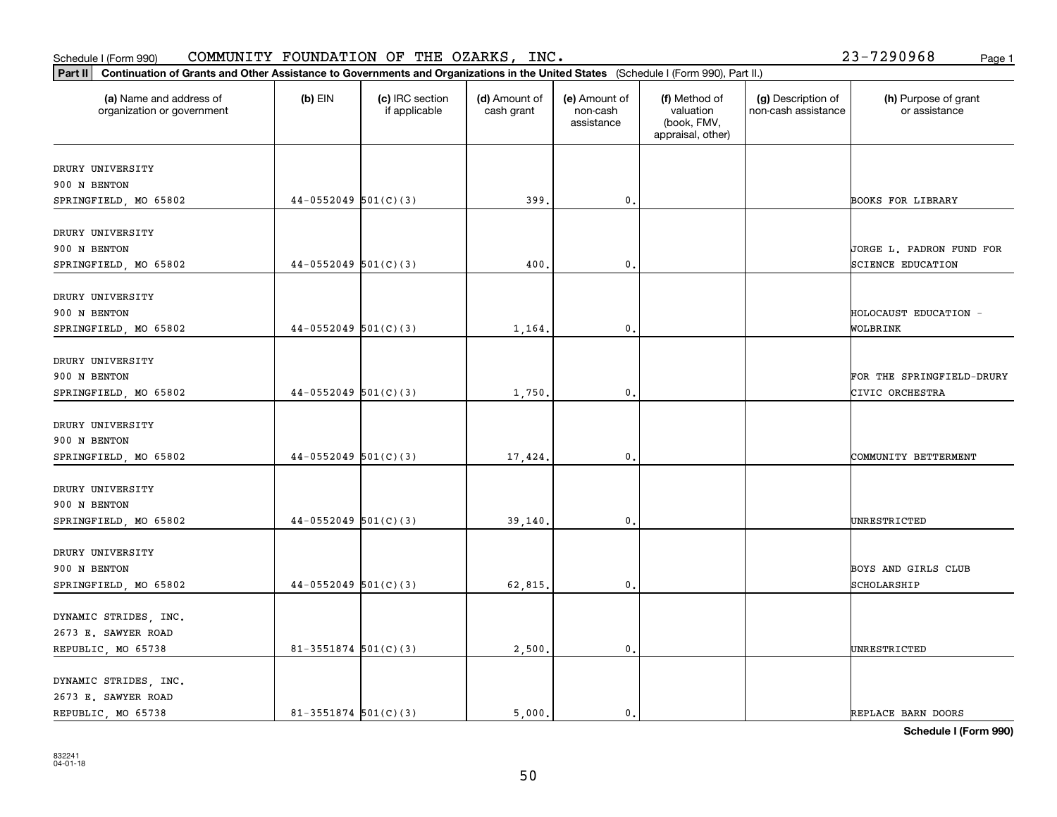Schedule I (Form 990) COMMUNITY FOUNDATION OF THE OZARKS, INC. 23-7290968 Page 1

**Part II** **Continuation of Grants and Other Assistance to Governments and Organizations in the United States** (Schedule I (Form 990), Part II.)

| (a) Name and address of organization or government | (b) EIN | (c) IRC section if applicable | (d) Amount of cash grant | (e) Amount of non-cash assistance | (f) Method of valuation (book, FMV, appraisal, other) | (g) Description of non-cash assistance | (h) Purpose of grant or assistance |
|---|---|---|---|---|---|---|---|
| DRURY UNIVERSITY<br>900 N BENTON<br>SPRINGFIELD, MO 65802 | 44-0552049 | 501(C)(3) | 399. | 0. | | | BOOKS FOR LIBRARY |
| DRURY UNIVERSITY<br>900 N BENTON<br>SPRINGFIELD, MO 65802 | 44-0552049 | 501(C)(3) | 400. | 0. | | | JORGE L. PADRON FUND FOR SCIENCE EDUCATION |
| DRURY UNIVERSITY<br>900 N BENTON<br>SPRINGFIELD, MO 65802 | 44-0552049 | 501(C)(3) | 1,164. | 0. | | | HOLOCAUST EDUCATION - WOLBRINK |
| DRURY UNIVERSITY<br>900 N BENTON<br>SPRINGFIELD, MO 65802 | 44-0552049 | 501(C)(3) | 1,750. | 0. | | | FOR THE SPRINGFIELD-DRURY CIVIC ORCHESTRA |
| DRURY UNIVERSITY<br>900 N BENTON<br>SPRINGFIELD, MO 65802 | 44-0552049 | 501(C)(3) | 17,424. | 0. | | | COMMUNITY BETTERMENT |
| DRURY UNIVERSITY<br>900 N BENTON<br>SPRINGFIELD, MO 65802 | 44-0552049 | 501(C)(3) | 39,140. | 0. | | | UNRESTRICTED |
| DRURY UNIVERSITY<br>900 N BENTON<br>SPRINGFIELD, MO 65802 | 44-0552049 | 501(C)(3) | 62,815. | 0. | | | BOYS AND GIRLS CLUB SCHOLARSHIP |
| DYNAMIC STRIDES, INC.<br>2673 E. SAWYER ROAD<br>REPUBLIC, MO 65738 | 81-3551874 | 501(C)(3) | 2,500. | 0. | | | UNRESTRICTED |
| DYNAMIC STRIDES, INC.<br>2673 E. SAWYER ROAD<br>REPUBLIC, MO 65738 | 81-3551874 | 501(C)(3) | 5,000. | 0. | | | REPLACE BARN DOORS |

**Schedule I (Form 990)**

832241
04-01-18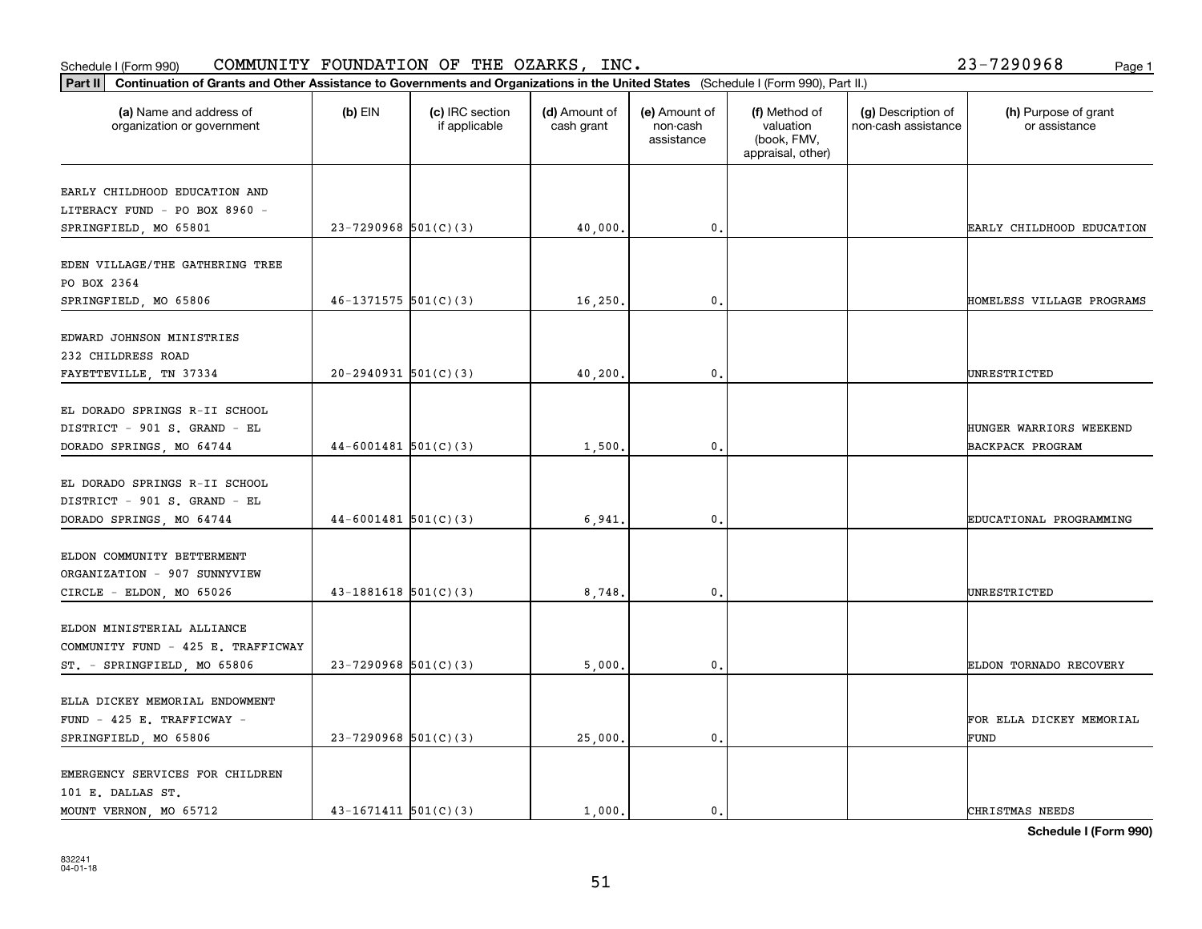Schedule I (Form 990) COMMUNITY FOUNDATION OF THE OZARKS, INC. 23-7290968

**Part II** **Continuation of Grants and Other Assistance to Governments and Organizations in the United States** (Schedule I (Form 990), Part II.)

| (a) Name and address of organization or government | (b) EIN | (c) IRC section if applicable | (d) Amount of cash grant | (e) Amount of non-cash assistance | (f) Method of valuation (book, FMV, appraisal, other) | (g) Description of non-cash assistance | (h) Purpose of grant or assistance |
|---|---|---|---|---|---|---|---|
| EARLY CHILDHOOD EDUCATION AND LITERACY FUND - PO BOX 8960 - SPRINGFIELD, MO 65801 | 23-7290968 | 501(C)(3) | 40,000. | 0. | | | EARLY CHILDHOOD EDUCATION |
| EDEN VILLAGE/THE GATHERING TREE PO BOX 2364 SPRINGFIELD, MO 65806 | 46-1371575 | 501(C)(3) | 16,250. | 0. | | | HOMELESS VILLAGE PROGRAMS |
| EDWARD JOHNSON MINISTRIES 232 CHILDRESS ROAD FAYETTEVILLE, TN 37334 | 20-2940931 | 501(C)(3) | 40,200. | 0. | | | UNRESTRICTED |
| EL DORADO SPRINGS R-II SCHOOL DISTRICT - 901 S. GRAND - EL DORADO SPRINGS, MO 64744 | 44-6001481 | 501(C)(3) | 1,500. | 0. | | | HUNGER WARRIORS WEEKEND BACKPACK PROGRAM |
| EL DORADO SPRINGS R-II SCHOOL DISTRICT - 901 S. GRAND - EL DORADO SPRINGS, MO 64744 | 44-6001481 | 501(C)(3) | 6,941. | 0. | | | EDUCATIONAL PROGRAMMING |
| ELDON COMMUNITY BETTERMENT ORGANIZATION - 907 SUNNYVIEW CIRCLE - ELDON, MO 65026 | 43-1881618 | 501(C)(3) | 8,748. | 0. | | | UNRESTRICTED |
| ELDON MINISTERIAL ALLIANCE COMMUNITY FUND - 425 E. TRAFFICWAY ST. - SPRINGFIELD, MO 65806 | 23-7290968 | 501(C)(3) | 5,000. | 0. | | | ELDON TORNADO RECOVERY |
| ELLA DICKEY MEMORIAL ENDOWMENT FUND - 425 E. TRAFFICWAY - SPRINGFIELD, MO 65806 | 23-7290968 | 501(C)(3) | 25,000. | 0. | | | FOR ELLA DICKEY MEMORIAL FUND |
| EMERGENCY SERVICES FOR CHILDREN 101 E. DALLAS ST. MOUNT VERNON, MO 65712 | 43-1671411 | 501(C)(3) | 1,000. | 0. | | | CHRISTMAS NEEDS |

**Schedule I (Form 990)**

832241 04-01-18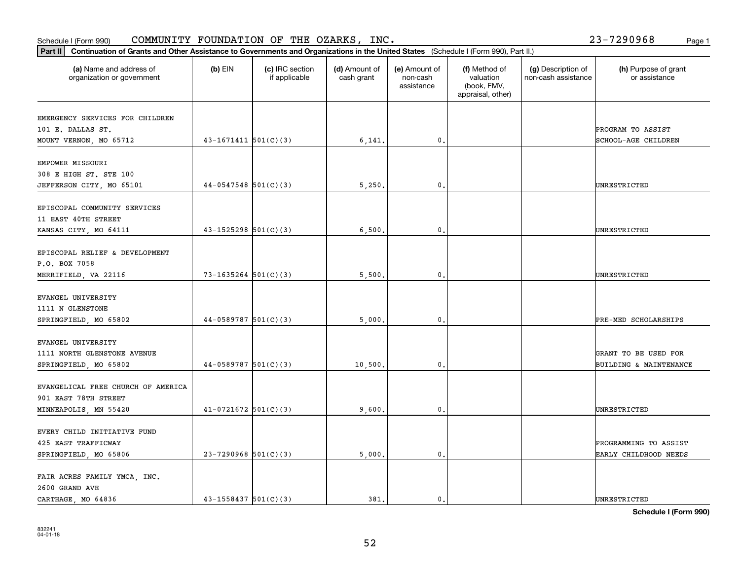Schedule I (Form 990) COMMUNITY FOUNDATION OF THE OZARKS, INC. 23-7290968

**Part II** **Continuation of Grants and Other Assistance to Governments and Organizations in the United States** (Schedule I (Form 990), Part II.)

| (a) Name and address of organization or government | (b) EIN | (c) IRC section if applicable | (d) Amount of cash grant | (e) Amount of non-cash assistance | (f) Method of valuation (book, FMV, appraisal, other) | (g) Description of non-cash assistance | (h) Purpose of grant or assistance |
|---|---|---|---|---|---|---|---|
| EMERGENCY SERVICES FOR CHILDREN 101 E. DALLAS ST. MOUNT VERNON, MO 65712 | 43-1671411 | 501(C)(3) | 6,141. | 0. | | | PROGRAM TO ASSIST SCHOOL-AGE CHILDREN |
| EMPOWER MISSOURI 308 E HIGH ST. STE 100 JEFFERSON CITY, MO 65101 | 44-0547548 | 501(C)(3) | 5,250. | 0. | | | UNRESTRICTED |
| EPISCOPAL COMMUNITY SERVICES 11 EAST 40TH STREET KANSAS CITY, MO 64111 | 43-1525298 | 501(C)(3) | 6,500. | 0. | | | UNRESTRICTED |
| EPISCOPAL RELIEF & DEVELOPMENT P.O. BOX 7058 MERRIFIELD, VA 22116 | 73-1635264 | 501(C)(3) | 5,500. | 0. | | | UNRESTRICTED |
| EVANGEL UNIVERSITY 1111 N GLENSTONE SPRINGFIELD, MO 65802 | 44-0589787 | 501(C)(3) | 5,000. | 0. | | | PRE-MED SCHOLARSHIPS |
| EVANGEL UNIVERSITY 1111 NORTH GLENSTONE AVENUE SPRINGFIELD, MO 65802 | 44-0589787 | 501(C)(3) | 10,500. | 0. | | | GRANT TO BE USED FOR BUILDING & MAINTENANCE |
| EVANGELICAL FREE CHURCH OF AMERICA 901 EAST 78TH STREET MINNEAPOLIS, MN 55420 | 41-0721672 | 501(C)(3) | 9,600. | 0. | | | UNRESTRICTED |
| EVERY CHILD INITIATIVE FUND 425 EAST TRAFFICWAY SPRINGFIELD, MO 65806 | 23-7290968 | 501(C)(3) | 5,000. | 0. | | | PROGRAMMING TO ASSIST EARLY CHILDHOOD NEEDS |
| FAIR ACRES FAMILY YMCA, INC. 2600 GRAND AVE CARTHAGE, MO 64836 | 43-1558437 | 501(C)(3) | 381. | 0. | | | UNRESTRICTED |

**Schedule I (Form 990)**

832241
04-01-18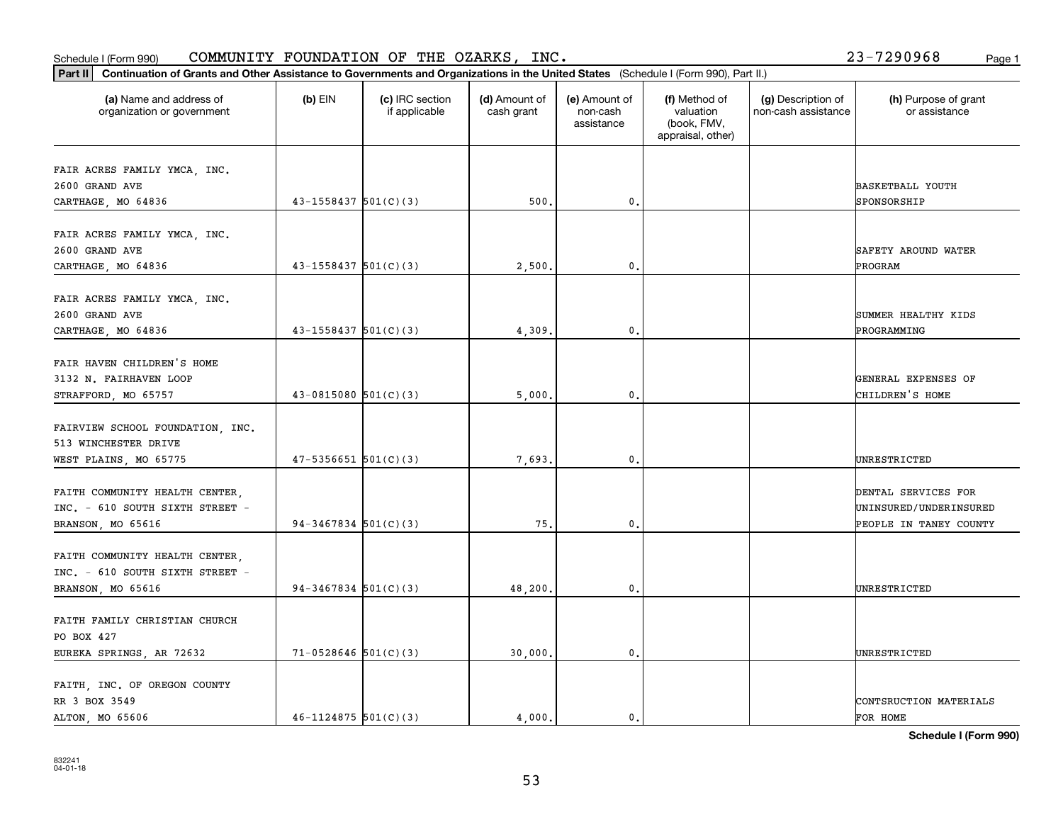Schedule I (Form 990) COMMUNITY FOUNDATION OF THE OZARKS, INC. 23-7290968

**Part II** **Continuation of Grants and Other Assistance to Governments and Organizations in the United States** (Schedule I (Form 990), Part II.)

| (a) Name and address of organization or government | (b) EIN | (c) IRC section if applicable | (d) Amount of cash grant | (e) Amount of non-cash assistance | (f) Method of valuation (book, FMV, appraisal, other) | (g) Description of non-cash assistance | (h) Purpose of grant or assistance |
|---|---|---|---|---|---|---|---|
| FAIR ACRES FAMILY YMCA, INC. 2600 GRAND AVE CARTHAGE, MO 64836 | 43-1558437 | 501(C)(3) | 500. | 0. | | | BASKETBALL YOUTH SPONSORSHIP |
| FAIR ACRES FAMILY YMCA, INC. 2600 GRAND AVE CARTHAGE, MO 64836 | 43-1558437 | 501(C)(3) | 2,500. | 0. | | | SAFETY AROUND WATER PROGRAM |
| FAIR ACRES FAMILY YMCA, INC. 2600 GRAND AVE CARTHAGE, MO 64836 | 43-1558437 | 501(C)(3) | 4,309. | 0. | | | SUMMER HEALTHY KIDS PROGRAMMING |
| FAIR HAVEN CHILDREN'S HOME 3132 N. FAIRHAVEN LOOP STRAFFORD, MO 65757 | 43-0815080 | 501(C)(3) | 5,000. | 0. | | | GENERAL EXPENSES OF CHILDREN'S HOME |
| FAIRVIEW SCHOOL FOUNDATION, INC. 513 WINCHESTER DRIVE WEST PLAINS, MO 65775 | 47-5356651 | 501(C)(3) | 7,693. | 0. | | | UNRESTRICTED |
| FAITH COMMUNITY HEALTH CENTER, INC. - 610 SOUTH SIXTH STREET - BRANSON, MO 65616 | 94-3467834 | 501(C)(3) | 75. | 0. | | | DENTAL SERVICES FOR UNINSURED/UNDERINSURED PEOPLE IN TANEY COUNTY |
| FAITH COMMUNITY HEALTH CENTER, INC. - 610 SOUTH SIXTH STREET - BRANSON, MO 65616 | 94-3467834 | 501(C)(3) | 48,200. | 0. | | | UNRESTRICTED |
| FAITH FAMILY CHRISTIAN CHURCH PO BOX 427 EUREKA SPRINGS, AR 72632 | 71-0528646 | 501(C)(3) | 30,000. | 0. | | | UNRESTRICTED |
| FAITH, INC. OF OREGON COUNTY RR 3 BOX 3549 ALTON, MO 65606 | 46-1124875 | 501(C)(3) | 4,000. | 0. | | | CONTSRUCTION MATERIALS FOR HOME |

**Schedule I (Form 990)**

832241 04-01-18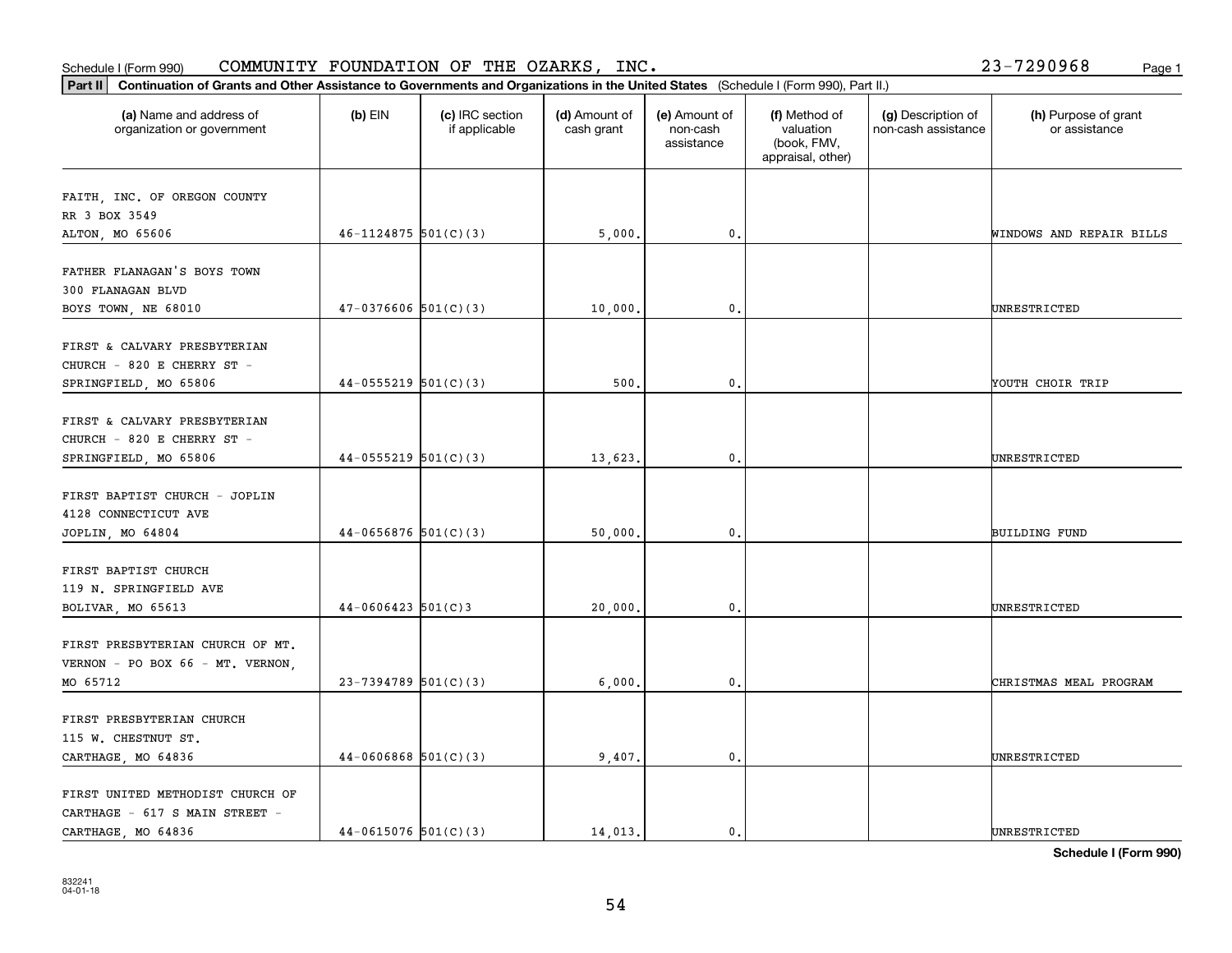Schedule I (Form 990) COMMUNITY FOUNDATION OF THE OZARKS, INC. 23-7290968

**Part II** **Continuation of Grants and Other Assistance to Governments and Organizations in the United States** (Schedule I (Form 990), Part II.)

| (a) Name and address of organization or government | (b) EIN | (c) IRC section if applicable | (d) Amount of cash grant | (e) Amount of non-cash assistance | (f) Method of valuation (book, FMV, appraisal, other) | (g) Description of non-cash assistance | (h) Purpose of grant or assistance |
|---|---|---|---|---|---|---|---|
| FAITH, INC. OF OREGON COUNTY RR 3 BOX 3549 ALTON, MO 65606 | 46-1124875 | 501(C)(3) | 5,000. | 0. | | | WINDOWS AND REPAIR BILLS |
| FATHER FLANAGAN'S BOYS TOWN 300 FLANAGAN BLVD BOYS TOWN, NE 68010 | 47-0376606 | 501(C)(3) | 10,000. | 0. | | | UNRESTRICTED |
| FIRST & CALVARY PRESBYTERIAN CHURCH - 820 E CHERRY ST - SPRINGFIELD, MO 65806 | 44-0555219 | 501(C)(3) | 500. | 0. | | | YOUTH CHOIR TRIP |
| FIRST & CALVARY PRESBYTERIAN CHURCH - 820 E CHERRY ST - SPRINGFIELD, MO 65806 | 44-0555219 | 501(C)(3) | 13,623. | 0. | | | UNRESTRICTED |
| FIRST BAPTIST CHURCH - JOPLIN 4128 CONNECTICUT AVE JOPLIN, MO 64804 | 44-0656876 | 501(C)(3) | 50,000. | 0. | | | BUILDING FUND |
| FIRST BAPTIST CHURCH 119 N. SPRINGFIELD AVE BOLIVAR, MO 65613 | 44-0606423 | 501(C)3 | 20,000. | 0. | | | UNRESTRICTED |
| FIRST PRESBYTERIAN CHURCH OF MT. VERNON - PO BOX 66 - MT. VERNON, MO 65712 | 23-7394789 | 501(C)(3) | 6,000. | 0. | | | CHRISTMAS MEAL PROGRAM |
| FIRST PRESBYTERIAN CHURCH 115 W. CHESTNUT ST. CARTHAGE, MO 64836 | 44-0606868 | 501(C)(3) | 9,407. | 0. | | | UNRESTRICTED |
| FIRST UNITED METHODIST CHURCH OF CARTHAGE - 617 S MAIN STREET - CARTHAGE, MO 64836 | 44-0615076 | 501(C)(3) | 14,013. | 0. | | | UNRESTRICTED |

**Schedule I (Form 990)**

832241 04-01-18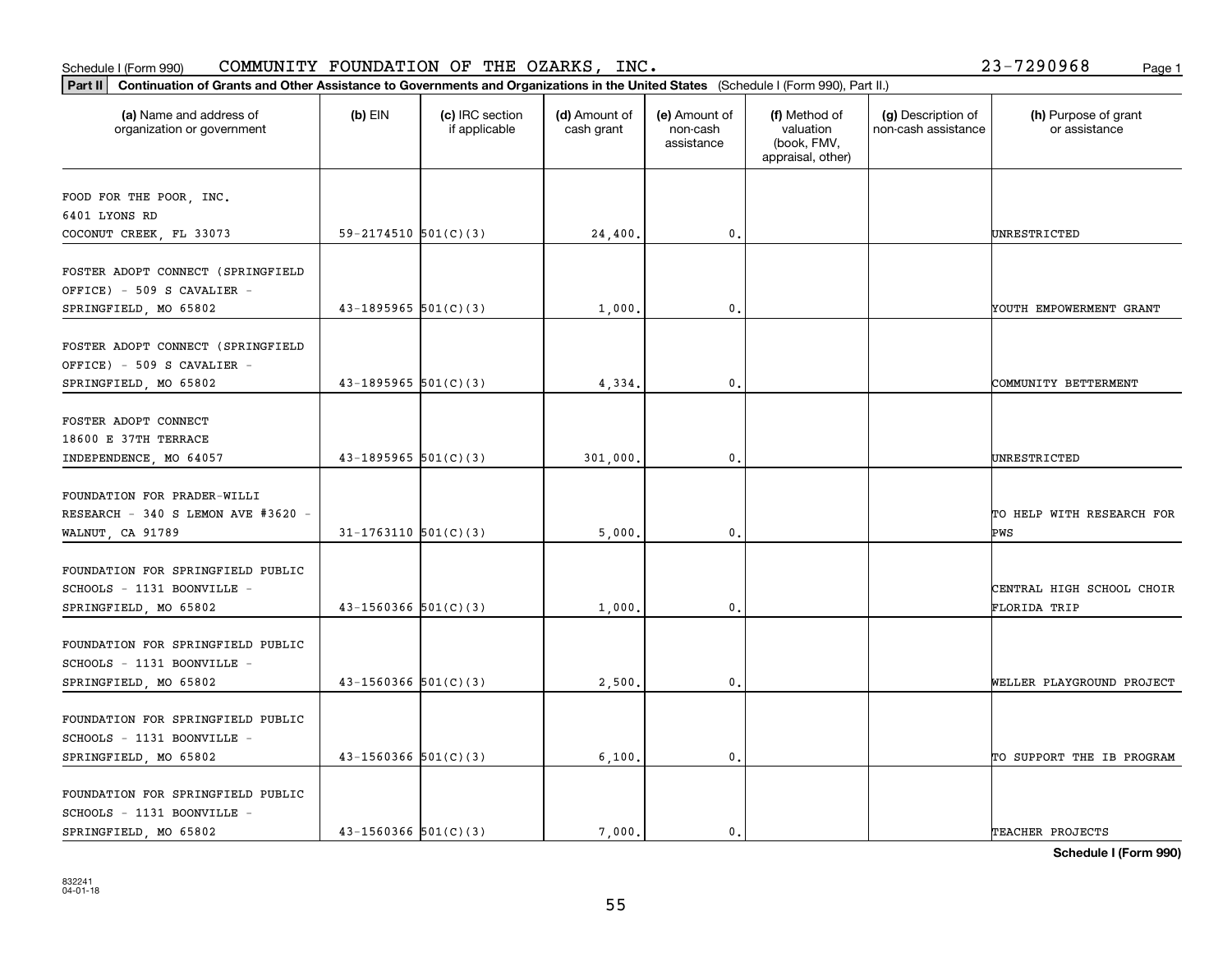Schedule I (Form 990) COMMUNITY FOUNDATION OF THE OZARKS, INC. 23-7290968

**Part II** **Continuation of Grants and Other Assistance to Governments and Organizations in the United States** (Schedule I (Form 990), Part II.)

| (a) Name and address of organization or government | (b) EIN | (c) IRC section if applicable | (d) Amount of cash grant | (e) Amount of non-cash assistance | (f) Method of valuation (book, FMV, appraisal, other) | (g) Description of non-cash assistance | (h) Purpose of grant or assistance |
|---|---|---|---|---|---|---|---|
| FOOD FOR THE POOR, INC. 6401 LYONS RD COCONUT CREEK, FL 33073 | 59-2174510 | 501(C)(3) | 24,400. | 0. | | | UNRESTRICTED |
| FOSTER ADOPT CONNECT (SPRINGFIELD OFFICE) - 509 S CAVALIER - SPRINGFIELD, MO 65802 | 43-1895965 | 501(C)(3) | 1,000. | 0. | | | YOUTH EMPOWERMENT GRANT |
| FOSTER ADOPT CONNECT (SPRINGFIELD OFFICE) - 509 S CAVALIER - SPRINGFIELD, MO 65802 | 43-1895965 | 501(C)(3) | 4,334. | 0. | | | COMMUNITY BETTERMENT |
| FOSTER ADOPT CONNECT 18600 E 37TH TERRACE INDEPENDENCE, MO 64057 | 43-1895965 | 501(C)(3) | 301,000. | 0. | | | UNRESTRICTED |
| FOUNDATION FOR PRADER-WILLI RESEARCH - 340 S LEMON AVE #3620 - WALNUT, CA 91789 | 31-1763110 | 501(C)(3) | 5,000. | 0. | | | TO HELP WITH RESEARCH FOR PWS |
| FOUNDATION FOR SPRINGFIELD PUBLIC SCHOOLS - 1131 BOONVILLE - SPRINGFIELD, MO 65802 | 43-1560366 | 501(C)(3) | 1,000. | 0. | | | CENTRAL HIGH SCHOOL CHOIR FLORIDA TRIP |
| FOUNDATION FOR SPRINGFIELD PUBLIC SCHOOLS - 1131 BOONVILLE - SPRINGFIELD, MO 65802 | 43-1560366 | 501(C)(3) | 2,500. | 0. | | | WELLER PLAYGROUND PROJECT |
| FOUNDATION FOR SPRINGFIELD PUBLIC SCHOOLS - 1131 BOONVILLE - SPRINGFIELD, MO 65802 | 43-1560366 | 501(C)(3) | 6,100. | 0. | | | TO SUPPORT THE IB PROGRAM |
| FOUNDATION FOR SPRINGFIELD PUBLIC SCHOOLS - 1131 BOONVILLE - SPRINGFIELD, MO 65802 | 43-1560366 | 501(C)(3) | 7,000. | 0. | | | TEACHER PROJECTS |

**Schedule I (Form 990)**

832241 04-01-18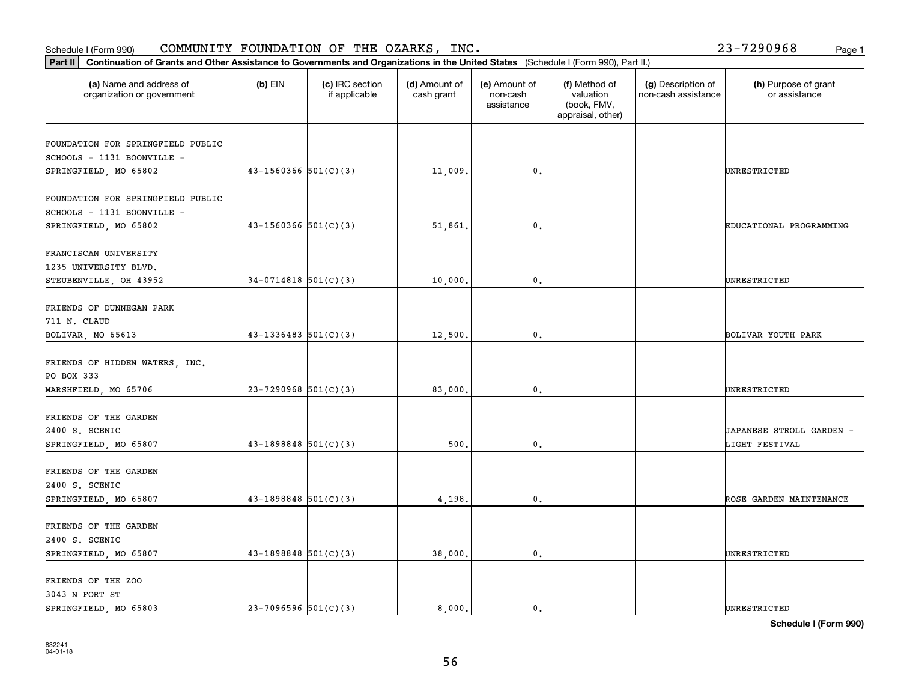Schedule I (Form 990) COMMUNITY FOUNDATION OF THE OZARKS, INC. 23-7290968 Page 1

**Part II** **Continuation of Grants and Other Assistance to Governments and Organizations in the United States** (Schedule I (Form 990), Part II.)

| (a) Name and address of organization or government | (b) EIN | (c) IRC section if applicable | (d) Amount of cash grant | (e) Amount of non-cash assistance | (f) Method of valuation (book, FMV, appraisal, other) | (g) Description of non-cash assistance | (h) Purpose of grant or assistance |
|---|---|---|---|---|---|---|---|
| FOUNDATION FOR SPRINGFIELD PUBLIC SCHOOLS - 1131 BOONVILLE - SPRINGFIELD, MO 65802 | 43-1560366 | 501(C)(3) | 11,009. | 0. | | | UNRESTRICTED |
| FOUNDATION FOR SPRINGFIELD PUBLIC SCHOOLS - 1131 BOONVILLE - SPRINGFIELD, MO 65802 | 43-1560366 | 501(C)(3) | 51,861. | 0. | | | EDUCATIONAL PROGRAMMING |
| FRANCISCAN UNIVERSITY 1235 UNIVERSITY BLVD. STEUBENVILLE, OH 43952 | 34-0714818 | 501(C)(3) | 10,000. | 0. | | | UNRESTRICTED |
| FRIENDS OF DUNNEGAN PARK 711 N. CLAUD BOLIVAR, MO 65613 | 43-1336483 | 501(C)(3) | 12,500. | 0. | | | BOLIVAR YOUTH PARK |
| FRIENDS OF HIDDEN WATERS, INC. PO BOX 333 MARSHFIELD, MO 65706 | 23-7290968 | 501(C)(3) | 83,000. | 0. | | | UNRESTRICTED |
| FRIENDS OF THE GARDEN 2400 S. SCENIC SPRINGFIELD, MO 65807 | 43-1898848 | 501(C)(3) | 500. | 0. | | | JAPANESE STROLL GARDEN - LIGHT FESTIVAL |
| FRIENDS OF THE GARDEN 2400 S. SCENIC SPRINGFIELD, MO 65807 | 43-1898848 | 501(C)(3) | 4,198. | 0. | | | ROSE GARDEN MAINTENANCE |
| FRIENDS OF THE GARDEN 2400 S. SCENIC SPRINGFIELD, MO 65807 | 43-1898848 | 501(C)(3) | 38,000. | 0. | | | UNRESTRICTED |
| FRIENDS OF THE ZOO 3043 N FORT ST SPRINGFIELD, MO 65803 | 23-7096596 | 501(C)(3) | 8,000. | 0. | | | UNRESTRICTED |

**Schedule I (Form 990)**

832241 04-01-18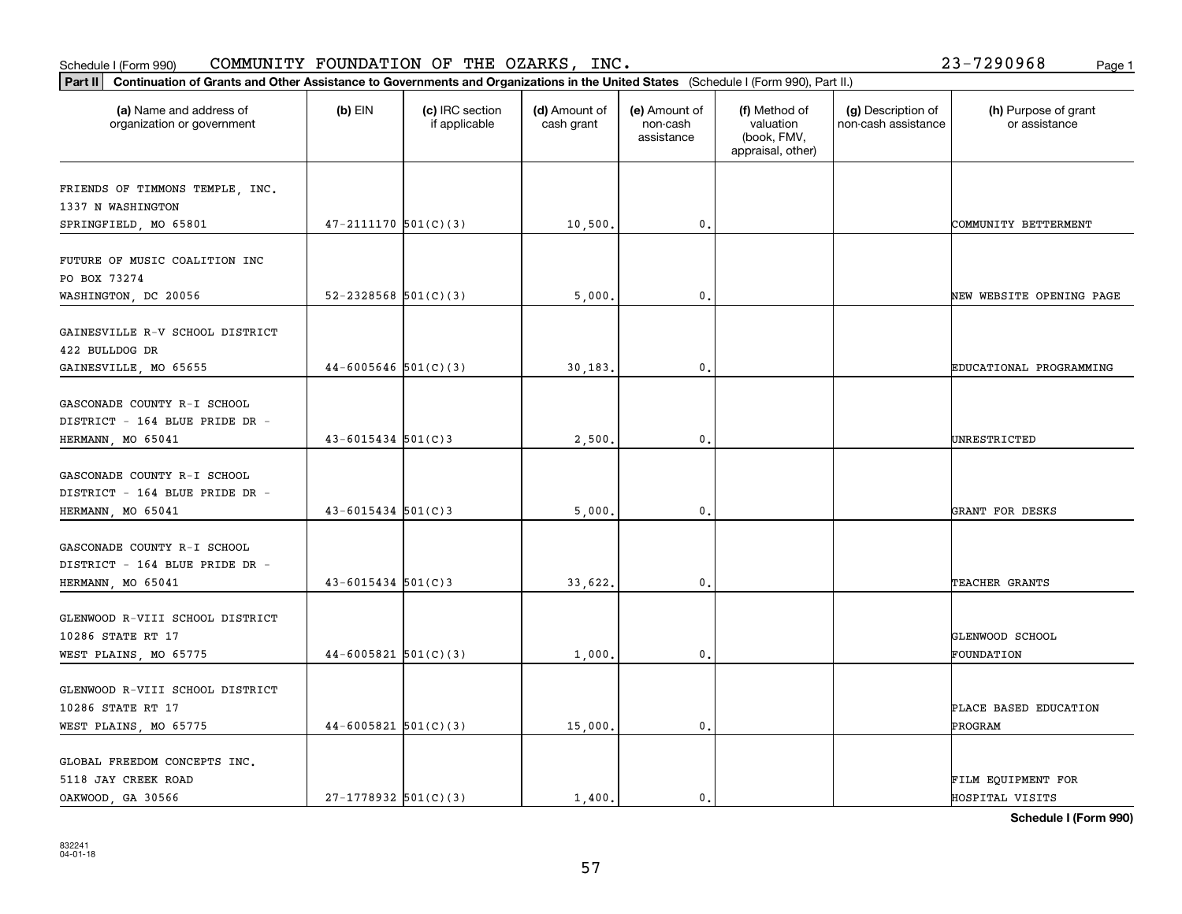Schedule I (Form 990) COMMUNITY FOUNDATION OF THE OZARKS, INC. 23-7290968

**Part II** **Continuation of Grants and Other Assistance to Governments and Organizations in the United States** (Schedule I (Form 990), Part II.)

| (a) Name and address of organization or government | (b) EIN | (c) IRC section if applicable | (d) Amount of cash grant | (e) Amount of non-cash assistance | (f) Method of valuation (book, FMV, appraisal, other) | (g) Description of non-cash assistance | (h) Purpose of grant or assistance |
|---|---|---|---|---|---|---|---|
| FRIENDS OF TIMMONS TEMPLE, INC. 1337 N WASHINGTON SPRINGFIELD, MO 65801 | 47-2111170 | 501(C)(3) | 10,500. | 0. | | | COMMUNITY BETTERMENT |
| FUTURE OF MUSIC COALITION INC PO BOX 73274 WASHINGTON, DC 20056 | 52-2328568 | 501(C)(3) | 5,000. | 0. | | | NEW WEBSITE OPENING PAGE |
| GAINESVILLE R-V SCHOOL DISTRICT 422 BULLDOG DR GAINESVILLE, MO 65655 | 44-6005646 | 501(C)(3) | 30,183. | 0. | | | EDUCATIONAL PROGRAMMING |
| GASCONADE COUNTY R-I SCHOOL DISTRICT - 164 BLUE PRIDE DR - HERMANN, MO 65041 | 43-6015434 | 501(C)3 | 2,500. | 0. | | | UNRESTRICTED |
| GASCONADE COUNTY R-I SCHOOL DISTRICT - 164 BLUE PRIDE DR - HERMANN, MO 65041 | 43-6015434 | 501(C)3 | 5,000. | 0. | | | GRANT FOR DESKS |
| GASCONADE COUNTY R-I SCHOOL DISTRICT - 164 BLUE PRIDE DR - HERMANN, MO 65041 | 43-6015434 | 501(C)3 | 33,622. | 0. | | | TEACHER GRANTS |
| GLENWOOD R-VIII SCHOOL DISTRICT 10286 STATE RT 17 WEST PLAINS, MO 65775 | 44-6005821 | 501(C)(3) | 1,000. | 0. | | | GLENWOOD SCHOOL FOUNDATION |
| GLENWOOD R-VIII SCHOOL DISTRICT 10286 STATE RT 17 WEST PLAINS, MO 65775 | 44-6005821 | 501(C)(3) | 15,000. | 0. | | | PLACE BASED EDUCATION PROGRAM |
| GLOBAL FREEDOM CONCEPTS INC. 5118 JAY CREEK ROAD OAKWOOD, GA 30566 | 27-1778932 | 501(C)(3) | 1,400. | 0. | | | FILM EQUIPMENT FOR HOSPITAL VISITS |

**Schedule I (Form 990)**

832241 04-01-18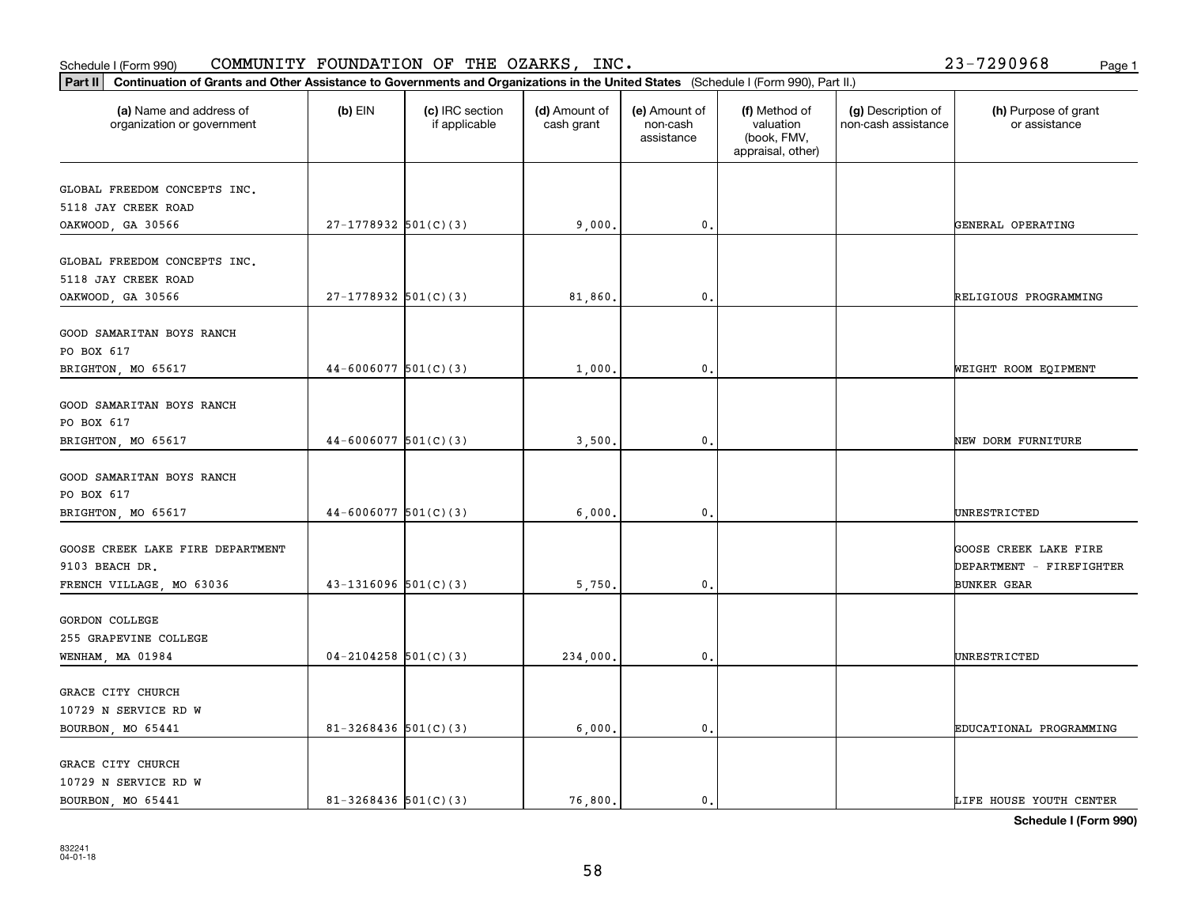Schedule I (Form 990) COMMUNITY FOUNDATION OF THE OZARKS, INC. 23-7290968

**Part II** **Continuation of Grants and Other Assistance to Governments and Organizations in the United States** (Schedule I (Form 990), Part II.)

| (a) Name and address of organization or government | (b) EIN | (c) IRC section if applicable | (d) Amount of cash grant | (e) Amount of non-cash assistance | (f) Method of valuation (book, FMV, appraisal, other) | (g) Description of non-cash assistance | (h) Purpose of grant or assistance |
|---|---|---|---|---|---|---|---|
| GLOBAL FREEDOM CONCEPTS INC. 5118 JAY CREEK ROAD OAKWOOD, GA 30566 | 27-1778932 | 501(C)(3) | 9,000. | 0. | | | GENERAL OPERATING |
| GLOBAL FREEDOM CONCEPTS INC. 5118 JAY CREEK ROAD OAKWOOD, GA 30566 | 27-1778932 | 501(C)(3) | 81,860. | 0. | | | RELIGIOUS PROGRAMMING |
| GOOD SAMARITAN BOYS RANCH PO BOX 617 BRIGHTON, MO 65617 | 44-6006077 | 501(C)(3) | 1,000. | 0. | | | WEIGHT ROOM EQIPMENT |
| GOOD SAMARITAN BOYS RANCH PO BOX 617 BRIGHTON, MO 65617 | 44-6006077 | 501(C)(3) | 3,500. | 0. | | | NEW DORM FURNITURE |
| GOOD SAMARITAN BOYS RANCH PO BOX 617 BRIGHTON, MO 65617 | 44-6006077 | 501(C)(3) | 6,000. | 0. | | | UNRESTRICTED |
| GOOSE CREEK LAKE FIRE DEPARTMENT 9103 BEACH DR. FRENCH VILLAGE, MO 63036 | 43-1316096 | 501(C)(3) | 5,750. | 0. | | | GOOSE CREEK LAKE FIRE DEPARTMENT - FIREFIGHTER BUNKER GEAR |
| GORDON COLLEGE 255 GRAPEVINE COLLEGE WENHAM, MA 01984 | 04-2104258 | 501(C)(3) | 234,000. | 0. | | | UNRESTRICTED |
| GRACE CITY CHURCH 10729 N SERVICE RD W BOURBON, MO 65441 | 81-3268436 | 501(C)(3) | 6,000. | 0. | | | EDUCATIONAL PROGRAMMING |
| GRACE CITY CHURCH 10729 N SERVICE RD W BOURBON, MO 65441 | 81-3268436 | 501(C)(3) | 76,800. | 0. | | | LIFE HOUSE YOUTH CENTER |

Schedule I (Form 990)

832241 04-01-18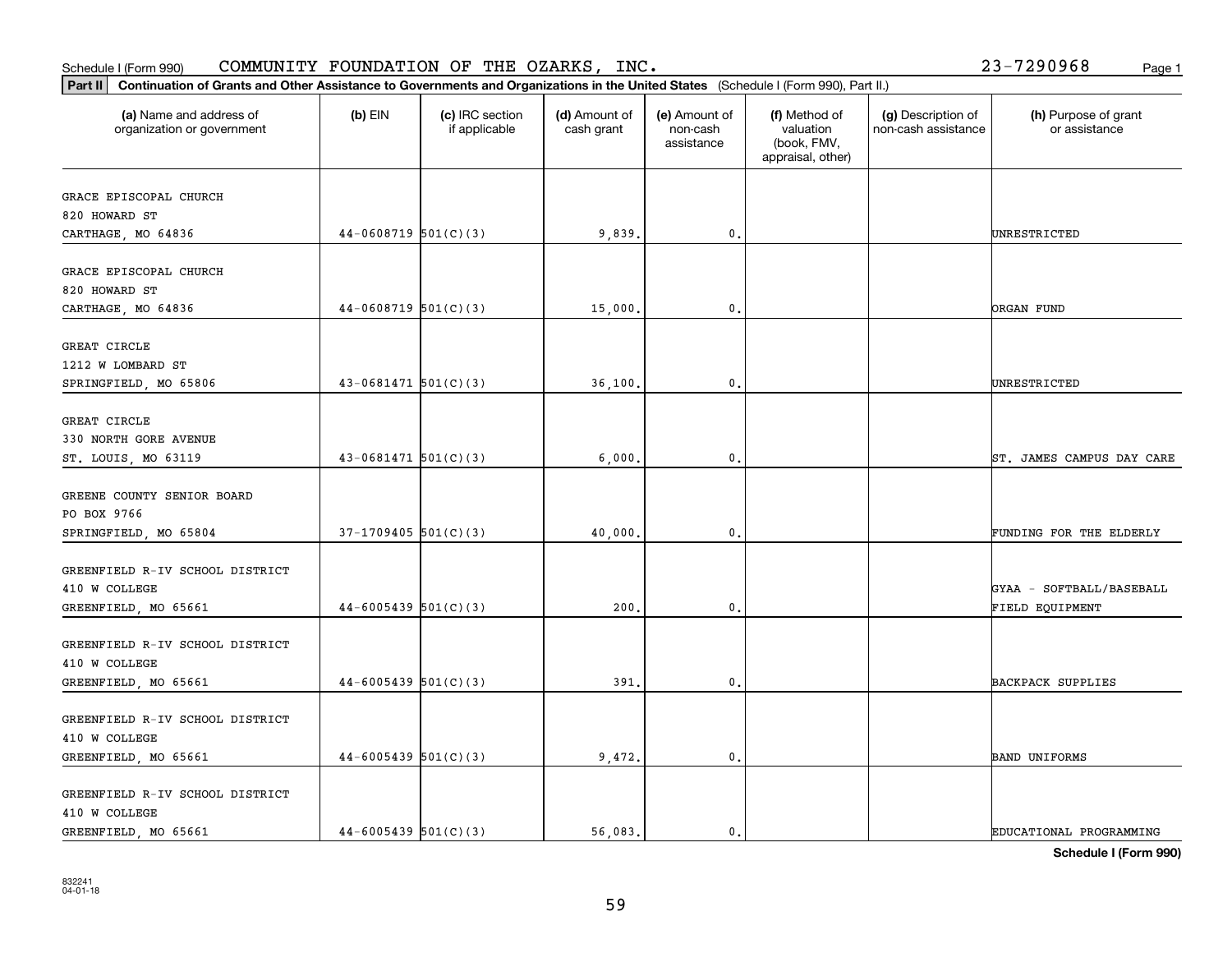Schedule I (Form 990) COMMUNITY FOUNDATION OF THE OZARKS, INC. 23-7290968

**Part II** **Continuation of Grants and Other Assistance to Governments and Organizations in the United States** (Schedule I (Form 990), Part II.)

| (a) Name and address of organization or government | (b) EIN | (c) IRC section if applicable | (d) Amount of cash grant | (e) Amount of non-cash assistance | (f) Method of valuation (book, FMV, appraisal, other) | (g) Description of non-cash assistance | (h) Purpose of grant or assistance |
|---|---|---|---|---|---|---|---|
| GRACE EPISCOPAL CHURCH<br>820 HOWARD ST<br>CARTHAGE, MO 64836 | 44-0608719 | 501(C)(3) | 9,839. | 0. | | | UNRESTRICTED |
| GRACE EPISCOPAL CHURCH<br>820 HOWARD ST<br>CARTHAGE, MO 64836 | 44-0608719 | 501(C)(3) | 15,000. | 0. | | | ORGAN FUND |
| GREAT CIRCLE<br>1212 W LOMBARD ST<br>SPRINGFIELD, MO 65806 | 43-0681471 | 501(C)(3) | 36,100. | 0. | | | UNRESTRICTED |
| GREAT CIRCLE<br>330 NORTH GORE AVENUE<br>ST. LOUIS, MO 63119 | 43-0681471 | 501(C)(3) | 6,000. | 0. | | | ST. JAMES CAMPUS DAY CARE |
| GREENE COUNTY SENIOR BOARD<br>PO BOX 9766<br>SPRINGFIELD, MO 65804 | 37-1709405 | 501(C)(3) | 40,000. | 0. | | | FUNDING FOR THE ELDERLY |
| GREENFIELD R-IV SCHOOL DISTRICT<br>410 W COLLEGE<br>GREENFIELD, MO 65661 | 44-6005439 | 501(C)(3) | 200. | 0. | | | GYAA - SOFTBALL/BASEBALL FIELD EQUIPMENT |
| GREENFIELD R-IV SCHOOL DISTRICT<br>410 W COLLEGE<br>GREENFIELD, MO 65661 | 44-6005439 | 501(C)(3) | 391. | 0. | | | BACKPACK SUPPLIES |
| GREENFIELD R-IV SCHOOL DISTRICT<br>410 W COLLEGE<br>GREENFIELD, MO 65661 | 44-6005439 | 501(C)(3) | 9,472. | 0. | | | BAND UNIFORMS |
| GREENFIELD R-IV SCHOOL DISTRICT<br>410 W COLLEGE<br>GREENFIELD, MO 65661 | 44-6005439 | 501(C)(3) | 56,083. | 0. | | | EDUCATIONAL PROGRAMMING |

**Schedule I (Form 990)**

832241
04-01-18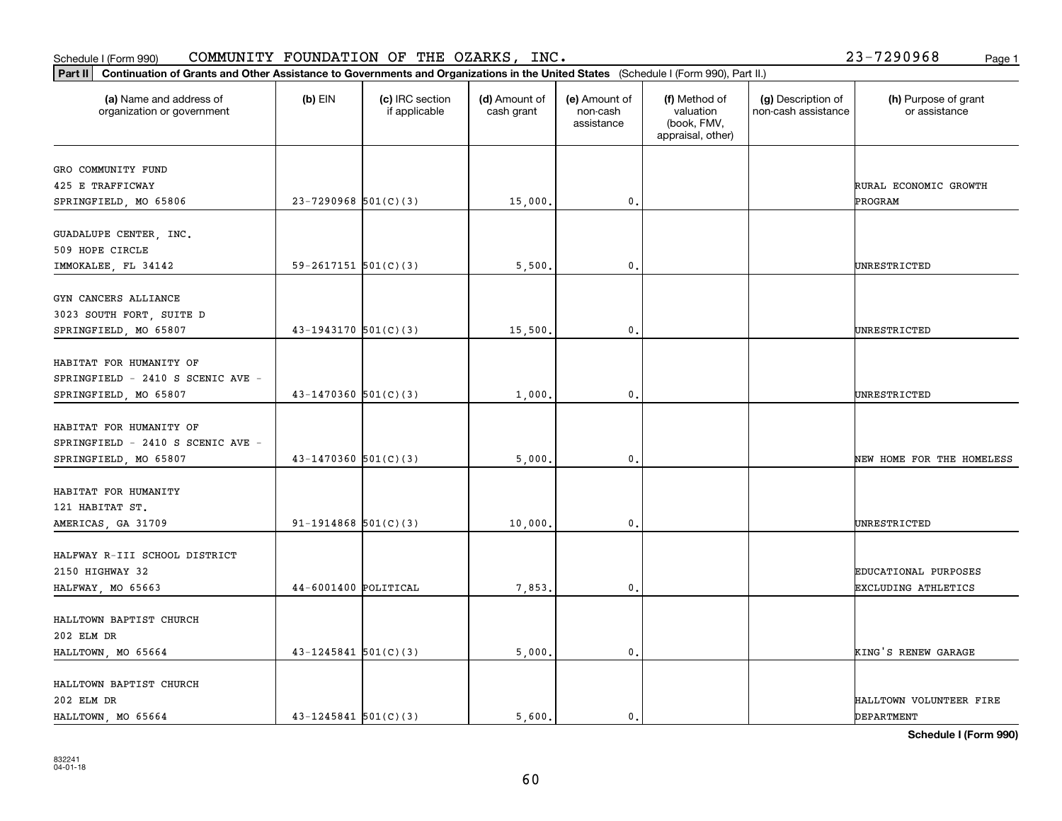Schedule I (Form 990) COMMUNITY FOUNDATION OF THE OZARKS, INC. 23-7290968

**Part II Continuation of Grants and Other Assistance to Governments and Organizations in the United States** (Schedule I (Form 990), Part II.)

| (a) Name and address of organization or government | (b) EIN | (c) IRC section if applicable | (d) Amount of cash grant | (e) Amount of non-cash assistance | (f) Method of valuation (book, FMV, appraisal, other) | (g) Description of non-cash assistance | (h) Purpose of grant or assistance |
|---|---|---|---|---|---|---|---|
| GRO COMMUNITY FUND 425 E TRAFFICWAY SPRINGFIELD, MO 65806 | 23-7290968 | 501(C)(3) | 15,000. | 0. | | | RURAL ECONOMIC GROWTH PROGRAM |
| GUADALUPE CENTER, INC. 509 HOPE CIRCLE IMMOKALEE, FL 34142 | 59-2617151 | 501(C)(3) | 5,500. | 0. | | | UNRESTRICTED |
| GYN CANCERS ALLIANCE 3023 SOUTH FORT, SUITE D SPRINGFIELD, MO 65807 | 43-1943170 | 501(C)(3) | 15,500. | 0. | | | UNRESTRICTED |
| HABITAT FOR HUMANITY OF SPRINGFIELD - 2410 S SCENIC AVE - SPRINGFIELD, MO 65807 | 43-1470360 | 501(C)(3) | 1,000. | 0. | | | UNRESTRICTED |
| HABITAT FOR HUMANITY OF SPRINGFIELD - 2410 S SCENIC AVE - SPRINGFIELD, MO 65807 | 43-1470360 | 501(C)(3) | 5,000. | 0. | | | NEW HOME FOR THE HOMELESS |
| HABITAT FOR HUMANITY 121 HABITAT ST. AMERICAS, GA 31709 | 91-1914868 | 501(C)(3) | 10,000. | 0. | | | UNRESTRICTED |
| HALFWAY R-III SCHOOL DISTRICT 2150 HIGHWAY 32 HALFWAY, MO 65663 | 44-6001400 | POLITICAL | 7,853. | 0. | | | EDUCATIONAL PURPOSES EXCLUDING ATHLETICS |
| HALLTOWN BAPTIST CHURCH 202 ELM DR HALLTOWN, MO 65664 | 43-1245841 | 501(C)(3) | 5,000. | 0. | | | KING'S RENEW GARAGE |
| HALLTOWN BAPTIST CHURCH 202 ELM DR HALLTOWN, MO 65664 | 43-1245841 | 501(C)(3) | 5,600. | 0. | | | HALLTOWN VOLUNTEER FIRE DEPARTMENT |

**Schedule I (Form 990)**

832241 04-01-18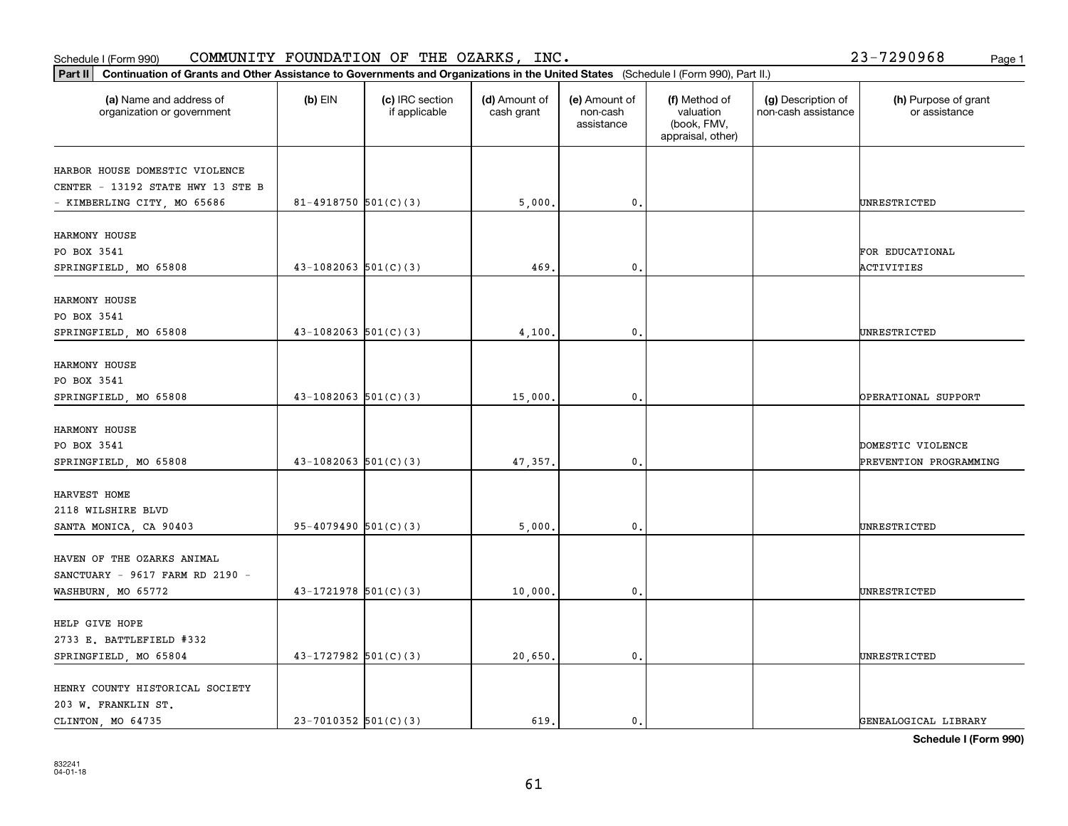Schedule I (Form 990) COMMUNITY FOUNDATION OF THE OZARKS, INC. 23-7290968

**Part II** **Continuation of Grants and Other Assistance to Governments and Organizations in the United States** (Schedule I (Form 990), Part II.)

| (a) Name and address of organization or government | (b) EIN | (c) IRC section if applicable | (d) Amount of cash grant | (e) Amount of non-cash assistance | (f) Method of valuation (book, FMV, appraisal, other) | (g) Description of non-cash assistance | (h) Purpose of grant or assistance |
|---|---|---|---|---|---|---|---|
| HARBOR HOUSE DOMESTIC VIOLENCE CENTER - 13192 STATE HWY 13 STE B - KIMBERLING CITY, MO 65686 | 81-4918750 | 501(C)(3) | 5,000. | 0. | | | UNRESTRICTED |
| HARMONY HOUSE PO BOX 3541 SPRINGFIELD, MO 65808 | 43-1082063 | 501(C)(3) | 469. | 0. | | | FOR EDUCATIONAL ACTIVITIES |
| HARMONY HOUSE PO BOX 3541 SPRINGFIELD, MO 65808 | 43-1082063 | 501(C)(3) | 4,100. | 0. | | | UNRESTRICTED |
| HARMONY HOUSE PO BOX 3541 SPRINGFIELD, MO 65808 | 43-1082063 | 501(C)(3) | 15,000. | 0. | | | OPERATIONAL SUPPORT |
| HARMONY HOUSE PO BOX 3541 SPRINGFIELD, MO 65808 | 43-1082063 | 501(C)(3) | 47,357. | 0. | | | DOMESTIC VIOLENCE PREVENTION PROGRAMMING |
| HARVEST HOME 2118 WILSHIRE BLVD SANTA MONICA, CA 90403 | 95-4079490 | 501(C)(3) | 5,000. | 0. | | | UNRESTRICTED |
| HAVEN OF THE OZARKS ANIMAL SANCTUARY - 9617 FARM RD 2190 - WASHBURN, MO 65772 | 43-1721978 | 501(C)(3) | 10,000. | 0. | | | UNRESTRICTED |
| HELP GIVE HOPE 2733 E. BATTLEFIELD #332 SPRINGFIELD, MO 65804 | 43-1727982 | 501(C)(3) | 20,650. | 0. | | | UNRESTRICTED |
| HENRY COUNTY HISTORICAL SOCIETY 203 W. FRANKLIN ST. CLINTON, MO 64735 | 23-7010352 | 501(C)(3) | 619. | 0. | | | GENEALOGICAL LIBRARY |

**Schedule I (Form 990)**

832241 04-01-18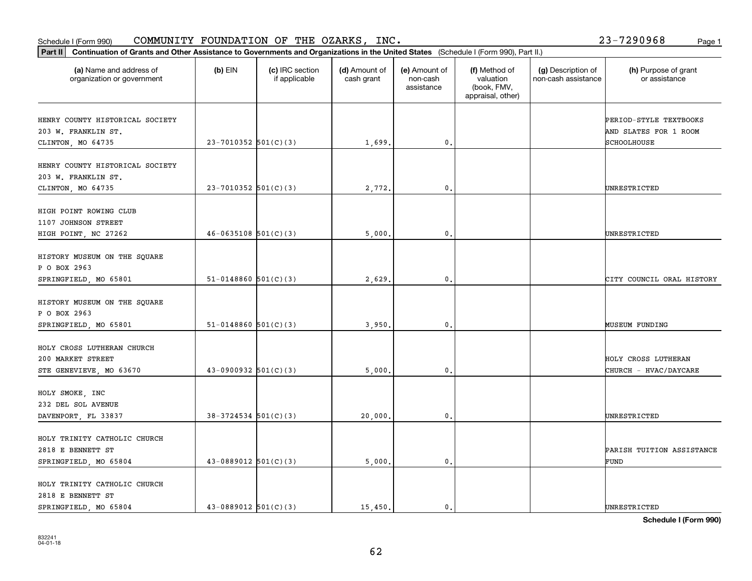Schedule I (Form 990) COMMUNITY FOUNDATION OF THE OZARKS, INC. 23-7290968

**Part II** **Continuation of Grants and Other Assistance to Governments and Organizations in the United States** (Schedule I (Form 990), Part II.)

| (a) Name and address of organization or government | (b) EIN | (c) IRC section if applicable | (d) Amount of cash grant | (e) Amount of non-cash assistance | (f) Method of valuation (book, FMV, appraisal, other) | (g) Description of non-cash assistance | (h) Purpose of grant or assistance |
|---|---|---|---|---|---|---|---|
| HENRY COUNTY HISTORICAL SOCIETY<br>203 W. FRANKLIN ST.<br>CLINTON, MO 64735 | 23-7010352 | 501(C)(3) | 1,699. | 0. | | | PERIOD-STYLE TEXTBOOKS AND SLATES FOR 1 ROOM SCHOOLHOUSE |
| HENRY COUNTY HISTORICAL SOCIETY<br>203 W. FRANKLIN ST.<br>CLINTON, MO 64735 | 23-7010352 | 501(C)(3) | 2,772. | 0. | | | UNRESTRICTED |
| HIGH POINT ROWING CLUB<br>1107 JOHNSON STREET<br>HIGH POINT, NC 27262 | 46-0635108 | 501(C)(3) | 5,000. | 0. | | | UNRESTRICTED |
| HISTORY MUSEUM ON THE SQUARE<br>P O BOX 2963<br>SPRINGFIELD, MO 65801 | 51-0148860 | 501(C)(3) | 2,629. | 0. | | | CITY COUNCIL ORAL HISTORY |
| HISTORY MUSEUM ON THE SQUARE<br>P O BOX 2963<br>SPRINGFIELD, MO 65801 | 51-0148860 | 501(C)(3) | 3,950. | 0. | | | MUSEUM FUNDING |
| HOLY CROSS LUTHERAN CHURCH<br>200 MARKET STREET<br>STE GENEVIEVE, MO 63670 | 43-0900932 | 501(C)(3) | 5,000. | 0. | | | HOLY CROSS LUTHERAN CHURCH - HVAC/DAYCARE |
| HOLY SMOKE, INC<br>232 DEL SOL AVENUE<br>DAVENPORT, FL 33837 | 38-3724534 | 501(C)(3) | 20,000. | 0. | | | UNRESTRICTED |
| HOLY TRINITY CATHOLIC CHURCH<br>2818 E BENNETT ST<br>SPRINGFIELD, MO 65804 | 43-0889012 | 501(C)(3) | 5,000. | 0. | | | PARISH TUITION ASSISTANCE FUND |
| HOLY TRINITY CATHOLIC CHURCH<br>2818 E BENNETT ST<br>SPRINGFIELD, MO 65804 | 43-0889012 | 501(C)(3) | 15,450. | 0. | | | UNRESTRICTED |

**Schedule I (Form 990)**

832241
04-01-18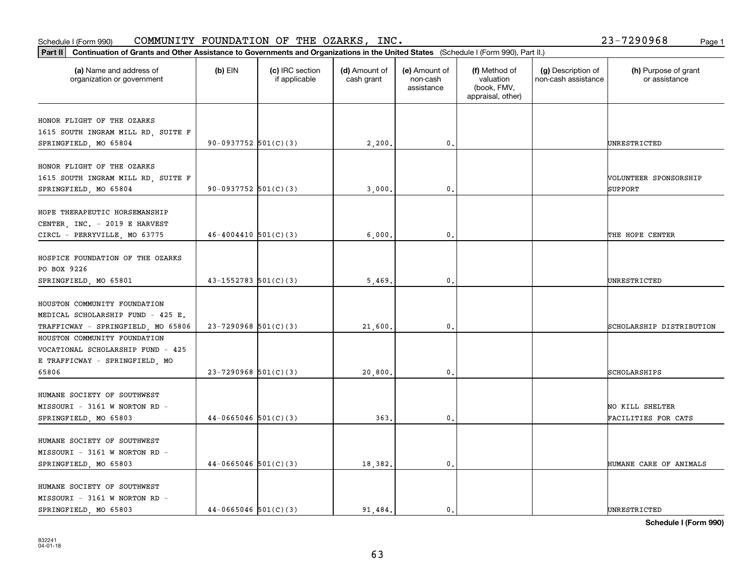Schedule I (Form 990) COMMUNITY FOUNDATION OF THE OZARKS, INC. 23-7290968

**Part II Continuation of Grants and Other Assistance to Governments and Organizations in the United States** (Schedule I (Form 990), Part II.)

| (a) Name and address of organization or government | (b) EIN | (c) IRC section if applicable | (d) Amount of cash grant | (e) Amount of non-cash assistance | (f) Method of valuation (book, FMV, appraisal, other) | (g) Description of non-cash assistance | (h) Purpose of grant or assistance |
|---|---|---|---|---|---|---|---|
| HONOR FLIGHT OF THE OZARKS 1615 SOUTH INGRAM MILL RD, SUITE F SPRINGFIELD, MO 65804 | 90-0937752 | 501(C)(3) | 2,200. | 0. | | | UNRESTRICTED |
| HONOR FLIGHT OF THE OZARKS 1615 SOUTH INGRAM MILL RD, SUITE F SPRINGFIELD, MO 65804 | 90-0937752 | 501(C)(3) | 3,000. | 0. | | | VOLUNTEER SPONSORSHIP SUPPORT |
| HOPE THERAPEUTIC HORSEMANSHIP CENTER, INC. - 2019 E HARVEST CIRCL - PERRYVILLE, MO 63775 | 46-4004410 | 501(C)(3) | 6,000. | 0. | | | THE HOPE CENTER |
| HOSPICE FOUNDATION OF THE OZARKS PO BOX 9226 SPRINGFIELD, MO 65801 | 43-1552783 | 501(C)(3) | 5,469. | 0. | | | UNRESTRICTED |
| HOUSTON COMMUNITY FOUNDATION MEDICAL SCHOLARSHIP FUND - 425 E. TRAFFICWAY - SPRINGFIELD, MO 65806 | 23-7290968 | 501(C)(3) | 21,600. | 0. | | | SCHOLARSHIP DISTRIBUTION |
| HOUSTON COMMUNITY FOUNDATION VOCATIONAL SCHOLARSHIP FUND - 425 E TRAFFICWAY - SPRINGFIELD, MO 65806 | 23-7290968 | 501(C)(3) | 20,800. | 0. | | | SCHOLARSHIPS |
| HUMANE SOCIETY OF SOUTHWEST MISSOURI - 3161 W NORTON RD - SPRINGFIELD, MO 65803 | 44-0665046 | 501(C)(3) | 363. | 0. | | | NO KILL SHELTER FACILITIES FOR CATS |
| HUMANE SOCIETY OF SOUTHWEST MISSOURI - 3161 W NORTON RD - SPRINGFIELD, MO 65803 | 44-0665046 | 501(C)(3) | 18,382. | 0. | | | HUMANE CARE OF ANIMALS |
| HUMANE SOCIETY OF SOUTHWEST MISSOURI - 3161 W NORTON RD - SPRINGFIELD, MO 65803 | 44-0665046 | 501(C)(3) | 91,484. | 0. | | | UNRESTRICTED |

**Schedule I (Form 990)**

832241 04-01-18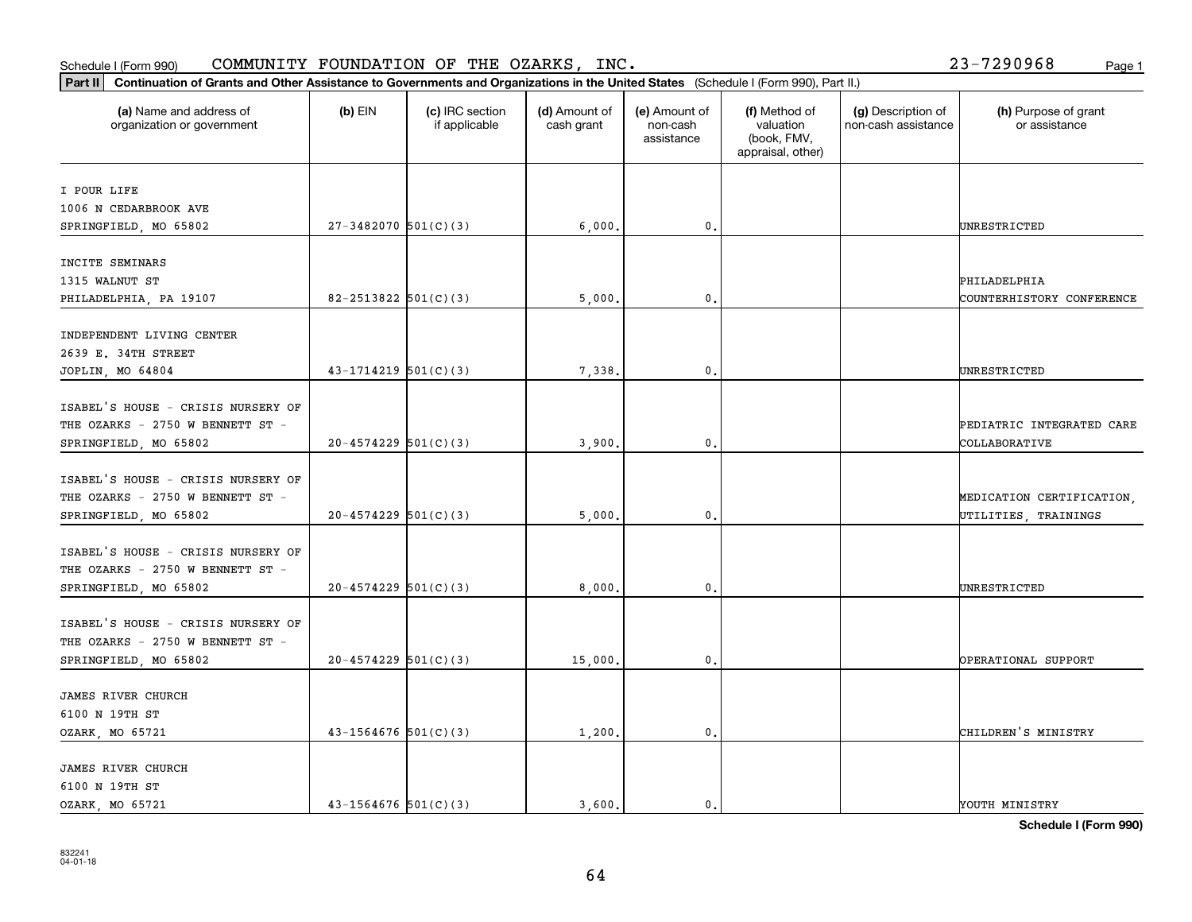Schedule I (Form 990) COMMUNITY FOUNDATION OF THE OZARKS, INC. 23-7290968

**Part II Continuation of Grants and Other Assistance to Governments and Organizations in the United States** (Schedule I (Form 990), Part II.)

| (a) Name and address of organization or government | (b) EIN | (c) IRC section if applicable | (d) Amount of cash grant | (e) Amount of non-cash assistance | (f) Method of valuation (book, FMV, appraisal, other) | (g) Description of non-cash assistance | (h) Purpose of grant or assistance |
|---|---|---|---|---|---|---|---|
| I POUR LIFE 1006 N CEDARBROOK AVE SPRINGFIELD, MO 65802 | 27-3482070 | 501(C)(3) | 6,000. | 0. | | | UNRESTRICTED |
| INCITE SEMINARS 1315 WALNUT ST PHILADELPHIA, PA 19107 | 82-2513822 | 501(C)(3) | 5,000. | 0. | | | PHILADELPHIA COUNTERHISTORY CONFERENCE |
| INDEPENDENT LIVING CENTER 2639 E. 34TH STREET JOPLIN, MO 64804 | 43-1714219 | 501(C)(3) | 7,338. | 0. | | | UNRESTRICTED |
| ISABEL'S HOUSE - CRISIS NURSERY OF THE OZARKS - 2750 W BENNETT ST - SPRINGFIELD, MO 65802 | 20-4574229 | 501(C)(3) | 3,900. | 0. | | | PEDIATRIC INTEGRATED CARE COLLABORATIVE |
| ISABEL'S HOUSE - CRISIS NURSERY OF THE OZARKS - 2750 W BENNETT ST - SPRINGFIELD, MO 65802 | 20-4574229 | 501(C)(3) | 5,000. | 0. | | | MEDICATION CERTIFICATION, UTILITIES, TRAININGS |
| ISABEL'S HOUSE - CRISIS NURSERY OF THE OZARKS - 2750 W BENNETT ST - SPRINGFIELD, MO 65802 | 20-4574229 | 501(C)(3) | 8,000. | 0. | | | UNRESTRICTED |
| ISABEL'S HOUSE - CRISIS NURSERY OF THE OZARKS - 2750 W BENNETT ST - SPRINGFIELD, MO 65802 | 20-4574229 | 501(C)(3) | 15,000. | 0. | | | OPERATIONAL SUPPORT |
| JAMES RIVER CHURCH 6100 N 19TH ST OZARK, MO 65721 | 43-1564676 | 501(C)(3) | 1,200. | 0. | | | CHILDREN'S MINISTRY |
| JAMES RIVER CHURCH 6100 N 19TH ST OZARK, MO 65721 | 43-1564676 | 501(C)(3) | 3,600. | 0. | | | YOUTH MINISTRY |

Schedule I (Form 990)

832241 04-01-18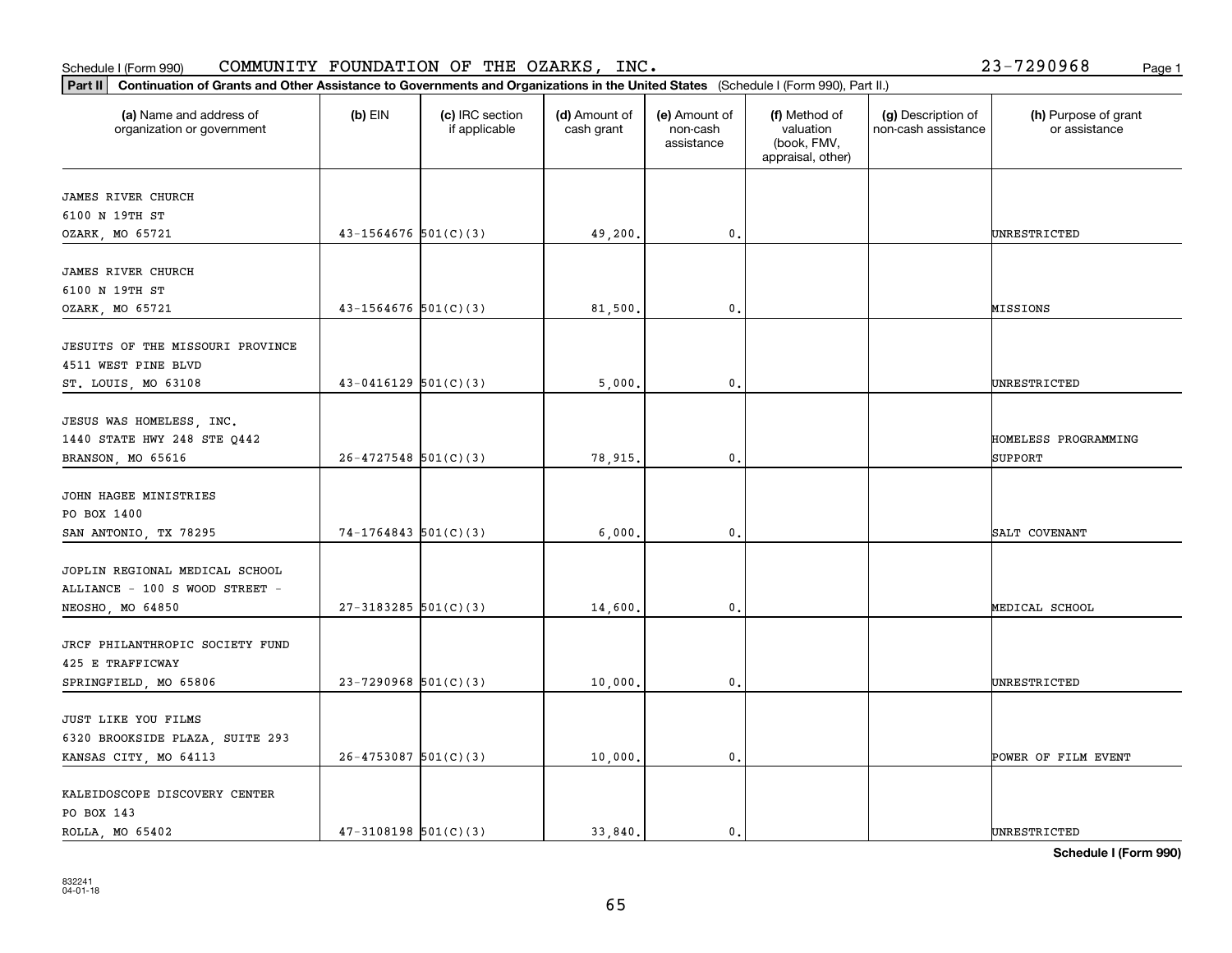Schedule I (Form 990) COMMUNITY FOUNDATION OF THE OZARKS, INC. 23-7290968

**Part II** **Continuation of Grants and Other Assistance to Governments and Organizations in the United States** (Schedule I (Form 990), Part II.)

| (a) Name and address of organization or government | (b) EIN | (c) IRC section if applicable | (d) Amount of cash grant | (e) Amount of non-cash assistance | (f) Method of valuation (book, FMV, appraisal, other) | (g) Description of non-cash assistance | (h) Purpose of grant or assistance |
|---|---|---|---|---|---|---|---|
| JAMES RIVER CHURCH<br>6100 N 19TH ST<br>OZARK, MO 65721 | 43-1564676 | 501(C)(3) | 49,200. | 0. | | | UNRESTRICTED |
| JAMES RIVER CHURCH<br>6100 N 19TH ST<br>OZARK, MO 65721 | 43-1564676 | 501(C)(3) | 81,500. | 0. | | | MISSIONS |
| JESUITS OF THE MISSOURI PROVINCE<br>4511 WEST PINE BLVD<br>ST. LOUIS, MO 63108 | 43-0416129 | 501(C)(3) | 5,000. | 0. | | | UNRESTRICTED |
| JESUS WAS HOMELESS, INC.<br>1440 STATE HWY 248 STE Q442<br>BRANSON, MO 65616 | 26-4727548 | 501(C)(3) | 78,915. | 0. | | | HOMELESS PROGRAMMING SUPPORT |
| JOHN HAGEE MINISTRIES<br>PO BOX 1400<br>SAN ANTONIO, TX 78295 | 74-1764843 | 501(C)(3) | 6,000. | 0. | | | SALT COVENANT |
| JOPLIN REGIONAL MEDICAL SCHOOL<br>ALLIANCE - 100 S WOOD STREET -<br>NEOSHO, MO 64850 | 27-3183285 | 501(C)(3) | 14,600. | 0. | | | MEDICAL SCHOOL |
| JRCF PHILANTHROPIC SOCIETY FUND<br>425 E TRAFFICWAY<br>SPRINGFIELD, MO 65806 | 23-7290968 | 501(C)(3) | 10,000. | 0. | | | UNRESTRICTED |
| JUST LIKE YOU FILMS<br>6320 BROOKSIDE PLAZA, SUITE 293<br>KANSAS CITY, MO 64113 | 26-4753087 | 501(C)(3) | 10,000. | 0. | | | POWER OF FILM EVENT |
| KALEIDOSCOPE DISCOVERY CENTER<br>PO BOX 143<br>ROLLA, MO 65402 | 47-3108198 | 501(C)(3) | 33,840. | 0. | | | UNRESTRICTED |

**Schedule I (Form 990)**

832241
04-01-18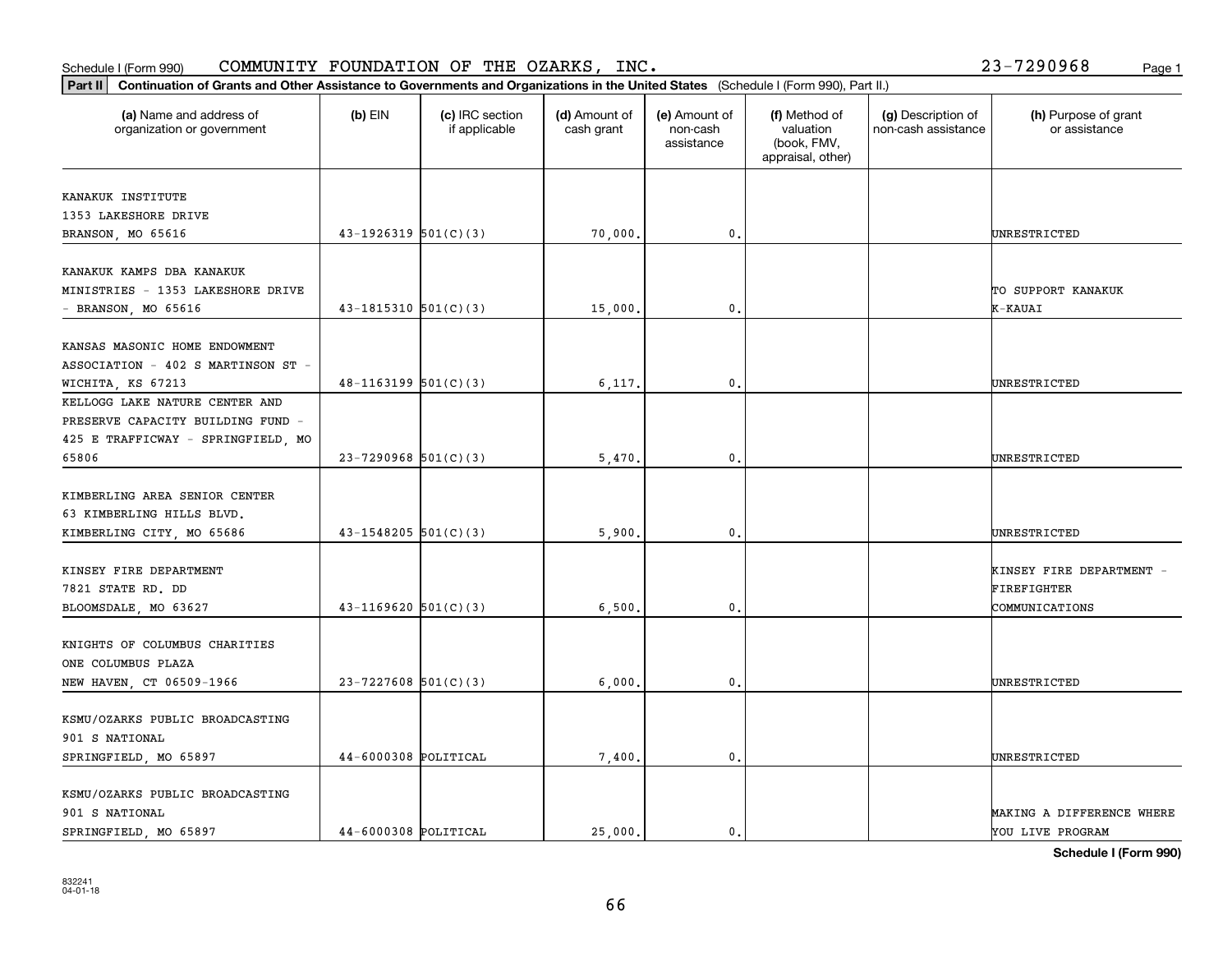Schedule I (Form 990) COMMUNITY FOUNDATION OF THE OZARKS, INC. 23-7290968

**Part II** **Continuation of Grants and Other Assistance to Governments and Organizations in the United States** (Schedule I (Form 990), Part II.)

| (a) Name and address of organization or government | (b) EIN | (c) IRC section if applicable | (d) Amount of cash grant | (e) Amount of non-cash assistance | (f) Method of valuation (book, FMV, appraisal, other) | (g) Description of non-cash assistance | (h) Purpose of grant or assistance |
|---|---|---|---|---|---|---|---|
| KANAKUK INSTITUTE 1353 LAKESHORE DRIVE BRANSON, MO 65616 | 43-1926319 | 501(C)(3) | 70,000. | 0. | | | UNRESTRICTED |
| KANAKUK KAMPS DBA KANAKUK MINISTRIES - 1353 LAKESHORE DRIVE - BRANSON, MO 65616 | 43-1815310 | 501(C)(3) | 15,000. | 0. | | | TO SUPPORT KANAKUK K-KAUAI |
| KANSAS MASONIC HOME ENDOWMENT ASSOCIATION - 402 S MARTINSON ST - WICHITA, KS 67213 | 48-1163199 | 501(C)(3) | 6,117. | 0. | | | UNRESTRICTED |
| KELLOGG LAKE NATURE CENTER AND PRESERVE CAPACITY BUILDING FUND - 425 E TRAFFICWAY - SPRINGFIELD, MO 65806 | 23-7290968 | 501(C)(3) | 5,470. | 0. | | | UNRESTRICTED |
| KIMBERLING AREA SENIOR CENTER 63 KIMBERLING HILLS BLVD. KIMBERLING CITY, MO 65686 | 43-1548205 | 501(C)(3) | 5,900. | 0. | | | UNRESTRICTED |
| KINSEY FIRE DEPARTMENT 7821 STATE RD. DD BLOOMSDALE, MO 63627 | 43-1169620 | 501(C)(3) | 6,500. | 0. | | | KINSEY FIRE DEPARTMENT - FIREFIGHTER COMMUNICATIONS |
| KNIGHTS OF COLUMBUS CHARITIES ONE COLUMBUS PLAZA NEW HAVEN, CT 06509-1966 | 23-7227608 | 501(C)(3) | 6,000. | 0. | | | UNRESTRICTED |
| KSMU/OZARKS PUBLIC BROADCASTING 901 S NATIONAL SPRINGFIELD, MO 65897 | 44-6000308 | POLITICAL | 7,400. | 0. | | | UNRESTRICTED |
| KSMU/OZARKS PUBLIC BROADCASTING 901 S NATIONAL SPRINGFIELD, MO 65897 | 44-6000308 | POLITICAL | 25,000. | 0. | | | MAKING A DIFFERENCE WHERE YOU LIVE PROGRAM |

**Schedule I (Form 990)**

832241 04-01-18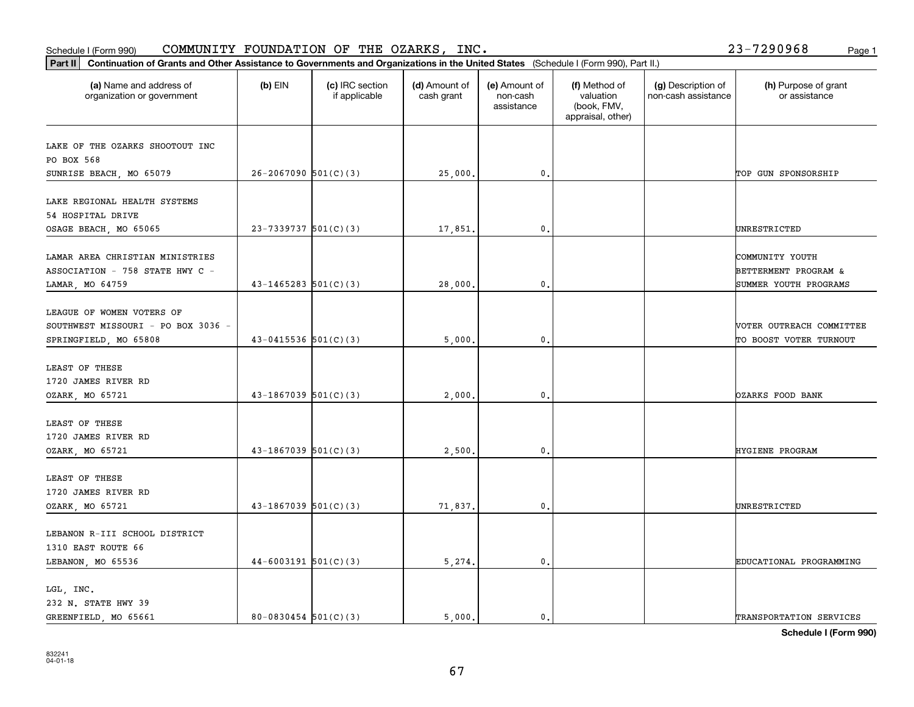Schedule I (Form 990) COMMUNITY FOUNDATION OF THE OZARKS, INC. 23-7290968

**Part II** **Continuation of Grants and Other Assistance to Governments and Organizations in the United States** (Schedule I (Form 990), Part II.)

| (a) Name and address of organization or government | (b) EIN | (c) IRC section if applicable | (d) Amount of cash grant | (e) Amount of non-cash assistance | (f) Method of valuation (book, FMV, appraisal, other) | (g) Description of non-cash assistance | (h) Purpose of grant or assistance |
|---|---|---|---|---|---|---|---|
| LAKE OF THE OZARKS SHOOTOUT INC<br>PO BOX 568<br>SUNRISE BEACH, MO 65079 | 26-2067090 | 501(C)(3) | 25,000. | 0. | | | TOP GUN SPONSORSHIP |
| LAKE REGIONAL HEALTH SYSTEMS<br>54 HOSPITAL DRIVE<br>OSAGE BEACH, MO 65065 | 23-7339737 | 501(C)(3) | 17,851. | 0. | | | UNRESTRICTED |
| LAMAR AREA CHRISTIAN MINISTRIES<br>ASSOCIATION - 758 STATE HWY C -<br>LAMAR, MO 64759 | 43-1465283 | 501(C)(3) | 28,000. | 0. | | | COMMUNITY YOUTH BETTERMENT PROGRAM & SUMMER YOUTH PROGRAMS |
| LEAGUE OF WOMEN VOTERS OF<br>SOUTHWEST MISSOURI - PO BOX 3036 -<br>SPRINGFIELD, MO 65808 | 43-0415536 | 501(C)(3) | 5,000. | 0. | | | VOTER OUTREACH COMMITTEE TO BOOST VOTER TURNOUT |
| LEAST OF THESE<br>1720 JAMES RIVER RD<br>OZARK, MO 65721 | 43-1867039 | 501(C)(3) | 2,000. | 0. | | | OZARKS FOOD BANK |
| LEAST OF THESE<br>1720 JAMES RIVER RD<br>OZARK, MO 65721 | 43-1867039 | 501(C)(3) | 2,500. | 0. | | | HYGIENE PROGRAM |
| LEAST OF THESE<br>1720 JAMES RIVER RD<br>OZARK, MO 65721 | 43-1867039 | 501(C)(3) | 71,837. | 0. | | | UNRESTRICTED |
| LEBANON R-III SCHOOL DISTRICT<br>1310 EAST ROUTE 66<br>LEBANON, MO 65536 | 44-6003191 | 501(C)(3) | 5,274. | 0. | | | EDUCATIONAL PROGRAMMING |
| LGL, INC.<br>232 N. STATE HWY 39<br>GREENFIELD, MO 65661 | 80-0830454 | 501(C)(3) | 5,000. | 0. | | | TRANSPORTATION SERVICES |

**Schedule I (Form 990)**

832241
04-01-18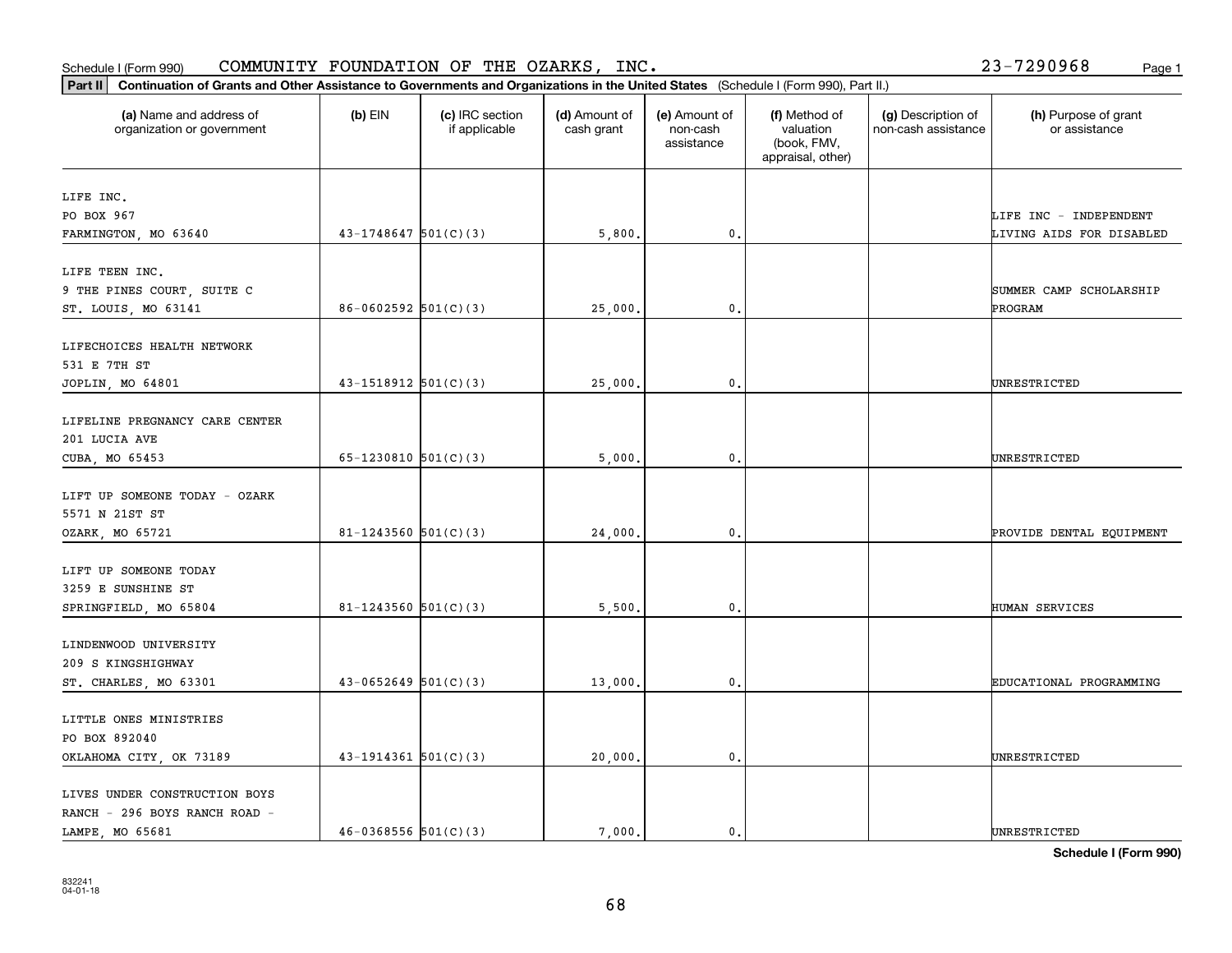Schedule I (Form 990) COMMUNITY FOUNDATION OF THE OZARKS, INC. 23-7290968

**Part II** **Continuation of Grants and Other Assistance to Governments and Organizations in the United States** (Schedule I (Form 990), Part II.)

| (a) Name and address of organization or government | (b) EIN | (c) IRC section if applicable | (d) Amount of cash grant | (e) Amount of non-cash assistance | (f) Method of valuation (book, FMV, appraisal, other) | (g) Description of non-cash assistance | (h) Purpose of grant or assistance |
|---|---|---|---|---|---|---|---|
| LIFE INC. PO BOX 967 FARMINGTON, MO 63640 | 43-1748647 | 501(C)(3) | 5,800. | 0. | | | LIFE INC - INDEPENDENT LIVING AIDS FOR DISABLED |
| LIFE TEEN INC. 9 THE PINES COURT, SUITE C ST. LOUIS, MO 63141 | 86-0602592 | 501(C)(3) | 25,000. | 0. | | | SUMMER CAMP SCHOLARSHIP PROGRAM |
| LIFECHOICES HEALTH NETWORK 531 E 7TH ST JOPLIN, MO 64801 | 43-1518912 | 501(C)(3) | 25,000. | 0. | | | UNRESTRICTED |
| LIFELINE PREGNANCY CARE CENTER 201 LUCIA AVE CUBA, MO 65453 | 65-1230810 | 501(C)(3) | 5,000. | 0. | | | UNRESTRICTED |
| LIFT UP SOMEONE TODAY - OZARK 5571 N 21ST ST OZARK, MO 65721 | 81-1243560 | 501(C)(3) | 24,000. | 0. | | | PROVIDE DENTAL EQUIPMENT |
| LIFT UP SOMEONE TODAY 3259 E SUNSHINE ST SPRINGFIELD, MO 65804 | 81-1243560 | 501(C)(3) | 5,500. | 0. | | | HUMAN SERVICES |
| LINDENWOOD UNIVERSITY 209 S KINGSHIGHWAY ST. CHARLES, MO 63301 | 43-0652649 | 501(C)(3) | 13,000. | 0. | | | EDUCATIONAL PROGRAMMING |
| LITTLE ONES MINISTRIES PO BOX 892040 OKLAHOMA CITY, OK 73189 | 43-1914361 | 501(C)(3) | 20,000. | 0. | | | UNRESTRICTED |
| LIVES UNDER CONSTRUCTION BOYS RANCH - 296 BOYS RANCH ROAD - LAMPE, MO 65681 | 46-0368556 | 501(C)(3) | 7,000. | 0. | | | UNRESTRICTED |

**Schedule I (Form 990)**

832241 04-01-18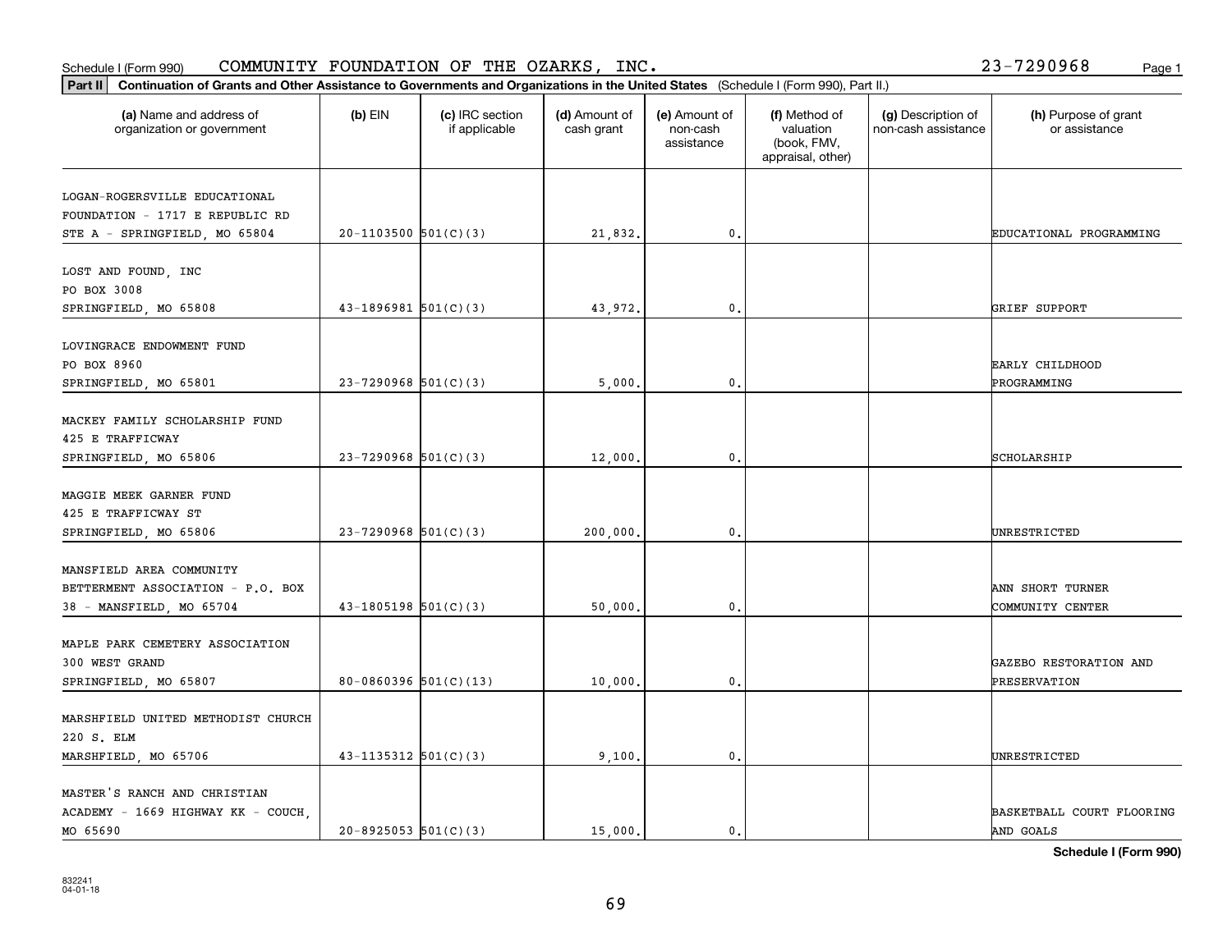Schedule I (Form 990) COMMUNITY FOUNDATION OF THE OZARKS, INC. 23-7290968

**Part II** **Continuation of Grants and Other Assistance to Governments and Organizations in the United States** (Schedule I (Form 990), Part II.)

| (a) Name and address of organization or government | (b) EIN | (c) IRC section if applicable | (d) Amount of cash grant | (e) Amount of non-cash assistance | (f) Method of valuation (book, FMV, appraisal, other) | (g) Description of non-cash assistance | (h) Purpose of grant or assistance |
|---|---|---|---|---|---|---|---|
| LOGAN-ROGERSVILLE EDUCATIONAL FOUNDATION - 1717 E REPUBLIC RD STE A - SPRINGFIELD, MO 65804 | 20-1103500 | 501(C)(3) | 21,832. | 0. | | | EDUCATIONAL PROGRAMMING |
| LOST AND FOUND, INC PO BOX 3008 SPRINGFIELD, MO 65808 | 43-1896981 | 501(C)(3) | 43,972. | 0. | | | GRIEF SUPPORT |
| LOVINGRACE ENDOWMENT FUND PO BOX 8960 SPRINGFIELD, MO 65801 | 23-7290968 | 501(C)(3) | 5,000. | 0. | | | EARLY CHILDHOOD PROGRAMMING |
| MACKEY FAMILY SCHOLARSHIP FUND 425 E TRAFFICWAY SPRINGFIELD, MO 65806 | 23-7290968 | 501(C)(3) | 12,000. | 0. | | | SCHOLARSHIP |
| MAGGIE MEEK GARNER FUND 425 E TRAFFICWAY ST SPRINGFIELD, MO 65806 | 23-7290968 | 501(C)(3) | 200,000. | 0. | | | UNRESTRICTED |
| MANSFIELD AREA COMMUNITY BETTERMENT ASSOCIATION - P.O. BOX 38 - MANSFIELD, MO 65704 | 43-1805198 | 501(C)(3) | 50,000. | 0. | | | ANN SHORT TURNER COMMUNITY CENTER |
| MAPLE PARK CEMETERY ASSOCIATION 300 WEST GRAND SPRINGFIELD, MO 65807 | 80-0860396 | 501(C)(13) | 10,000. | 0. | | | GAZEBO RESTORATION AND PRESERVATION |
| MARSHFIELD UNITED METHODIST CHURCH 220 S. ELM MARSHFIELD, MO 65706 | 43-1135312 | 501(C)(3) | 9,100. | 0. | | | UNRESTRICTED |
| MASTER'S RANCH AND CHRISTIAN ACADEMY - 1669 HIGHWAY KK - COUCH, MO 65690 | 20-8925053 | 501(C)(3) | 15,000. | 0. | | | BASKETBALL COURT FLOORING AND GOALS |

Schedule I (Form 990)

832241
04-01-18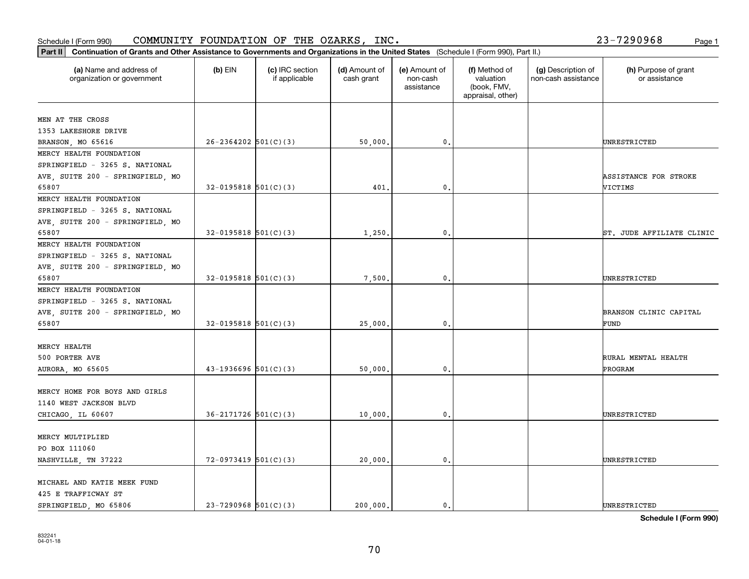Schedule I (Form 990) COMMUNITY FOUNDATION OF THE OZARKS, INC. 23-7290968

**Part II** **Continuation of Grants and Other Assistance to Governments and Organizations in the United States** (Schedule I (Form 990), Part II.)

| (a) Name and address of organization or government | (b) EIN | (c) IRC section if applicable | (d) Amount of cash grant | (e) Amount of non-cash assistance | (f) Method of valuation (book, FMV, appraisal, other) | (g) Description of non-cash assistance | (h) Purpose of grant or assistance |
|---|---|---|---|---|---|---|---|
| MEN AT THE CROSS 1353 LAKESHORE DRIVE BRANSON, MO 65616 | 26-2364202 | 501(C)(3) | 50,000. | 0. | | | UNRESTRICTED |
| MERCY HEALTH FOUNDATION SPRINGFIELD - 3265 S. NATIONAL AVE, SUITE 200 - SPRINGFIELD, MO 65807 | 32-0195818 | 501(C)(3) | 401. | 0. | | | ASSISTANCE FOR STROKE VICTIMS |
| MERCY HEALTH FOUNDATION SPRINGFIELD - 3265 S. NATIONAL AVE, SUITE 200 - SPRINGFIELD, MO 65807 | 32-0195818 | 501(C)(3) | 1,250. | 0. | | | ST. JUDE AFFILIATE CLINIC |
| MERCY HEALTH FOUNDATION SPRINGFIELD - 3265 S. NATIONAL AVE, SUITE 200 - SPRINGFIELD, MO 65807 | 32-0195818 | 501(C)(3) | 7,500. | 0. | | | UNRESTRICTED |
| MERCY HEALTH FOUNDATION SPRINGFIELD - 3265 S. NATIONAL AVE, SUITE 200 - SPRINGFIELD, MO 65807 | 32-0195818 | 501(C)(3) | 25,000. | 0. | | | BRANSON CLINIC CAPITAL FUND |
| MERCY HEALTH 500 PORTER AVE AURORA, MO 65605 | 43-1936696 | 501(C)(3) | 50,000. | 0. | | | RURAL MENTAL HEALTH PROGRAM |
| MERCY HOME FOR BOYS AND GIRLS 1140 WEST JACKSON BLVD CHICAGO, IL 60607 | 36-2171726 | 501(C)(3) | 10,000. | 0. | | | UNRESTRICTED |
| MERCY MULTIPLIED PO BOX 111060 NASHVILLE, TN 37222 | 72-0973419 | 501(C)(3) | 20,000. | 0. | | | UNRESTRICTED |
| MICHAEL AND KATIE MEEK FUND 425 E TRAFFICWAY ST SPRINGFIELD, MO 65806 | 23-7290968 | 501(C)(3) | 200,000. | 0. | | | UNRESTRICTED |

**Schedule I (Form 990)**

832241 04-01-18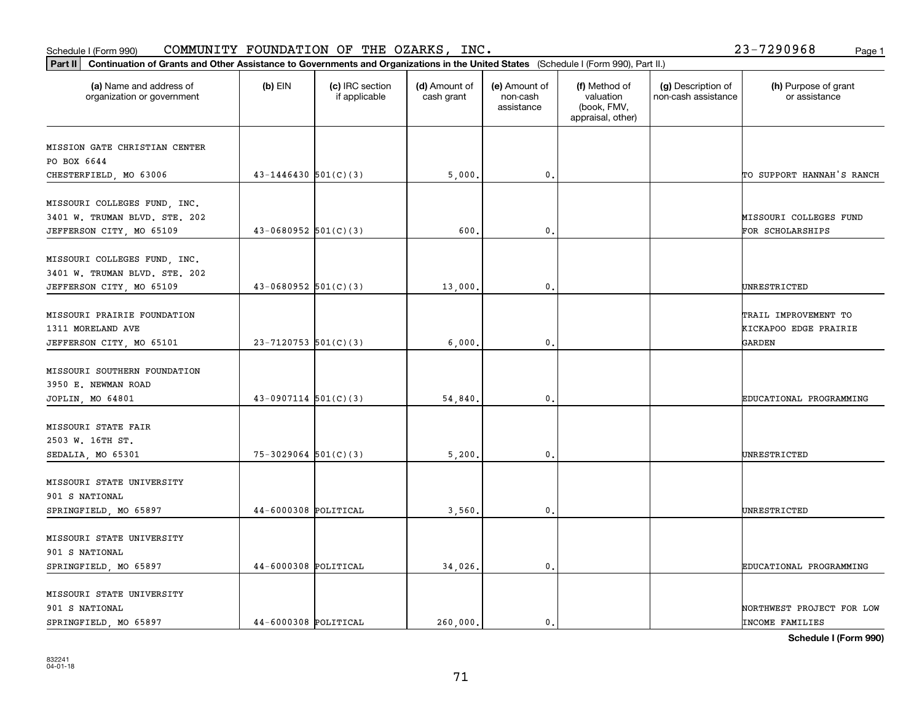Schedule I (Form 990) COMMUNITY FOUNDATION OF THE OZARKS, INC. 23-7290968

**Part II** **Continuation of Grants and Other Assistance to Governments and Organizations in the United States** (Schedule I (Form 990), Part II.)

| (a) Name and address of organization or government | (b) EIN | (c) IRC section if applicable | (d) Amount of cash grant | (e) Amount of non-cash assistance | (f) Method of valuation (book, FMV, appraisal, other) | (g) Description of non-cash assistance | (h) Purpose of grant or assistance |
|---|---|---|---|---|---|---|---|
| MISSION GATE CHRISTIAN CENTER<br>PO BOX 6644<br>CHESTERFIELD, MO 63006 | 43-1446430 | 501(C)(3) | 5,000. | 0. | | | TO SUPPORT HANNAH'S RANCH |
| MISSOURI COLLEGES FUND, INC.<br>3401 W. TRUMAN BLVD. STE. 202<br>JEFFERSON CITY, MO 65109 | 43-0680952 | 501(C)(3) | 600. | 0. | | | MISSOURI COLLEGES FUND FOR SCHOLARSHIPS |
| MISSOURI COLLEGES FUND, INC.<br>3401 W. TRUMAN BLVD. STE. 202<br>JEFFERSON CITY, MO 65109 | 43-0680952 | 501(C)(3) | 13,000. | 0. | | | UNRESTRICTED |
| MISSOURI PRAIRIE FOUNDATION<br>1311 MORELAND AVE<br>JEFFERSON CITY, MO 65101 | 23-7120753 | 501(C)(3) | 6,000. | 0. | | | TRAIL IMPROVEMENT TO KICKAPOO EDGE PRAIRIE GARDEN |
| MISSOURI SOUTHERN FOUNDATION<br>3950 E. NEWMAN ROAD<br>JOPLIN, MO 64801 | 43-0907114 | 501(C)(3) | 54,840. | 0. | | | EDUCATIONAL PROGRAMMING |
| MISSOURI STATE FAIR<br>2503 W. 16TH ST.<br>SEDALIA, MO 65301 | 75-3029064 | 501(C)(3) | 5,200. | 0. | | | UNRESTRICTED |
| MISSOURI STATE UNIVERSITY<br>901 S NATIONAL<br>SPRINGFIELD, MO 65897 | 44-6000308 | POLITICAL | 3,560. | 0. | | | UNRESTRICTED |
| MISSOURI STATE UNIVERSITY<br>901 S NATIONAL<br>SPRINGFIELD, MO 65897 | 44-6000308 | POLITICAL | 34,026. | 0. | | | EDUCATIONAL PROGRAMMING |
| MISSOURI STATE UNIVERSITY<br>901 S NATIONAL<br>SPRINGFIELD, MO 65897 | 44-6000308 | POLITICAL | 260,000. | 0. | | | NORTHWEST PROJECT FOR LOW INCOME FAMILIES |

**Schedule I (Form 990)**

832241
04-01-18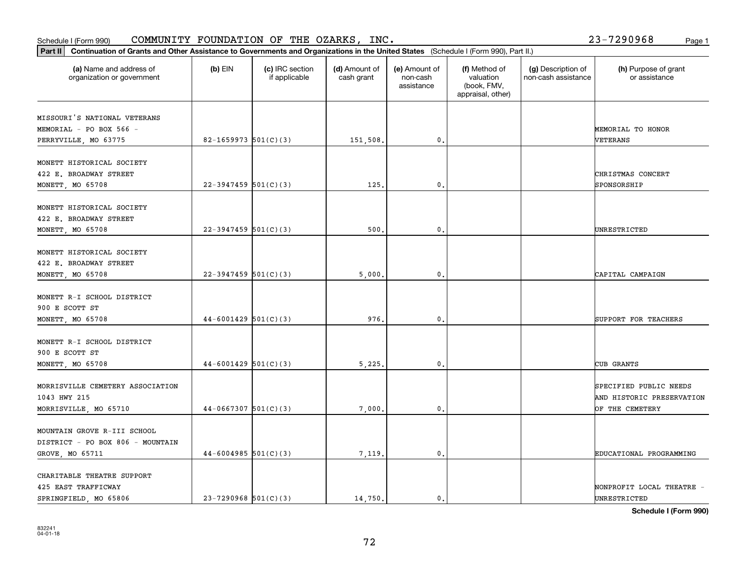Schedule I (Form 990) COMMUNITY FOUNDATION OF THE OZARKS, INC. 23-7290968

**Part II Continuation of Grants and Other Assistance to Governments and Organizations in the United States** (Schedule I (Form 990), Part II.)

| (a) Name and address of organization or government | (b) EIN | (c) IRC section if applicable | (d) Amount of cash grant | (e) Amount of non-cash assistance | (f) Method of valuation (book, FMV, appraisal, other) | (g) Description of non-cash assistance | (h) Purpose of grant or assistance |
|---|---|---|---|---|---|---|---|
| MISSOURI'S NATIONAL VETERANS MEMORIAL - PO BOX 566 - PERRYVILLE, MO 63775 | 82-1659973 | 501(C)(3) | 151,508. | 0. | | | MEMORIAL TO HONOR VETERANS |
| MONETT HISTORICAL SOCIETY 422 E. BROADWAY STREET MONETT, MO 65708 | 22-3947459 | 501(C)(3) | 125. | 0. | | | CHRISTMAS CONCERT SPONSORSHIP |
| MONETT HISTORICAL SOCIETY 422 E. BROADWAY STREET MONETT, MO 65708 | 22-3947459 | 501(C)(3) | 500. | 0. | | | UNRESTRICTED |
| MONETT HISTORICAL SOCIETY 422 E. BROADWAY STREET MONETT, MO 65708 | 22-3947459 | 501(C)(3) | 5,000. | 0. | | | CAPITAL CAMPAIGN |
| MONETT R-I SCHOOL DISTRICT 900 E SCOTT ST MONETT, MO 65708 | 44-6001429 | 501(C)(3) | 976. | 0. | | | SUPPORT FOR TEACHERS |
| MONETT R-I SCHOOL DISTRICT 900 E SCOTT ST MONETT, MO 65708 | 44-6001429 | 501(C)(3) | 5,225. | 0. | | | CUB GRANTS |
| MORRISVILLE CEMETERY ASSOCIATION 1043 HWY 215 MORRISVILLE, MO 65710 | 44-0667307 | 501(C)(3) | 7,000. | 0. | | | SPECIFIED PUBLIC NEEDS AND HISTORIC PRESERVATION OF THE CEMETERY |
| MOUNTAIN GROVE R-III SCHOOL DISTRICT - PO BOX 806 - MOUNTAIN GROVE, MO 65711 | 44-6004985 | 501(C)(3) | 7,119. | 0. | | | EDUCATIONAL PROGRAMMING |
| CHARITABLE THEATRE SUPPORT 425 EAST TRAFFICWAY SPRINGFIELD, MO 65806 | 23-7290968 | 501(C)(3) | 14,750. | 0. | | | NONPROFIT LOCAL THEATRE - UNRESTRICTED |

**Schedule I (Form 990)**

832241
04-01-18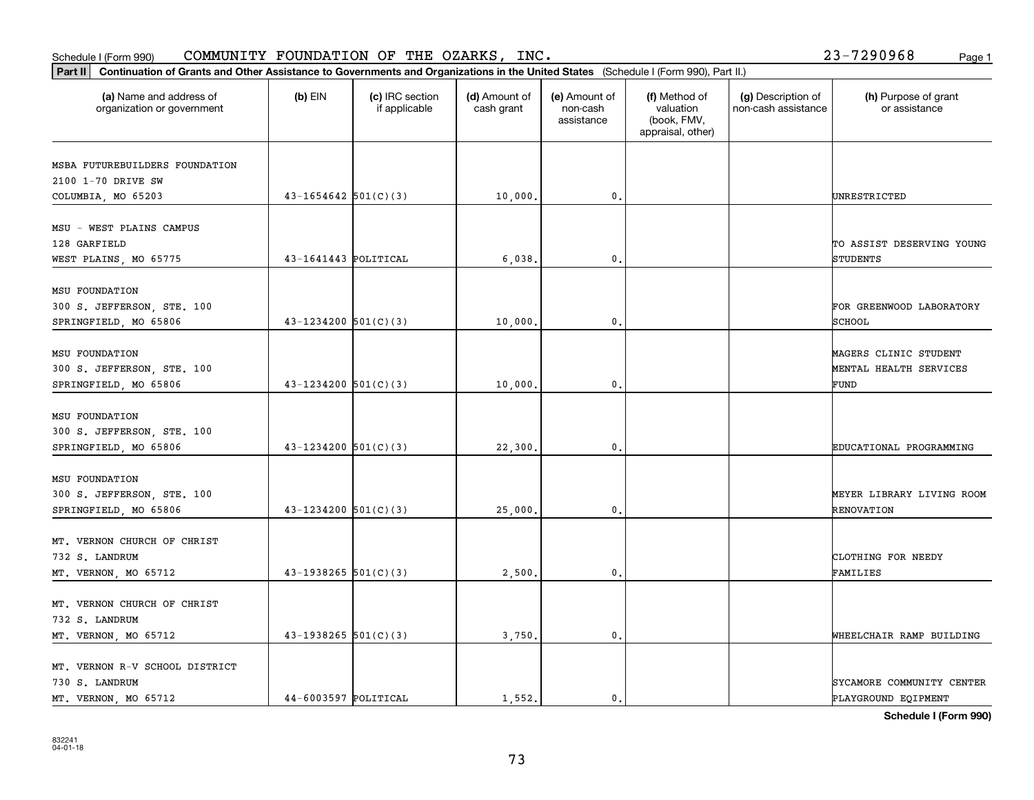Schedule I (Form 990) COMMUNITY FOUNDATION OF THE OZARKS, INC. 23-7290968

**Part II Continuation of Grants and Other Assistance to Governments and Organizations in the United States** (Schedule I (Form 990), Part II.)

| (a) Name and address of organization or government | (b) EIN | (c) IRC section if applicable | (d) Amount of cash grant | (e) Amount of non-cash assistance | (f) Method of valuation (book, FMV, appraisal, other) | (g) Description of non-cash assistance | (h) Purpose of grant or assistance |
|---|---|---|---|---|---|---|---|
| MSBA FUTUREBUILDERS FOUNDATION<br>2100 1-70 DRIVE SW<br>COLUMBIA, MO 65203 | 43-1654642 | 501(C)(3) | 10,000. | 0. | | | UNRESTRICTED |
| MSU - WEST PLAINS CAMPUS<br>128 GARFIELD<br>WEST PLAINS, MO 65775 | 43-1641443 | POLITICAL | 6,038. | 0. | | | TO ASSIST DESERVING YOUNG STUDENTS |
| MSU FOUNDATION<br>300 S. JEFFERSON, STE. 100<br>SPRINGFIELD, MO 65806 | 43-1234200 | 501(C)(3) | 10,000. | 0. | | | FOR GREENWOOD LABORATORY SCHOOL |
| MSU FOUNDATION<br>300 S. JEFFERSON, STE. 100<br>SPRINGFIELD, MO 65806 | 43-1234200 | 501(C)(3) | 10,000. | 0. | | | MAGERS CLINIC STUDENT MENTAL HEALTH SERVICES FUND |
| MSU FOUNDATION<br>300 S. JEFFERSON, STE. 100<br>SPRINGFIELD, MO 65806 | 43-1234200 | 501(C)(3) | 22,300. | 0. | | | EDUCATIONAL PROGRAMMING |
| MSU FOUNDATION<br>300 S. JEFFERSON, STE. 100<br>SPRINGFIELD, MO 65806 | 43-1234200 | 501(C)(3) | 25,000. | 0. | | | MEYER LIBRARY LIVING ROOM RENOVATION |
| MT. VERNON CHURCH OF CHRIST<br>732 S. LANDRUM<br>MT. VERNON, MO 65712 | 43-1938265 | 501(C)(3) | 2,500. | 0. | | | CLOTHING FOR NEEDY FAMILIES |
| MT. VERNON CHURCH OF CHRIST<br>732 S. LANDRUM<br>MT. VERNON, MO 65712 | 43-1938265 | 501(C)(3) | 3,750. | 0. | | | WHEELCHAIR RAMP BUILDING |
| MT. VERNON R-V SCHOOL DISTRICT<br>730 S. LANDRUM<br>MT. VERNON, MO 65712 | 44-6003597 | POLITICAL | 1,552. | 0. | | | SYCAMORE COMMUNITY CENTER PLAYGROUND EQIPMENT |

**Schedule I (Form 990)**

832241
04-01-18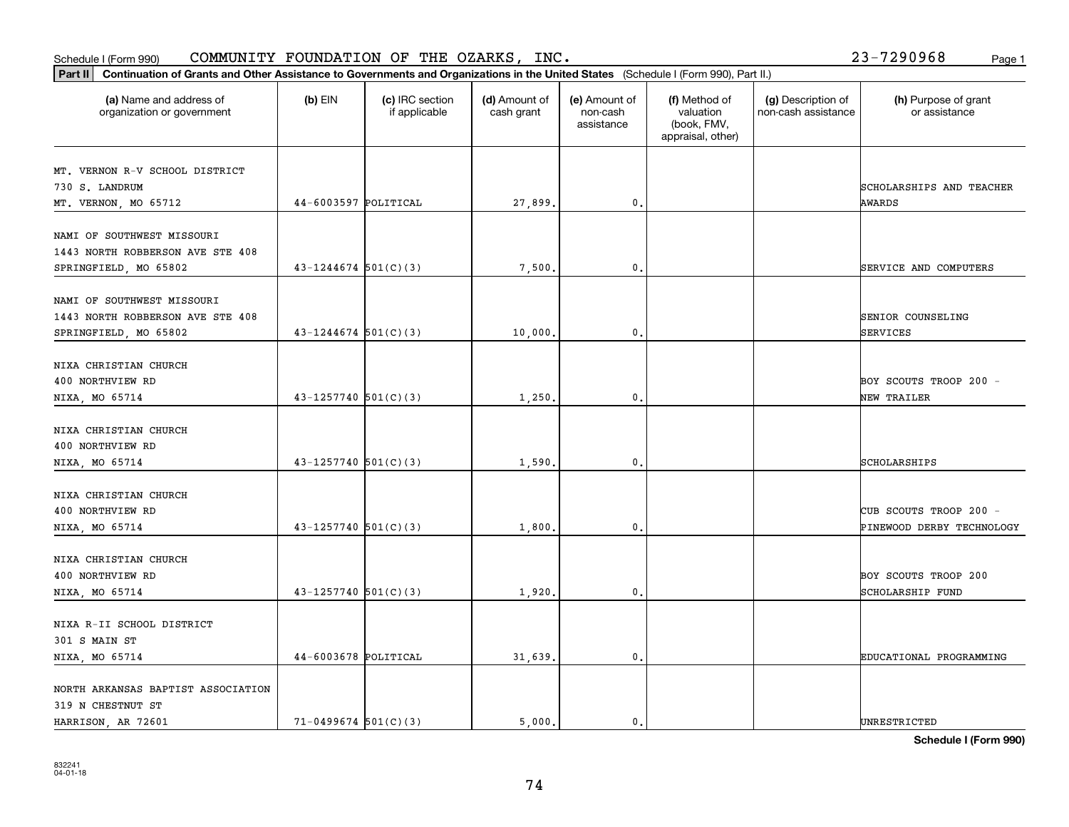Schedule I (Form 990) COMMUNITY FOUNDATION OF THE OZARKS, INC. 23-7290968

**Part II** **Continuation of Grants and Other Assistance to Governments and Organizations in the United States** (Schedule I (Form 990), Part II.)

| (a) Name and address of organization or government | (b) EIN | (c) IRC section if applicable | (d) Amount of cash grant | (e) Amount of non-cash assistance | (f) Method of valuation (book, FMV, appraisal, other) | (g) Description of non-cash assistance | (h) Purpose of grant or assistance |
|---|---|---|---|---|---|---|---|
| MT. VERNON R-V SCHOOL DISTRICT<br>730 S. LANDRUM<br>MT. VERNON, MO 65712 | 44-6003597 | POLITICAL | 27,899. | 0. | | | SCHOLARSHIPS AND TEACHER AWARDS |
| NAMI OF SOUTHWEST MISSOURI<br>1443 NORTH ROBBERSON AVE STE 408<br>SPRINGFIELD, MO 65802 | 43-1244674 | 501(C)(3) | 7,500. | 0. | | | SERVICE AND COMPUTERS |
| NAMI OF SOUTHWEST MISSOURI<br>1443 NORTH ROBBERSON AVE STE 408<br>SPRINGFIELD, MO 65802 | 43-1244674 | 501(C)(3) | 10,000. | 0. | | | SENIOR COUNSELING SERVICES |
| NIXA CHRISTIAN CHURCH<br>400 NORTHVIEW RD<br>NIXA, MO 65714 | 43-1257740 | 501(C)(3) | 1,250. | 0. | | | BOY SCOUTS TROOP 200 - NEW TRAILER |
| NIXA CHRISTIAN CHURCH<br>400 NORTHVIEW RD<br>NIXA, MO 65714 | 43-1257740 | 501(C)(3) | 1,590. | 0. | | | SCHOLARSHIPS |
| NIXA CHRISTIAN CHURCH<br>400 NORTHVIEW RD<br>NIXA, MO 65714 | 43-1257740 | 501(C)(3) | 1,800. | 0. | | | CUB SCOUTS TROOP 200 - PINEWOOD DERBY TECHNOLOGY |
| NIXA CHRISTIAN CHURCH<br>400 NORTHVIEW RD<br>NIXA, MO 65714 | 43-1257740 | 501(C)(3) | 1,920. | 0. | | | BOY SCOUTS TROOP 200 SCHOLARSHIP FUND |
| NIXA R-II SCHOOL DISTRICT<br>301 S MAIN ST<br>NIXA, MO 65714 | 44-6003678 | POLITICAL | 31,639. | 0. | | | EDUCATIONAL PROGRAMMING |
| NORTH ARKANSAS BAPTIST ASSOCIATION<br>319 N CHESTNUT ST<br>HARRISON, AR 72601 | 71-0499674 | 501(C)(3) | 5,000. | 0. | | | UNRESTRICTED |

**Schedule I (Form 990)**

832241
04-01-18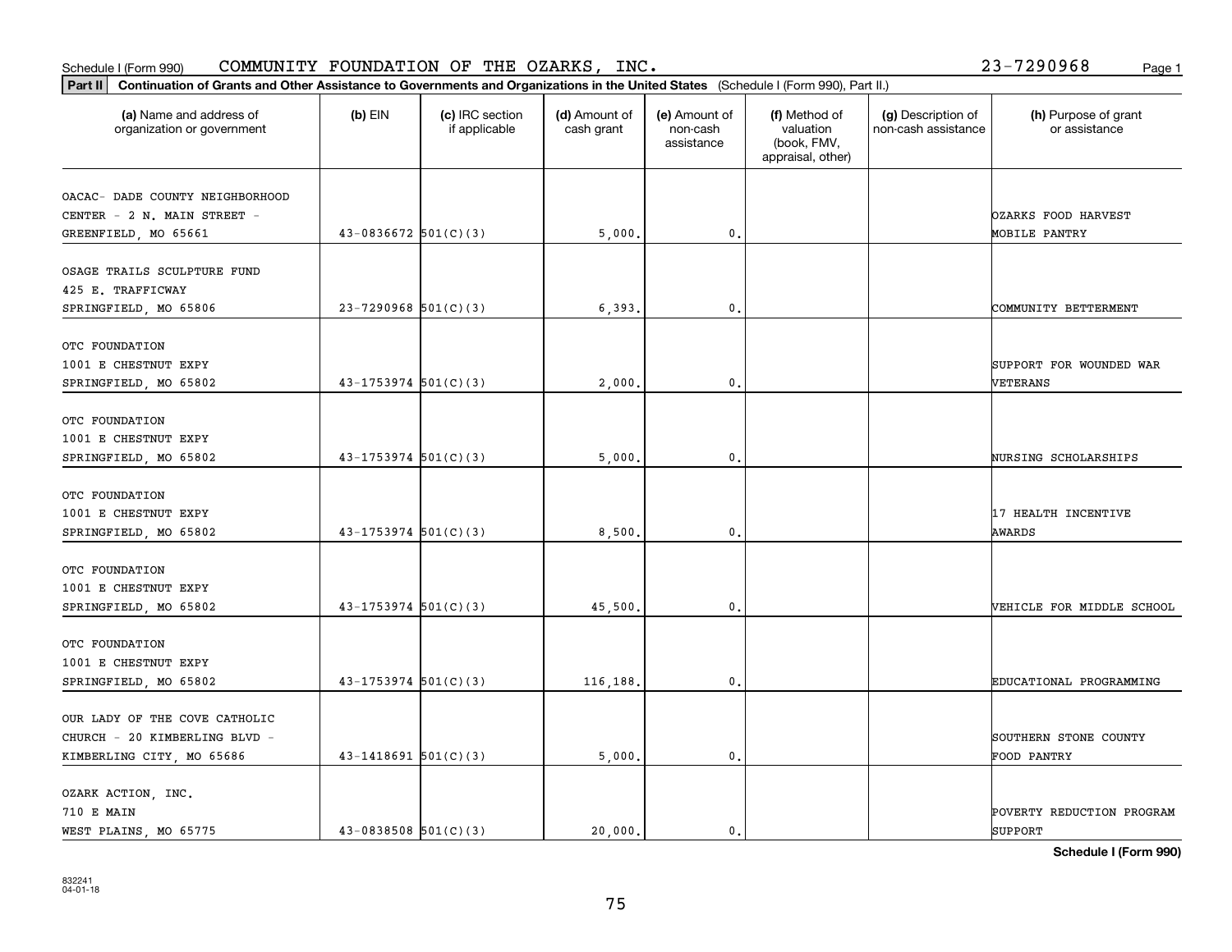Schedule I (Form 990) COMMUNITY FOUNDATION OF THE OZARKS, INC. 23-7290968 Page 1

**Part II** **Continuation of Grants and Other Assistance to Governments and Organizations in the United States** (Schedule I (Form 990), Part II.)

| (a) Name and address of organization or government | (b) EIN | (c) IRC section if applicable | (d) Amount of cash grant | (e) Amount of non-cash assistance | (f) Method of valuation (book, FMV, appraisal, other) | (g) Description of non-cash assistance | (h) Purpose of grant or assistance |
|---|---|---|---|---|---|---|---|
| OACAC- DADE COUNTY NEIGHBORHOOD CENTER - 2 N. MAIN STREET - GREENFIELD, MO 65661 | 43-0836672 | 501(C)(3) | 5,000. | 0. | | | OZARKS FOOD HARVEST MOBILE PANTRY |
| OSAGE TRAILS SCULPTURE FUND 425 E. TRAFFICWAY SPRINGFIELD, MO 65806 | 23-7290968 | 501(C)(3) | 6,393. | 0. | | | COMMUNITY BETTERMENT |
| OTC FOUNDATION 1001 E CHESTNUT EXPY SPRINGFIELD, MO 65802 | 43-1753974 | 501(C)(3) | 2,000. | 0. | | | SUPPORT FOR WOUNDED WAR VETERANS |
| OTC FOUNDATION 1001 E CHESTNUT EXPY SPRINGFIELD, MO 65802 | 43-1753974 | 501(C)(3) | 5,000. | 0. | | | NURSING SCHOLARSHIPS |
| OTC FOUNDATION 1001 E CHESTNUT EXPY SPRINGFIELD, MO 65802 | 43-1753974 | 501(C)(3) | 8,500. | 0. | | | 17 HEALTH INCENTIVE AWARDS |
| OTC FOUNDATION 1001 E CHESTNUT EXPY SPRINGFIELD, MO 65802 | 43-1753974 | 501(C)(3) | 45,500. | 0. | | | VEHICLE FOR MIDDLE SCHOOL |
| OTC FOUNDATION 1001 E CHESTNUT EXPY SPRINGFIELD, MO 65802 | 43-1753974 | 501(C)(3) | 116,188. | 0. | | | EDUCATIONAL PROGRAMMING |
| OUR LADY OF THE COVE CATHOLIC CHURCH - 20 KIMBERLING BLVD - KIMBERLING CITY, MO 65686 | 43-1418691 | 501(C)(3) | 5,000. | 0. | | | SOUTHERN STONE COUNTY FOOD PANTRY |
| OZARK ACTION, INC. 710 E MAIN WEST PLAINS, MO 65775 | 43-0838508 | 501(C)(3) | 20,000. | 0. | | | POVERTY REDUCTION PROGRAM SUPPORT |

**Schedule I (Form 990)**

832241
04-01-18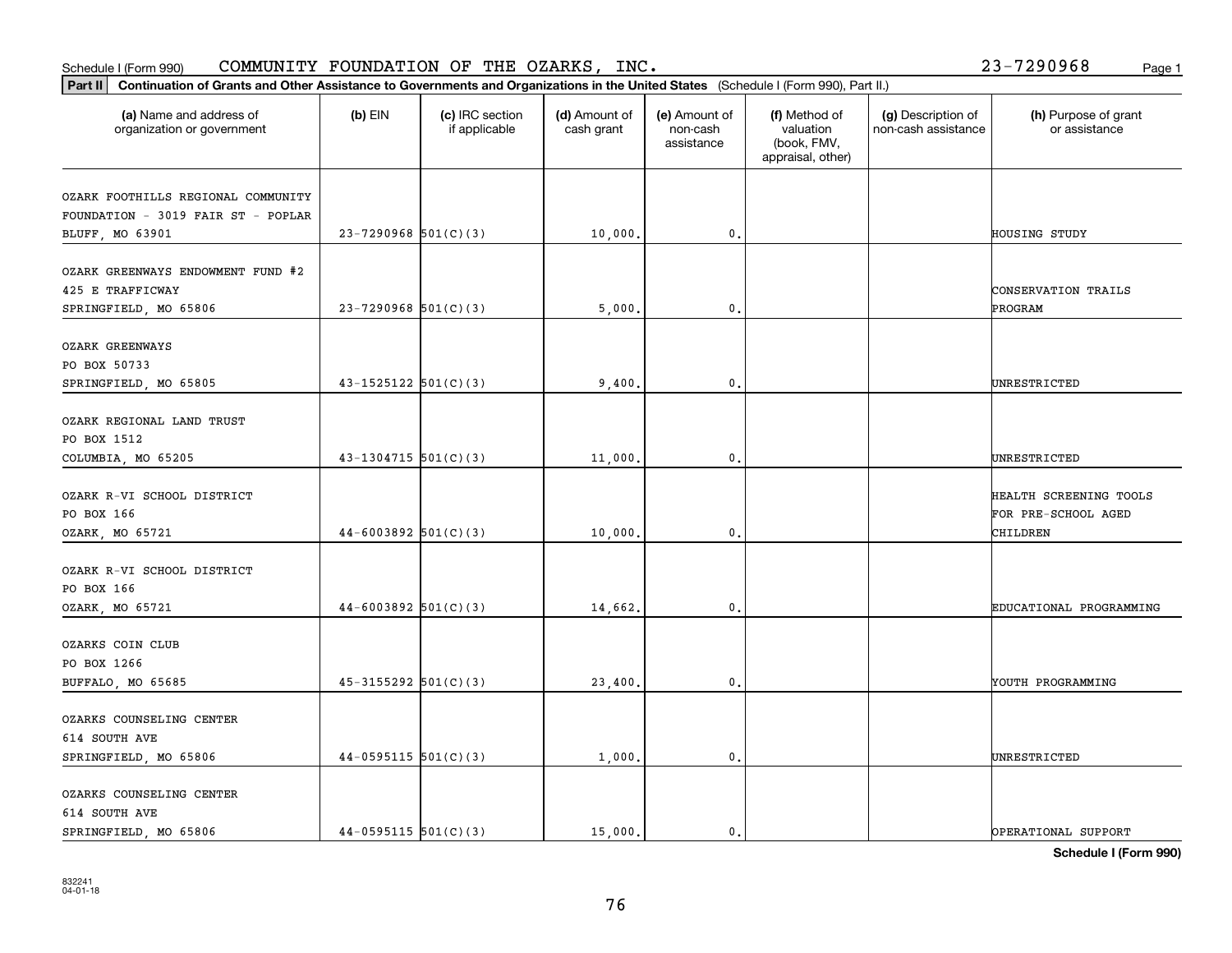Schedule I (Form 990) COMMUNITY FOUNDATION OF THE OZARKS, INC. 23-7290968 Page 1

**Part II** **Continuation of Grants and Other Assistance to Governments and Organizations in the United States** (Schedule I (Form 990), Part II.)

| (a) Name and address of organization or government | (b) EIN | (c) IRC section if applicable | (d) Amount of cash grant | (e) Amount of non-cash assistance | (f) Method of valuation (book, FMV, appraisal, other) | (g) Description of non-cash assistance | (h) Purpose of grant or assistance |
|---|---|---|---|---|---|---|---|
| OZARK FOOTHILLS REGIONAL COMMUNITY FOUNDATION - 3019 FAIR ST - POPLAR BLUFF, MO 63901 | 23-7290968 | 501(C)(3) | 10,000. | 0. | | | HOUSING STUDY |
| OZARK GREENWAYS ENDOWMENT FUND #2 425 E TRAFFICWAY SPRINGFIELD, MO 65806 | 23-7290968 | 501(C)(3) | 5,000. | 0. | | | CONSERVATION TRAILS PROGRAM |
| OZARK GREENWAYS PO BOX 50733 SPRINGFIELD, MO 65805 | 43-1525122 | 501(C)(3) | 9,400. | 0. | | | UNRESTRICTED |
| OZARK REGIONAL LAND TRUST PO BOX 1512 COLUMBIA, MO 65205 | 43-1304715 | 501(C)(3) | 11,000. | 0. | | | UNRESTRICTED |
| OZARK R-VI SCHOOL DISTRICT PO BOX 166 OZARK, MO 65721 | 44-6003892 | 501(C)(3) | 10,000. | 0. | | | HEALTH SCREENING TOOLS FOR PRE-SCHOOL AGED CHILDREN |
| OZARK R-VI SCHOOL DISTRICT PO BOX 166 OZARK, MO 65721 | 44-6003892 | 501(C)(3) | 14,662. | 0. | | | EDUCATIONAL PROGRAMMING |
| OZARKS COIN CLUB PO BOX 1266 BUFFALO, MO 65685 | 45-3155292 | 501(C)(3) | 23,400. | 0. | | | YOUTH PROGRAMMING |
| OZARKS COUNSELING CENTER 614 SOUTH AVE SPRINGFIELD, MO 65806 | 44-0595115 | 501(C)(3) | 1,000. | 0. | | | UNRESTRICTED |
| OZARKS COUNSELING CENTER 614 SOUTH AVE SPRINGFIELD, MO 65806 | 44-0595115 | 501(C)(3) | 15,000. | 0. | | | OPERATIONAL SUPPORT |

**Schedule I (Form 990)**

832241
04-01-18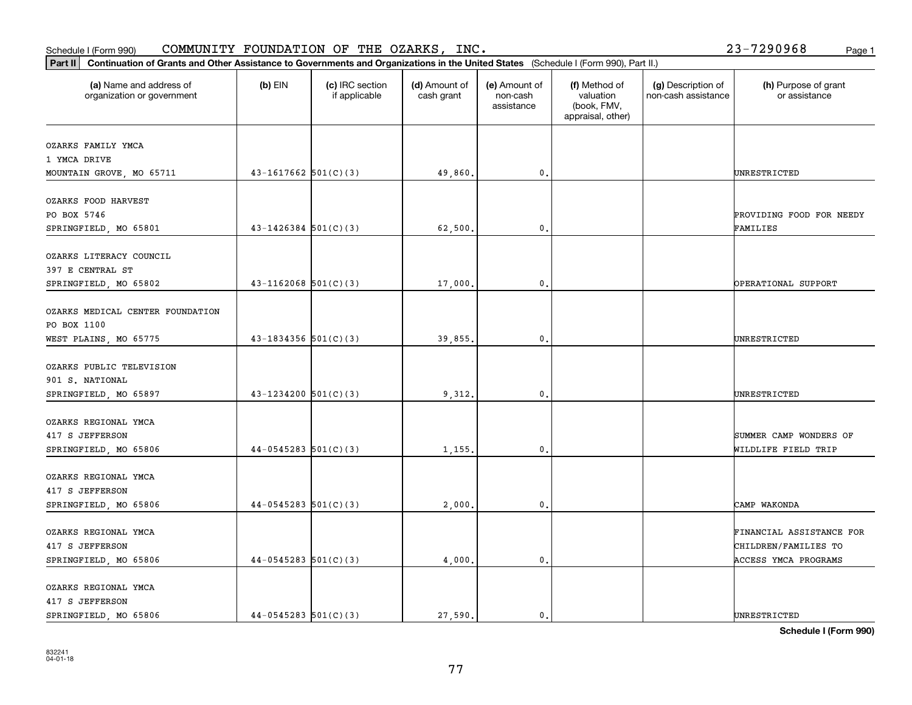Schedule I (Form 990) COMMUNITY FOUNDATION OF THE OZARKS, INC. 23-7290968

**Part II** **Continuation of Grants and Other Assistance to Governments and Organizations in the United States** (Schedule I (Form 990), Part II.)

| (a) Name and address of organization or government | (b) EIN | (c) IRC section if applicable | (d) Amount of cash grant | (e) Amount of non-cash assistance | (f) Method of valuation (book, FMV, appraisal, other) | (g) Description of non-cash assistance | (h) Purpose of grant or assistance |
|---|---|---|---|---|---|---|---|
| OZARKS FAMILY YMCA<br>1 YMCA DRIVE<br>MOUNTAIN GROVE, MO 65711 | 43-1617662 | 501(C)(3) | 49,860. | 0. | | | UNRESTRICTED |
| OZARKS FOOD HARVEST<br>PO BOX 5746<br>SPRINGFIELD, MO 65801 | 43-1426384 | 501(C)(3) | 62,500. | 0. | | | PROVIDING FOOD FOR NEEDY FAMILIES |
| OZARKS LITERACY COUNCIL<br>397 E CENTRAL ST<br>SPRINGFIELD, MO 65802 | 43-1162068 | 501(C)(3) | 17,000. | 0. | | | OPERATIONAL SUPPORT |
| OZARKS MEDICAL CENTER FOUNDATION<br>PO BOX 1100<br>WEST PLAINS, MO 65775 | 43-1834356 | 501(C)(3) | 39,855. | 0. | | | UNRESTRICTED |
| OZARKS PUBLIC TELEVISION<br>901 S. NATIONAL<br>SPRINGFIELD, MO 65897 | 43-1234200 | 501(C)(3) | 9,312. | 0. | | | UNRESTRICTED |
| OZARKS REGIONAL YMCA<br>417 S JEFFERSON<br>SPRINGFIELD, MO 65806 | 44-0545283 | 501(C)(3) | 1,155. | 0. | | | SUMMER CAMP WONDERS OF WILDLIFE FIELD TRIP |
| OZARKS REGIONAL YMCA<br>417 S JEFFERSON<br>SPRINGFIELD, MO 65806 | 44-0545283 | 501(C)(3) | 2,000. | 0. | | | CAMP WAKONDA |
| OZARKS REGIONAL YMCA<br>417 S JEFFERSON<br>SPRINGFIELD, MO 65806 | 44-0545283 | 501(C)(3) | 4,000. | 0. | | | FINANCIAL ASSISTANCE FOR CHILDREN/FAMILIES TO ACCESS YMCA PROGRAMS |
| OZARKS REGIONAL YMCA<br>417 S JEFFERSON<br>SPRINGFIELD, MO 65806 | 44-0545283 | 501(C)(3) | 27,590. | 0. | | | UNRESTRICTED |

**Schedule I (Form 990)**

832241
04-01-18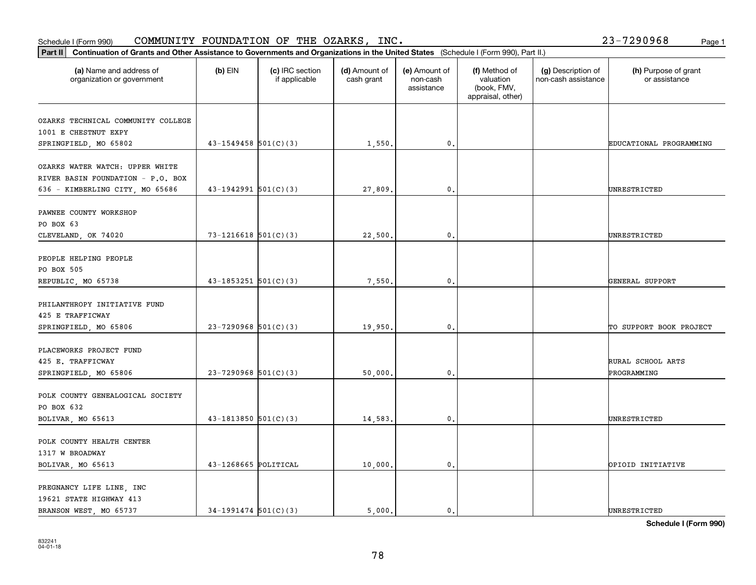Schedule I (Form 990) COMMUNITY FOUNDATION OF THE OZARKS, INC. 23-7290968 Page 1

**Part II** **Continuation of Grants and Other Assistance to Governments and Organizations in the United States** (Schedule I (Form 990), Part II.)

| (a) Name and address of organization or government | (b) EIN | (c) IRC section if applicable | (d) Amount of cash grant | (e) Amount of non-cash assistance | (f) Method of valuation (book, FMV, appraisal, other) | (g) Description of non-cash assistance | (h) Purpose of grant or assistance |
|---|---|---|---|---|---|---|---|
| OZARKS TECHNICAL COMMUNITY COLLEGE 1001 E CHESTNUT EXPY SPRINGFIELD, MO 65802 | 43-1549458 | 501(C)(3) | 1,550. | 0. | | | EDUCATIONAL PROGRAMMING |
| OZARKS WATER WATCH: UPPER WHITE RIVER BASIN FOUNDATION - P.O. BOX 636 - KIMBERLING CITY, MO 65686 | 43-1942991 | 501(C)(3) | 27,809. | 0. | | | UNRESTRICTED |
| PAWNEE COUNTY WORKSHOP PO BOX 63 CLEVELAND, OK 74020 | 73-1216618 | 501(C)(3) | 22,500. | 0. | | | UNRESTRICTED |
| PEOPLE HELPING PEOPLE PO BOX 505 REPUBLIC, MO 65738 | 43-1853251 | 501(C)(3) | 7,550. | 0. | | | GENERAL SUPPORT |
| PHILANTHROPY INITIATIVE FUND 425 E TRAFFICWAY SPRINGFIELD, MO 65806 | 23-7290968 | 501(C)(3) | 19,950. | 0. | | | TO SUPPORT BOOK PROJECT |
| PLACEWORKS PROJECT FUND 425 E. TRAFFICWAY SPRINGFIELD, MO 65806 | 23-7290968 | 501(C)(3) | 50,000. | 0. | | | RURAL SCHOOL ARTS PROGRAMMING |
| POLK COUNTY GENEALOGICAL SOCIETY PO BOX 632 BOLIVAR, MO 65613 | 43-1813850 | 501(C)(3) | 14,583. | 0. | | | UNRESTRICTED |
| POLK COUNTY HEALTH CENTER 1317 W BROADWAY BOLIVAR, MO 65613 | 43-1268665 | POLITICAL | 10,000. | 0. | | | OPIOID INITIATIVE |
| PREGNANCY LIFE LINE, INC 19621 STATE HIGHWAY 413 BRANSON WEST, MO 65737 | 34-1991474 | 501(C)(3) | 5,000. | 0. | | | UNRESTRICTED |

**Schedule I (Form 990)**

832241
04-01-18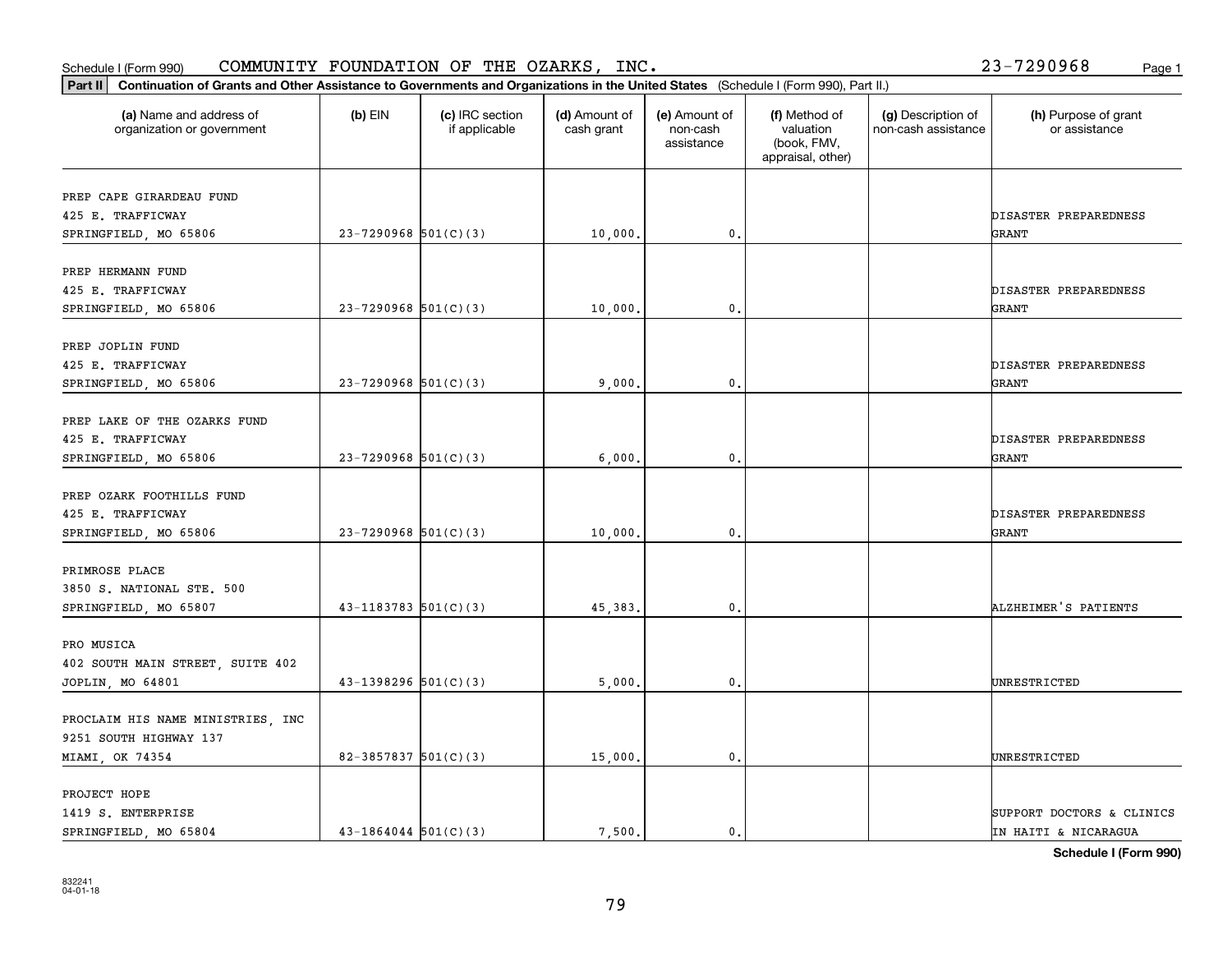Schedule I (Form 990) COMMUNITY FOUNDATION OF THE OZARKS, INC. 23-7290968

**Part II** **Continuation of Grants and Other Assistance to Governments and Organizations in the United States** (Schedule I (Form 990), Part II.)

| (a) Name and address of organization or government | (b) EIN | (c) IRC section if applicable | (d) Amount of cash grant | (e) Amount of non-cash assistance | (f) Method of valuation (book, FMV, appraisal, other) | (g) Description of non-cash assistance | (h) Purpose of grant or assistance |
|---|---|---|---|---|---|---|---|
| PREP CAPE GIRARDEAU FUND<br>425 E. TRAFFICWAY<br>SPRINGFIELD, MO 65806 | 23-7290968 | 501(C)(3) | 10,000. | 0. | | | DISASTER PREPAREDNESS GRANT |
| PREP HERMANN FUND<br>425 E. TRAFFICWAY<br>SPRINGFIELD, MO 65806 | 23-7290968 | 501(C)(3) | 10,000. | 0. | | | DISASTER PREPAREDNESS GRANT |
| PREP JOPLIN FUND<br>425 E. TRAFFICWAY<br>SPRINGFIELD, MO 65806 | 23-7290968 | 501(C)(3) | 9,000. | 0. | | | DISASTER PREPAREDNESS GRANT |
| PREP LAKE OF THE OZARKS FUND<br>425 E. TRAFFICWAY<br>SPRINGFIELD, MO 65806 | 23-7290968 | 501(C)(3) | 6,000. | 0. | | | DISASTER PREPAREDNESS GRANT |
| PREP OZARK FOOTHILLS FUND<br>425 E. TRAFFICWAY<br>SPRINGFIELD, MO 65806 | 23-7290968 | 501(C)(3) | 10,000. | 0. | | | DISASTER PREPAREDNESS GRANT |
| PRIMROSE PLACE<br>3850 S. NATIONAL STE. 500<br>SPRINGFIELD, MO 65807 | 43-1183783 | 501(C)(3) | 45,383. | 0. | | | ALZHEIMER'S PATIENTS |
| PRO MUSICA<br>402 SOUTH MAIN STREET, SUITE 402<br>JOPLIN, MO 64801 | 43-1398296 | 501(C)(3) | 5,000. | 0. | | | UNRESTRICTED |
| PROCLAIM HIS NAME MINISTRIES, INC<br>9251 SOUTH HIGHWAY 137<br>MIAMI, OK 74354 | 82-3857837 | 501(C)(3) | 15,000. | 0. | | | UNRESTRICTED |
| PROJECT HOPE<br>1419 S. ENTERPRISE<br>SPRINGFIELD, MO 65804 | 43-1864044 | 501(C)(3) | 7,500. | 0. | | | SUPPORT DOCTORS & CLINICS IN HAITI & NICARAGUA |

**Schedule I (Form 990)**

832241
04-01-18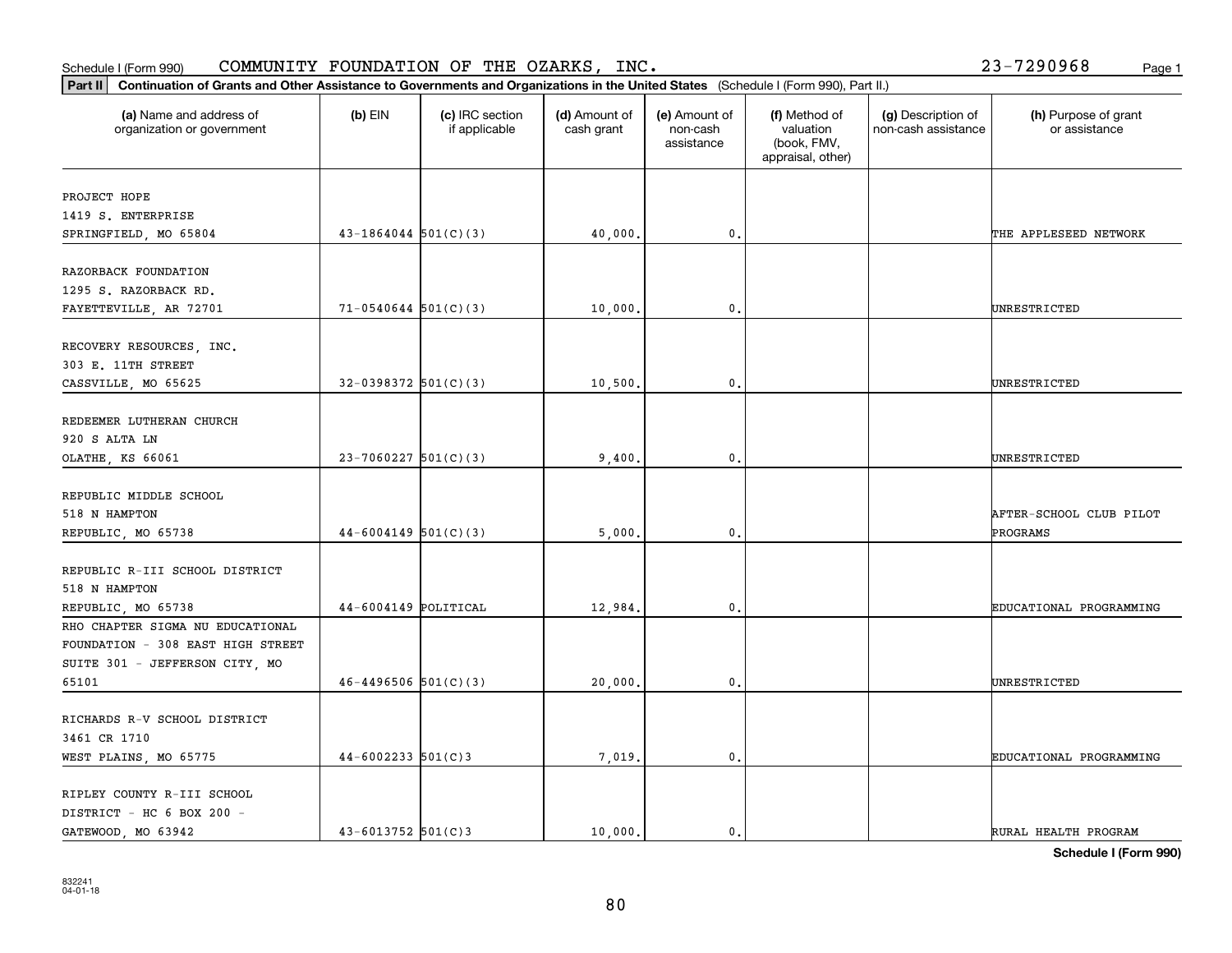Schedule I (Form 990) COMMUNITY FOUNDATION OF THE OZARKS, INC. 23-7290968

**Part II Continuation of Grants and Other Assistance to Governments and Organizations in the United States** (Schedule I (Form 990), Part II.)

| (a) Name and address of organization or government | (b) EIN | (c) IRC section if applicable | (d) Amount of cash grant | (e) Amount of non-cash assistance | (f) Method of valuation (book, FMV, appraisal, other) | (g) Description of non-cash assistance | (h) Purpose of grant or assistance |
|---|---|---|---|---|---|---|---|
| PROJECT HOPE 1419 S. ENTERPRISE SPRINGFIELD, MO 65804 | 43-1864044 | 501(C)(3) | 40,000. | 0. | | | THE APPLESEED NETWORK |
| RAZORBACK FOUNDATION 1295 S. RAZORBACK RD. FAYETTEVILLE, AR 72701 | 71-0540644 | 501(C)(3) | 10,000. | 0. | | | UNRESTRICTED |
| RECOVERY RESOURCES, INC. 303 E. 11TH STREET CASSVILLE, MO 65625 | 32-0398372 | 501(C)(3) | 10,500. | 0. | | | UNRESTRICTED |
| REDEEMER LUTHERAN CHURCH 920 S ALTA LN OLATHE, KS 66061 | 23-7060227 | 501(C)(3) | 9,400. | 0. | | | UNRESTRICTED |
| REPUBLIC MIDDLE SCHOOL 518 N HAMPTON REPUBLIC, MO 65738 | 44-6004149 | 501(C)(3) | 5,000. | 0. | | | AFTER-SCHOOL CLUB PILOT PROGRAMS |
| REPUBLIC R-III SCHOOL DISTRICT 518 N HAMPTON REPUBLIC, MO 65738 | 44-6004149 | POLITICAL | 12,984. | 0. | | | EDUCATIONAL PROGRAMMING |
| RHO CHAPTER SIGMA NU EDUCATIONAL FOUNDATION - 308 EAST HIGH STREET SUITE 301 - JEFFERSON CITY, MO 65101 | 46-4496506 | 501(C)(3) | 20,000. | 0. | | | UNRESTRICTED |
| RICHARDS R-V SCHOOL DISTRICT 3461 CR 1710 WEST PLAINS, MO 65775 | 44-6002233 | 501(C)3 | 7,019. | 0. | | | EDUCATIONAL PROGRAMMING |
| RIPLEY COUNTY R-III SCHOOL DISTRICT - HC 6 BOX 200 - GATEWOOD, MO 63942 | 43-6013752 | 501(C)3 | 10,000. | 0. | | | RURAL HEALTH PROGRAM |

**Schedule I (Form 990)**

832241 04-01-18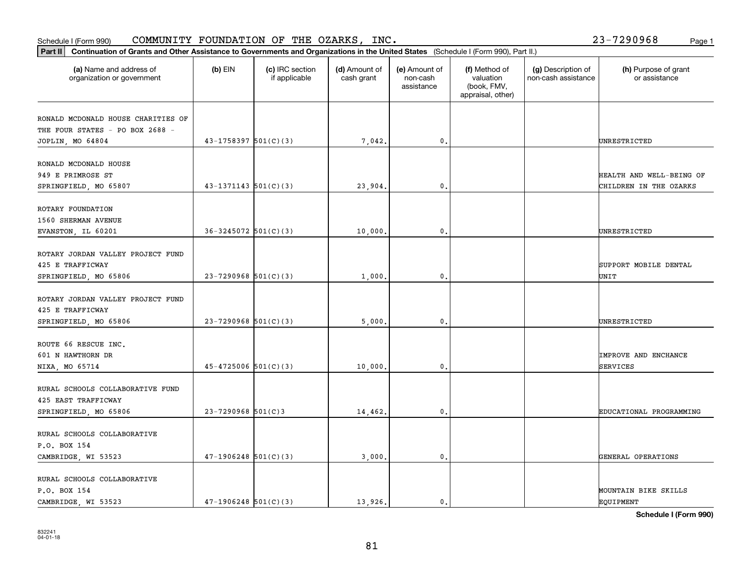Schedule I (Form 990) COMMUNITY FOUNDATION OF THE OZARKS, INC. 23-7290968

**Part II** Continuation of Grants and Other Assistance to Governments and Organizations in the United States (Schedule I (Form 990), Part II.)

| (a) Name and address of organization or government | (b) EIN | (c) IRC section if applicable | (d) Amount of cash grant | (e) Amount of non-cash assistance | (f) Method of valuation (book, FMV, appraisal, other) | (g) Description of non-cash assistance | (h) Purpose of grant or assistance |
|---|---|---|---|---|---|---|---|
| RONALD MCDONALD HOUSE CHARITIES OF THE FOUR STATES - PO BOX 2688 - JOPLIN, MO 64804 | 43-1758397 | 501(C)(3) | 7,042. | 0. | | | UNRESTRICTED |
| RONALD MCDONALD HOUSE 949 E PRIMROSE ST SPRINGFIELD, MO 65807 | 43-1371143 | 501(C)(3) | 23,904. | 0. | | | HEALTH AND WELL-BEING OF CHILDREN IN THE OZARKS |
| ROTARY FOUNDATION 1560 SHERMAN AVENUE EVANSTON, IL 60201 | 36-3245072 | 501(C)(3) | 10,000. | 0. | | | UNRESTRICTED |
| ROTARY JORDAN VALLEY PROJECT FUND 425 E TRAFFICWAY SPRINGFIELD, MO 65806 | 23-7290968 | 501(C)(3) | 1,000. | 0. | | | SUPPORT MOBILE DENTAL UNIT |
| ROTARY JORDAN VALLEY PROJECT FUND 425 E TRAFFICWAY SPRINGFIELD, MO 65806 | 23-7290968 | 501(C)(3) | 5,000. | 0. | | | UNRESTRICTED |
| ROUTE 66 RESCUE INC. 601 N HAWTHORN DR NIXA, MO 65714 | 45-4725006 | 501(C)(3) | 10,000. | 0. | | | IMPROVE AND ENCHANCE SERVICES |
| RURAL SCHOOLS COLLABORATIVE FUND 425 EAST TRAFFICWAY SPRINGFIELD, MO 65806 | 23-7290968 | 501(C)3 | 14,462. | 0. | | | EDUCATIONAL PROGRAMMING |
| RURAL SCHOOLS COLLABORATIVE P.O. BOX 154 CAMBRIDGE, WI 53523 | 47-1906248 | 501(C)(3) | 3,000. | 0. | | | GENERAL OPERATIONS |
| RURAL SCHOOLS COLLABORATIVE P.O. BOX 154 CAMBRIDGE, WI 53523 | 47-1906248 | 501(C)(3) | 13,926. | 0. | | | MOUNTAIN BIKE SKILLS EQUIPMENT |

**Schedule I (Form 990)**

832241 04-01-18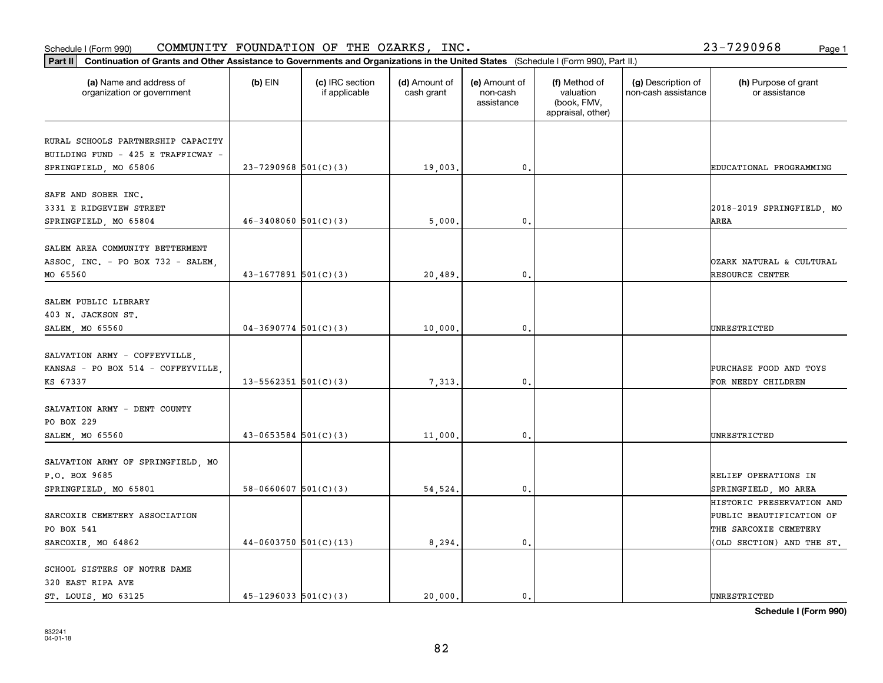Schedule I (Form 990) COMMUNITY FOUNDATION OF THE OZARKS, INC. 23-7290968

**Part II** **Continuation of Grants and Other Assistance to Governments and Organizations in the United States** (Schedule I (Form 990), Part II.)

| (a) Name and address of organization or government | (b) EIN | (c) IRC section if applicable | (d) Amount of cash grant | (e) Amount of non-cash assistance | (f) Method of valuation (book, FMV, appraisal, other) | (g) Description of non-cash assistance | (h) Purpose of grant or assistance |
|---|---|---|---|---|---|---|---|
| RURAL SCHOOLS PARTNERSHIP CAPACITY BUILDING FUND - 425 E TRAFFICWAY - SPRINGFIELD, MO 65806 | 23-7290968 | 501(C)(3) | 19,003. | 0. | | | EDUCATIONAL PROGRAMMING |
| SAFE AND SOBER INC. 3331 E RIDGEVIEW STREET SPRINGFIELD, MO 65804 | 46-3408060 | 501(C)(3) | 5,000. | 0. | | | 2018-2019 SPRINGFIELD, MO AREA |
| SALEM AREA COMMUNITY BETTERMENT ASSOC, INC. - PO BOX 732 - SALEM, MO 65560 | 43-1677891 | 501(C)(3) | 20,489. | 0. | | | OZARK NATURAL & CULTURAL RESOURCE CENTER |
| SALEM PUBLIC LIBRARY 403 N. JACKSON ST. SALEM, MO 65560 | 04-3690774 | 501(C)(3) | 10,000. | 0. | | | UNRESTRICTED |
| SALVATION ARMY - COFFEYVILLE, KANSAS - PO BOX 514 - COFFEYVILLE, KS 67337 | 13-5562351 | 501(C)(3) | 7,313. | 0. | | | PURCHASE FOOD AND TOYS FOR NEEDY CHILDREN |
| SALVATION ARMY - DENT COUNTY PO BOX 229 SALEM, MO 65560 | 43-0653584 | 501(C)(3) | 11,000. | 0. | | | UNRESTRICTED |
| SALVATION ARMY OF SPRINGFIELD, MO P.O. BOX 9685 SPRINGFIELD, MO 65801 | 58-0660607 | 501(C)(3) | 54,524. | 0. | | | RELIEF OPERATIONS IN SPRINGFIELD, MO AREA |
| SARCOXIE CEMETERY ASSOCIATION PO BOX 541 SARCOXIE, MO 64862 | 44-0603750 | 501(C)(13) | 8,294. | 0. | | | HISTORIC PRESERVATION AND PUBLIC BEAUTIFICATION OF THE SARCOXIE CEMETERY (OLD SECTION) AND THE ST. |
| SCHOOL SISTERS OF NOTRE DAME 320 EAST RIPA AVE ST. LOUIS, MO 63125 | 45-1296033 | 501(C)(3) | 20,000. | 0. | | | UNRESTRICTED |

**Schedule I (Form 990)**

832241 04-01-18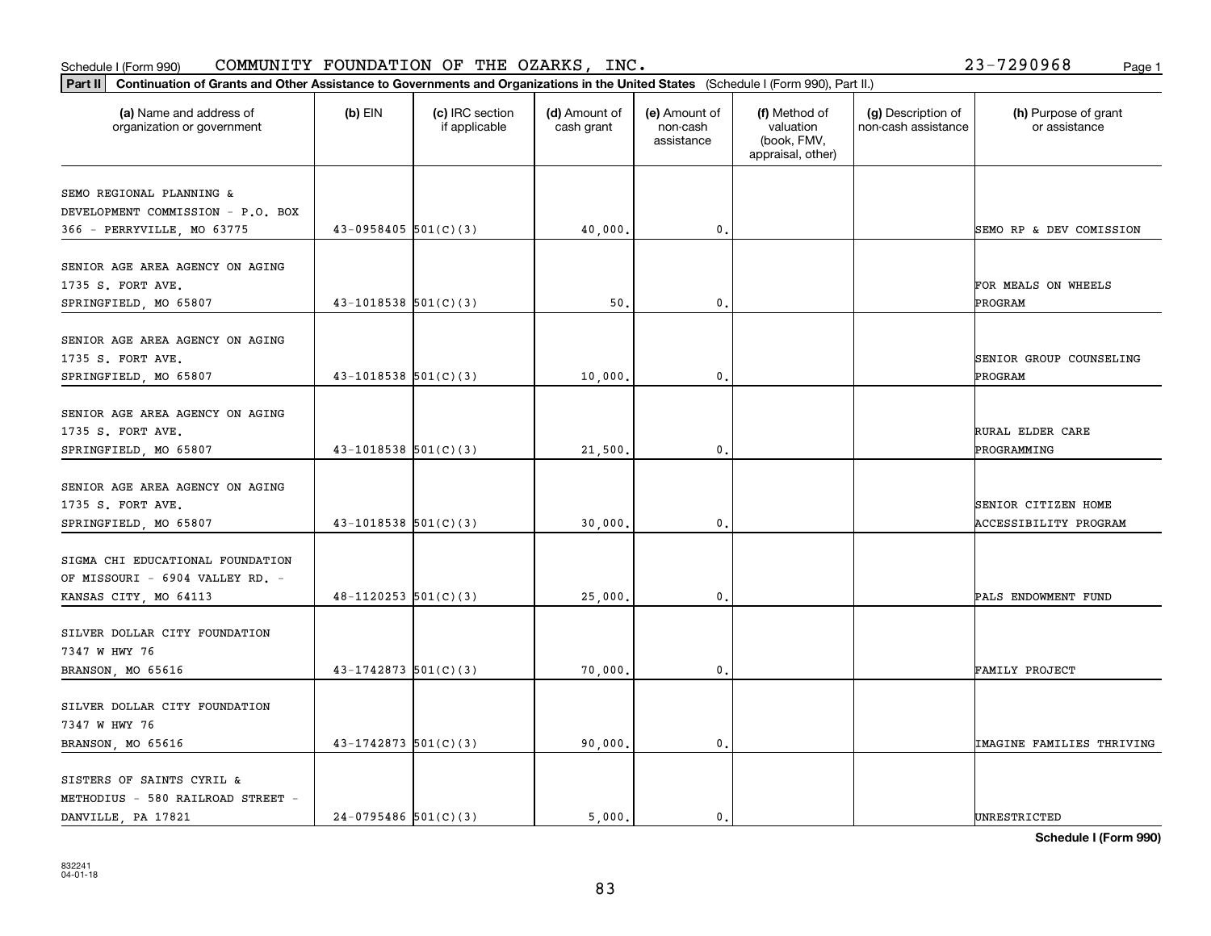Schedule I (Form 990) COMMUNITY FOUNDATION OF THE OZARKS, INC. 23-7290968

**Part II** Continuation of Grants and Other Assistance to Governments and Organizations in the United States (Schedule I (Form 990), Part II.)

| (a) Name and address of organization or government | (b) EIN | (c) IRC section if applicable | (d) Amount of cash grant | (e) Amount of non-cash assistance | (f) Method of valuation (book, FMV, appraisal, other) | (g) Description of non-cash assistance | (h) Purpose of grant or assistance |
|---|---|---|---|---|---|---|---|
| SEMO REGIONAL PLANNING & DEVELOPMENT COMMISSION - P.O. BOX 366 - PERRYVILLE, MO 63775 | 43-0958405 | 501(C)(3) | 40,000. | 0. | | | SEMO RP & DEV COMISSION |
| SENIOR AGE AREA AGENCY ON AGING 1735 S. FORT AVE. SPRINGFIELD, MO 65807 | 43-1018538 | 501(C)(3) | 50. | 0. | | | FOR MEALS ON WHEELS PROGRAM |
| SENIOR AGE AREA AGENCY ON AGING 1735 S. FORT AVE. SPRINGFIELD, MO 65807 | 43-1018538 | 501(C)(3) | 10,000. | 0. | | | SENIOR GROUP COUNSELING PROGRAM |
| SENIOR AGE AREA AGENCY ON AGING 1735 S. FORT AVE. SPRINGFIELD, MO 65807 | 43-1018538 | 501(C)(3) | 21,500. | 0. | | | RURAL ELDER CARE PROGRAMMING |
| SENIOR AGE AREA AGENCY ON AGING 1735 S. FORT AVE. SPRINGFIELD, MO 65807 | 43-1018538 | 501(C)(3) | 30,000. | 0. | | | SENIOR CITIZEN HOME ACCESSIBILITY PROGRAM |
| SIGMA CHI EDUCATIONAL FOUNDATION OF MISSOURI - 6904 VALLEY RD. - KANSAS CITY, MO 64113 | 48-1120253 | 501(C)(3) | 25,000. | 0. | | | PALS ENDOWMENT FUND |
| SILVER DOLLAR CITY FOUNDATION 7347 W HWY 76 BRANSON, MO 65616 | 43-1742873 | 501(C)(3) | 70,000. | 0. | | | FAMILY PROJECT |
| SILVER DOLLAR CITY FOUNDATION 7347 W HWY 76 BRANSON, MO 65616 | 43-1742873 | 501(C)(3) | 90,000. | 0. | | | IMAGINE FAMILIES THRIVING |
| SISTERS OF SAINTS CYRIL & METHODIUS - 580 RAILROAD STREET - DANVILLE, PA 17821 | 24-0795486 | 501(C)(3) | 5,000. | 0. | | | UNRESTRICTED |

**Schedule I (Form 990)**

832241 04-01-18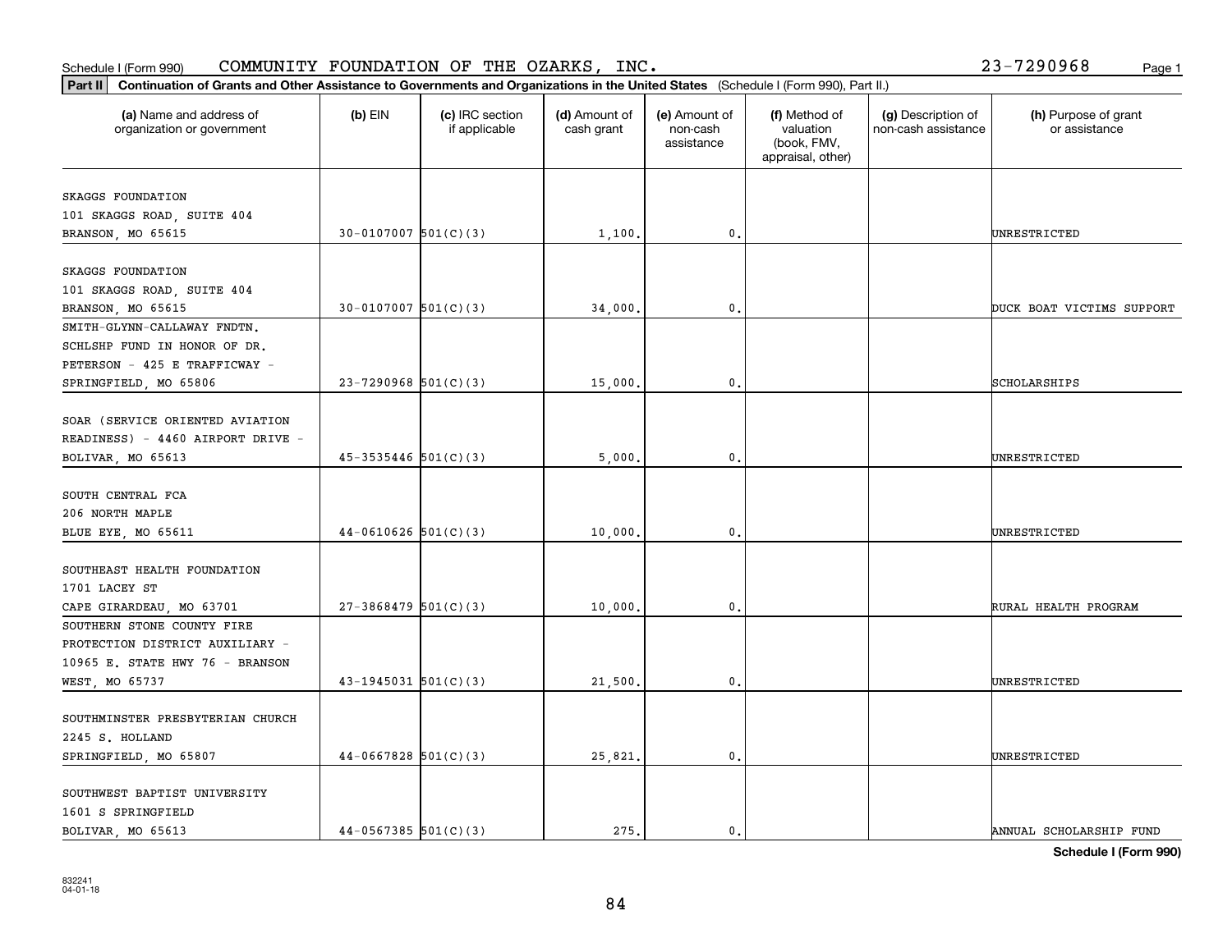Schedule I (Form 990) COMMUNITY FOUNDATION OF THE OZARKS, INC. 23-7290968

**Part II Continuation of Grants and Other Assistance to Governments and Organizations in the United States** (Schedule I (Form 990), Part II.)

| (a) Name and address of organization or government | (b) EIN | (c) IRC section if applicable | (d) Amount of cash grant | (e) Amount of non-cash assistance | (f) Method of valuation (book, FMV, appraisal, other) | (g) Description of non-cash assistance | (h) Purpose of grant or assistance |
|---|---|---|---|---|---|---|---|
| SKAGGS FOUNDATION 101 SKAGGS ROAD, SUITE 404 BRANSON, MO 65615 | 30-0107007 | 501(C)(3) | 1,100. | 0. | | | UNRESTRICTED |
| SKAGGS FOUNDATION 101 SKAGGS ROAD, SUITE 404 BRANSON, MO 65615 | 30-0107007 | 501(C)(3) | 34,000. | 0. | | | DUCK BOAT VICTIMS SUPPORT |
| SMITH-GLYNN-CALLAWAY FNDTN. SCHLSHP FUND IN HONOR OF DR. PETERSON - 425 E TRAFFICWAY - SPRINGFIELD, MO 65806 | 23-7290968 | 501(C)(3) | 15,000. | 0. | | | SCHOLARSHIPS |
| SOAR (SERVICE ORIENTED AVIATION READINESS) - 4460 AIRPORT DRIVE - BOLIVAR, MO 65613 | 45-3535446 | 501(C)(3) | 5,000. | 0. | | | UNRESTRICTED |
| SOUTH CENTRAL FCA 206 NORTH MAPLE BLUE EYE, MO 65611 | 44-0610626 | 501(C)(3) | 10,000. | 0. | | | UNRESTRICTED |
| SOUTHEAST HEALTH FOUNDATION 1701 LACEY ST CAPE GIRARDEAU, MO 63701 | 27-3868479 | 501(C)(3) | 10,000. | 0. | | | RURAL HEALTH PROGRAM |
| SOUTHERN STONE COUNTY FIRE PROTECTION DISTRICT AUXILIARY - 10965 E. STATE HWY 76 - BRANSON WEST, MO 65737 | 43-1945031 | 501(C)(3) | 21,500. | 0. | | | UNRESTRICTED |
| SOUTHMINSTER PRESBYTERIAN CHURCH 2245 S. HOLLAND SPRINGFIELD, MO 65807 | 44-0667828 | 501(C)(3) | 25,821. | 0. | | | UNRESTRICTED |
| SOUTHWEST BAPTIST UNIVERSITY 1601 S SPRINGFIELD BOLIVAR, MO 65613 | 44-0567385 | 501(C)(3) | 275. | 0. | | | ANNUAL SCHOLARSHIP FUND |

**Schedule I (Form 990)**

832241 04-01-18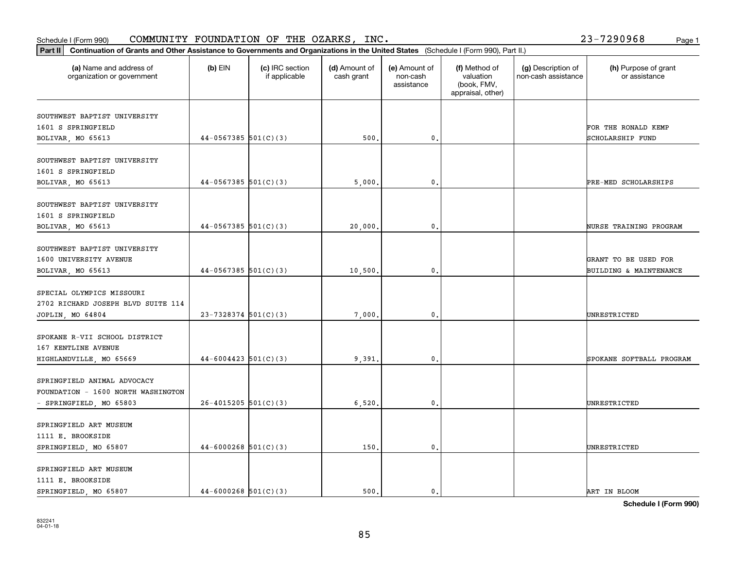Schedule I (Form 990) COMMUNITY FOUNDATION OF THE OZARKS, INC. 23-7290968 Page 1

**Part II** **Continuation of Grants and Other Assistance to Governments and Organizations in the United States** (Schedule I (Form 990), Part II.)

| (a) Name and address of organization or government | (b) EIN | (c) IRC section if applicable | (d) Amount of cash grant | (e) Amount of non-cash assistance | (f) Method of valuation (book, FMV, appraisal, other) | (g) Description of non-cash assistance | (h) Purpose of grant or assistance |
|---|---|---|---|---|---|---|---|
| SOUTHWEST BAPTIST UNIVERSITY 1601 S SPRINGFIELD BOLIVAR, MO 65613 | 44-0567385 | 501(C)(3) | 500. | 0. | | | FOR THE RONALD KEMP SCHOLARSHIP FUND |
| SOUTHWEST BAPTIST UNIVERSITY 1601 S SPRINGFIELD BOLIVAR, MO 65613 | 44-0567385 | 501(C)(3) | 5,000. | 0. | | | PRE-MED SCHOLARSHIPS |
| SOUTHWEST BAPTIST UNIVERSITY 1601 S SPRINGFIELD BOLIVAR, MO 65613 | 44-0567385 | 501(C)(3) | 20,000. | 0. | | | NURSE TRAINING PROGRAM |
| SOUTHWEST BAPTIST UNIVERSITY 1600 UNIVERSITY AVENUE BOLIVAR, MO 65613 | 44-0567385 | 501(C)(3) | 10,500. | 0. | | | GRANT TO BE USED FOR BUILDING & MAINTENANCE |
| SPECIAL OLYMPICS MISSOURI 2702 RICHARD JOSEPH BLVD SUITE 114 JOPLIN, MO 64804 | 23-7328374 | 501(C)(3) | 7,000. | 0. | | | UNRESTRICTED |
| SPOKANE R-VII SCHOOL DISTRICT 167 KENTLINE AVENUE HIGHLANDVILLE, MO 65669 | 44-6004423 | 501(C)(3) | 9,391. | 0. | | | SPOKANE SOFTBALL PROGRAM |
| SPRINGFIELD ANIMAL ADVOCACY FOUNDATION - 1600 NORTH WASHINGTON - SPRINGFIELD, MO 65803 | 26-4015205 | 501(C)(3) | 6,520. | 0. | | | UNRESTRICTED |
| SPRINGFIELD ART MUSEUM 1111 E. BROOKSIDE SPRINGFIELD, MO 65807 | 44-6000268 | 501(C)(3) | 150. | 0. | | | UNRESTRICTED |
| SPRINGFIELD ART MUSEUM 1111 E. BROOKSIDE SPRINGFIELD, MO 65807 | 44-6000268 | 501(C)(3) | 500. | 0. | | | ART IN BLOOM |

**Schedule I (Form 990)**

832241
04-01-18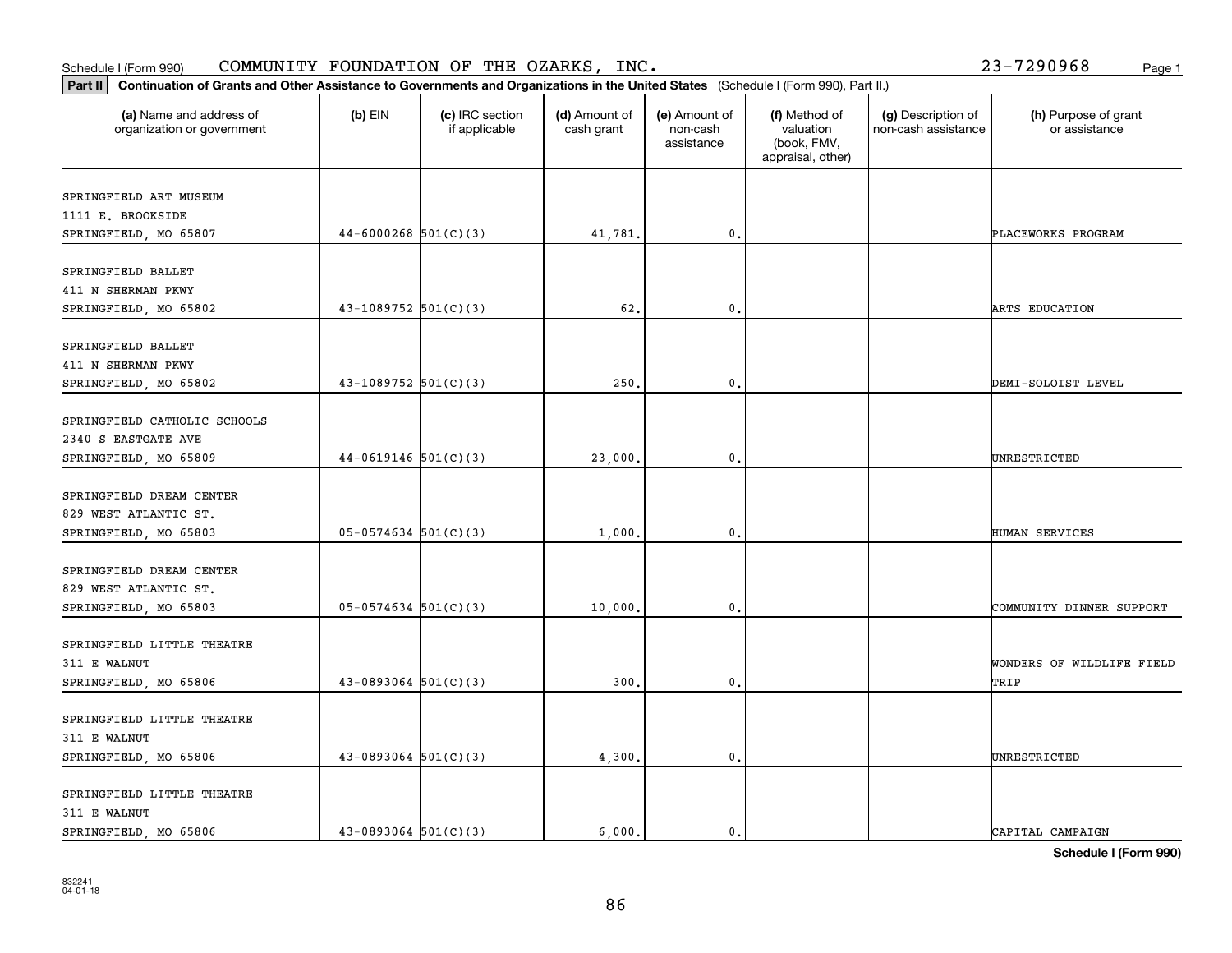Schedule I (Form 990) COMMUNITY FOUNDATION OF THE OZARKS, INC. 23-7290968

**Part II** **Continuation of Grants and Other Assistance to Governments and Organizations in the United States** (Schedule I (Form 990), Part II.)

| (a) Name and address of organization or government | (b) EIN | (c) IRC section if applicable | (d) Amount of cash grant | (e) Amount of non-cash assistance | (f) Method of valuation (book, FMV, appraisal, other) | (g) Description of non-cash assistance | (h) Purpose of grant or assistance |
|---|---|---|---|---|---|---|---|
| SPRINGFIELD ART MUSEUM<br>1111 E. BROOKSIDE<br>SPRINGFIELD, MO 65807 | 44-6000268 | 501(C)(3) | 41,781. | 0. | | | PLACEWORKS PROGRAM |
| SPRINGFIELD BALLET<br>411 N SHERMAN PKWY<br>SPRINGFIELD, MO 65802 | 43-1089752 | 501(C)(3) | 62. | 0. | | | ARTS EDUCATION |
| SPRINGFIELD BALLET<br>411 N SHERMAN PKWY<br>SPRINGFIELD, MO 65802 | 43-1089752 | 501(C)(3) | 250. | 0. | | | DEMI-SOLOIST LEVEL |
| SPRINGFIELD CATHOLIC SCHOOLS<br>2340 S EASTGATE AVE<br>SPRINGFIELD, MO 65809 | 44-0619146 | 501(C)(3) | 23,000. | 0. | | | UNRESTRICTED |
| SPRINGFIELD DREAM CENTER<br>829 WEST ATLANTIC ST.<br>SPRINGFIELD, MO 65803 | 05-0574634 | 501(C)(3) | 1,000. | 0. | | | HUMAN SERVICES |
| SPRINGFIELD DREAM CENTER<br>829 WEST ATLANTIC ST.<br>SPRINGFIELD, MO 65803 | 05-0574634 | 501(C)(3) | 10,000. | 0. | | | COMMUNITY DINNER SUPPORT |
| SPRINGFIELD LITTLE THEATRE<br>311 E WALNUT<br>SPRINGFIELD, MO 65806 | 43-0893064 | 501(C)(3) | 300. | 0. | | | WONDERS OF WILDLIFE FIELD TRIP |
| SPRINGFIELD LITTLE THEATRE<br>311 E WALNUT<br>SPRINGFIELD, MO 65806 | 43-0893064 | 501(C)(3) | 4,300. | 0. | | | UNRESTRICTED |
| SPRINGFIELD LITTLE THEATRE<br>311 E WALNUT<br>SPRINGFIELD, MO 65806 | 43-0893064 | 501(C)(3) | 6,000. | 0. | | | CAPITAL CAMPAIGN |

**Schedule I (Form 990)**

832241
04-01-18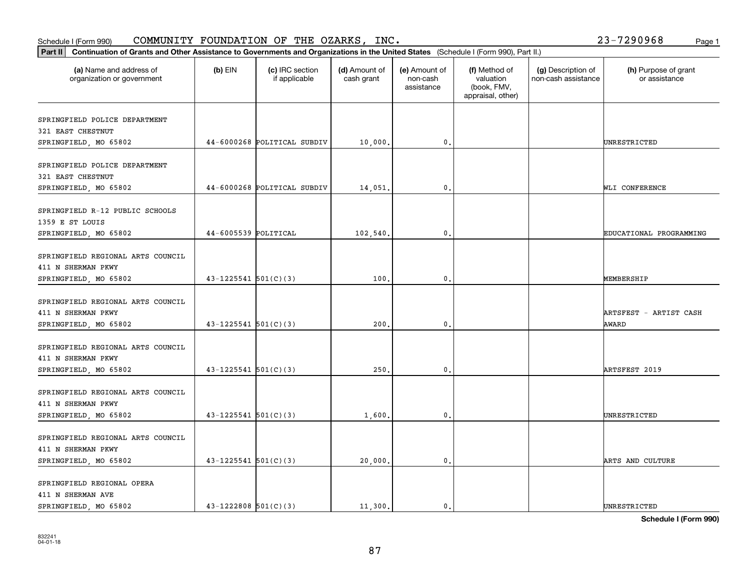Schedule I (Form 990)    COMMUNITY FOUNDATION OF THE OZARKS, INC.    23-7290968

**Part II** **Continuation of Grants and Other Assistance to Governments and Organizations in the United States** (Schedule I (Form 990), Part II.)

| (a) Name and address of organization or government | (b) EIN | (c) IRC section if applicable | (d) Amount of cash grant | (e) Amount of non-cash assistance | (f) Method of valuation (book, FMV, appraisal, other) | (g) Description of non-cash assistance | (h) Purpose of grant or assistance |
|---|---|---|---|---|---|---|---|
| SPRINGFIELD POLICE DEPARTMENT<br>321 EAST CHESTNUT<br>SPRINGFIELD, MO 65802 | 44-6000268 | POLITICAL SUBDIV | 10,000. | 0. | | | UNRESTRICTED |
| SPRINGFIELD POLICE DEPARTMENT<br>321 EAST CHESTNUT<br>SPRINGFIELD, MO 65802 | 44-6000268 | POLITICAL SUBDIV | 14,051. | 0. | | | WLI CONFERENCE |
| SPRINGFIELD R-12 PUBLIC SCHOOLS<br>1359 E ST LOUIS<br>SPRINGFIELD, MO 65802 | 44-6005539 | POLITICAL | 102,540. | 0. | | | EDUCATIONAL PROGRAMMING |
| SPRINGFIELD REGIONAL ARTS COUNCIL<br>411 N SHERMAN PKWY<br>SPRINGFIELD, MO 65802 | 43-1225541 | 501(C)(3) | 100. | 0. | | | MEMBERSHIP |
| SPRINGFIELD REGIONAL ARTS COUNCIL<br>411 N SHERMAN PKWY<br>SPRINGFIELD, MO 65802 | 43-1225541 | 501(C)(3) | 200. | 0. | | | ARTSFEST - ARTIST CASH AWARD |
| SPRINGFIELD REGIONAL ARTS COUNCIL<br>411 N SHERMAN PKWY<br>SPRINGFIELD, MO 65802 | 43-1225541 | 501(C)(3) | 250. | 0. | | | ARTSFEST 2019 |
| SPRINGFIELD REGIONAL ARTS COUNCIL<br>411 N SHERMAN PKWY<br>SPRINGFIELD, MO 65802 | 43-1225541 | 501(C)(3) | 1,600. | 0. | | | UNRESTRICTED |
| SPRINGFIELD REGIONAL ARTS COUNCIL<br>411 N SHERMAN PKWY<br>SPRINGFIELD, MO 65802 | 43-1225541 | 501(C)(3) | 20,000. | 0. | | | ARTS AND CULTURE |
| SPRINGFIELD REGIONAL OPERA<br>411 N SHERMAN AVE<br>SPRINGFIELD, MO 65802 | 43-1222808 | 501(C)(3) | 11,300. | 0. | | | UNRESTRICTED |

**Schedule I (Form 990)**

832241
04-01-18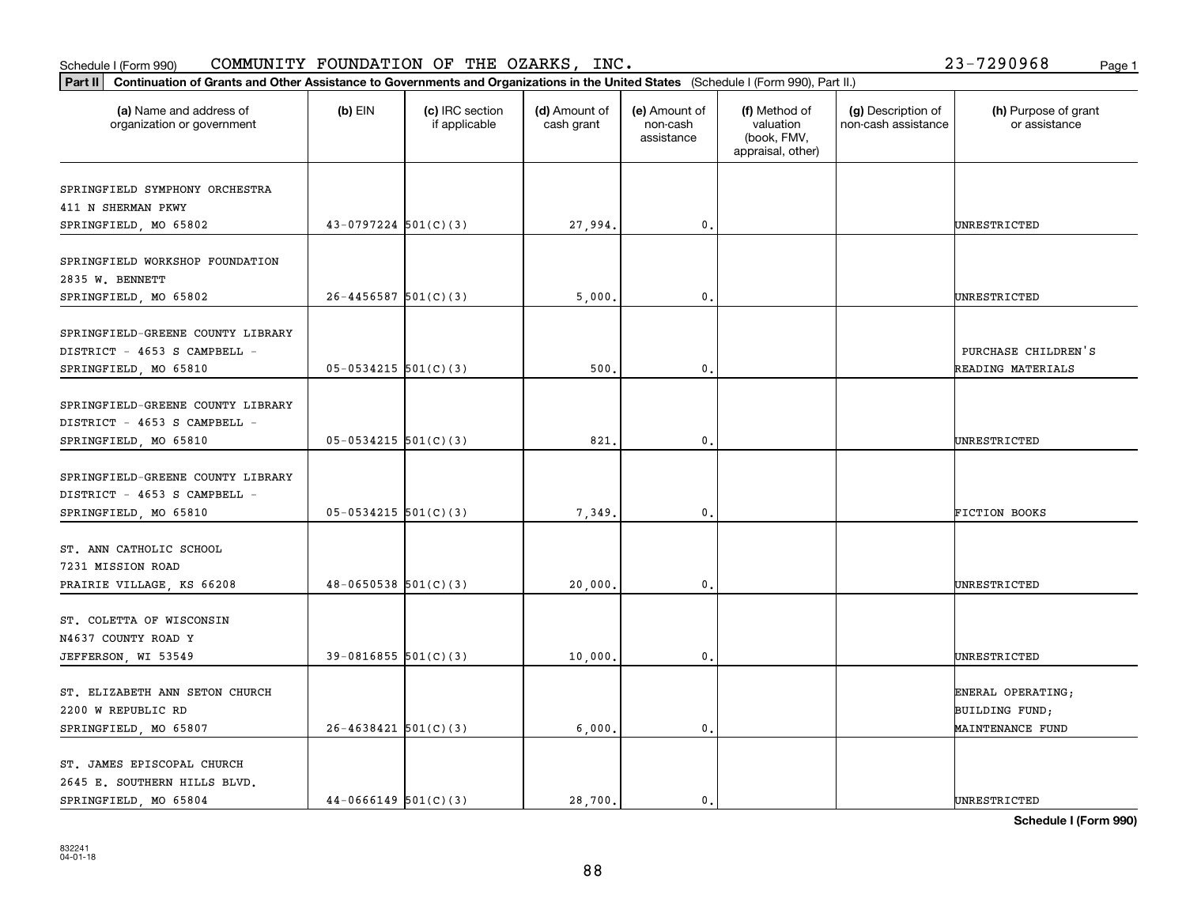Schedule I (Form 990) COMMUNITY FOUNDATION OF THE OZARKS, INC. 23-7290968

**Part II** **Continuation of Grants and Other Assistance to Governments and Organizations in the United States** (Schedule I (Form 990), Part II.)

| (a) Name and address of organization or government | (b) EIN | (c) IRC section if applicable | (d) Amount of cash grant | (e) Amount of non-cash assistance | (f) Method of valuation (book, FMV, appraisal, other) | (g) Description of non-cash assistance | (h) Purpose of grant or assistance |
|---|---|---|---|---|---|---|---|
| SPRINGFIELD SYMPHONY ORCHESTRA 411 N SHERMAN PKWY SPRINGFIELD, MO 65802 | 43-0797224 | 501(C)(3) | 27,994. | 0. | | | UNRESTRICTED |
| SPRINGFIELD WORKSHOP FOUNDATION 2835 W. BENNETT SPRINGFIELD, MO 65802 | 26-4456587 | 501(C)(3) | 5,000. | 0. | | | UNRESTRICTED |
| SPRINGFIELD-GREENE COUNTY LIBRARY DISTRICT - 4653 S CAMPBELL - SPRINGFIELD, MO 65810 | 05-0534215 | 501(C)(3) | 500. | 0. | | | PURCHASE CHILDREN'S READING MATERIALS |
| SPRINGFIELD-GREENE COUNTY LIBRARY DISTRICT - 4653 S CAMPBELL - SPRINGFIELD, MO 65810 | 05-0534215 | 501(C)(3) | 821. | 0. | | | UNRESTRICTED |
| SPRINGFIELD-GREENE COUNTY LIBRARY DISTRICT - 4653 S CAMPBELL - SPRINGFIELD, MO 65810 | 05-0534215 | 501(C)(3) | 7,349. | 0. | | | FICTION BOOKS |
| ST. ANN CATHOLIC SCHOOL 7231 MISSION ROAD PRAIRIE VILLAGE, KS 66208 | 48-0650538 | 501(C)(3) | 20,000. | 0. | | | UNRESTRICTED |
| ST. COLETTA OF WISCONSIN N4637 COUNTY ROAD Y JEFFERSON, WI 53549 | 39-0816855 | 501(C)(3) | 10,000. | 0. | | | UNRESTRICTED |
| ST. ELIZABETH ANN SETON CHURCH 2200 W REPUBLIC RD SPRINGFIELD, MO 65807 | 26-4638421 | 501(C)(3) | 6,000. | 0. | | | ENERAL OPERATING; BUILDING FUND; MAINTENANCE FUND |
| ST. JAMES EPISCOPAL CHURCH 2645 E. SOUTHERN HILLS BLVD. SPRINGFIELD, MO 65804 | 44-0666149 | 501(C)(3) | 28,700. | 0. | | | UNRESTRICTED |

**Schedule I (Form 990)**

832241 04-01-18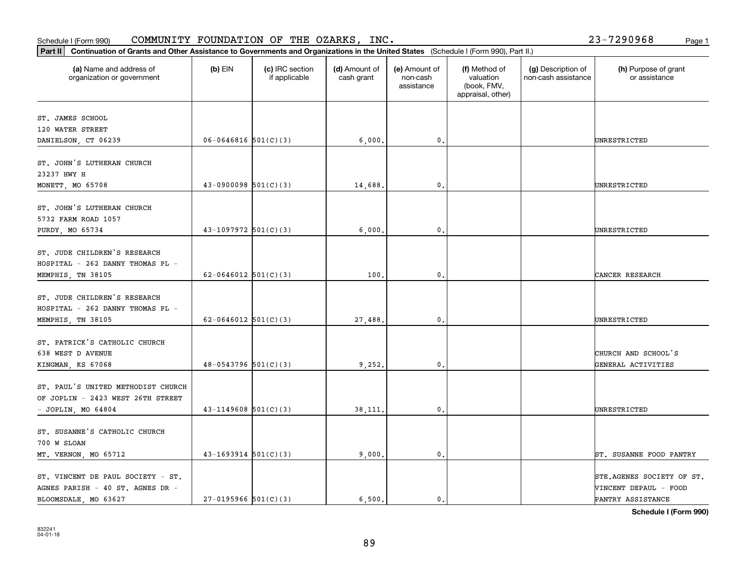Schedule I (Form 990) COMMUNITY FOUNDATION OF THE OZARKS, INC. 23-7290968

**Part II** **Continuation of Grants and Other Assistance to Governments and Organizations in the United States** (Schedule I (Form 990), Part II.)

| (a) Name and address of organization or government | (b) EIN | (c) IRC section if applicable | (d) Amount of cash grant | (e) Amount of non-cash assistance | (f) Method of valuation (book, FMV, appraisal, other) | (g) Description of non-cash assistance | (h) Purpose of grant or assistance |
|---|---|---|---|---|---|---|---|
| ST. JAMES SCHOOL 120 WATER STREET DANIELSON, CT 06239 | 06-0646816 | 501(C)(3) | 6,000. | 0. | | | UNRESTRICTED |
| ST. JOHN'S LUTHERAN CHURCH 23237 HWY H MONETT, MO 65708 | 43-0900098 | 501(C)(3) | 14,688. | 0. | | | UNRESTRICTED |
| ST. JOHN'S LUTHERAN CHURCH 5732 FARM ROAD 1057 PURDY, MO 65734 | 43-1097972 | 501(C)(3) | 6,000. | 0. | | | UNRESTRICTED |
| ST. JUDE CHILDREN'S RESEARCH HOSPITAL - 262 DANNY THOMAS PL - MEMPHIS, TN 38105 | 62-0646012 | 501(C)(3) | 100. | 0. | | | CANCER RESEARCH |
| ST. JUDE CHILDREN'S RESEARCH HOSPITAL - 262 DANNY THOMAS PL - MEMPHIS, TN 38105 | 62-0646012 | 501(C)(3) | 27,488. | 0. | | | UNRESTRICTED |
| ST. PATRICK'S CATHOLIC CHURCH 638 WEST D AVENUE KINGMAN, KS 67068 | 48-0543796 | 501(C)(3) | 9,252. | 0. | | | CHURCH AND SCHOOL'S GENERAL ACTIVITIES |
| ST. PAUL'S UNITED METHODIST CHURCH OF JOPLIN - 2423 WEST 26TH STREET - JOPLIN, MO 64804 | 43-1149608 | 501(C)(3) | 38,111. | 0. | | | UNRESTRICTED |
| ST. SUSANNE'S CATHOLIC CHURCH 700 W SLOAN MT. VERNON, MO 65712 | 43-1693914 | 501(C)(3) | 9,000. | 0. | | | ST. SUSANNE FOOD PANTRY |
| ST. VINCENT DE PAUL SOCIETY - ST. AGNES PARISH - 40 ST. AGNES DR - BLOOMSDALE, MO 63627 | 27-0195966 | 501(C)(3) | 6,500. | 0. | | | STE.AGENES SOCIETY OF ST. VINCENT DEPAUL - FOOD PANTRY ASSISTANCE |

**Schedule I (Form 990)**

832241 04-01-18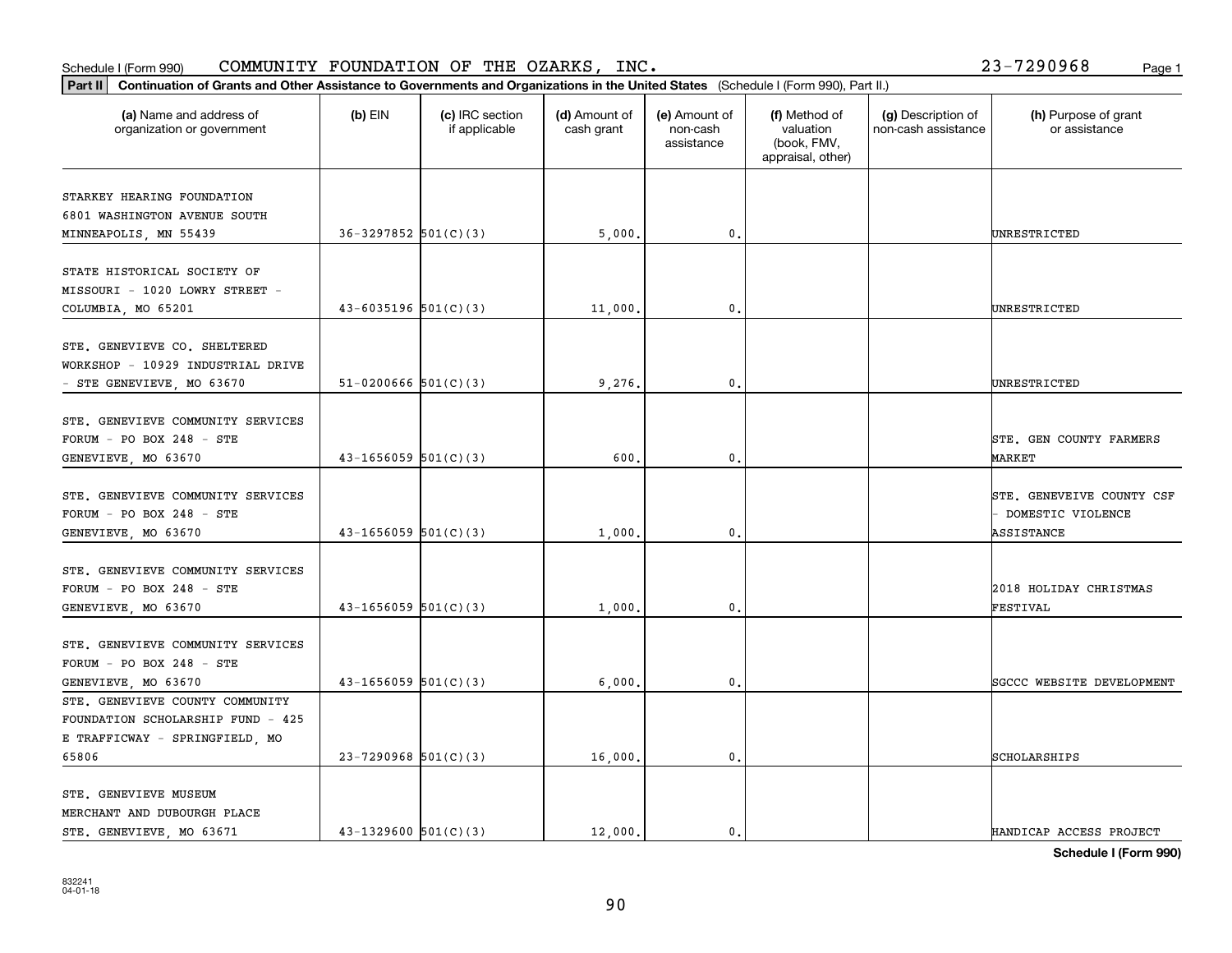Schedule I (Form 990) COMMUNITY FOUNDATION OF THE OZARKS, INC. 23-7290968 Page 1

**Part II** **Continuation of Grants and Other Assistance to Governments and Organizations in the United States** (Schedule I (Form 990), Part II.)

| (a) Name and address of organization or government | (b) EIN | (c) IRC section if applicable | (d) Amount of cash grant | (e) Amount of non-cash assistance | (f) Method of valuation (book, FMV, appraisal, other) | (g) Description of non-cash assistance | (h) Purpose of grant or assistance |
|---|---|---|---|---|---|---|---|
| STARKEY HEARING FOUNDATION 6801 WASHINGTON AVENUE SOUTH MINNEAPOLIS, MN 55439 | 36-3297852 | 501(C)(3) | 5,000. | 0. | | | UNRESTRICTED |
| STATE HISTORICAL SOCIETY OF MISSOURI - 1020 LOWRY STREET - COLUMBIA, MO 65201 | 43-6035196 | 501(C)(3) | 11,000. | 0. | | | UNRESTRICTED |
| STE. GENEVIEVE CO. SHELTERED WORKSHOP - 10929 INDUSTRIAL DRIVE - STE GENEVIEVE, MO 63670 | 51-0200666 | 501(C)(3) | 9,276. | 0. | | | UNRESTRICTED |
| STE. GENEVIEVE COMMUNITY SERVICES FORUM - PO BOX 248 - STE GENEVIEVE, MO 63670 | 43-1656059 | 501(C)(3) | 600. | 0. | | | STE. GEN COUNTY FARMERS MARKET |
| STE. GENEVIEVE COMMUNITY SERVICES FORUM - PO BOX 248 - STE GENEVIEVE, MO 63670 | 43-1656059 | 501(C)(3) | 1,000. | 0. | | | STE. GENEVEIVE COUNTY CSF - DOMESTIC VIOLENCE ASSISTANCE |
| STE. GENEVIEVE COMMUNITY SERVICES FORUM - PO BOX 248 - STE GENEVIEVE, MO 63670 | 43-1656059 | 501(C)(3) | 1,000. | 0. | | | 2018 HOLIDAY CHRISTMAS FESTIVAL |
| STE. GENEVIEVE COMMUNITY SERVICES FORUM - PO BOX 248 - STE GENEVIEVE, MO 63670 | 43-1656059 | 501(C)(3) | 6,000. | 0. | | | SGCCC WEBSITE DEVELOPMENT |
| STE. GENEVIEVE COUNTY COMMUNITY FOUNDATION SCHOLARSHIP FUND - 425 E TRAFFICWAY - SPRINGFIELD, MO 65806 | 23-7290968 | 501(C)(3) | 16,000. | 0. | | | SCHOLARSHIPS |
| STE. GENEVIEVE MUSEUM MERCHANT AND DUBOURGH PLACE STE. GENEVIEVE, MO 63671 | 43-1329600 | 501(C)(3) | 12,000. | 0. | | | HANDICAP ACCESS PROJECT |

**Schedule I (Form 990)**

832241
04-01-18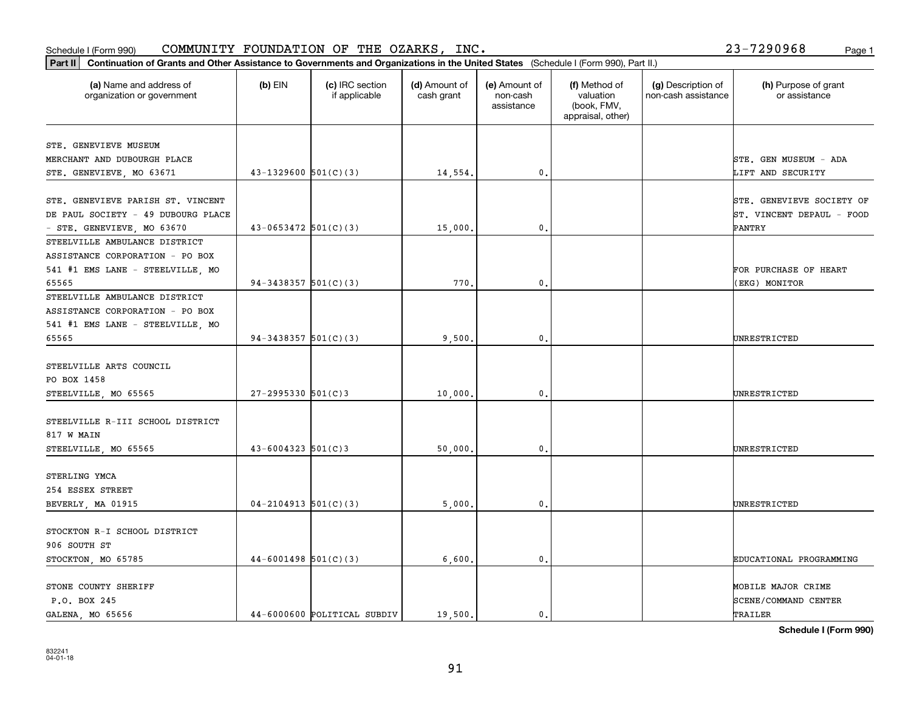Schedule I (Form 990) COMMUNITY FOUNDATION OF THE OZARKS, INC. 23-7290968 Page 1

**Part II** **Continuation of Grants and Other Assistance to Governments and Organizations in the United States** (Schedule I (Form 990), Part II.)

| (a) Name and address of organization or government | (b) EIN | (c) IRC section if applicable | (d) Amount of cash grant | (e) Amount of non-cash assistance | (f) Method of valuation (book, FMV, appraisal, other) | (g) Description of non-cash assistance | (h) Purpose of grant or assistance |
|---|---|---|---|---|---|---|---|
| STE. GENEVIEVE MUSEUM MERCHANT AND DUBOURGH PLACE STE. GENEVIEVE, MO 63671 | 43-1329600 | 501(C)(3) | 14,554. | 0. | | | STE. GEN MUSEUM - ADA LIFT AND SECURITY |
| STE. GENEVIEVE PARISH ST. VINCENT DE PAUL SOCIETY - 49 DUBOURG PLACE - STE. GENEVIEVE, MO 63670 | 43-0653472 | 501(C)(3) | 15,000. | 0. | | | STE. GENEVIEVE SOCIETY OF ST. VINCENT DEPAUL - FOOD PANTRY |
| STEELVILLE AMBULANCE DISTRICT ASSISTANCE CORPORATION - PO BOX 541 #1 EMS LANE - STEELVILLE, MO 65565 | 94-3438357 | 501(C)(3) | 770. | 0. | | | FOR PURCHASE OF HEART (EKG) MONITOR |
| STEELVILLE AMBULANCE DISTRICT ASSISTANCE CORPORATION - PO BOX 541 #1 EMS LANE - STEELVILLE, MO 65565 | 94-3438357 | 501(C)(3) | 9,500. | 0. | | | UNRESTRICTED |
| STEELVILLE ARTS COUNCIL PO BOX 1458 STEELVILLE, MO 65565 | 27-2995330 | 501(C)3 | 10,000. | 0. | | | UNRESTRICTED |
| STEELVILLE R-III SCHOOL DISTRICT 817 W MAIN STEELVILLE, MO 65565 | 43-6004323 | 501(C)3 | 50,000. | 0. | | | UNRESTRICTED |
| STERLING YMCA 254 ESSEX STREET BEVERLY, MA 01915 | 04-2104913 | 501(C)(3) | 5,000. | 0. | | | UNRESTRICTED |
| STOCKTON R-I SCHOOL DISTRICT 906 SOUTH ST STOCKTON, MO 65785 | 44-6001498 | 501(C)(3) | 6,600. | 0. | | | EDUCATIONAL PROGRAMMING |
| STONE COUNTY SHERIFF P.O. BOX 245 GALENA, MO 65656 | 44-6000600 | POLITICAL SUBDIV | 19,500. | 0. | | | MOBILE MAJOR CRIME SCENE/COMMAND CENTER TRAILER |

Schedule I (Form 990)

832241 04-01-18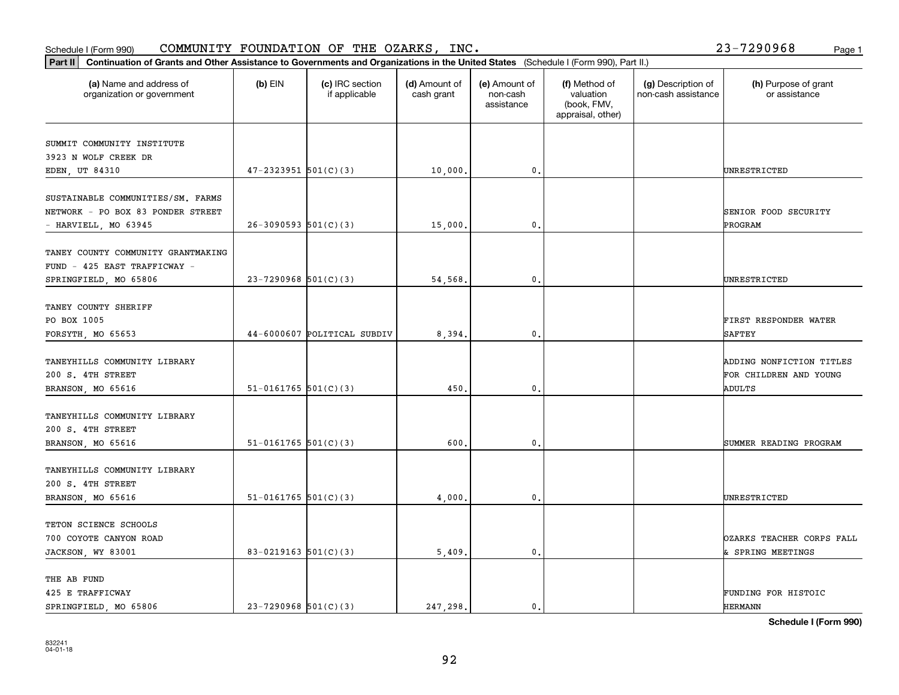Schedule I (Form 990) COMMUNITY FOUNDATION OF THE OZARKS, INC. 23-7290968

**Part II** **Continuation of Grants and Other Assistance to Governments and Organizations in the United States** (Schedule I (Form 990), Part II.)

| (a) Name and address of organization or government | (b) EIN | (c) IRC section if applicable | (d) Amount of cash grant | (e) Amount of non-cash assistance | (f) Method of valuation (book, FMV, appraisal, other) | (g) Description of non-cash assistance | (h) Purpose of grant or assistance |
|---|---|---|---|---|---|---|---|
| SUMMIT COMMUNITY INSTITUTE<br>3923 N WOLF CREEK DR<br>EDEN, UT 84310 | 47-2323951 | 501(C)(3) | 10,000. | 0. | | | UNRESTRICTED |
| SUSTAINABLE COMMUNITIES/SM. FARMS NETWORK - PO BOX 83 PONDER STREET - HARVIELL, MO 63945 | 26-3090593 | 501(C)(3) | 15,000. | 0. | | | SENIOR FOOD SECURITY PROGRAM |
| TANEY COUNTY COMMUNITY GRANTMAKING FUND - 425 EAST TRAFFICWAY - SPRINGFIELD, MO 65806 | 23-7290968 | 501(C)(3) | 54,568. | 0. | | | UNRESTRICTED |
| TANEY COUNTY SHERIFF<br>PO BOX 1005<br>FORSYTH, MO 65653 | 44-6000607 | POLITICAL SUBDIV | 8,394. | 0. | | | FIRST RESPONDER WATER SAFTEY |
| TANEYHILLS COMMUNITY LIBRARY<br>200 S. 4TH STREET<br>BRANSON, MO 65616 | 51-0161765 | 501(C)(3) | 450. | 0. | | | ADDING NONFICTION TITLES FOR CHILDREN AND YOUNG ADULTS |
| TANEYHILLS COMMUNITY LIBRARY<br>200 S. 4TH STREET<br>BRANSON, MO 65616 | 51-0161765 | 501(C)(3) | 600. | 0. | | | SUMMER READING PROGRAM |
| TANEYHILLS COMMUNITY LIBRARY<br>200 S. 4TH STREET<br>BRANSON, MO 65616 | 51-0161765 | 501(C)(3) | 4,000. | 0. | | | UNRESTRICTED |
| TETON SCIENCE SCHOOLS<br>700 COYOTE CANYON ROAD<br>JACKSON, WY 83001 | 83-0219163 | 501(C)(3) | 5,409. | 0. | | | OZARKS TEACHER CORPS FALL & SPRING MEETINGS |
| THE AB FUND<br>425 E TRAFFICWAY<br>SPRINGFIELD, MO 65806 | 23-7290968 | 501(C)(3) | 247,298. | 0. | | | FUNDING FOR HISTOIC HERMANN |

**Schedule I (Form 990)**

832241
04-01-18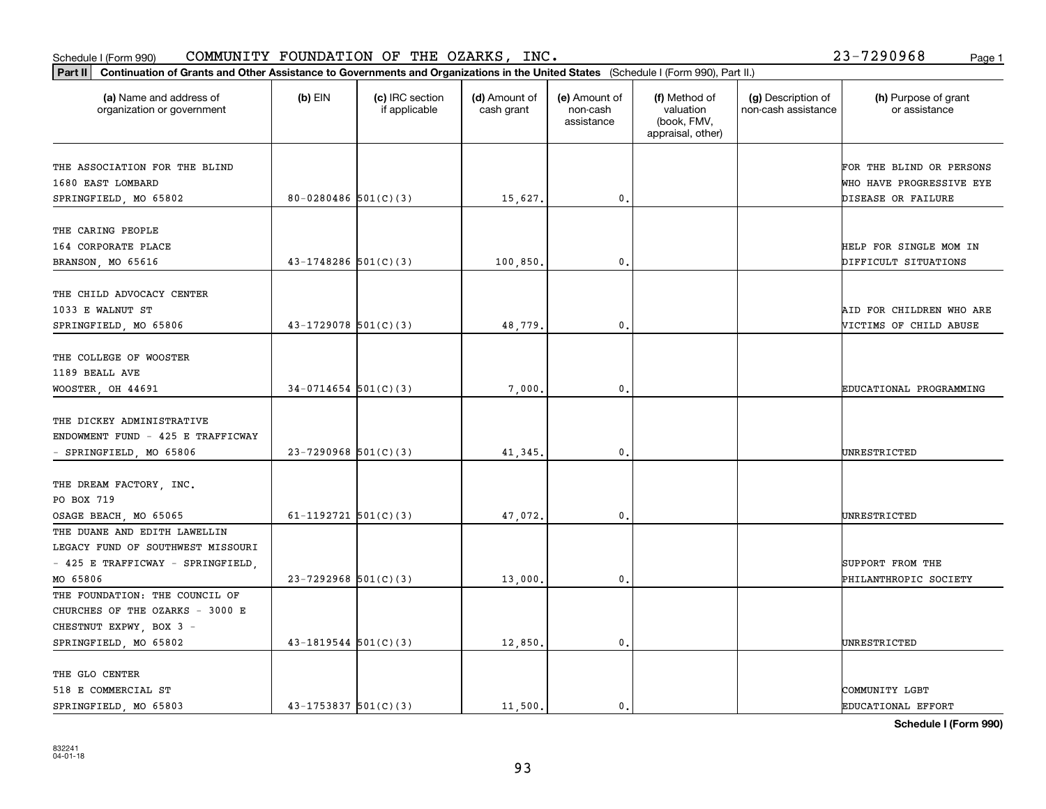Schedule I (Form 990) COMMUNITY FOUNDATION OF THE OZARKS, INC. 23-7290968 Page 1

**Part II Continuation of Grants and Other Assistance to Governments and Organizations in the United States** (Schedule I (Form 990), Part II.)

| (a) Name and address of organization or government | (b) EIN | (c) IRC section if applicable | (d) Amount of cash grant | (e) Amount of non-cash assistance | (f) Method of valuation (book, FMV, appraisal, other) | (g) Description of non-cash assistance | (h) Purpose of grant or assistance |
|---|---|---|---|---|---|---|---|
| THE ASSOCIATION FOR THE BLIND 1680 EAST LOMBARD SPRINGFIELD, MO 65802 | 80-0280486 | 501(C)(3) | 15,627. | 0. | | | FOR THE BLIND OR PERSONS WHO HAVE PROGRESSIVE EYE DISEASE OR FAILURE |
| THE CARING PEOPLE 164 CORPORATE PLACE BRANSON, MO 65616 | 43-1748286 | 501(C)(3) | 100,850. | 0. | | | HELP FOR SINGLE MOM IN DIFFICULT SITUATIONS |
| THE CHILD ADVOCACY CENTER 1033 E WALNUT ST SPRINGFIELD, MO 65806 | 43-1729078 | 501(C)(3) | 48,779. | 0. | | | AID FOR CHILDREN WHO ARE VICTIMS OF CHILD ABUSE |
| THE COLLEGE OF WOOSTER 1189 BEALL AVE WOOSTER, OH 44691 | 34-0714654 | 501(C)(3) | 7,000. | 0. | | | EDUCATIONAL PROGRAMMING |
| THE DICKEY ADMINISTRATIVE ENDOWMENT FUND - 425 E TRAFFICWAY - SPRINGFIELD, MO 65806 | 23-7290968 | 501(C)(3) | 41,345. | 0. | | | UNRESTRICTED |
| THE DREAM FACTORY, INC. PO BOX 719 OSAGE BEACH, MO 65065 | 61-1192721 | 501(C)(3) | 47,072. | 0. | | | UNRESTRICTED |
| THE DUANE AND EDITH LAWELLIN LEGACY FUND OF SOUTHWEST MISSOURI - 425 E TRAFFICWAY - SPRINGFIELD, MO 65806 | 23-7292968 | 501(C)(3) | 13,000. | 0. | | | SUPPORT FROM THE PHILANTHROPIC SOCIETY |
| THE FOUNDATION: THE COUNCIL OF CHURCHES OF THE OZARKS - 3000 E CHESTNUT EXPWY, BOX 3 - SPRINGFIELD, MO 65802 | 43-1819544 | 501(C)(3) | 12,850. | 0. | | | UNRESTRICTED |
| THE GLO CENTER 518 E COMMERCIAL ST SPRINGFIELD, MO 65803 | 43-1753837 | 501(C)(3) | 11,500. | 0. | | | COMMUNITY LGBT EDUCATIONAL EFFORT |

**Schedule I (Form 990)**

832241 04-01-18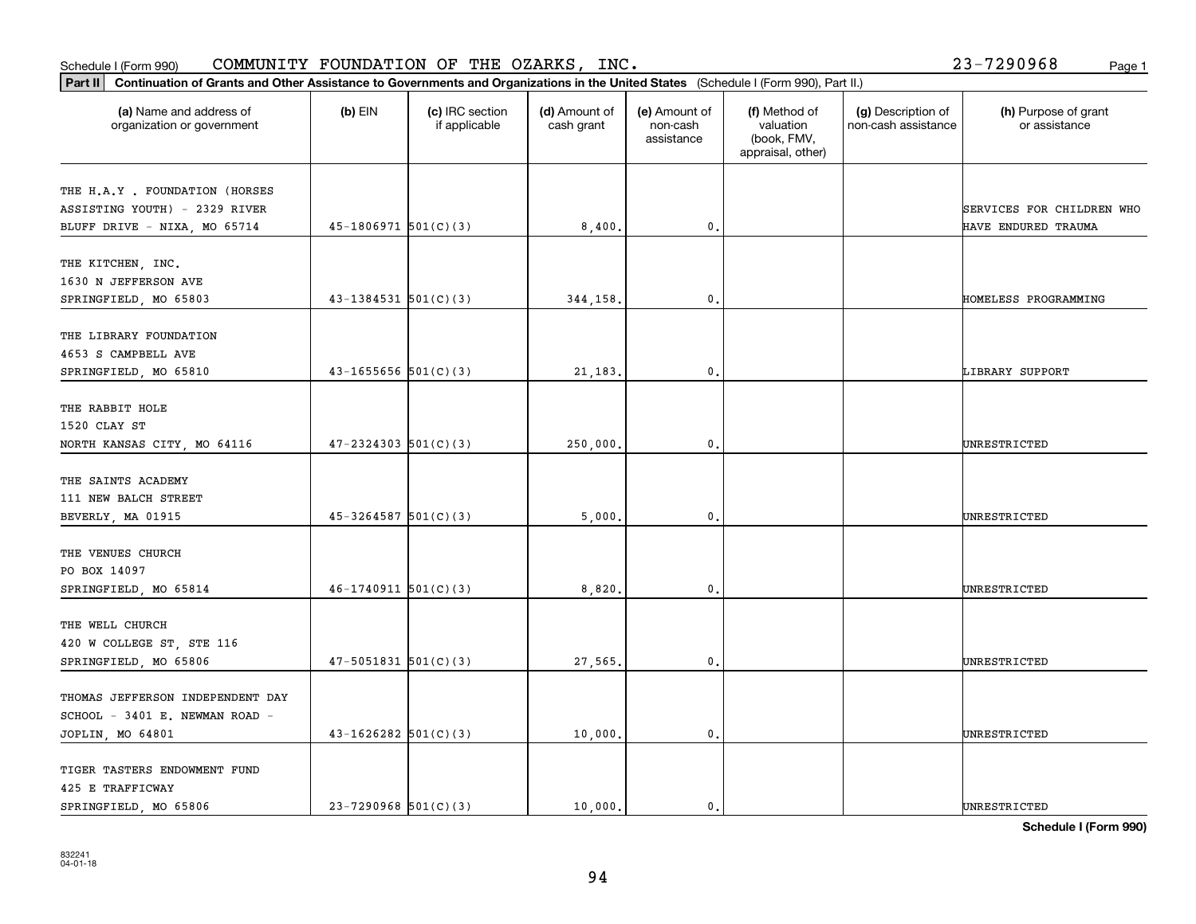Schedule I (Form 990) COMMUNITY FOUNDATION OF THE OZARKS, INC. 23-7290968

**Part II** **Continuation of Grants and Other Assistance to Governments and Organizations in the United States** (Schedule I (Form 990), Part II.)

| (a) Name and address of organization or government | (b) EIN | (c) IRC section if applicable | (d) Amount of cash grant | (e) Amount of non-cash assistance | (f) Method of valuation (book, FMV, appraisal, other) | (g) Description of non-cash assistance | (h) Purpose of grant or assistance |
|---|---|---|---|---|---|---|---|
| THE H.A.Y . FOUNDATION (HORSES ASSISTING YOUTH) - 2329 RIVER BLUFF DRIVE - NIXA, MO 65714 | 45-1806971 | 501(C)(3) | 8,400. | 0. | | | SERVICES FOR CHILDREN WHO HAVE ENDURED TRAUMA |
| THE KITCHEN, INC. 1630 N JEFFERSON AVE SPRINGFIELD, MO 65803 | 43-1384531 | 501(C)(3) | 344,158. | 0. | | | HOMELESS PROGRAMMING |
| THE LIBRARY FOUNDATION 4653 S CAMPBELL AVE SPRINGFIELD, MO 65810 | 43-1655656 | 501(C)(3) | 21,183. | 0. | | | LIBRARY SUPPORT |
| THE RABBIT HOLE 1520 CLAY ST NORTH KANSAS CITY, MO 64116 | 47-2324303 | 501(C)(3) | 250,000. | 0. | | | UNRESTRICTED |
| THE SAINTS ACADEMY 111 NEW BALCH STREET BEVERLY, MA 01915 | 45-3264587 | 501(C)(3) | 5,000. | 0. | | | UNRESTRICTED |
| THE VENUES CHURCH PO BOX 14097 SPRINGFIELD, MO 65814 | 46-1740911 | 501(C)(3) | 8,820. | 0. | | | UNRESTRICTED |
| THE WELL CHURCH 420 W COLLEGE ST, STE 116 SPRINGFIELD, MO 65806 | 47-5051831 | 501(C)(3) | 27,565. | 0. | | | UNRESTRICTED |
| THOMAS JEFFERSON INDEPENDENT DAY SCHOOL - 3401 E. NEWMAN ROAD - JOPLIN, MO 64801 | 43-1626282 | 501(C)(3) | 10,000. | 0. | | | UNRESTRICTED |
| TIGER TASTERS ENDOWMENT FUND 425 E TRAFFICWAY SPRINGFIELD, MO 65806 | 23-7290968 | 501(C)(3) | 10,000. | 0. | | | UNRESTRICTED |

**Schedule I (Form 990)**

832241 04-01-18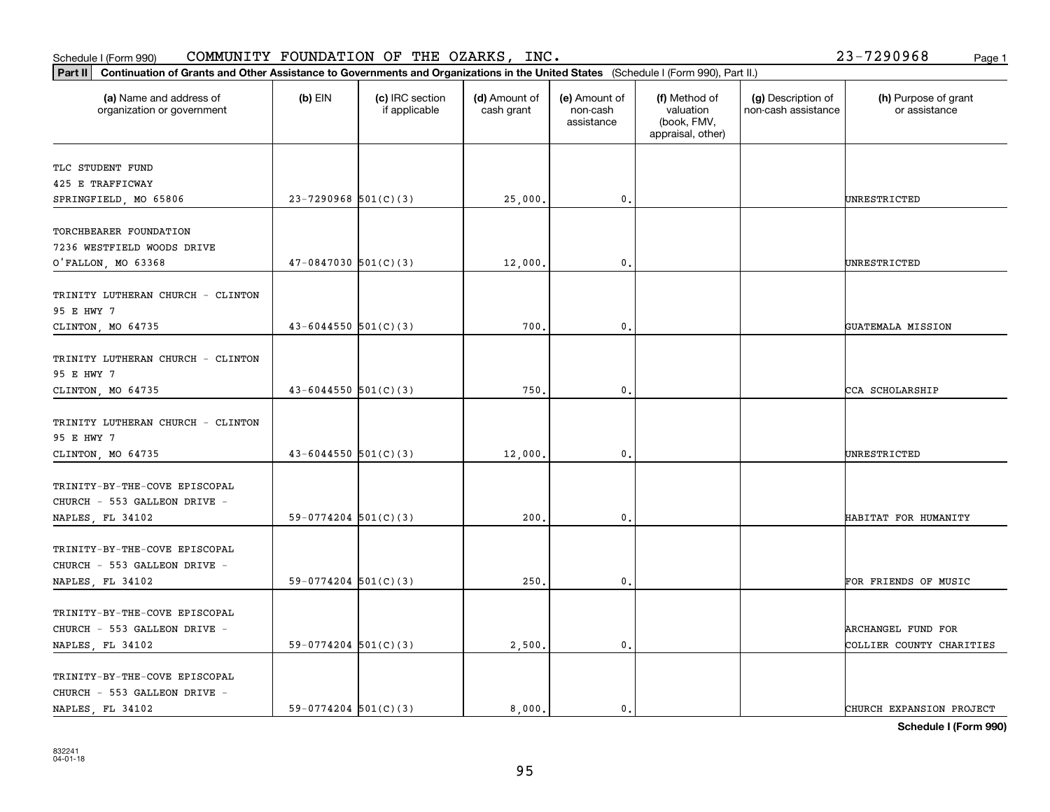Schedule I (Form 990) COMMUNITY FOUNDATION OF THE OZARKS, INC. 23-7290968 Page 1

**Part II Continuation of Grants and Other Assistance to Governments and Organizations in the United States** (Schedule I (Form 990), Part II.)

| (a) Name and address of organization or government | (b) EIN | (c) IRC section if applicable | (d) Amount of cash grant | (e) Amount of non-cash assistance | (f) Method of valuation (book, FMV, appraisal, other) | (g) Description of non-cash assistance | (h) Purpose of grant or assistance |
|---|---|---|---|---|---|---|---|
| TLC STUDENT FUND<br>425 E TRAFFICWAY<br>SPRINGFIELD, MO 65806 | 23-7290968 | 501(C)(3) | 25,000. | 0. | | | UNRESTRICTED |
| TORCHBEARER FOUNDATION<br>7236 WESTFIELD WOODS DRIVE<br>O'FALLON, MO 63368 | 47-0847030 | 501(C)(3) | 12,000. | 0. | | | UNRESTRICTED |
| TRINITY LUTHERAN CHURCH - CLINTON<br>95 E HWY 7<br>CLINTON, MO 64735 | 43-6044550 | 501(C)(3) | 700. | 0. | | | GUATEMALA MISSION |
| TRINITY LUTHERAN CHURCH - CLINTON<br>95 E HWY 7<br>CLINTON, MO 64735 | 43-6044550 | 501(C)(3) | 750. | 0. | | | CCA SCHOLARSHIP |
| TRINITY LUTHERAN CHURCH - CLINTON<br>95 E HWY 7<br>CLINTON, MO 64735 | 43-6044550 | 501(C)(3) | 12,000. | 0. | | | UNRESTRICTED |
| TRINITY-BY-THE-COVE EPISCOPAL<br>CHURCH - 553 GALLEON DRIVE -<br>NAPLES, FL 34102 | 59-0774204 | 501(C)(3) | 200. | 0. | | | HABITAT FOR HUMANITY |
| TRINITY-BY-THE-COVE EPISCOPAL<br>CHURCH - 553 GALLEON DRIVE -<br>NAPLES, FL 34102 | 59-0774204 | 501(C)(3) | 250. | 0. | | | FOR FRIENDS OF MUSIC |
| TRINITY-BY-THE-COVE EPISCOPAL<br>CHURCH - 553 GALLEON DRIVE -<br>NAPLES, FL 34102 | 59-0774204 | 501(C)(3) | 2,500. | 0. | | | ARCHANGEL FUND FOR COLLIER COUNTY CHARITIES |
| TRINITY-BY-THE-COVE EPISCOPAL<br>CHURCH - 553 GALLEON DRIVE -<br>NAPLES, FL 34102 | 59-0774204 | 501(C)(3) | 8,000. | 0. | | | CHURCH EXPANSION PROJECT |

**Schedule I (Form 990)**

832241
04-01-18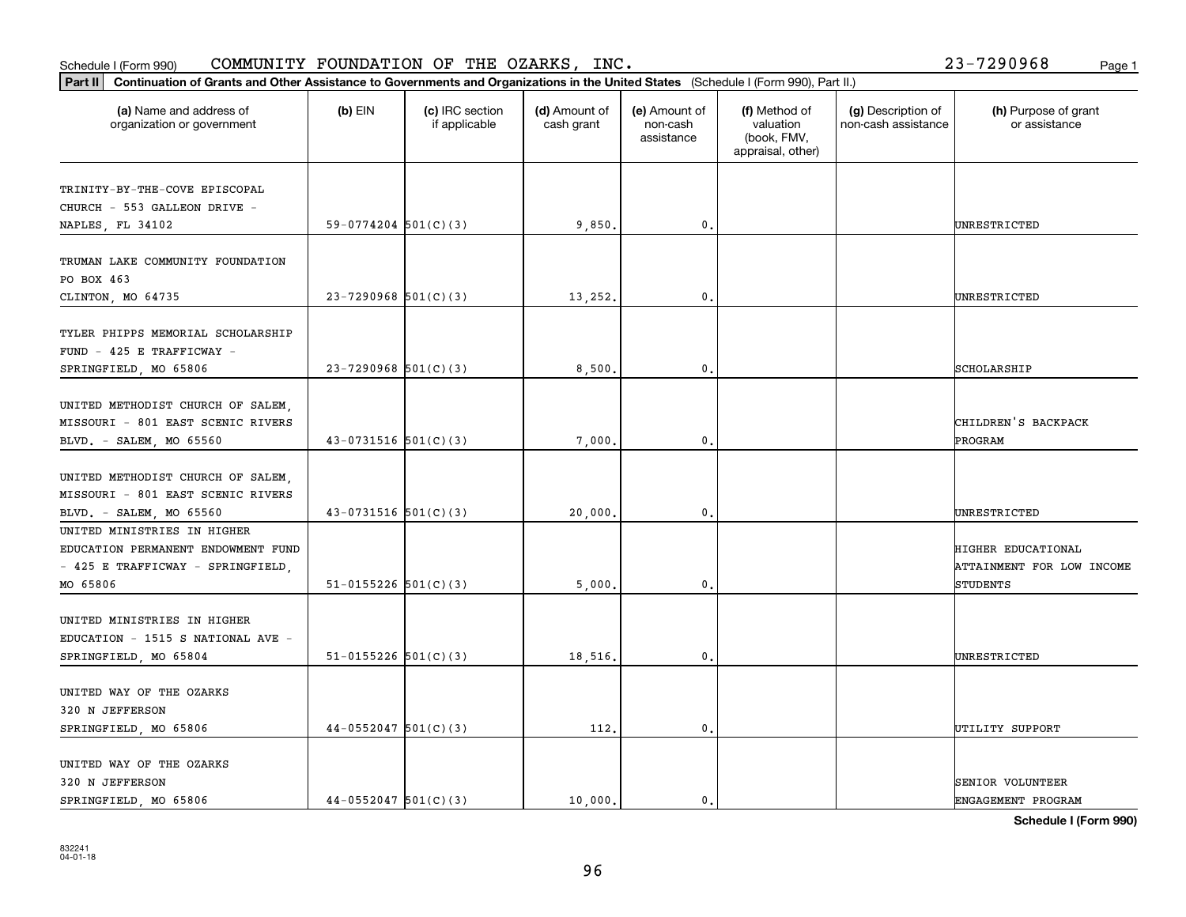Schedule I (Form 990) COMMUNITY FOUNDATION OF THE OZARKS, INC. 23-7290968

**Part II Continuation of Grants and Other Assistance to Governments and Organizations in the United States** (Schedule I (Form 990), Part II.)

| (a) Name and address of organization or government | (b) EIN | (c) IRC section if applicable | (d) Amount of cash grant | (e) Amount of non-cash assistance | (f) Method of valuation (book, FMV, appraisal, other) | (g) Description of non-cash assistance | (h) Purpose of grant or assistance |
|---|---|---|---|---|---|---|---|
| TRINITY-BY-THE-COVE EPISCOPAL CHURCH - 553 GALLEON DRIVE - NAPLES, FL 34102 | 59-0774204 | 501(C)(3) | 9,850. | 0. | | | UNRESTRICTED |
| TRUMAN LAKE COMMUNITY FOUNDATION PO BOX 463 CLINTON, MO 64735 | 23-7290968 | 501(C)(3) | 13,252. | 0. | | | UNRESTRICTED |
| TYLER PHIPPS MEMORIAL SCHOLARSHIP FUND - 425 E TRAFFICWAY - SPRINGFIELD, MO 65806 | 23-7290968 | 501(C)(3) | 8,500. | 0. | | | SCHOLARSHIP |
| UNITED METHODIST CHURCH OF SALEM, MISSOURI - 801 EAST SCENIC RIVERS BLVD. - SALEM, MO 65560 | 43-0731516 | 501(C)(3) | 7,000. | 0. | | | CHILDREN'S BACKPACK PROGRAM |
| UNITED METHODIST CHURCH OF SALEM, MISSOURI - 801 EAST SCENIC RIVERS BLVD. - SALEM, MO 65560 | 43-0731516 | 501(C)(3) | 20,000. | 0. | | | UNRESTRICTED |
| UNITED MINISTRIES IN HIGHER EDUCATION PERMANENT ENDOWMENT FUND - 425 E TRAFFICWAY - SPRINGFIELD, MO 65806 | 51-0155226 | 501(C)(3) | 5,000. | 0. | | | HIGHER EDUCATIONAL ATTAINMENT FOR LOW INCOME STUDENTS |
| UNITED MINISTRIES IN HIGHER EDUCATION - 1515 S NATIONAL AVE - SPRINGFIELD, MO 65804 | 51-0155226 | 501(C)(3) | 18,516. | 0. | | | UNRESTRICTED |
| UNITED WAY OF THE OZARKS 320 N JEFFERSON SPRINGFIELD, MO 65806 | 44-0552047 | 501(C)(3) | 112. | 0. | | | UTILITY SUPPORT |
| UNITED WAY OF THE OZARKS 320 N JEFFERSON SPRINGFIELD, MO 65806 | 44-0552047 | 501(C)(3) | 10,000. | 0. | | | SENIOR VOLUNTEER ENGAGEMENT PROGRAM |

832241 04-01-18

**Schedule I (Form 990)**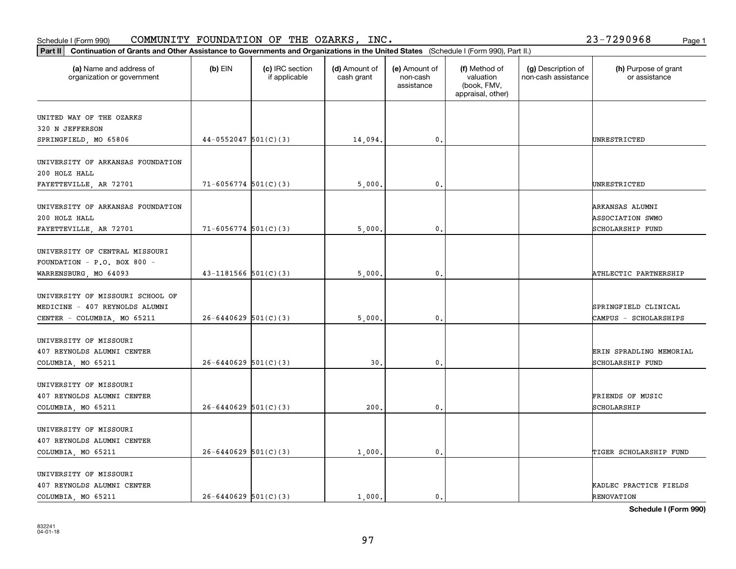Schedule I (Form 990) COMMUNITY FOUNDATION OF THE OZARKS, INC. 23-7290968

**Part II** **Continuation of Grants and Other Assistance to Governments and Organizations in the United States** (Schedule I (Form 990), Part II.)

| (a) Name and address of organization or government | (b) EIN | (c) IRC section if applicable | (d) Amount of cash grant | (e) Amount of non-cash assistance | (f) Method of valuation (book, FMV, appraisal, other) | (g) Description of non-cash assistance | (h) Purpose of grant or assistance |
|---|---|---|---|---|---|---|---|
| UNITED WAY OF THE OZARKS 320 N JEFFERSON SPRINGFIELD, MO 65806 | 44-0552047 | 501(C)(3) | 14,094. | 0. | | | UNRESTRICTED |
| UNIVERSITY OF ARKANSAS FOUNDATION 200 HOLZ HALL FAYETTEVILLE, AR 72701 | 71-6056774 | 501(C)(3) | 5,000. | 0. | | | UNRESTRICTED |
| UNIVERSITY OF ARKANSAS FOUNDATION 200 HOLZ HALL FAYETTEVILLE, AR 72701 | 71-6056774 | 501(C)(3) | 5,000. | 0. | | | ARKANSAS ALUMNI ASSOCIATION SWMO SCHOLARSHIP FUND |
| UNIVERSITY OF CENTRAL MISSOURI FOUNDATION - P.O. BOX 800 - WARRENSBURG, MO 64093 | 43-1181566 | 501(C)(3) | 5,000. | 0. | | | ATHLECTIC PARTNERSHIP |
| UNIVERSITY OF MISSOURI SCHOOL OF MEDICINE - 407 REYNOLDS ALUMNI CENTER - COLUMBIA, MO 65211 | 26-6440629 | 501(C)(3) | 5,000. | 0. | | | SPRINGFIELD CLINICAL CAMPUS - SCHOLARSHIPS |
| UNIVERSITY OF MISSOURI 407 REYNOLDS ALUMNI CENTER COLUMBIA, MO 65211 | 26-6440629 | 501(C)(3) | 30. | 0. | | | ERIN SPRADLING MEMORIAL SCHOLARSHIP FUND |
| UNIVERSITY OF MISSOURI 407 REYNOLDS ALUMNI CENTER COLUMBIA, MO 65211 | 26-6440629 | 501(C)(3) | 200. | 0. | | | FRIENDS OF MUSIC SCHOLARSHIP |
| UNIVERSITY OF MISSOURI 407 REYNOLDS ALUMNI CENTER COLUMBIA, MO 65211 | 26-6440629 | 501(C)(3) | 1,000. | 0. | | | TIGER SCHOLARSHIP FUND |
| UNIVERSITY OF MISSOURI 407 REYNOLDS ALUMNI CENTER COLUMBIA, MO 65211 | 26-6440629 | 501(C)(3) | 1,000. | 0. | | | KADLEC PRACTICE FIELDS RENOVATION |

**Schedule I (Form 990)**

832241 04-01-18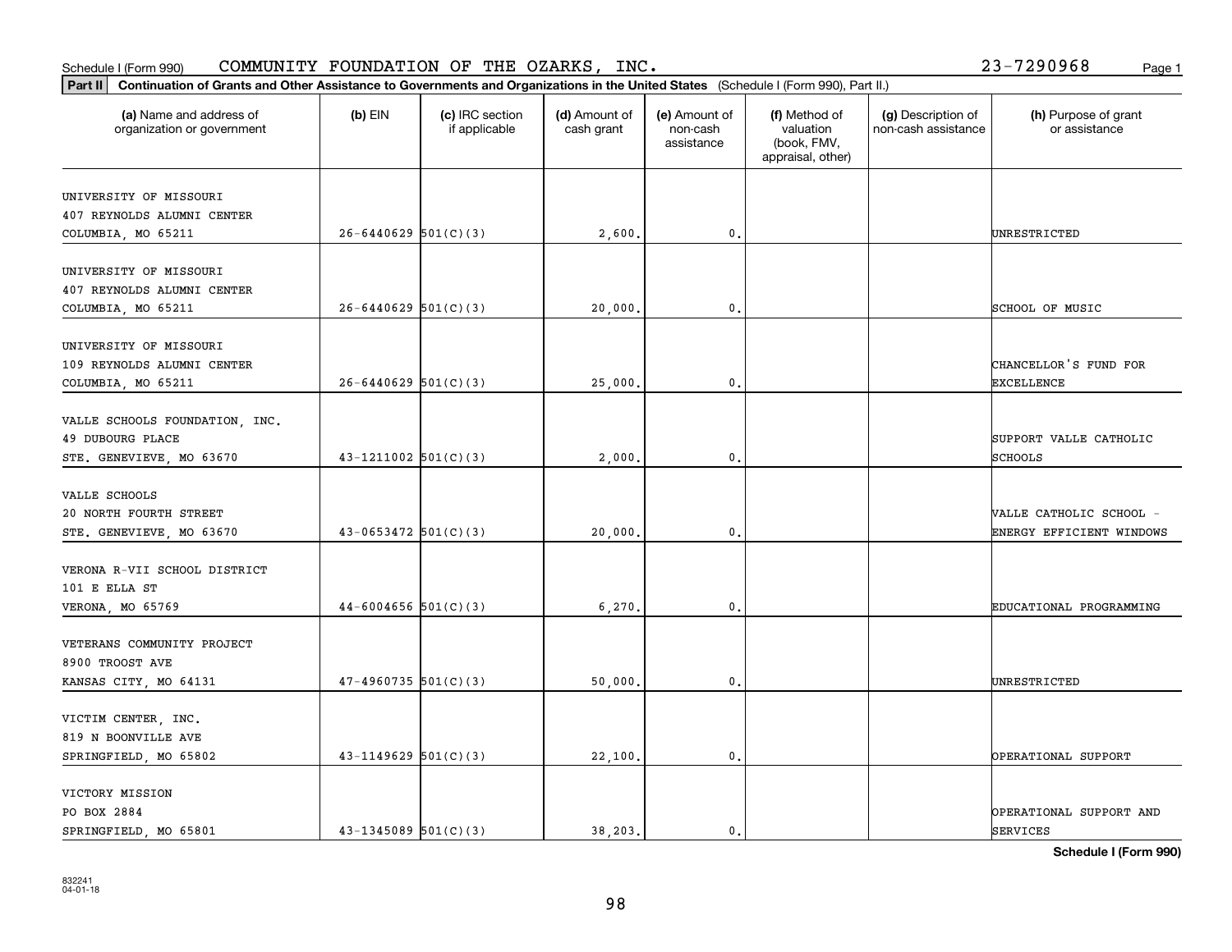Schedule I (Form 990) COMMUNITY FOUNDATION OF THE OZARKS, INC. 23-7290968

**Part II Continuation of Grants and Other Assistance to Governments and Organizations in the United States** (Schedule I (Form 990), Part II.)

| (a) Name and address of organization or government | (b) EIN | (c) IRC section if applicable | (d) Amount of cash grant | (e) Amount of non-cash assistance | (f) Method of valuation (book, FMV, appraisal, other) | (g) Description of non-cash assistance | (h) Purpose of grant or assistance |
|---|---|---|---|---|---|---|---|
| UNIVERSITY OF MISSOURI<br>407 REYNOLDS ALUMNI CENTER<br>COLUMBIA, MO 65211 | 26-6440629 | 501(C)(3) | 2,600. | 0. | | | UNRESTRICTED |
| UNIVERSITY OF MISSOURI<br>407 REYNOLDS ALUMNI CENTER<br>COLUMBIA, MO 65211 | 26-6440629 | 501(C)(3) | 20,000. | 0. | | | SCHOOL OF MUSIC |
| UNIVERSITY OF MISSOURI<br>109 REYNOLDS ALUMNI CENTER<br>COLUMBIA, MO 65211 | 26-6440629 | 501(C)(3) | 25,000. | 0. | | | CHANCELLOR'S FUND FOR EXCELLENCE |
| VALLE SCHOOLS FOUNDATION, INC.<br>49 DUBOURG PLACE<br>STE. GENEVIEVE, MO 63670 | 43-1211002 | 501(C)(3) | 2,000. | 0. | | | SUPPORT VALLE CATHOLIC SCHOOLS |
| VALLE SCHOOLS<br>20 NORTH FOURTH STREET<br>STE. GENEVIEVE, MO 63670 | 43-0653472 | 501(C)(3) | 20,000. | 0. | | | VALLE CATHOLIC SCHOOL - ENERGY EFFICIENT WINDOWS |
| VERONA R-VII SCHOOL DISTRICT<br>101 E ELLA ST<br>VERONA, MO 65769 | 44-6004656 | 501(C)(3) | 6,270. | 0. | | | EDUCATIONAL PROGRAMMING |
| VETERANS COMMUNITY PROJECT<br>8900 TROOST AVE<br>KANSAS CITY, MO 64131 | 47-4960735 | 501(C)(3) | 50,000. | 0. | | | UNRESTRICTED |
| VICTIM CENTER, INC.<br>819 N BOONVILLE AVE<br>SPRINGFIELD, MO 65802 | 43-1149629 | 501(C)(3) | 22,100. | 0. | | | OPERATIONAL SUPPORT |
| VICTORY MISSION<br>PO BOX 2884<br>SPRINGFIELD, MO 65801 | 43-1345089 | 501(C)(3) | 38,203. | 0. | | | OPERATIONAL SUPPORT AND SERVICES |

Schedule I (Form 990)

832241 04-01-18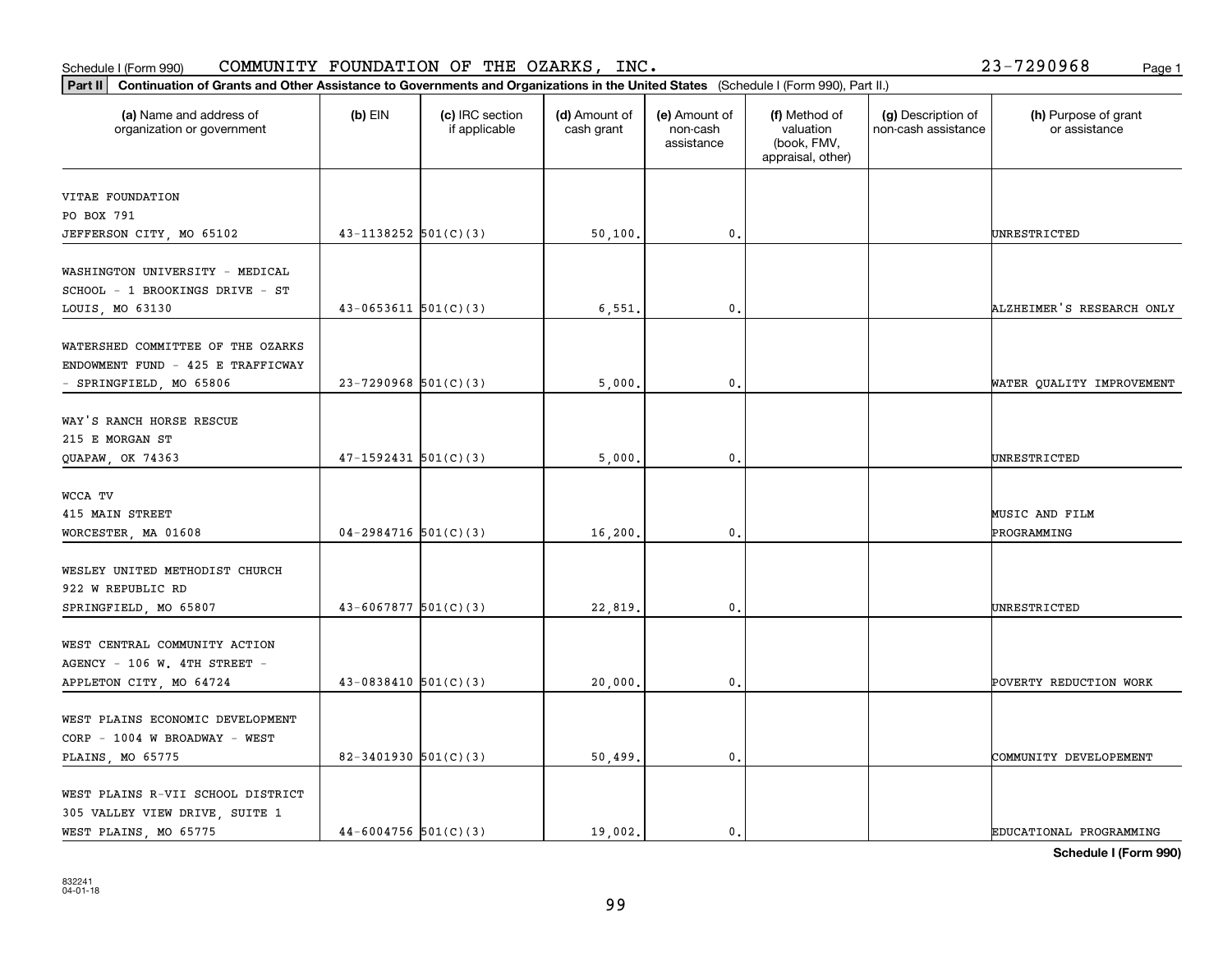Schedule I (Form 990) COMMUNITY FOUNDATION OF THE OZARKS, INC. 23-7290968

**Part II Continuation of Grants and Other Assistance to Governments and Organizations in the United States** (Schedule I (Form 990), Part II.)

| (a) Name and address of organization or government | (b) EIN | (c) IRC section if applicable | (d) Amount of cash grant | (e) Amount of non-cash assistance | (f) Method of valuation (book, FMV, appraisal, other) | (g) Description of non-cash assistance | (h) Purpose of grant or assistance |
|---|---|---|---|---|---|---|---|
| VITAE FOUNDATION PO BOX 791 JEFFERSON CITY, MO 65102 | 43-1138252 | 501(C)(3) | 50,100. | 0. | | | UNRESTRICTED |
| WASHINGTON UNIVERSITY - MEDICAL SCHOOL - 1 BROOKINGS DRIVE - ST LOUIS, MO 63130 | 43-0653611 | 501(C)(3) | 6,551. | 0. | | | ALZHEIMER'S RESEARCH ONLY |
| WATERSHED COMMITTEE OF THE OZARKS ENDOWMENT FUND - 425 E TRAFFICWAY - SPRINGFIELD, MO 65806 | 23-7290968 | 501(C)(3) | 5,000. | 0. | | | WATER QUALITY IMPROVEMENT |
| WAY'S RANCH HORSE RESCUE 215 E MORGAN ST QUAPAW, OK 74363 | 47-1592431 | 501(C)(3) | 5,000. | 0. | | | UNRESTRICTED |
| WCCA TV 415 MAIN STREET WORCESTER, MA 01608 | 04-2984716 | 501(C)(3) | 16,200. | 0. | | | MUSIC AND FILM PROGRAMMING |
| WESLEY UNITED METHODIST CHURCH 922 W REPUBLIC RD SPRINGFIELD, MO 65807 | 43-6067877 | 501(C)(3) | 22,819. | 0. | | | UNRESTRICTED |
| WEST CENTRAL COMMUNITY ACTION AGENCY - 106 W. 4TH STREET - APPLETON CITY, MO 64724 | 43-0838410 | 501(C)(3) | 20,000. | 0. | | | POVERTY REDUCTION WORK |
| WEST PLAINS ECONOMIC DEVELOPMENT CORP - 1004 W BROADWAY - WEST PLAINS, MO 65775 | 82-3401930 | 501(C)(3) | 50,499. | 0. | | | COMMUNITY DEVELOPEMENT |
| WEST PLAINS R-VII SCHOOL DISTRICT 305 VALLEY VIEW DRIVE, SUITE 1 WEST PLAINS, MO 65775 | 44-6004756 | 501(C)(3) | 19,002. | 0. | | | EDUCATIONAL PROGRAMMING |

**Schedule I (Form 990)**

832241 04-01-18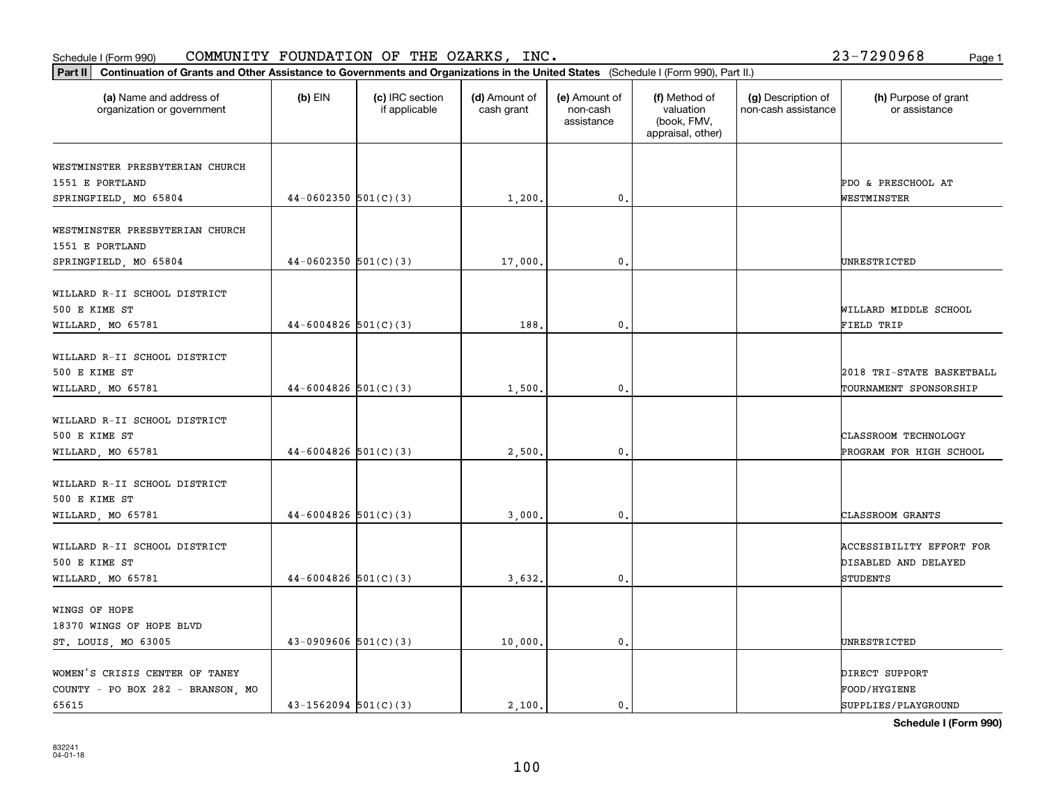Schedule I (Form 990) COMMUNITY FOUNDATION OF THE OZARKS, INC. 23-7290968 Page 1

**Part II** **Continuation of Grants and Other Assistance to Governments and Organizations in the United States** (Schedule I (Form 990), Part II.)

| (a) Name and address of organization or government | (b) EIN | (c) IRC section if applicable | (d) Amount of cash grant | (e) Amount of non-cash assistance | (f) Method of valuation (book, FMV, appraisal, other) | (g) Description of non-cash assistance | (h) Purpose of grant or assistance |
|---|---|---|---|---|---|---|---|
| WESTMINSTER PRESBYTERIAN CHURCH 1551 E PORTLAND SPRINGFIELD, MO 65804 | 44-0602350 | 501(C)(3) | 1,200. | 0. | | | PDO & PRESCHOOL AT WESTMINSTER |
| WESTMINSTER PRESBYTERIAN CHURCH 1551 E PORTLAND SPRINGFIELD, MO 65804 | 44-0602350 | 501(C)(3) | 17,000. | 0. | | | UNRESTRICTED |
| WILLARD R-II SCHOOL DISTRICT 500 E KIME ST WILLARD, MO 65781 | 44-6004826 | 501(C)(3) | 188. | 0. | | | WILLARD MIDDLE SCHOOL FIELD TRIP |
| WILLARD R-II SCHOOL DISTRICT 500 E KIME ST WILLARD, MO 65781 | 44-6004826 | 501(C)(3) | 1,500. | 0. | | | 2018 TRI-STATE BASKETBALL TOURNAMENT SPONSORSHIP |
| WILLARD R-II SCHOOL DISTRICT 500 E KIME ST WILLARD, MO 65781 | 44-6004826 | 501(C)(3) | 2,500. | 0. | | | CLASSROOM TECHNOLOGY PROGRAM FOR HIGH SCHOOL |
| WILLARD R-II SCHOOL DISTRICT 500 E KIME ST WILLARD, MO 65781 | 44-6004826 | 501(C)(3) | 3,000. | 0. | | | CLASSROOM GRANTS |
| WILLARD R-II SCHOOL DISTRICT 500 E KIME ST WILLARD, MO 65781 | 44-6004826 | 501(C)(3) | 3,632. | 0. | | | ACCESSIBILITY EFFORT FOR DISABLED AND DELAYED STUDENTS |
| WINGS OF HOPE 18370 WINGS OF HOPE BLVD ST. LOUIS, MO 63005 | 43-0909606 | 501(C)(3) | 10,000. | 0. | | | UNRESTRICTED |
| WOMEN'S CRISIS CENTER OF TANEY COUNTY - PO BOX 282 - BRANSON, MO 65615 | 43-1562094 | 501(C)(3) | 2,100. | 0. | | | DIRECT SUPPORT FOOD/HYGIENE SUPPLIES/PLAYGROUND |

**Schedule I (Form 990)**

832241
04-01-18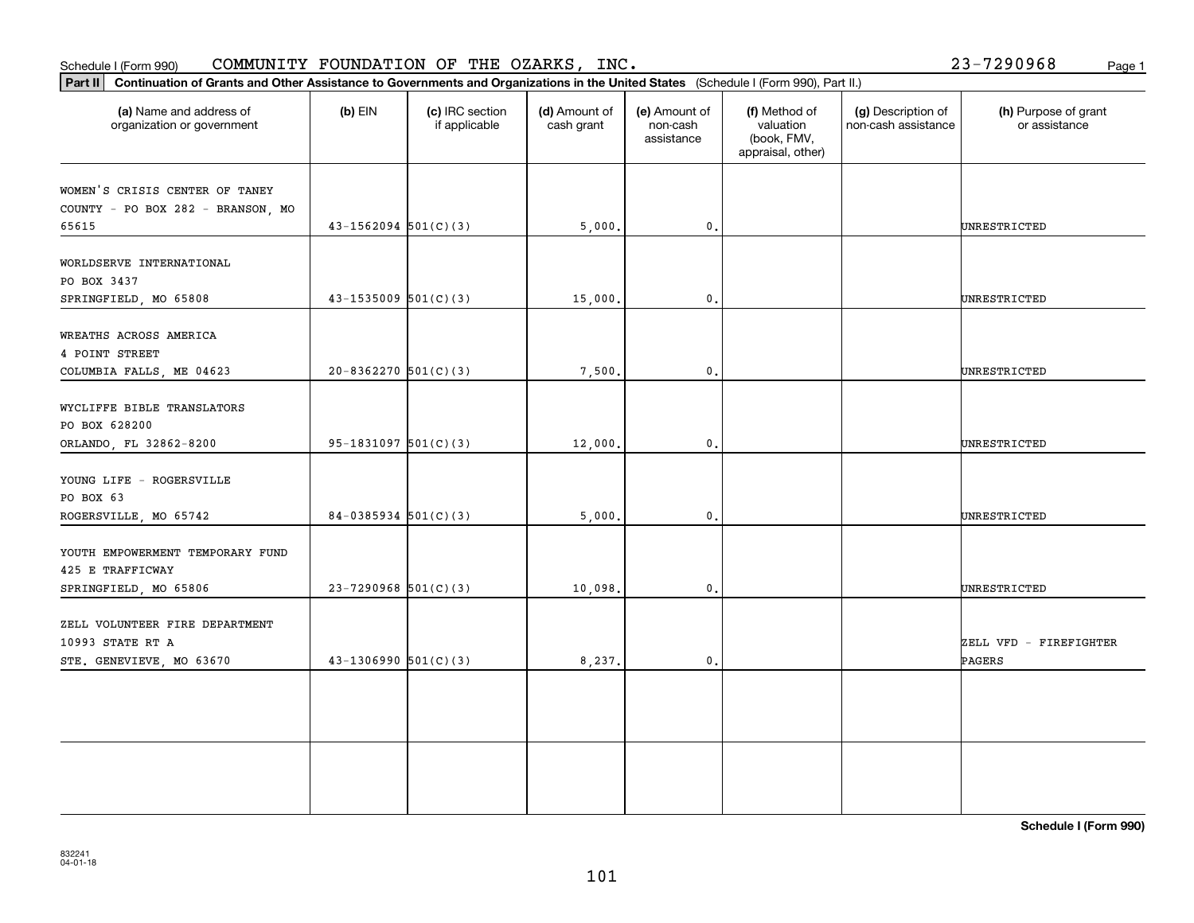Schedule I (Form 990) COMMUNITY FOUNDATION OF THE OZARKS, INC. 23-7290968 Page 1

**Part II** **Continuation of Grants and Other Assistance to Governments and Organizations in the United States** (Schedule I (Form 990), Part II.)

| (a) Name and address of organization or government | (b) EIN | (c) IRC section if applicable | (d) Amount of cash grant | (e) Amount of non-cash assistance | (f) Method of valuation (book, FMV, appraisal, other) | (g) Description of non-cash assistance | (h) Purpose of grant or assistance |
|---|---|---|---|---|---|---|---|
| WOMEN'S CRISIS CENTER OF TANEY COUNTY - PO BOX 282 - BRANSON, MO 65615 | 43-1562094 | 501(C)(3) | 5,000. | 0. | | | UNRESTRICTED |
| WORLDSERVE INTERNATIONAL PO BOX 3437 SPRINGFIELD, MO 65808 | 43-1535009 | 501(C)(3) | 15,000. | 0. | | | UNRESTRICTED |
| WREATHS ACROSS AMERICA 4 POINT STREET COLUMBIA FALLS, ME 04623 | 20-8362270 | 501(C)(3) | 7,500. | 0. | | | UNRESTRICTED |
| WYCLIFFE BIBLE TRANSLATORS PO BOX 628200 ORLANDO, FL 32862-8200 | 95-1831097 | 501(C)(3) | 12,000. | 0. | | | UNRESTRICTED |
| YOUNG LIFE - ROGERSVILLE PO BOX 63 ROGERSVILLE, MO 65742 | 84-0385934 | 501(C)(3) | 5,000. | 0. | | | UNRESTRICTED |
| YOUTH EMPOWERMENT TEMPORARY FUND 425 E TRAFFICWAY SPRINGFIELD, MO 65806 | 23-7290968 | 501(C)(3) | 10,098. | 0. | | | UNRESTRICTED |
| ZELL VOLUNTEER FIRE DEPARTMENT 10993 STATE RT A STE. GENEVIEVE, MO 63670 | 43-1306990 | 501(C)(3) | 8,237. | 0. | | | ZELL VFD - FIREFIGHTER PAGERS |
| | | | | | | | |
| | | | | | | | |

**Schedule I (Form 990)**

832241 04-01-18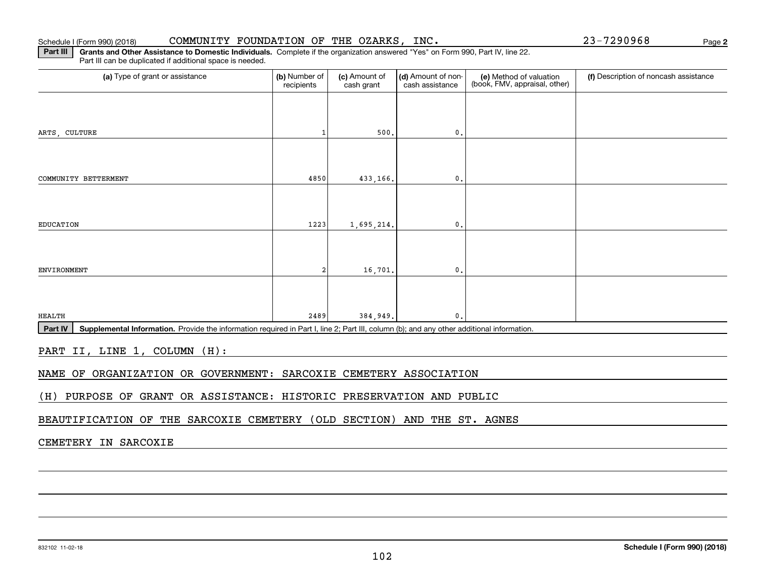Schedule I (Form 990) (2018) COMMUNITY FOUNDATION OF THE OZARKS, INC. 23-7290968 Page **2**

**Part III** **Grants and Other Assistance to Domestic Individuals.** Complete if the organization answered "Yes" on Form 990, Part IV, line 22. Part III can be duplicated if additional space is needed.

| (a) Type of grant or assistance | (b) Number of recipients | (c) Amount of cash grant | (d) Amount of non-cash assistance | (e) Method of valuation (book, FMV, appraisal, other) | (f) Description of noncash assistance |
|---|---|---|---|---|---|
| ARTS, CULTURE | 1 | 500. | 0. | | |
| COMMUNITY BETTERMENT | 4850 | 433,166. | 0. | | |
| EDUCATION | 1223 | 1,695,214. | 0. | | |
| ENVIRONMENT | 2 | 16,701. | 0. | | |
| HEALTH | 2489 | 384,949. | 0. | | |

**Part IV** **Supplemental Information.** Provide the information required in Part I, line 2; Part III, column (b); and any other additional information.

PART II, LINE 1, COLUMN (H):

NAME OF ORGANIZATION OR GOVERNMENT: SARCOXIE CEMETERY ASSOCIATION

(H) PURPOSE OF GRANT OR ASSISTANCE: HISTORIC PRESERVATION AND PUBLIC BEAUTIFICATION OF THE SARCOXIE CEMETERY (OLD SECTION) AND THE ST. AGNES CEMETERY IN SARCOXIE

832102 11-02-18 **Schedule I (Form 990) (2018)**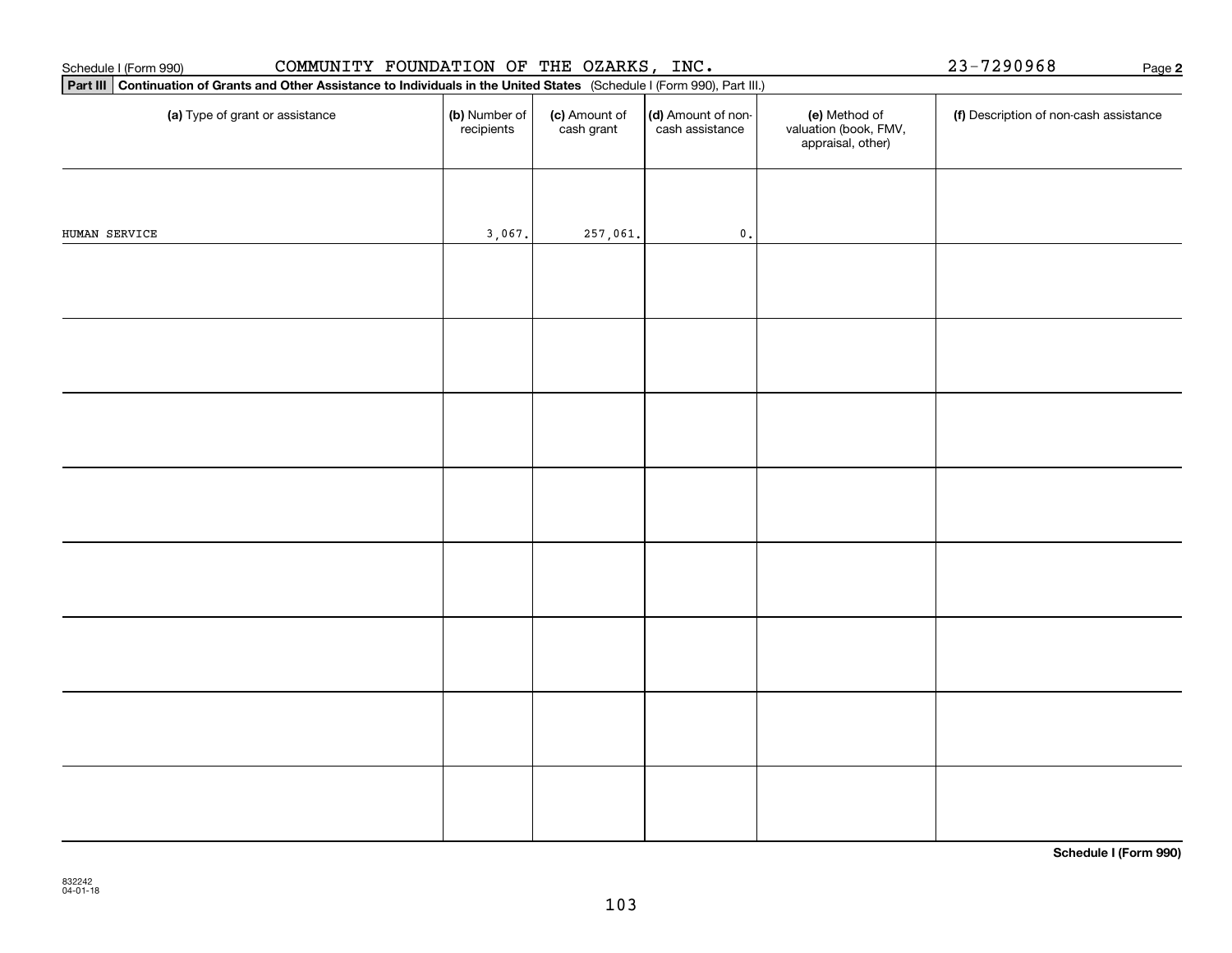Schedule I (Form 990) COMMUNITY FOUNDATION OF THE OZARKS, INC. 23-7290968 Page 2

**Part III** **Continuation of Grants and Other Assistance to Individuals in the United States** (Schedule I (Form 990), Part III.)

| (a) Type of grant or assistance | (b) Number of recipients | (c) Amount of cash grant | (d) Amount of non-cash assistance | (e) Method of valuation (book, FMV, appraisal, other) | (f) Description of non-cash assistance |
|---|---|---|---|---|---|
| HUMAN SERVICE | 3,067. | 257,061. | 0. | | |
| | | | | | |
| | | | | | |
| | | | | | |
| | | | | | |
| | | | | | |
| | | | | | |
| | | | | | |
| | | | | | |

**Schedule I (Form 990)**

832242
04-01-18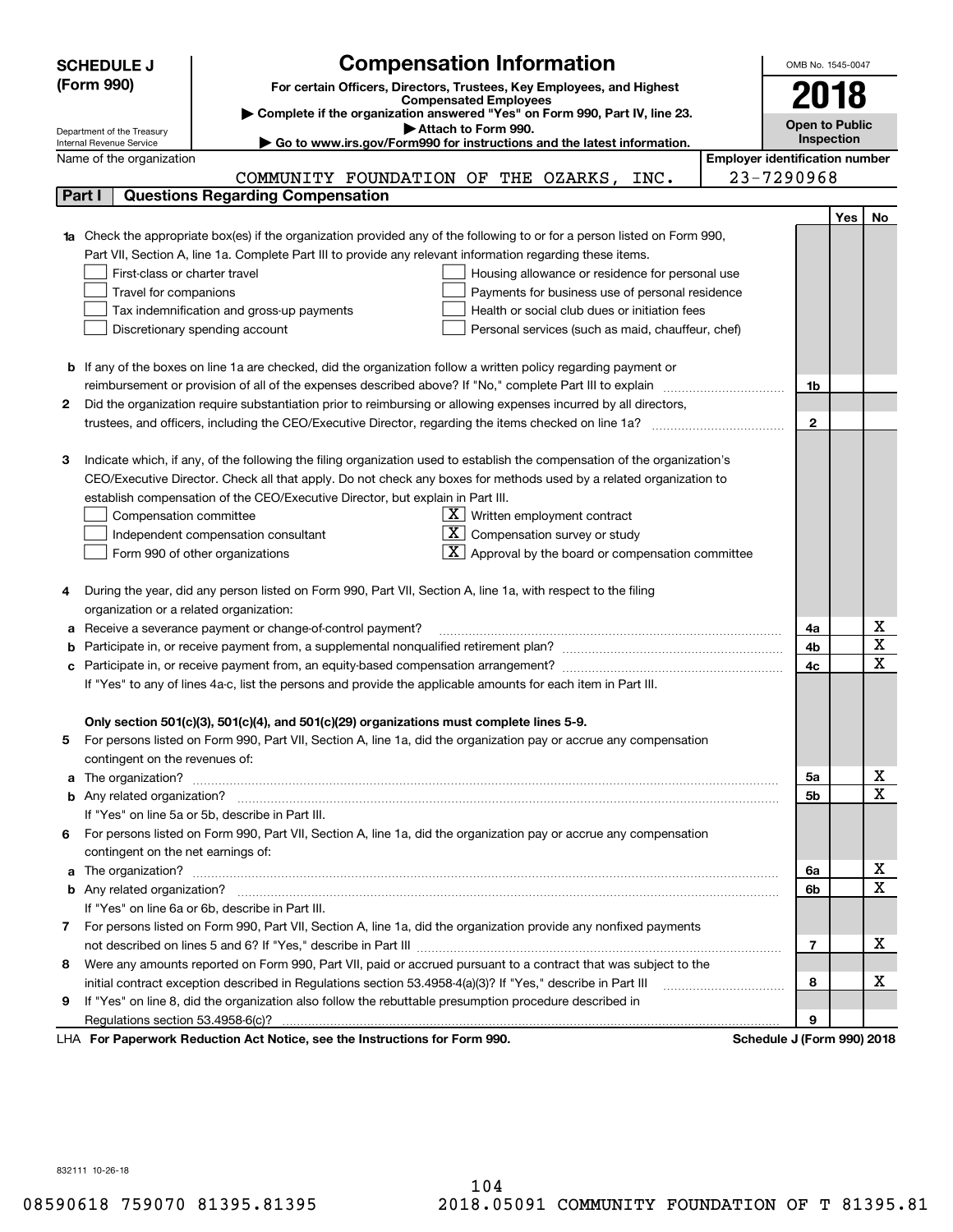**SCHEDULE J (Form 990)**

Department of the Treasury
Internal Revenue Service

# Compensation Information

**For certain Officers, Directors, Trustees, Key Employees, and Highest Compensated Employees**

▶ Complete if the organization answered "Yes" on Form 990, Part IV, line 23.
▶ Attach to Form 990.
▶ Go to www.irs.gov/Form990 for instructions and the latest information.

OMB No. 1545-0047

**2018**

**Open to Public Inspection**

Name of the organization: COMMUNITY FOUNDATION OF THE OZARKS, INC.

Employer identification number: 23-7290968

## Part I Questions Regarding Compensation

| | | | Yes | No |
|---|---|---|---|---|
| **1a** | Check the appropriate box(es) if the organization provided any of the following to or for a person listed on Form 990, Part VII, Section A, line 1a. Complete Part III to provide any relevant information regarding these items.<br>☐ First-class or charter travel ☐ Housing allowance or residence for personal use<br>☐ Travel for companions ☐ Payments for business use of personal residence<br>☐ Tax indemnification and gross-up payments ☐ Health or social club dues or initiation fees<br>☐ Discretionary spending account ☐ Personal services (such as maid, chauffeur, chef) | | | |
| **b** | If any of the boxes on line 1a are checked, did the organization follow a written policy regarding payment or reimbursement or provision of all of the expenses described above? If "No," complete Part III to explain | 1b | | |
| **2** | Did the organization require substantiation prior to reimbursing or allowing expenses incurred by all directors, trustees, and officers, including the CEO/Executive Director, regarding the items checked on line 1a? | 2 | | |
| **3** | Indicate which, if any, of the following the filing organization used to establish the compensation of the organization's CEO/Executive Director. Check all that apply. Do not check any boxes for methods used by a related organization to establish compensation of the CEO/Executive Director, but explain in Part III.<br>☐ Compensation committee ☒ Written employment contract<br>☐ Independent compensation consultant ☒ Compensation survey or study<br>☐ Form 990 of other organizations ☒ Approval by the board or compensation committee | | | |
| **4** | During the year, did any person listed on Form 990, Part VII, Section A, line 1a, with respect to the filing organization or a related organization: | | | |
| **a** | Receive a severance payment or change-of-control payment? | 4a | | X |
| **b** | Participate in, or receive payment from, a supplemental nonqualified retirement plan? | 4b | | X |
| **c** | Participate in, or receive payment from, an equity-based compensation arrangement? | 4c | | X |
| | If "Yes" to any of lines 4a-c, list the persons and provide the applicable amounts for each item in Part III. | | | |
| | **Only section 501(c)(3), 501(c)(4), and 501(c)(29) organizations must complete lines 5-9.** | | | |
| **5** | For persons listed on Form 990, Part VII, Section A, line 1a, did the organization pay or accrue any compensation contingent on the revenues of: | | | |
| **a** | The organization? | 5a | | X |
| **b** | Any related organization? | 5b | | X |
| | If "Yes" on line 5a or 5b, describe in Part III. | | | |
| **6** | For persons listed on Form 990, Part VII, Section A, line 1a, did the organization pay or accrue any compensation contingent on the net earnings of: | | | |
| **a** | The organization? | 6a | | X |
| **b** | Any related organization? | 6b | | X |
| | If "Yes" on line 6a or 6b, describe in Part III. | | | |
| **7** | For persons listed on Form 990, Part VII, Section A, line 1a, did the organization provide any nonfixed payments not described on lines 5 and 6? If "Yes," describe in Part III | 7 | | X |
| **8** | Were any amounts reported on Form 990, Part VII, paid or accrued pursuant to a contract that was subject to the initial contract exception described in Regulations section 53.4958-4(a)(3)? If "Yes," describe in Part III | 8 | | X |
| **9** | If "Yes" on line 8, did the organization also follow the rebuttable presumption procedure described in Regulations section 53.4958-6(c)? | 9 | | |

LHA **For Paperwork Reduction Act Notice, see the Instructions for Form 990.** **Schedule J (Form 990) 2018**

832111 10-26-18

08590618 759070 81395.81395 2018.05091 COMMUNITY FOUNDATION OF T 81395.81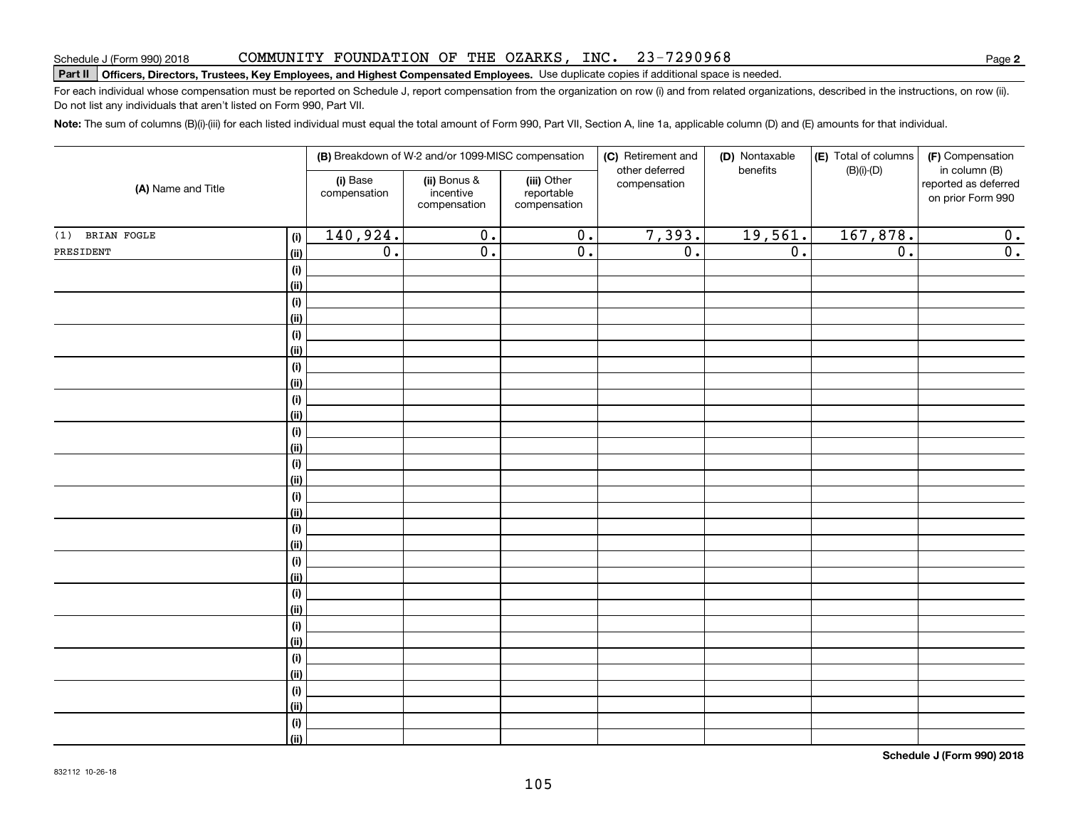Schedule J (Form 990) 2018 COMMUNITY FOUNDATION OF THE OZARKS, INC. 23-7290968 Page **2**

**Part II** **Officers, Directors, Trustees, Key Employees, and Highest Compensated Employees.** Use duplicate copies if additional space is needed.

For each individual whose compensation must be reported on Schedule J, report compensation from the organization on row (i) and from related organizations, described in the instructions, on row (ii). Do not list any individuals that aren't listed on Form 990, Part VII.

**Note:** The sum of columns (B)(i)-(iii) for each listed individual must equal the total amount of Form 990, Part VII, Section A, line 1a, applicable column (D) and (E) amounts for that individual.

| (A) Name and Title | | (B) Breakdown of W-2 and/or 1099-MISC compensation | | | (C) Retirement and other deferred compensation | (D) Nontaxable benefits | (E) Total of columns (B)(i)-(D) | (F) Compensation in column (B) reported as deferred on prior Form 990 |
|---|---|---|---|---|---|---|---|---|
| | | (i) Base compensation | (ii) Bonus & incentive compensation | (iii) Other reportable compensation | | | | |
| (1) BRIAN FOGLE | (i) | 140,924. | 0. | 0. | 7,393. | 19,561. | 167,878. | 0. |
| PRESIDENT | (ii) | 0. | 0. | 0. | 0. | 0. | 0. | 0. |

**Schedule J (Form 990) 2018**

832112 10-26-18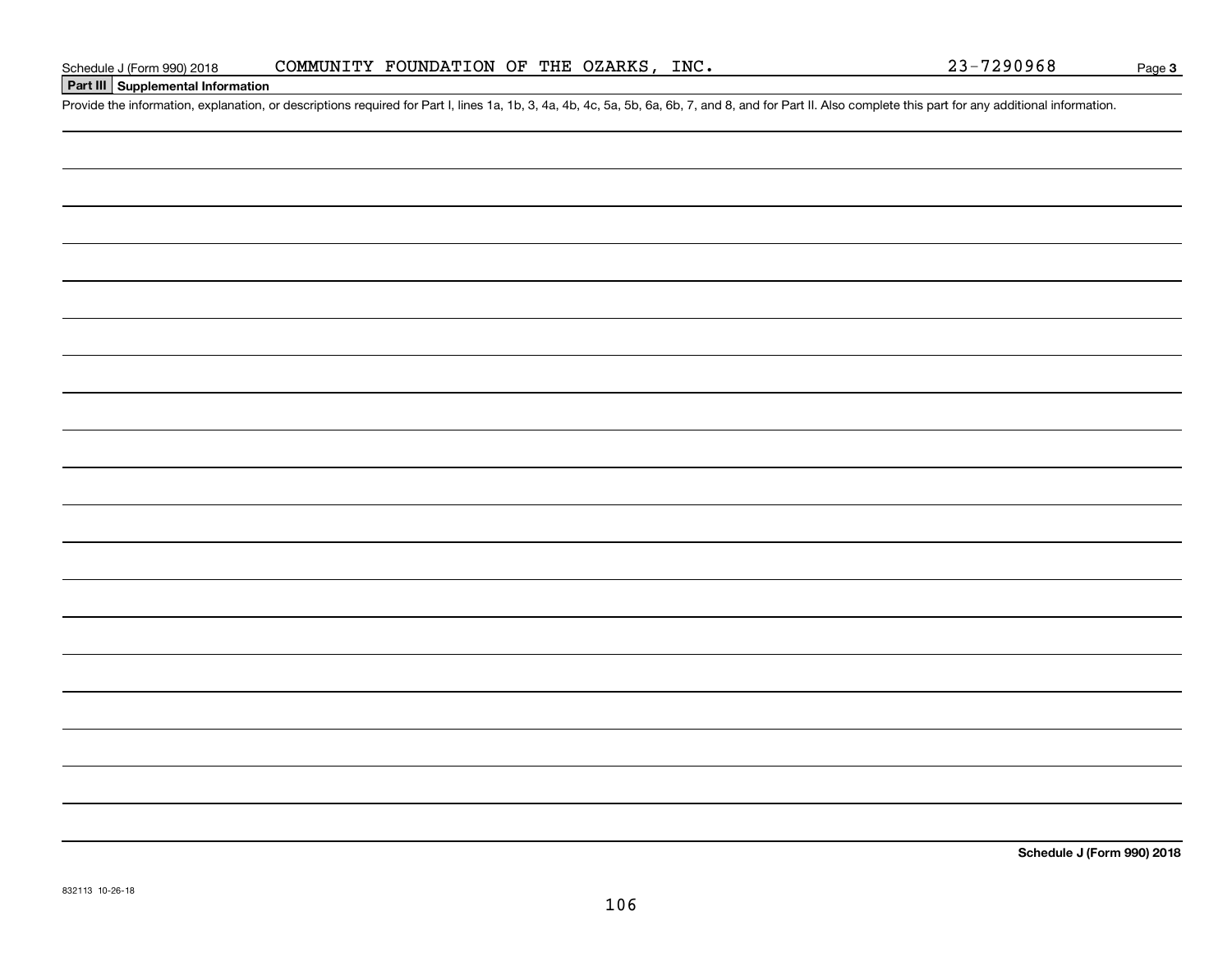Schedule J (Form 990) 2018 COMMUNITY FOUNDATION OF THE OZARKS, INC. 23-7290968 Page 3

## Part III Supplemental Information

Provide the information, explanation, or descriptions required for Part I, lines 1a, 1b, 3, 4a, 4b, 4c, 5a, 5b, 6a, 6b, 7, and 8, and for Part II. Also complete this part for any additional information.

**Schedule J (Form 990) 2018**

832113 10-26-18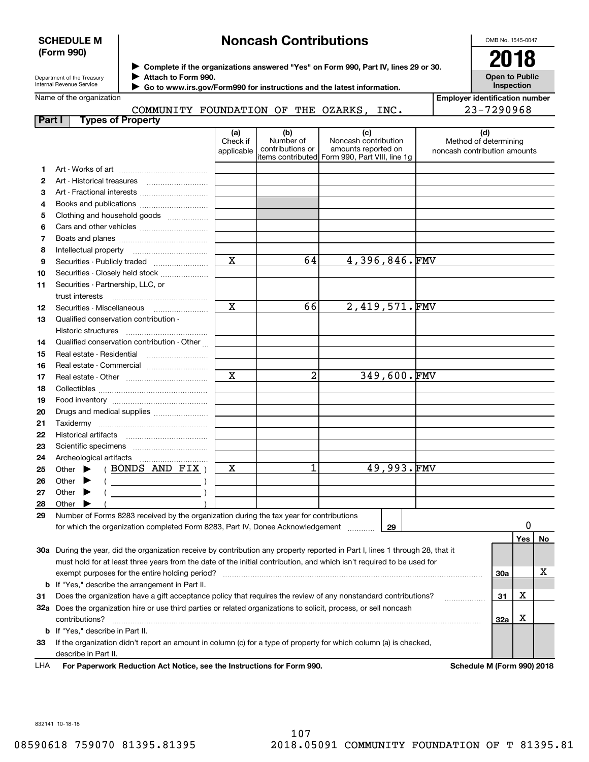**SCHEDULE M (Form 990)**

Department of the Treasury
Internal Revenue Service

# Noncash Contributions

▶ Complete if the organizations answered "Yes" on Form 990, Part IV, lines 29 or 30.
▶ Attach to Form 990.
▶ Go to www.irs.gov/Form990 for instructions and the latest information.

OMB No. 1545-0047

**2018**

**Open to Public Inspection**

Name of the organization: COMMUNITY FOUNDATION OF THE OZARKS, INC.

Employer identification number: 23-7290968

## Part I Types of Property

| | | (a) Check if applicable | (b) Number of contributions or items contributed | (c) Noncash contribution amounts reported on Form 990, Part VIII, line 1g | (d) Method of determining noncash contribution amounts |
|---|---|---|---|---|---|
| 1 | Art - Works of art | | | | |
| 2 | Art - Historical treasures | | | | |
| 3 | Art - Fractional interests | | | | |
| 4 | Books and publications | | | | |
| 5 | Clothing and household goods | | | | |
| 6 | Cars and other vehicles | | | | |
| 7 | Boats and planes | | | | |
| 8 | Intellectual property | | | | |
| 9 | Securities - Publicly traded | X | 64 | 4,396,846. | FMV |
| 10 | Securities - Closely held stock | | | | |
| 11 | Securities - Partnership, LLC, or trust interests | | | | |
| 12 | Securities - Miscellaneous | X | 66 | 2,419,571. | FMV |
| 13 | Qualified conservation contribution - Historic structures | | | | |
| 14 | Qualified conservation contribution - Other | | | | |
| 15 | Real estate - Residential | | | | |
| 16 | Real estate - Commercial | | | | |
| 17 | Real estate - Other | X | 2 | 349,600. | FMV |
| 18 | Collectibles | | | | |
| 19 | Food inventory | | | | |
| 20 | Drugs and medical supplies | | | | |
| 21 | Taxidermy | | | | |
| 22 | Historical artifacts | | | | |
| 23 | Scientific specimens | | | | |
| 24 | Archeological artifacts | | | | |
| 25 | Other ▶ ( BONDS AND FIX ) | X | 1 | 49,993. | FMV |
| 26 | Other ▶ ( ) | | | | |
| 27 | Other ▶ ( ) | | | | |
| 28 | Other ▶ ( ) | | | | |

**29** Number of Forms 8283 received by the organization during the tax year for contributions for which the organization completed Form 8283, Part IV, Donee Acknowledgement ..... **29** | 0

| | | | Yes | No |
|---|---|---|---|---|
| **30a** | During the year, did the organization receive by contribution any property reported in Part I, lines 1 through 28, that it must hold for at least three years from the date of the initial contribution, and which isn't required to be used for exempt purposes for the entire holding period? | 30a | | X |
| **b** | If "Yes," describe the arrangement in Part II. | | | |
| **31** | Does the organization have a gift acceptance policy that requires the review of any nonstandard contributions? | 31 | X | |
| **32a** | Does the organization hire or use third parties or related organizations to solicit, process, or sell noncash contributions? | 32a | X | |
| **b** | If "Yes," describe in Part II. | | | |
| **33** | If the organization didn't report an amount in column (c) for a type of property for which column (a) is checked, describe in Part II. | | | |

LHA **For Paperwork Reduction Act Notice, see the Instructions for Form 990.** **Schedule M (Form 990) 2018**

832141 10-18-18

08590618 759070 81395.81395 2018.05091 COMMUNITY FOUNDATION OF T 81395.81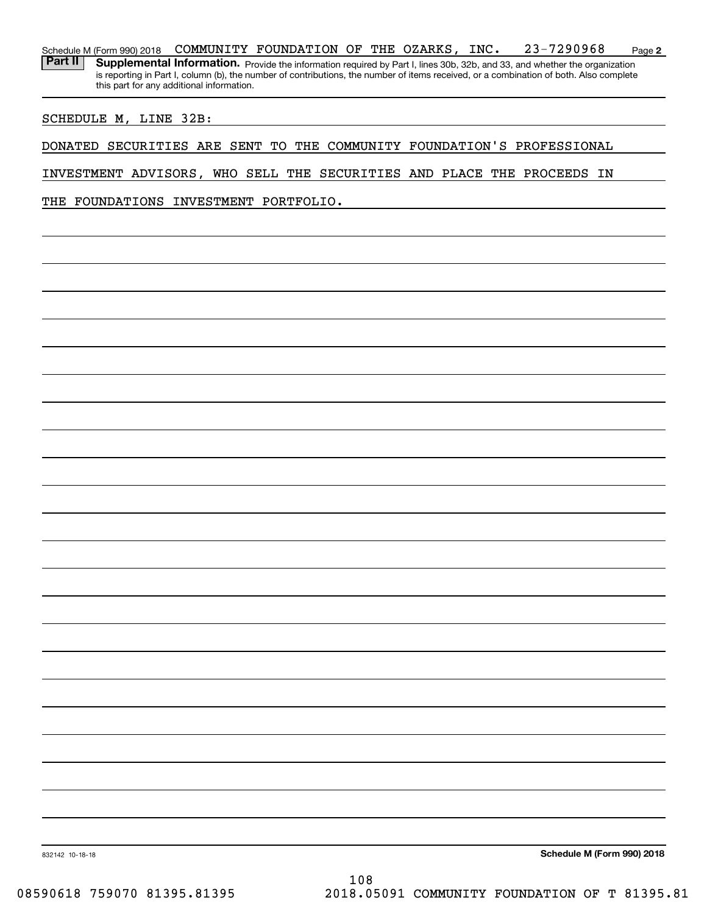Schedule M (Form 990) 2018 COMMUNITY FOUNDATION OF THE OZARKS, INC. 23-7290968 Page **2**

**Part II** **Supplemental Information.** Provide the information required by Part I, lines 30b, 32b, and 33, and whether the organization is reporting in Part I, column (b), the number of contributions, the number of items received, or a combination of both. Also complete this part for any additional information.

SCHEDULE M, LINE 32B:

DONATED SECURITIES ARE SENT TO THE COMMUNITY FOUNDATION'S PROFESSIONAL INVESTMENT ADVISORS, WHO SELL THE SECURITIES AND PLACE THE PROCEEDS IN THE FOUNDATIONS INVESTMENT PORTFOLIO.

832142 10-18-18 **Schedule M (Form 990) 2018**

08590618 759070 81395.81395 2018.05091 COMMUNITY FOUNDATION OF T 81395.81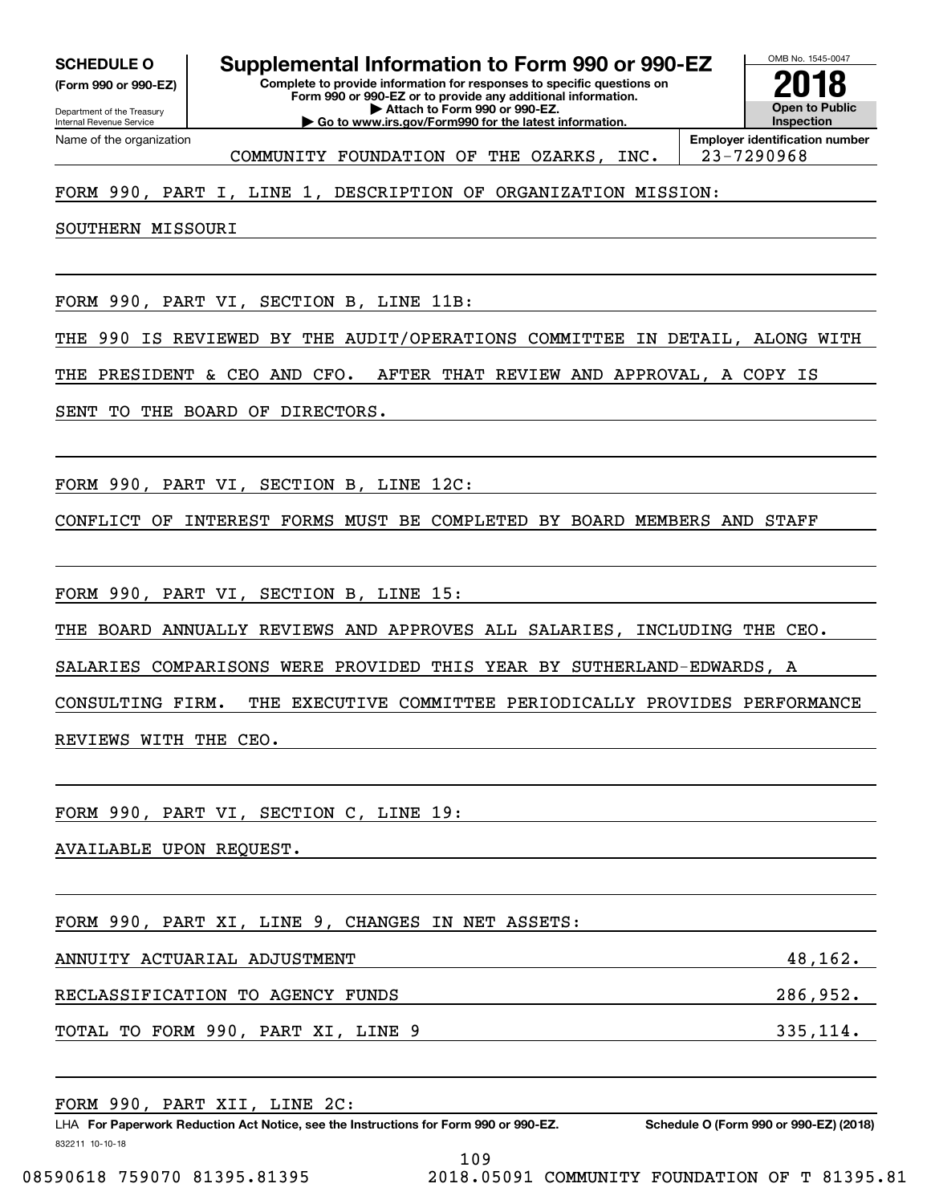**SCHEDULE O**
**(Form 990 or 990-EZ)**

Department of the Treasury
Internal Revenue Service

# Supplemental Information to Form 990 or 990-EZ

**Complete to provide information for responses to specific questions on Form 990 or 990-EZ or to provide any additional information.**
**▶ Attach to Form 990 or 990-EZ.**
**▶ Go to www.irs.gov/Form990 for the latest information.**

OMB No. 1545-0047
**2018**
**Open to Public Inspection**

Name of the organization: COMMUNITY FOUNDATION OF THE OZARKS, INC.
**Employer identification number:** 23-7290968

FORM 990, PART I, LINE 1, DESCRIPTION OF ORGANIZATION MISSION:

SOUTHERN MISSOURI

FORM 990, PART VI, SECTION B, LINE 11B:

THE 990 IS REVIEWED BY THE AUDIT/OPERATIONS COMMITTEE IN DETAIL, ALONG WITH THE PRESIDENT & CEO AND CFO. AFTER THAT REVIEW AND APPROVAL, A COPY IS SENT TO THE BOARD OF DIRECTORS.

FORM 990, PART VI, SECTION B, LINE 12C:

CONFLICT OF INTEREST FORMS MUST BE COMPLETED BY BOARD MEMBERS AND STAFF

FORM 990, PART VI, SECTION B, LINE 15:

THE BOARD ANNUALLY REVIEWS AND APPROVES ALL SALARIES, INCLUDING THE CEO. SALARIES COMPARISONS WERE PROVIDED THIS YEAR BY SUTHERLAND-EDWARDS, A CONSULTING FIRM. THE EXECUTIVE COMMITTEE PERIODICALLY PROVIDES PERFORMANCE REVIEWS WITH THE CEO.

FORM 990, PART VI, SECTION C, LINE 19:

AVAILABLE UPON REQUEST.

FORM 990, PART XI, LINE 9, CHANGES IN NET ASSETS:

| | |
|---|---|
| ANNUITY ACTUARIAL ADJUSTMENT | 48,162. |
| RECLASSIFICATION TO AGENCY FUNDS | 286,952. |
| TOTAL TO FORM 990, PART XI, LINE 9 | 335,114. |

FORM 990, PART XII, LINE 2C:

LHA **For Paperwork Reduction Act Notice, see the Instructions for Form 990 or 990-EZ.** **Schedule O (Form 990 or 990-EZ) (2018)**
832211 10-10-18

08590618 759070 81395.81395 2018.05091 COMMUNITY FOUNDATION OF T 81395.81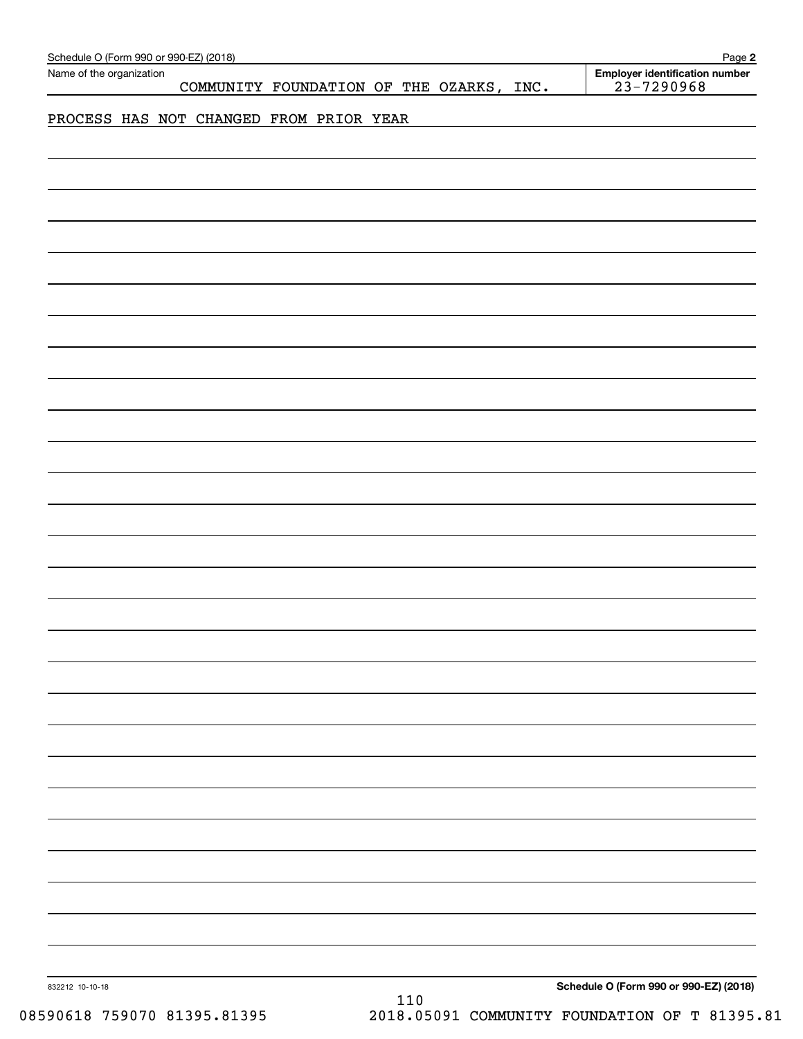Schedule O (Form 990 or 990-EZ) (2018)

Name of the organization: COMMUNITY FOUNDATION OF THE OZARKS, INC.

**Employer identification number** 23-7290968

PROCESS HAS NOT CHANGED FROM PRIOR YEAR

832212 10-10-18

**Schedule O (Form 990 or 990-EZ) (2018)**

08590618 759070 81395.81395 2018.05091 COMMUNITY FOUNDATION OF T 81395.81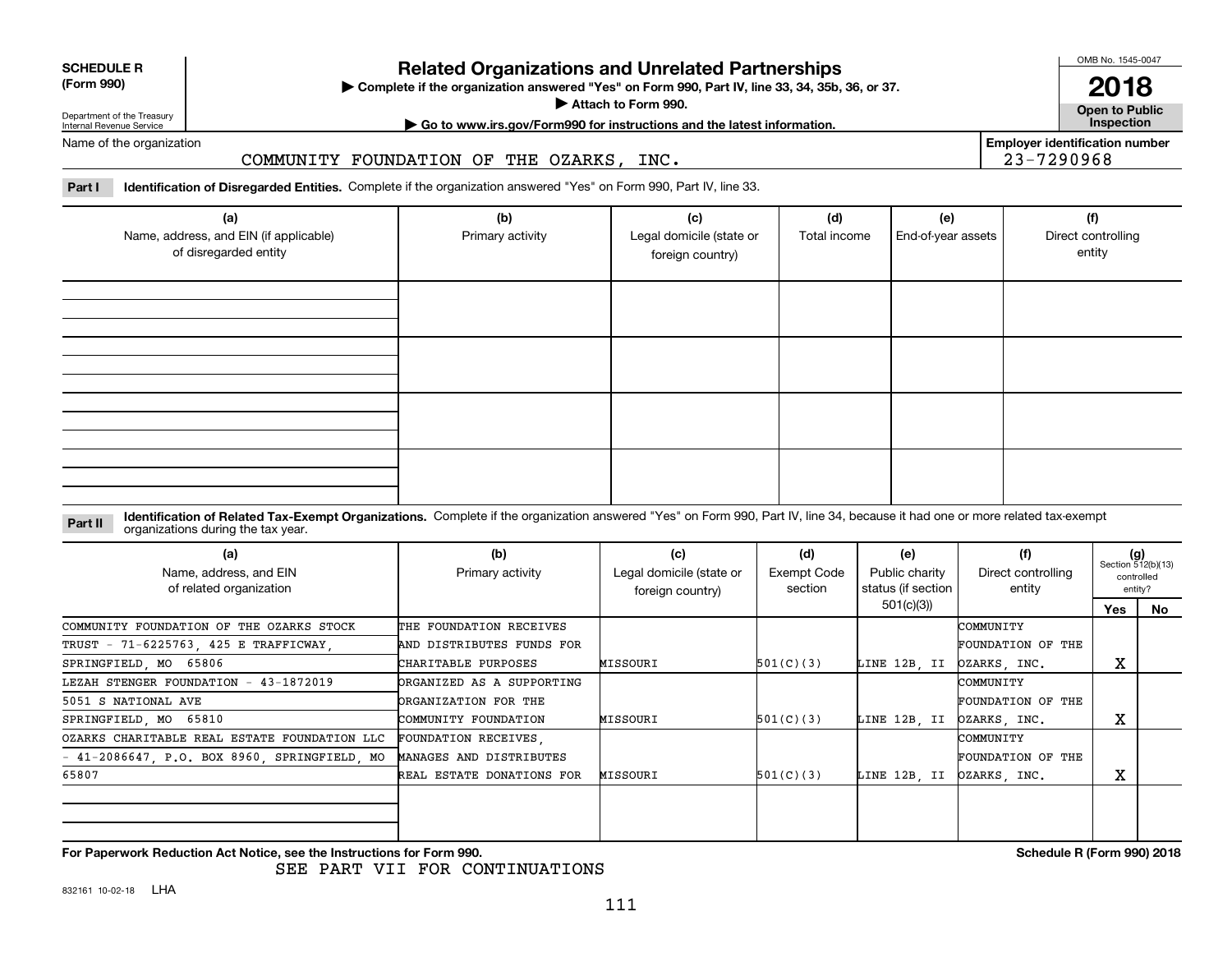**SCHEDULE R (Form 990)**

Department of the Treasury
Internal Revenue Service

# Related Organizations and Unrelated Partnerships

▶ Complete if the organization answered "Yes" on Form 990, Part IV, line 33, 34, 35b, 36, or 37.
▶ Attach to Form 990.
▶ Go to www.irs.gov/Form990 for instructions and the latest information.

OMB No. 1545-0047

**2018**

**Open to Public Inspection**

Name of the organization: COMMUNITY FOUNDATION OF THE OZARKS, INC.

**Employer identification number** 23-7290968

**Part I** **Identification of Disregarded Entities.** Complete if the organization answered "Yes" on Form 990, Part IV, line 33.

| (a) Name, address, and EIN (if applicable) of disregarded entity | (b) Primary activity | (c) Legal domicile (state or foreign country) | (d) Total income | (e) End-of-year assets | (f) Direct controlling entity |
|---|---|---|---|---|---|
| | | | | | |
| | | | | | |
| | | | | | |
| | | | | | |

**Part II** **Identification of Related Tax-Exempt Organizations.** Complete if the organization answered "Yes" on Form 990, Part IV, line 34, because it had one or more related tax-exempt organizations during the tax year.

| (a) Name, address, and EIN of related organization | (b) Primary activity | (c) Legal domicile (state or foreign country) | (d) Exempt Code section | (e) Public charity status (if section 501(c)(3)) | (f) Direct controlling entity | (g) Section 512(b)(13) controlled entity? Yes | No |
|---|---|---|---|---|---|---|---|
| COMMUNITY FOUNDATION OF THE OZARKS STOCK TRUST - 71-6225763, 425 E TRAFFICWAY, SPRINGFIELD, MO 65806 | THE FOUNDATION RECEIVES AND DISTRIBUTES FUNDS FOR CHARITABLE PURPOSES | MISSOURI | 501(C)(3) | LINE 12B, II | COMMUNITY FOUNDATION OF THE OZARKS, INC. | X | |
| LEZAH STENGER FOUNDATION - 43-1872019 5051 S NATIONAL AVE SPRINGFIELD, MO 65810 | ORGANIZED AS A SUPPORTING ORGANIZATION FOR THE COMMUNITY FOUNDATION | MISSOURI | 501(C)(3) | LINE 12B, II | COMMUNITY FOUNDATION OF THE OZARKS, INC. | X | |
| OZARKS CHARITABLE REAL ESTATE FOUNDATION LLC - 41-2086647, P.O. BOX 8960, SPRINGFIELD, MO 65807 | FOUNDATION RECEIVES, MANAGES AND DISTRIBUTES REAL ESTATE DONATIONS FOR | MISSOURI | 501(C)(3) | LINE 12B, II | COMMUNITY FOUNDATION OF THE OZARKS, INC. | X | |
| | | | | | | | |

**For Paperwork Reduction Act Notice, see the Instructions for Form 990.** **Schedule R (Form 990) 2018**

SEE PART VII FOR CONTINUATIONS

832161 10-02-18 LHA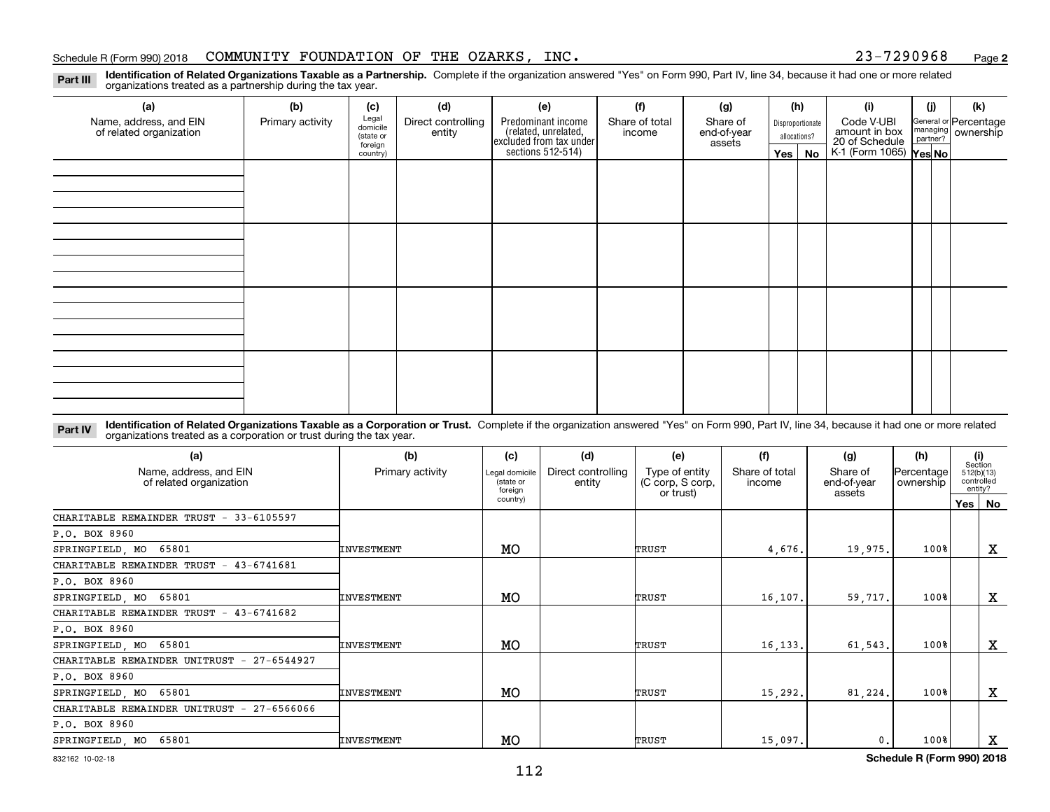Schedule R (Form 990) 2018 COMMUNITY FOUNDATION OF THE OZARKS, INC. 23-7290968 Page **2**

**Part III** **Identification of Related Organizations Taxable as a Partnership.** Complete if the organization answered "Yes" on Form 990, Part IV, line 34, because it had one or more related organizations treated as a partnership during the tax year.

| (a) Name, address, and EIN of related organization | (b) Primary activity | (c) Legal domicile (state or foreign country) | (d) Direct controlling entity | (e) Predominant income (related, unrelated, excluded from tax under sections 512-514) | (f) Share of total income | (g) Share of end-of-year assets | (h) Disproportionate allocations? Yes | (h) No | (i) Code V-UBI amount in box 20 of Schedule K-1 (Form 1065) | (j) General or managing partner? Yes | (j) No | (k) Percentage ownership |
|---|---|---|---|---|---|---|---|---|---|---|---|---|
| | | | | | | | | | | | | |
| | | | | | | | | | | | | |
| | | | | | | | | | | | | |
| | | | | | | | | | | | | |

**Part IV** **Identification of Related Organizations Taxable as a Corporation or Trust.** Complete if the organization answered "Yes" on Form 990, Part IV, line 34, because it had one or more related organizations treated as a corporation or trust during the tax year.

| (a) Name, address, and EIN of related organization | (b) Primary activity | (c) Legal domicile (state or foreign country) | (d) Direct controlling entity | (e) Type of entity (C corp, S corp, or trust) | (f) Share of total income | (g) Share of end-of-year assets | (h) Percentage ownership | (i) Section 512(b)(13) controlled entity? Yes | (i) No |
|---|---|---|---|---|---|---|---|---|---|
| CHARITABLE REMAINDER TRUST - 33-6105597<br>P.O. BOX 8960<br>SPRINGFIELD, MO 65801 | INVESTMENT | MO | | TRUST | 4,676. | 19,975. | 100% | | X |
| CHARITABLE REMAINDER TRUST - 43-6741681<br>P.O. BOX 8960<br>SPRINGFIELD, MO 65801 | INVESTMENT | MO | | TRUST | 16,107. | 59,717. | 100% | | X |
| CHARITABLE REMAINDER TRUST - 43-6741682<br>P.O. BOX 8960<br>SPRINGFIELD, MO 65801 | INVESTMENT | MO | | TRUST | 16,133. | 61,543. | 100% | | X |
| CHARITABLE REMAINDER UNITRUST - 27-6544927<br>P.O. BOX 8960<br>SPRINGFIELD, MO 65801 | INVESTMENT | MO | | TRUST | 15,292. | 81,224. | 100% | | X |
| CHARITABLE REMAINDER UNITRUST - 27-6566066<br>P.O. BOX 8960<br>SPRINGFIELD, MO 65801 | INVESTMENT | MO | | TRUST | 15,097. | 0. | 100% | | X |

832162 10-02-18 **Schedule R (Form 990) 2018**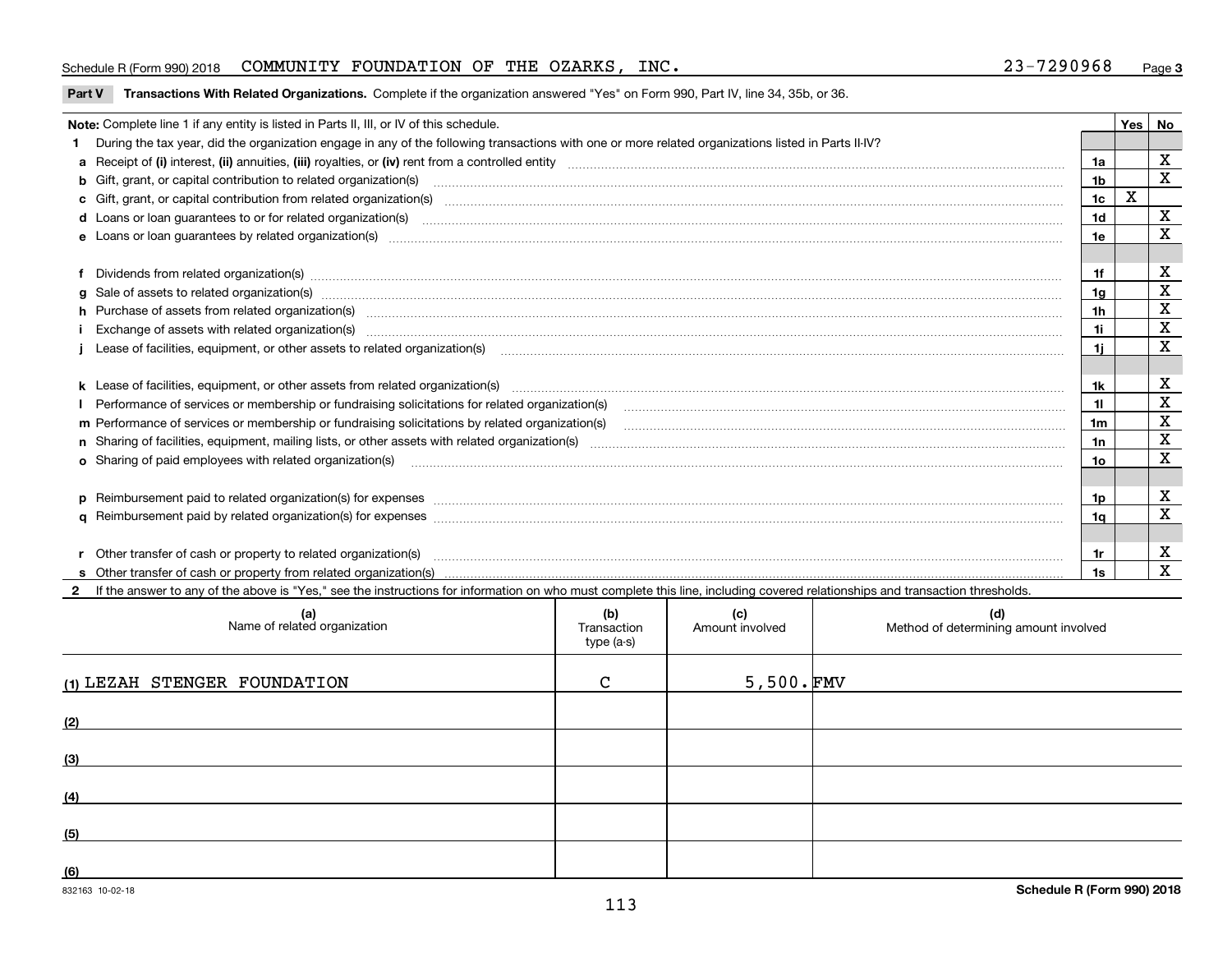Schedule R (Form 990) 2018 COMMUNITY FOUNDATION OF THE OZARKS, INC. 23-7290968 Page 3

## Part V Transactions With Related Organizations. Complete if the organization answered "Yes" on Form 990, Part IV, line 34, 35b, or 36.

| Note: Complete line 1 if any entity is listed in Parts II, III, or IV of this schedule. | | Yes | No |
|---|---|---|---|
| **1** During the tax year, did the organization engage in any of the following transactions with one or more related organizations listed in Parts II-IV? | | | |
| **a** Receipt of (i) interest, (ii) annuities, (iii) royalties, or (iv) rent from a controlled entity | 1a | | X |
| **b** Gift, grant, or capital contribution to related organization(s) | 1b | | X |
| **c** Gift, grant, or capital contribution from related organization(s) | 1c | X | |
| **d** Loans or loan guarantees to or for related organization(s) | 1d | | X |
| **e** Loans or loan guarantees by related organization(s) | 1e | | X |
| **f** Dividends from related organization(s) | 1f | | X |
| **g** Sale of assets to related organization(s) | 1g | | X |
| **h** Purchase of assets from related organization(s) | 1h | | X |
| **i** Exchange of assets with related organization(s) | 1i | | X |
| **j** Lease of facilities, equipment, or other assets to related organization(s) | 1j | | X |
| **k** Lease of facilities, equipment, or other assets from related organization(s) | 1k | | X |
| **l** Performance of services or membership or fundraising solicitations for related organization(s) | 1l | | X |
| **m** Performance of services or membership or fundraising solicitations by related organization(s) | 1m | | X |
| **n** Sharing of facilities, equipment, mailing lists, or other assets with related organization(s) | 1n | | X |
| **o** Sharing of paid employees with related organization(s) | 1o | | X |
| **p** Reimbursement paid to related organization(s) for expenses | 1p | | X |
| **q** Reimbursement paid by related organization(s) for expenses | 1q | | X |
| **r** Other transfer of cash or property to related organization(s) | 1r | | X |
| **s** Other transfer of cash or property from related organization(s) | 1s | | X |

**2** If the answer to any of the above is "Yes," see the instructions for information on who must complete this line, including covered relationships and transaction thresholds.

| (a) Name of related organization | (b) Transaction type (a-s) | (c) Amount involved | (d) Method of determining amount involved |
|---|---|---|---|
| (1) LEZAH STENGER FOUNDATION | C | 5,500. | FMV |
| (2) | | | |
| (3) | | | |
| (4) | | | |
| (5) | | | |
| (6) | | | |

832163 10-02-18 Schedule R (Form 990) 2018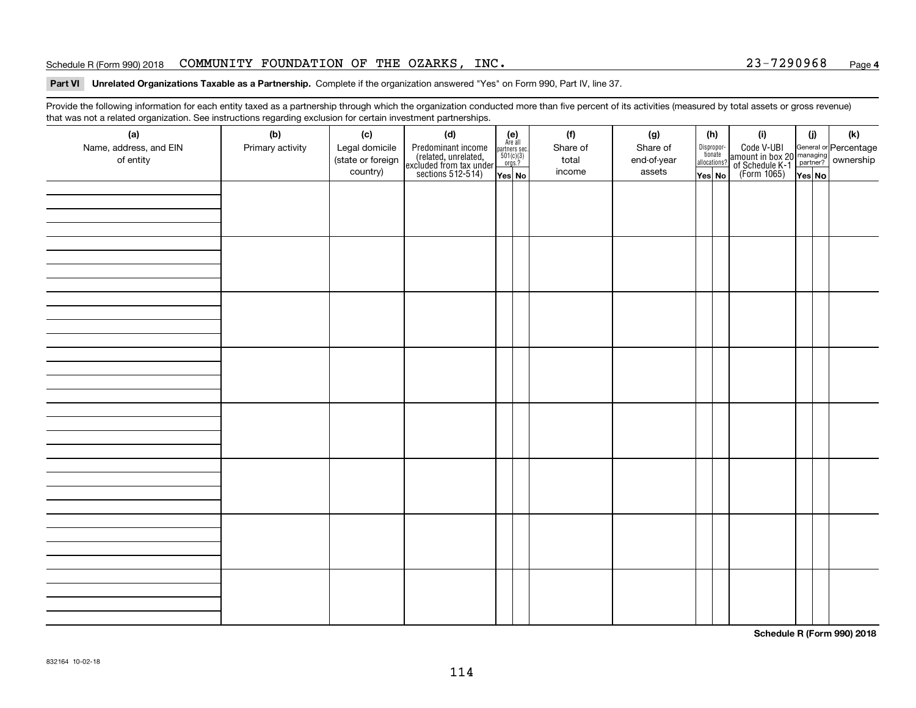Schedule R (Form 990) 2018 COMMUNITY FOUNDATION OF THE OZARKS, INC. 23-7290968 Page 4

**Part VI Unrelated Organizations Taxable as a Partnership.** Complete if the organization answered "Yes" on Form 990, Part IV, line 37.

Provide the following information for each entity taxed as a partnership through which the organization conducted more than five percent of its activities (measured by total assets or gross revenue) that was not a related organization. See instructions regarding exclusion for certain investment partnerships.

| (a) Name, address, and EIN of entity | (b) Primary activity | (c) Legal domicile (state or foreign country) | (d) Predominant income (related, unrelated, excluded from tax under sections 512-514) | (e) Are all partners sec. 501(c)(3) orgs.? | | (f) Share of total income | (g) Share of end-of-year assets | (h) Disproportionate allocations? | | (i) Code V-UBI amount in box 20 of Schedule K-1 (Form 1065) | (j) General or managing partner? | | (k) Percentage ownership |
|---|---|---|---|---|---|---|---|---|---|---|---|---|---|
| | | | | Yes | No | | | Yes | No | | Yes | No | |
| | | | | | | | | | | | | | |
| | | | | | | | | | | | | | |
| | | | | | | | | | | | | | |
| | | | | | | | | | | | | | |
| | | | | | | | | | | | | | |
| | | | | | | | | | | | | | |
| | | | | | | | | | | | | | |
| | | | | | | | | | | | | | |

**Schedule R (Form 990) 2018**

832164 10-02-18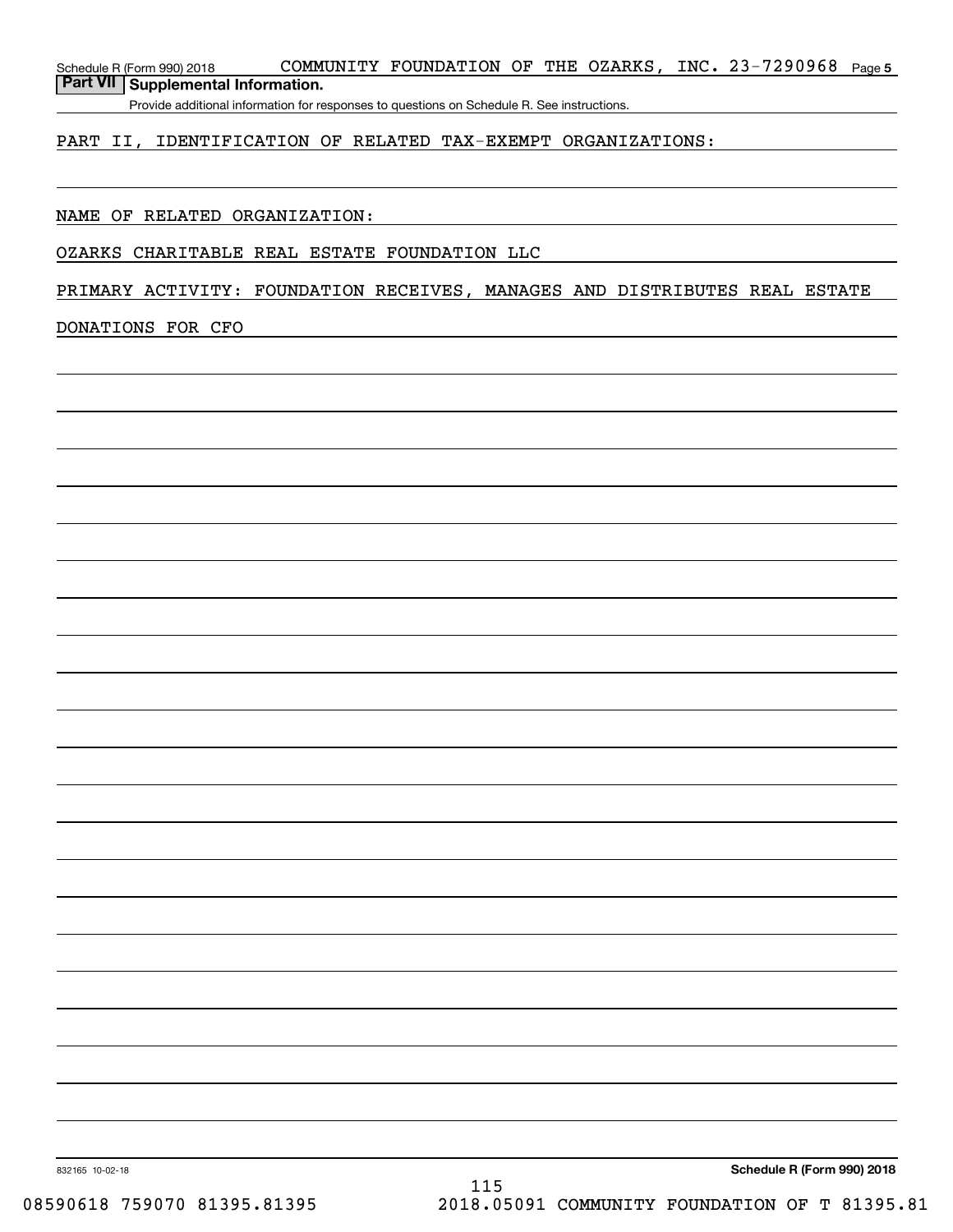Schedule R (Form 990) 2018 COMMUNITY FOUNDATION OF THE OZARKS, INC. 23-7290968 Page **5**

## Part VII Supplemental Information.

Provide additional information for responses to questions on Schedule R. See instructions.

PART II, IDENTIFICATION OF RELATED TAX-EXEMPT ORGANIZATIONS:

NAME OF RELATED ORGANIZATION:

OZARKS CHARITABLE REAL ESTATE FOUNDATION LLC

PRIMARY ACTIVITY: FOUNDATION RECEIVES, MANAGES AND DISTRIBUTES REAL ESTATE DONATIONS FOR CFO

832165 10-02-18 **Schedule R (Form 990) 2018**

08590618 759070 81395.81395 2018.05091 COMMUNITY FOUNDATION OF T 81395.81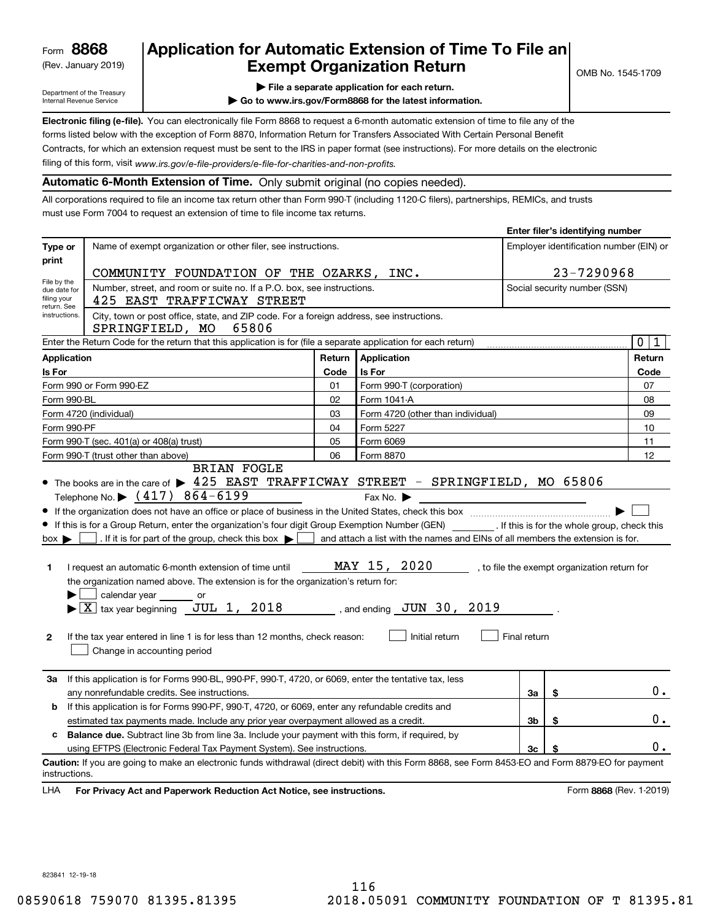Form **8868**
(Rev. January 2019)

Department of the Treasury
Internal Revenue Service

# Application for Automatic Extension of Time To File an Exempt Organization Return

OMB No. 1545-1709

▶ File a separate application for each return.

▶ Go to www.irs.gov/Form8868 for the latest information.

**Electronic filing (e-file).** You can electronically file Form 8868 to request a 6-month automatic extension of time to file any of the forms listed below with the exception of Form 8870, Information Return for Transfers Associated With Certain Personal Benefit Contracts, for which an extension request must be sent to the IRS in paper format (see instructions). For more details on the electronic filing of this form, visit *www.irs.gov/e-file-providers/e-file-for-charities-and-non-profits.*

**Automatic 6-Month Extension of Time.** Only submit original (no copies needed).

All corporations required to file an income tax return other than Form 990-T (including 1120-C filers), partnerships, REMICs, and trusts must use Form 7004 to request an extension of time to file income tax returns.

| | | Enter filer's identifying number |
|---|---|---|
| **Type or print** | Name of exempt organization or other filer, see instructions. COMMUNITY FOUNDATION OF THE OZARKS, INC. | Employer identification number (EIN) or 23-7290968 |
| File by the due date for filing your return. See instructions. | Number, street, and room or suite no. If a P.O. box, see instructions. 425 EAST TRAFFICWAY STREET | Social security number (SSN) |
| | City, town or post office, state, and ZIP code. For a foreign address, see instructions. SPRINGFIELD, MO 65806 | |

Enter the Return Code for the return that this application is for (file a separate application for each return) ........ 0 1

| Application Is For | Return Code | Application Is For | Return Code |
|---|---|---|---|
| Form 990 or Form 990-EZ | 01 | Form 990-T (corporation) | 07 |
| Form 990-BL | 02 | Form 1041-A | 08 |
| Form 4720 (individual) | 03 | Form 4720 (other than individual) | 09 |
| Form 990-PF | 04 | Form 5227 | 10 |
| Form 990-T (sec. 401(a) or 408(a) trust) | 05 | Form 6069 | 11 |
| Form 990-T (trust other than above) | 06 | Form 8870 | 12 |

- The books are in the care of ▶ BRIAN FOGLE 425 EAST TRAFFICWAY STREET - SPRINGFIELD, MO 65806
  Telephone No. ▶ (417) 864-6199 Fax No. ▶
- If the organization does not have an office or place of business in the United States, check this box ........ ▶ ☐
- If this is for a Group Return, enter the organization's four digit Group Exemption Number (GEN) ______ . If this is for the whole group, check this box ▶ ☐ . If it is for part of the group, check this box ▶ ☐ and attach a list with the names and EINs of all members the extension is for.

**1** I request an automatic 6-month extension of time until MAY 15, 2020 , to file the exempt organization return for the organization named above. The extension is for the organization's return for:
▶ ☐ calendar year ______ or
▶ ☒ tax year beginning JUL 1, 2018 , and ending JUN 30, 2019 .

**2** If the tax year entered in line 1 is for less than 12 months, check reason: ☐ Initial return ☐ Final return
☐ Change in accounting period

| | | | |
|---|---|---|---|
| **3a** | If this application is for Forms 990-BL, 990-PF, 990-T, 4720, or 6069, enter the tentative tax, less any nonrefundable credits. See instructions. | 3a | $ 0. |
| **b** | If this application is for Forms 990-PF, 990-T, 4720, or 6069, enter any refundable credits and estimated tax payments made. Include any prior year overpayment allowed as a credit. | 3b | $ 0. |
| **c** | **Balance due.** Subtract line 3b from line 3a. Include your payment with this form, if required, by using EFTPS (Electronic Federal Tax Payment System). See instructions. | 3c | $ 0. |

**Caution:** If you are going to make an electronic funds withdrawal (direct debit) with this Form 8868, see Form 8453-EO and Form 8879-EO for payment instructions.

LHA **For Privacy Act and Paperwork Reduction Act Notice, see instructions.** Form **8868** (Rev. 1-2019)

823841 12-19-18

08590618 759070 81395.81395 2018.05091 COMMUNITY FOUNDATION OF T 81395.81